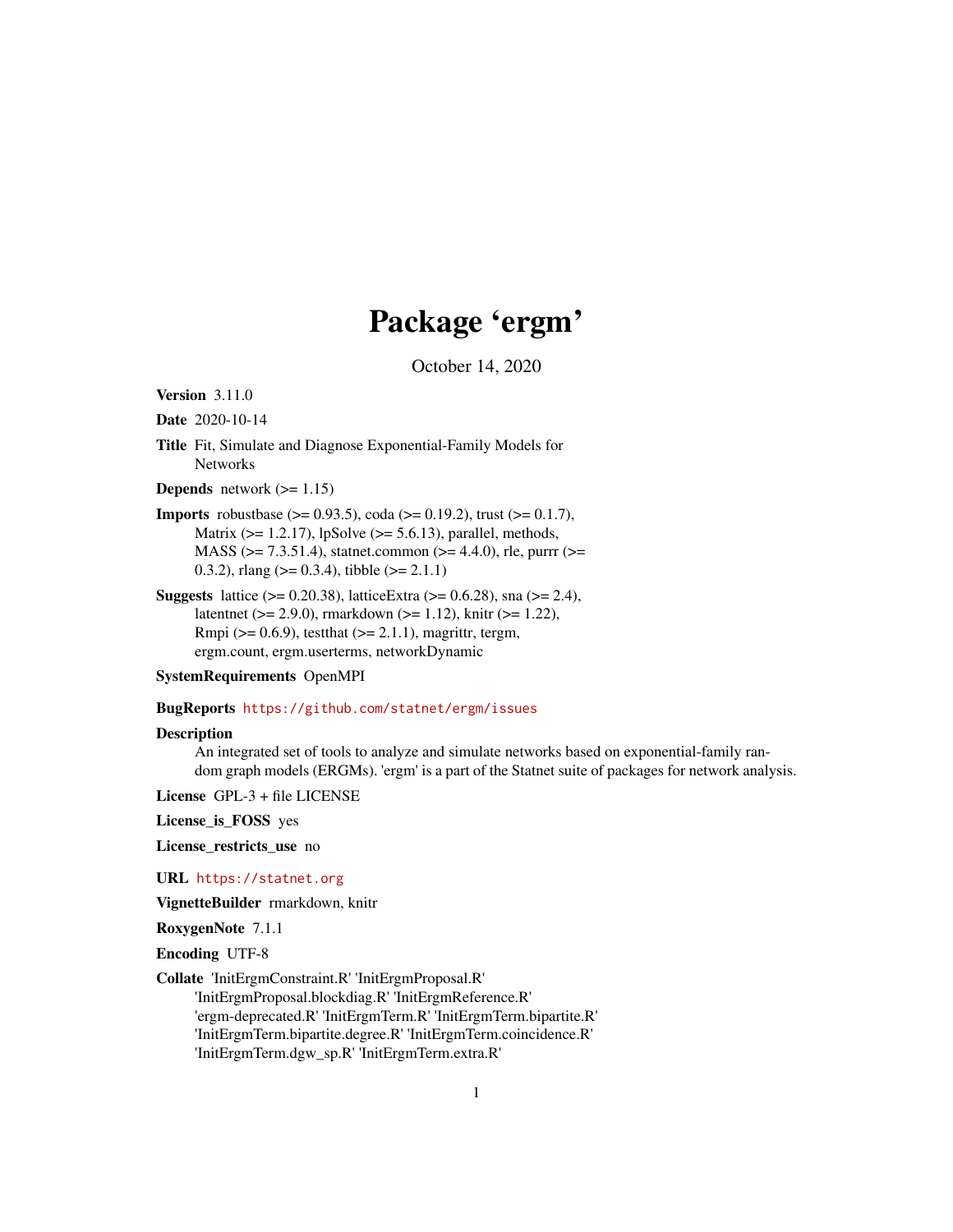# Package 'ergm'

October 14, 2020

**Version** 3.11.0

**Date** 2020-10-14

**Title** Fit, Simulate and Diagnose Exponential-Family Models for Networks

**Depends** network (>= 1.15)

**Imports** robustbase (>= 0.93.5), coda (>= 0.19.2), trust (>= 0.1.7), Matrix (>= 1.2.17), lpSolve (>= 5.6.13), parallel, methods, MASS (>= 7.3.51.4), statnet.common (>= 4.4.0), rle, purrr (>= 0.3.2), rlang (>= 0.3.4), tibble (>= 2.1.1)

**Suggests** lattice (>= 0.20.38), latticeExtra (>= 0.6.28), sna (>= 2.4), latentnet (>= 2.9.0), rmarkdown (>= 1.12), knitr (>= 1.22), Rmpi (>= 0.6.9), testthat (>= 2.1.1), magrittr, tergm, ergm.count, ergm.userterms, networkDynamic

**SystemRequirements** OpenMPI

**BugReports** https://github.com/statnet/ergm/issues

**Description** An integrated set of tools to analyze and simulate networks based on exponential-family random graph models (ERGMs). 'ergm' is a part of the Statnet suite of packages for network analysis.

**License** GPL-3 + file LICENSE

**License_is_FOSS** yes

**License_restricts_use** no

**URL** https://statnet.org

**VignetteBuilder** rmarkdown, knitr

**RoxygenNote** 7.1.1

**Encoding** UTF-8

**Collate** 'InitErgmConstraint.R' 'InitErgmProposal.R' 'InitErgmProposal.blockdiag.R' 'InitErgmReference.R' 'ergm-deprecated.R' 'InitErgmTerm.R' 'InitErgmTerm.bipartite.R' 'InitErgmTerm.bipartite.degree.R' 'InitErgmTerm.coincidence.R' 'InitErgmTerm.dgw_sp.R' 'InitErgmTerm.extra.R'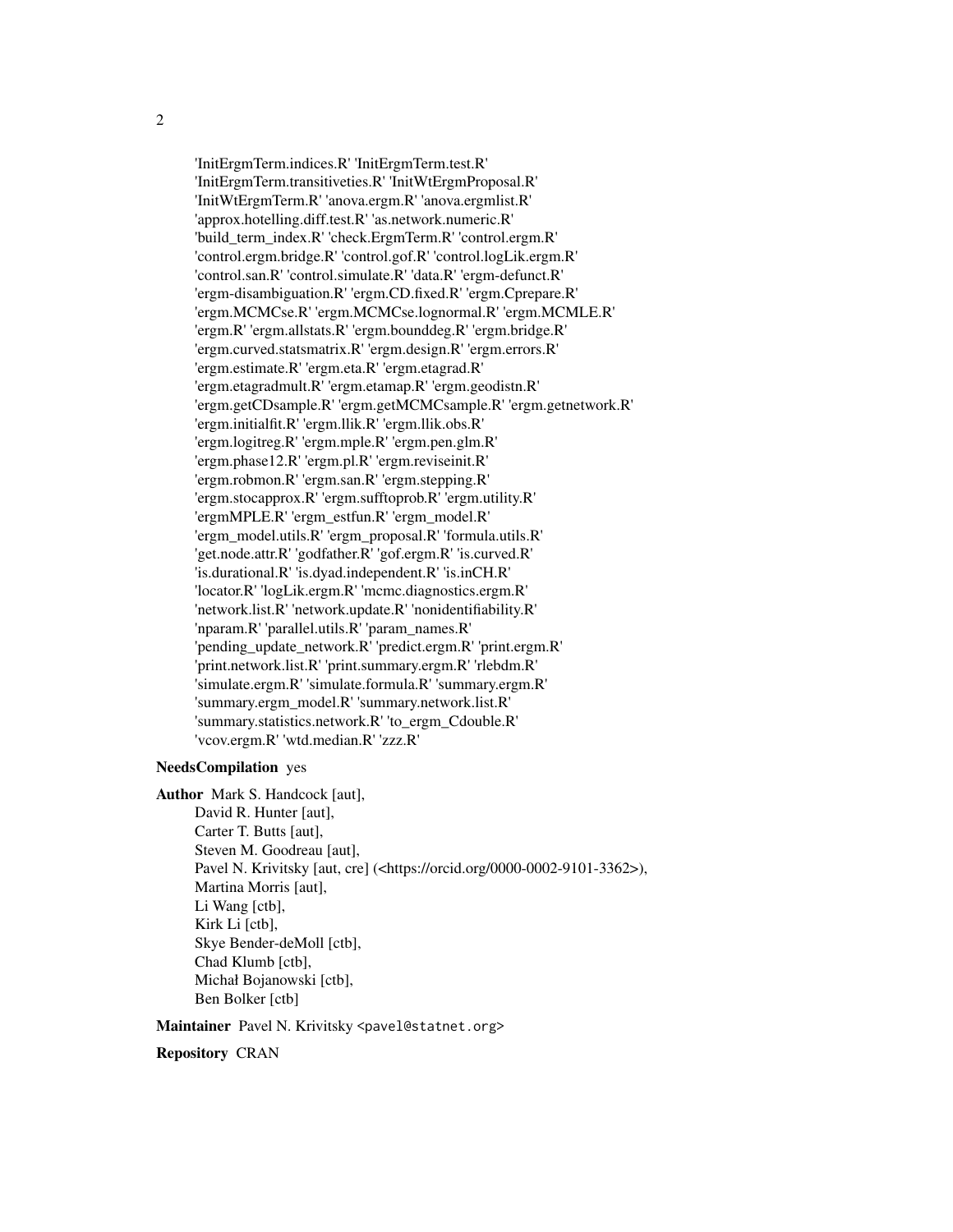'InitErgmTerm.indices.R' 'InitErgmTerm.test.R'
'InitErgmTerm.transitiveties.R' 'InitWtErgmProposal.R'
'InitWtErgmTerm.R' 'anova.ergm.R' 'anova.ergmlist.R'
'approx.hotelling.diff.test.R' 'as.network.numeric.R'
'build_term_index.R' 'check.ErgmTerm.R' 'control.ergm.R'
'control.ergm.bridge.R' 'control.gof.R' 'control.logLik.ergm.R'
'control.san.R' 'control.simulate.R' 'data.R' 'ergm-defunct.R'
'ergm-disambiguation.R' 'ergm.CD.fixed.R' 'ergm.Cprepare.R'
'ergm.MCMCse.R' 'ergm.MCMCse.lognormal.R' 'ergm.MCMLE.R'
'ergm.R' 'ergm.allstats.R' 'ergm.bounddeg.R' 'ergm.bridge.R'
'ergm.curved.statsmatrix.R' 'ergm.design.R' 'ergm.errors.R'
'ergm.estimate.R' 'ergm.eta.R' 'ergm.etagrad.R'
'ergm.etagradmult.R' 'ergm.etamap.R' 'ergm.geodistn.R'
'ergm.getCDsample.R' 'ergm.getMCMCsample.R' 'ergm.getnetwork.R'
'ergm.initialfit.R' 'ergm.llik.R' 'ergm.llik.obs.R'
'ergm.logitreg.R' 'ergm.mple.R' 'ergm.pen.glm.R'
'ergm.phase12.R' 'ergm.pl.R' 'ergm.reviseinit.R'
'ergm.robmon.R' 'ergm.san.R' 'ergm.stepping.R'
'ergm.stocapprox.R' 'ergm.sufftoprob.R' 'ergm.utility.R'
'ergmMPLE.R' 'ergm_estfun.R' 'ergm_model.R'
'ergm_model.utils.R' 'ergm_proposal.R' 'formula.utils.R'
'get.node.attr.R' 'godfather.R' 'gof.ergm.R' 'is.curved.R'
'is.durational.R' 'is.dyad.independent.R' 'is.inCH.R'
'locator.R' 'logLik.ergm.R' 'mcmc.diagnostics.ergm.R'
'network.list.R' 'network.update.R' 'nonidentifiability.R'
'nparam.R' 'parallel.utils.R' 'param_names.R'
'pending_update_network.R' 'predict.ergm.R' 'print.ergm.R'
'print.network.list.R' 'print.summary.ergm.R' 'rlebdm.R'
'simulate.ergm.R' 'simulate.formula.R' 'summary.ergm.R'
'summary.ergm_model.R' 'summary.network.list.R'
'summary.statistics.network.R' 'to_ergm_Cdouble.R'
'vcov.ergm.R' 'wtd.median.R' 'zzz.R'

**NeedsCompilation** yes

**Author** Mark S. Handcock [aut],
David R. Hunter [aut],
Carter T. Butts [aut],
Steven M. Goodreau [aut],
Pavel N. Krivitsky [aut, cre] (<https://orcid.org/0000-0002-9101-3362>),
Martina Morris [aut],
Li Wang [ctb],
Kirk Li [ctb],
Skye Bender-deMoll [ctb],
Chad Klumb [ctb],
Michał Bojanowski [ctb],
Ben Bolker [ctb]

**Maintainer** Pavel N. Krivitsky <pavel@statnet.org>

**Repository** CRAN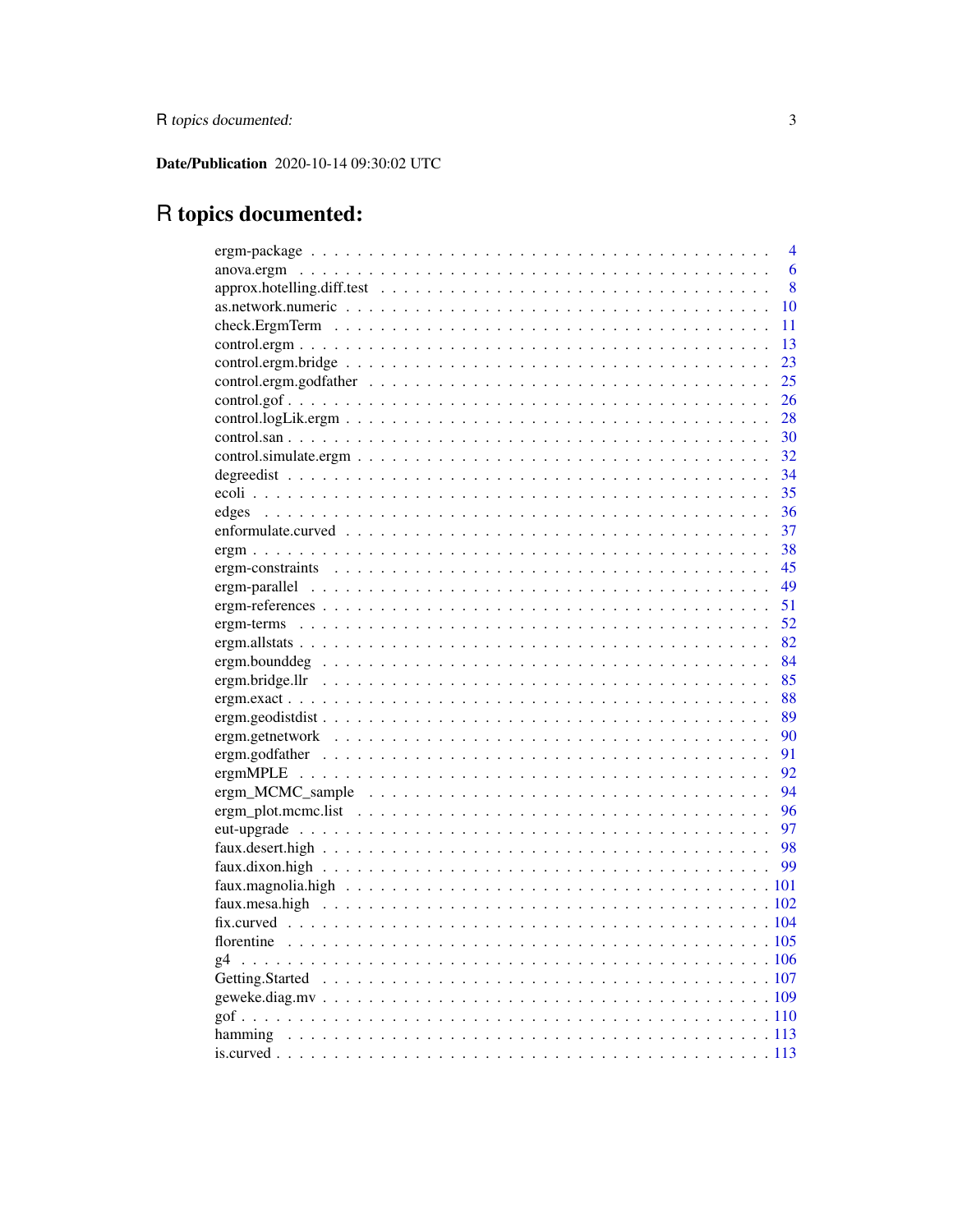**Date/Publication** 2020-10-14 09:30:02 UTC

# R topics documented:

| | |
|---|---|
| ergm-package | 4 |
| anova.ergm | 6 |
| approx.hotelling.diff.test | 8 |
| as.network.numeric | 10 |
| check.ErgmTerm | 11 |
| control.ergm | 13 |
| control.ergm.bridge | 23 |
| control.ergm.godfather | 25 |
| control.gof | 26 |
| control.logLik.ergm | 28 |
| control.san | 30 |
| control.simulate.ergm | 32 |
| degreedist | 34 |
| ecoli | 35 |
| edges | 36 |
| enformulate.curved | 37 |
| ergm | 38 |
| ergm-constraints | 45 |
| ergm-parallel | 49 |
| ergm-references | 51 |
| ergm-terms | 52 |
| ergm.allstats | 82 |
| ergm.bounddeg | 84 |
| ergm.bridge.llr | 85 |
| ergm.exact | 88 |
| ergm.geodistdist | 89 |
| ergm.getnetwork | 90 |
| ergm.godfather | 91 |
| ergmMPLE | 92 |
| ergm_MCMC_sample | 94 |
| ergm_plot.mcmc.list | 96 |
| eut-upgrade | 97 |
| faux.desert.high | 98 |
| faux.dixon.high | 99 |
| faux.magnolia.high | 101 |
| faux.mesa.high | 102 |
| fix.curved | 104 |
| florentine | 105 |
| g4 | 106 |
| Getting.Started | 107 |
| geweke.diag.mv | 109 |
| gof | 110 |
| hamming | 113 |
| is.curved | 113 |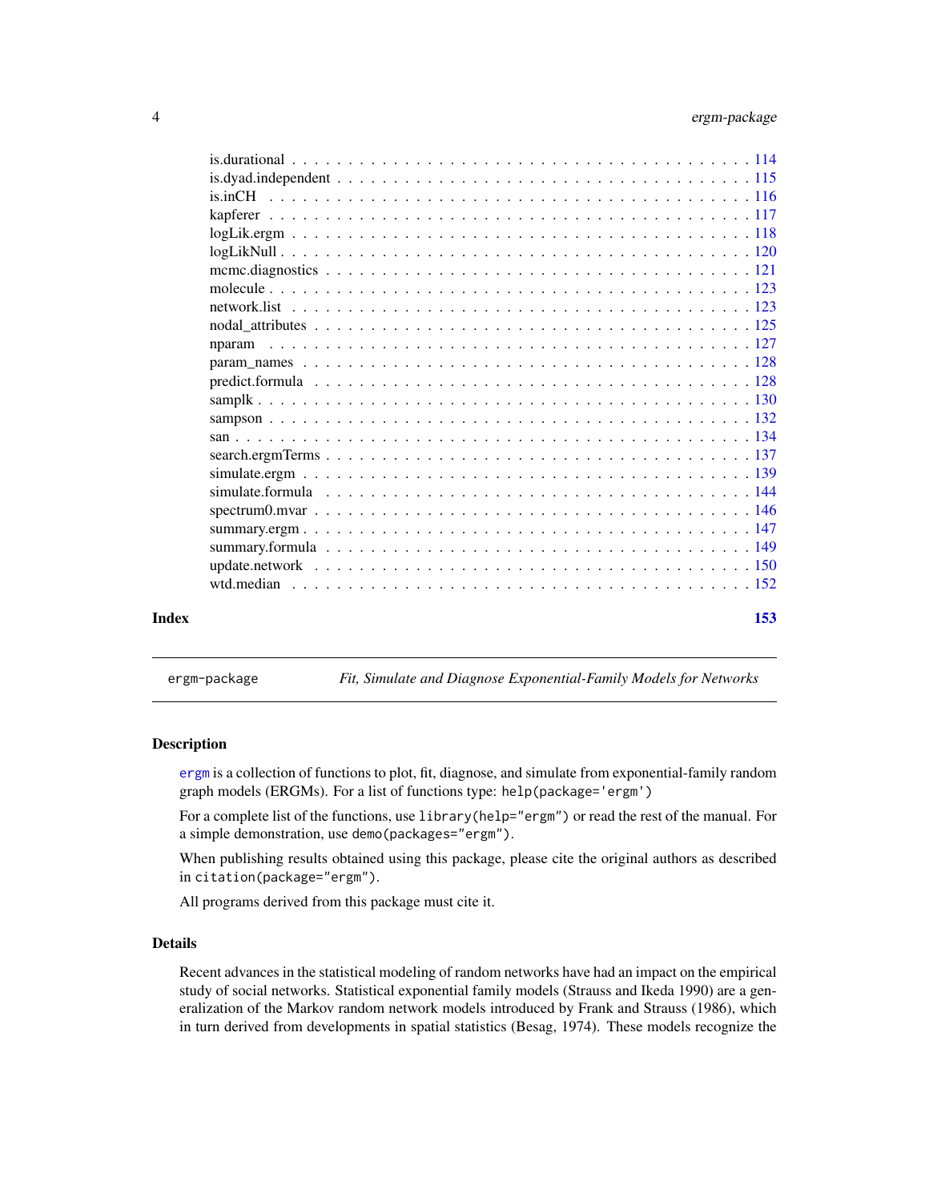is.durational . . . . . . . . . . . . . . . . . . . . . . . . . . . . . . . . . . . . . . . 114
is.dyad.independent . . . . . . . . . . . . . . . . . . . . . . . . . . . . . . . . . . . . 115
is.inCH . . . . . . . . . . . . . . . . . . . . . . . . . . . . . . . . . . . . . . . . . . . 116
kapferer . . . . . . . . . . . . . . . . . . . . . . . . . . . . . . . . . . . . . . . . . . 117
logLik.ergm . . . . . . . . . . . . . . . . . . . . . . . . . . . . . . . . . . . . . . . . 118
logLikNull . . . . . . . . . . . . . . . . . . . . . . . . . . . . . . . . . . . . . . . . . 120
mcmc.diagnostics . . . . . . . . . . . . . . . . . . . . . . . . . . . . . . . . . . . . . 121
molecule . . . . . . . . . . . . . . . . . . . . . . . . . . . . . . . . . . . . . . . . . . 123
network.list . . . . . . . . . . . . . . . . . . . . . . . . . . . . . . . . . . . . . . . . 123
nodal_attributes . . . . . . . . . . . . . . . . . . . . . . . . . . . . . . . . . . . . . . 125
nparam . . . . . . . . . . . . . . . . . . . . . . . . . . . . . . . . . . . . . . . . . . . 127
param_names . . . . . . . . . . . . . . . . . . . . . . . . . . . . . . . . . . . . . . . . 128
predict.formula . . . . . . . . . . . . . . . . . . . . . . . . . . . . . . . . . . . . . . . 128
samplk . . . . . . . . . . . . . . . . . . . . . . . . . . . . . . . . . . . . . . . . . . . 130
sampson . . . . . . . . . . . . . . . . . . . . . . . . . . . . . . . . . . . . . . . . . . . 132
san . . . . . . . . . . . . . . . . . . . . . . . . . . . . . . . . . . . . . . . . . . . . . 134
search.ergmTerms . . . . . . . . . . . . . . . . . . . . . . . . . . . . . . . . . . . . . 137
simulate.ergm . . . . . . . . . . . . . . . . . . . . . . . . . . . . . . . . . . . . . . . 139
simulate.formula . . . . . . . . . . . . . . . . . . . . . . . . . . . . . . . . . . . . . . 144
spectrum0.mvar . . . . . . . . . . . . . . . . . . . . . . . . . . . . . . . . . . . . . . . 146
summary.ergm . . . . . . . . . . . . . . . . . . . . . . . . . . . . . . . . . . . . . . . . 147
summary.formula . . . . . . . . . . . . . . . . . . . . . . . . . . . . . . . . . . . . . . 149
update.network . . . . . . . . . . . . . . . . . . . . . . . . . . . . . . . . . . . . . . . 150
wtd.median . . . . . . . . . . . . . . . . . . . . . . . . . . . . . . . . . . . . . . . . . 152

**Index** **153**

---

`ergm-package` *Fit, Simulate and Diagnose Exponential-Family Models for Networks*

---

### Description

`ergm` is a collection of functions to plot, fit, diagnose, and simulate from exponential-family random graph models (ERGMs). For a list of functions type: `help(package='ergm')`

For a complete list of the functions, use `library(help="ergm")` or read the rest of the manual. For a simple demonstration, use `demo(packages="ergm")`.

When publishing results obtained using this package, please cite the original authors as described in `citation(package="ergm")`.

All programs derived from this package must cite it.

### Details

Recent advances in the statistical modeling of random networks have had an impact on the empirical study of social networks. Statistical exponential family models (Strauss and Ikeda 1990) are a generalization of the Markov random network models introduced by Frank and Strauss (1986), which in turn derived from developments in spatial statistics (Besag, 1974). These models recognize the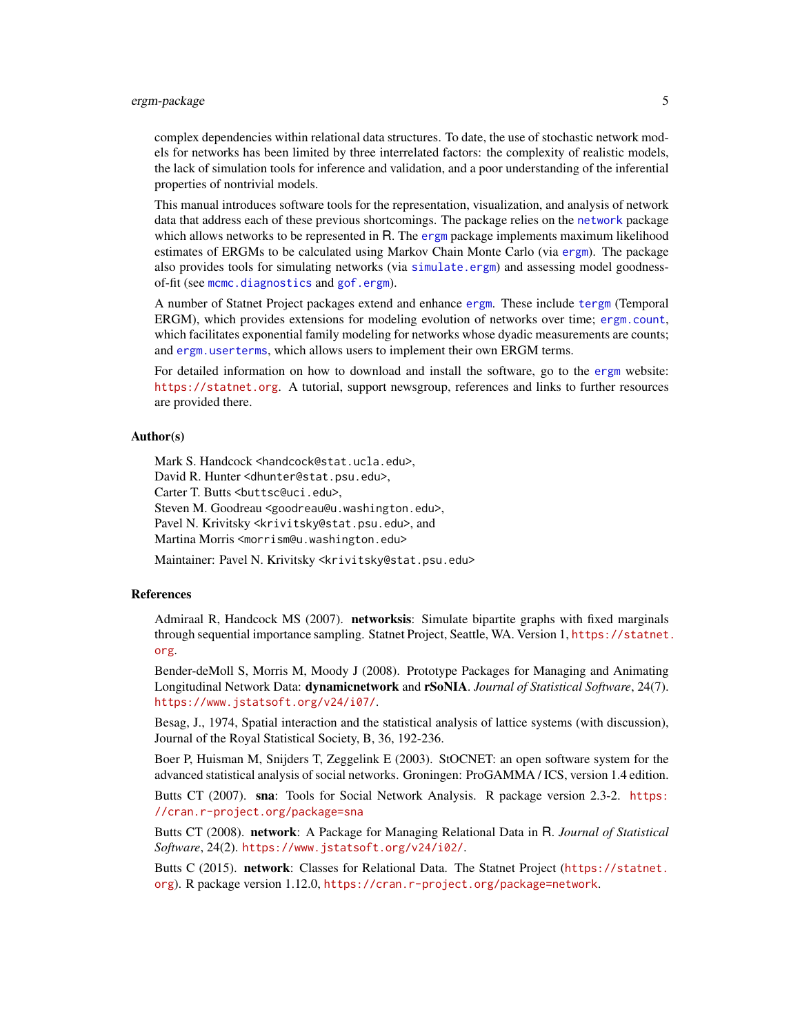complex dependencies within relational data structures. To date, the use of stochastic network models for networks has been limited by three interrelated factors: the complexity of realistic models, the lack of simulation tools for inference and validation, and a poor understanding of the inferential properties of nontrivial models.

This manual introduces software tools for the representation, visualization, and analysis of network data that address each of these previous shortcomings. The package relies on the `network` package which allows networks to be represented in R. The `ergm` package implements maximum likelihood estimates of ERGMs to be calculated using Markov Chain Monte Carlo (via `ergm`). The package also provides tools for simulating networks (via `simulate.ergm`) and assessing model goodness-of-fit (see `mcmc.diagnostics` and `gof.ergm`).

A number of Statnet Project packages extend and enhance `ergm`. These include `tergm` (Temporal ERGM), which provides extensions for modeling evolution of networks over time; `ergm.count`, which facilitates exponential family modeling for networks whose dyadic measurements are counts; and `ergm.userterms`, which allows users to implement their own ERGM terms.

For detailed information on how to download and install the software, go to the `ergm` website: https://statnet.org. A tutorial, support newsgroup, references and links to further resources are provided there.

### Author(s)

Mark S. Handcock <handcock@stat.ucla.edu>,  
David R. Hunter <dhunter@stat.psu.edu>,  
Carter T. Butts <buttsc@uci.edu>,  
Steven M. Goodreau <goodreau@u.washington.edu>,  
Pavel N. Krivitsky <krivitsky@stat.psu.edu>, and  
Martina Morris <morrism@u.washington.edu>

Maintainer: Pavel N. Krivitsky <krivitsky@stat.psu.edu>

### References

Admiraal R, Handcock MS (2007). **networksis**: Simulate bipartite graphs with fixed marginals through sequential importance sampling. Statnet Project, Seattle, WA. Version 1, https://statnet.org.

Bender-deMoll S, Morris M, Moody J (2008). Prototype Packages for Managing and Animating Longitudinal Network Data: **dynamicnetwork** and **rSoNIA**. *Journal of Statistical Software*, 24(7). https://www.jstatsoft.org/v24/i07/.

Besag, J., 1974, Spatial interaction and the statistical analysis of lattice systems (with discussion), Journal of the Royal Statistical Society, B, 36, 192-236.

Boer P, Huisman M, Snijders T, Zeggelink E (2003). StOCNET: an open software system for the advanced statistical analysis of social networks. Groningen: ProGAMMA / ICS, version 1.4 edition.

Butts CT (2007). **sna**: Tools for Social Network Analysis. R package version 2.3-2. https://cran.r-project.org/package=sna

Butts CT (2008). **network**: A Package for Managing Relational Data in R. *Journal of Statistical Software*, 24(2). https://www.jstatsoft.org/v24/i02/.

Butts C (2015). **network**: Classes for Relational Data. The Statnet Project (https://statnet.org). R package version 1.12.0, https://cran.r-project.org/package=network.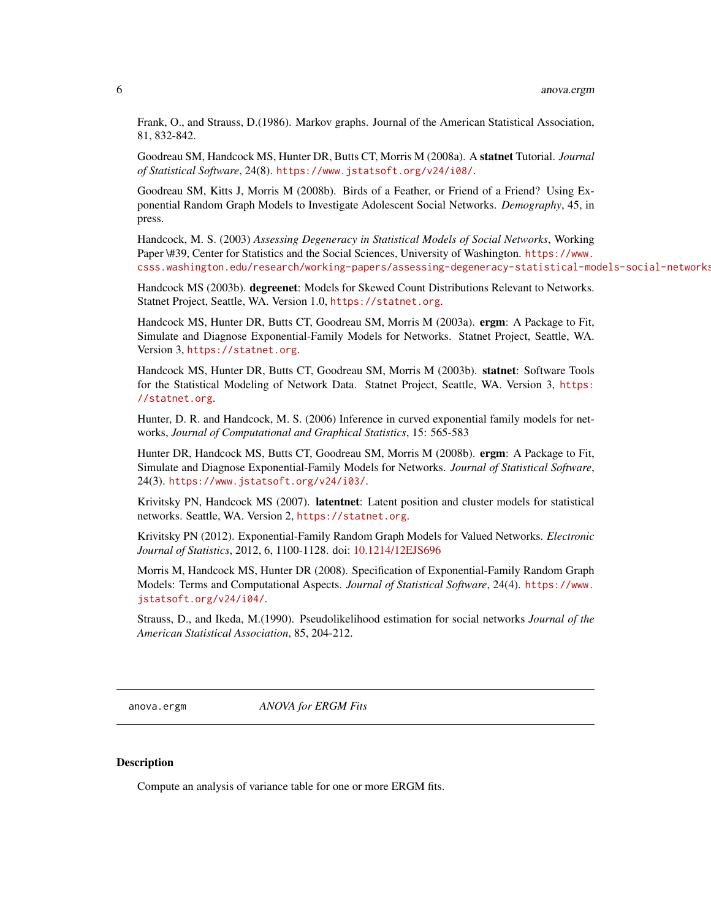Frank, O., and Strauss, D.(1986). Markov graphs. Journal of the American Statistical Association, 81, 832-842.

Goodreau SM, Handcock MS, Hunter DR, Butts CT, Morris M (2008a). A **statnet** Tutorial. *Journal of Statistical Software*, 24(8). https://www.jstatsoft.org/v24/i08/.

Goodreau SM, Kitts J, Morris M (2008b). Birds of a Feather, or Friend of a Friend? Using Exponential Random Graph Models to Investigate Adolescent Social Networks. *Demography*, 45, in press.

Handcock, M. S. (2003) *Assessing Degeneracy in Statistical Models of Social Networks*, Working Paper \#39, Center for Statistics and the Social Sciences, University of Washington. https://www.csss.washington.edu/research/working-papers/assessing-degeneracy-statistical-models-social-networks

Handcock MS (2003b). **degreenet**: Models for Skewed Count Distributions Relevant to Networks. Statnet Project, Seattle, WA. Version 1.0, https://statnet.org.

Handcock MS, Hunter DR, Butts CT, Goodreau SM, Morris M (2003a). **ergm**: A Package to Fit, Simulate and Diagnose Exponential-Family Models for Networks. Statnet Project, Seattle, WA. Version 3, https://statnet.org.

Handcock MS, Hunter DR, Butts CT, Goodreau SM, Morris M (2003b). **statnet**: Software Tools for the Statistical Modeling of Network Data. Statnet Project, Seattle, WA. Version 3, https://statnet.org.

Hunter, D. R. and Handcock, M. S. (2006) Inference in curved exponential family models for networks, *Journal of Computational and Graphical Statistics*, 15: 565-583

Hunter DR, Handcock MS, Butts CT, Goodreau SM, Morris M (2008b). **ergm**: A Package to Fit, Simulate and Diagnose Exponential-Family Models for Networks. *Journal of Statistical Software*, 24(3). https://www.jstatsoft.org/v24/i03/.

Krivitsky PN, Handcock MS (2007). **latentnet**: Latent position and cluster models for statistical networks. Seattle, WA. Version 2, https://statnet.org.

Krivitsky PN (2012). Exponential-Family Random Graph Models for Valued Networks. *Electronic Journal of Statistics*, 2012, 6, 1100-1128. doi: 10.1214/12EJS696

Morris M, Handcock MS, Hunter DR (2008). Specification of Exponential-Family Random Graph Models: Terms and Computational Aspects. *Journal of Statistical Software*, 24(4). https://www.jstatsoft.org/v24/i04/.

Strauss, D., and Ikeda, M.(1990). Pseudolikelihood estimation for social networks *Journal of the American Statistical Association*, 85, 204-212.

---

`anova.ergm` *ANOVA for ERGM Fits*

---

### Description

Compute an analysis of variance table for one or more ERGM fits.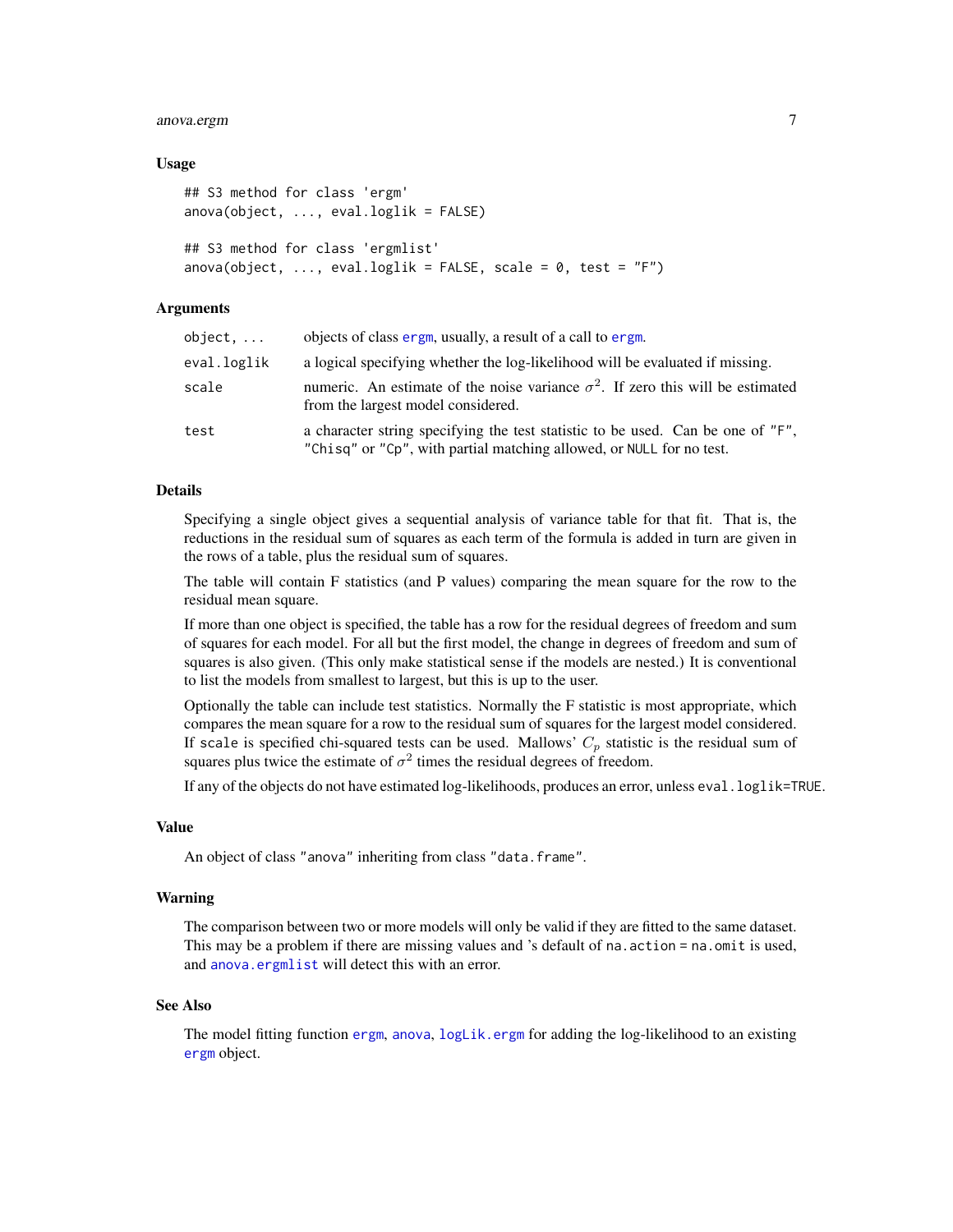### Usage

```
## S3 method for class 'ergm'
anova(object, ..., eval.loglik = FALSE)

## S3 method for class 'ergmlist'
anova(object, ..., eval.loglik = FALSE, scale = 0, test = "F")
```

### Arguments

| | |
|---|---|
| `object, ...` | objects of class ergm, usually, a result of a call to ergm. |
| `eval.loglik` | a logical specifying whether the log-likelihood will be evaluated if missing. |
| `scale` | numeric. An estimate of the noise variance $\sigma^2$. If zero this will be estimated from the largest model considered. |
| `test` | a character string specifying the test statistic to be used. Can be one of `"F"`, `"Chisq"` or `"Cp"`, with partial matching allowed, or `NULL` for no test. |

### Details

Specifying a single object gives a sequential analysis of variance table for that fit. That is, the reductions in the residual sum of squares as each term of the formula is added in turn are given in the rows of a table, plus the residual sum of squares.

The table will contain F statistics (and P values) comparing the mean square for the row to the residual mean square.

If more than one object is specified, the table has a row for the residual degrees of freedom and sum of squares for each model. For all but the first model, the change in degrees of freedom and sum of squares is also given. (This only make statistical sense if the models are nested.) It is conventional to list the models from smallest to largest, but this is up to the user.

Optionally the table can include test statistics. Normally the F statistic is most appropriate, which compares the mean square for a row to the residual sum of squares for the largest model considered. If `scale` is specified chi-squared tests can be used. Mallows' $C_p$ statistic is the residual sum of squares plus twice the estimate of $\sigma^2$ times the residual degrees of freedom.

If any of the objects do not have estimated log-likelihoods, produces an error, unless `eval.loglik=TRUE`.

### Value

An object of class `"anova"` inheriting from class `"data.frame"`.

### Warning

The comparison between two or more models will only be valid if they are fitted to the same dataset. This may be a problem if there are missing values and 's default of `na.action = na.omit` is used, and anova.ergmlist will detect this with an error.

### See Also

The model fitting function ergm, anova, logLik.ergm for adding the log-likelihood to an existing ergm object.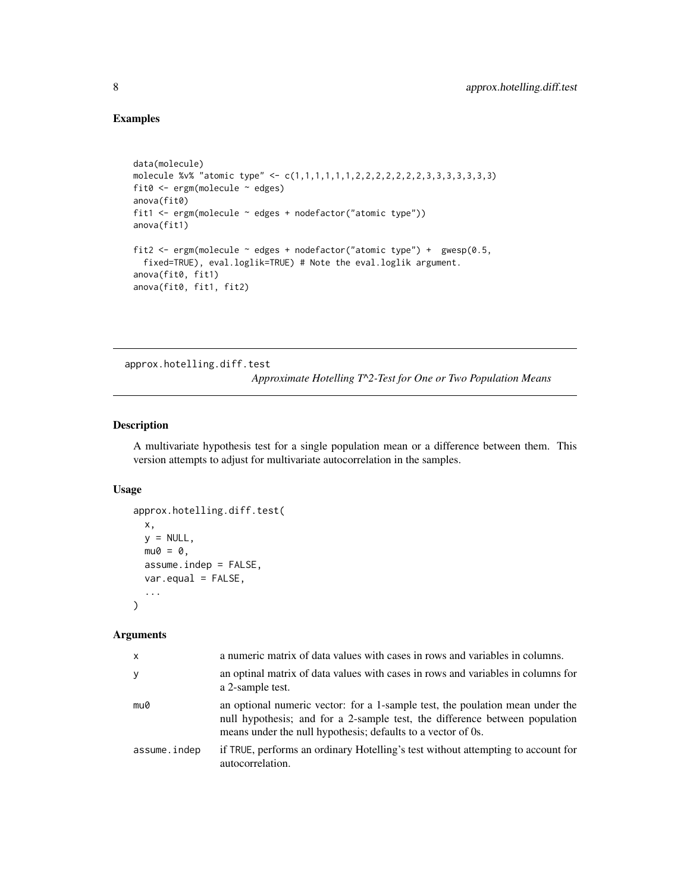## Examples

```
data(molecule)
molecule %v% "atomic type" <- c(1,1,1,1,1,1,2,2,2,2,2,2,2,3,3,3,3,3,3,3)
fit0 <- ergm(molecule ~ edges)
anova(fit0)
fit1 <- ergm(molecule ~ edges + nodefactor("atomic type"))
anova(fit1)

fit2 <- ergm(molecule ~ edges + nodefactor("atomic type") +  gwesp(0.5,
  fixed=TRUE), eval.loglik=TRUE) # Note the eval.loglik argument.
anova(fit0, fit1)
anova(fit0, fit1, fit2)
```

---

# approx.hotelling.diff.test

*Approximate Hotelling T^2-Test for One or Two Population Means*

## Description

A multivariate hypothesis test for a single population mean or a difference between them. This version attempts to adjust for multivariate autocorrelation in the samples.

## Usage

```
approx.hotelling.diff.test(
  x,
  y = NULL,
  mu0 = 0,
  assume.indep = FALSE,
  var.equal = FALSE,
  ...
)
```

## Arguments

| | |
|---|---|
| `x` | a numeric matrix of data values with cases in rows and variables in columns. |
| `y` | an optinal matrix of data values with cases in rows and variables in columns for a 2-sample test. |
| `mu0` | an optional numeric vector: for a 1-sample test, the poulation mean under the null hypothesis; and for a 2-sample test, the difference between population means under the null hypothesis; defaults to a vector of 0s. |
| `assume.indep` | if `TRUE`, performs an ordinary Hotelling's test without attempting to account for autocorrelation. |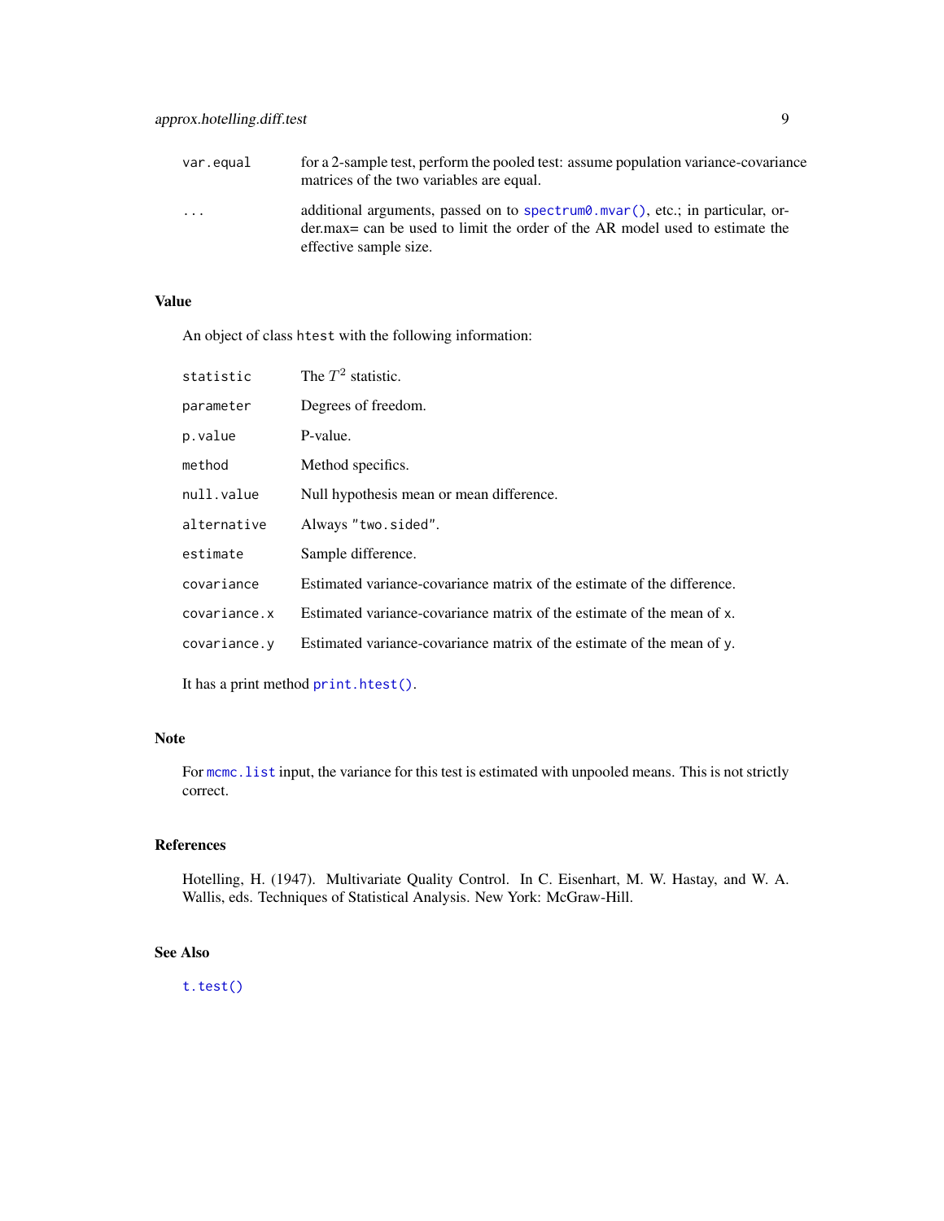| | |
|---|---|
| `var.equal` | for a 2-sample test, perform the pooled test: assume population variance-covariance matrices of the two variables are equal. |
| `...` | additional arguments, passed on to `spectrum0.mvar()`, etc.; in particular, order.max= can be used to limit the order of the AR model used to estimate the effective sample size. |

### Value

An object of class `htest` with the following information:

| | |
|---|---|
| `statistic` | The $T^2$ statistic. |
| `parameter` | Degrees of freedom. |
| `p.value` | P-value. |
| `method` | Method specifics. |
| `null.value` | Null hypothesis mean or mean difference. |
| `alternative` | Always `"two.sided"`. |
| `estimate` | Sample difference. |
| `covariance` | Estimated variance-covariance matrix of the estimate of the difference. |
| `covariance.x` | Estimated variance-covariance matrix of the estimate of the mean of `x`. |
| `covariance.y` | Estimated variance-covariance matrix of the estimate of the mean of `y`. |

It has a print method `print.htest()`.

### Note

For `mcmc.list` input, the variance for this test is estimated with unpooled means. This is not strictly correct.

### References

Hotelling, H. (1947). Multivariate Quality Control. In C. Eisenhart, M. W. Hastay, and W. A. Wallis, eds. Techniques of Statistical Analysis. New York: McGraw-Hill.

### See Also

`t.test()`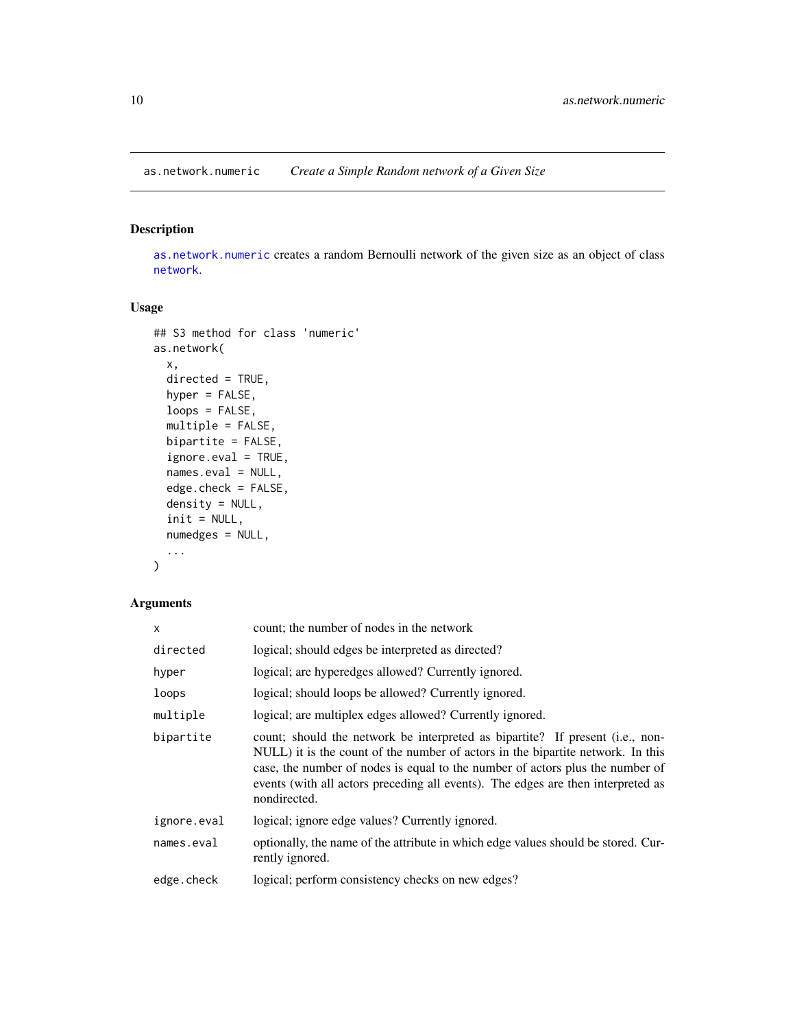as.network.numeric *Create a Simple Random network of a Given Size*

## Description

as.network.numeric creates a random Bernoulli network of the given size as an object of class network.

## Usage

```
## S3 method for class 'numeric'
as.network(
  x,
  directed = TRUE,
  hyper = FALSE,
  loops = FALSE,
  multiple = FALSE,
  bipartite = FALSE,
  ignore.eval = TRUE,
  names.eval = NULL,
  edge.check = FALSE,
  density = NULL,
  init = NULL,
  numedges = NULL,
  ...
)
```

## Arguments

| | |
|---|---|
| x | count; the number of nodes in the network |
| directed | logical; should edges be interpreted as directed? |
| hyper | logical; are hyperedges allowed? Currently ignored. |
| loops | logical; should loops be allowed? Currently ignored. |
| multiple | logical; are multiplex edges allowed? Currently ignored. |
| bipartite | count; should the network be interpreted as bipartite? If present (i.e., non-NULL) it is the count of the number of actors in the bipartite network. In this case, the number of nodes is equal to the number of actors plus the number of events (with all actors preceding all events). The edges are then interpreted as nondirected. |
| ignore.eval | logical; ignore edge values? Currently ignored. |
| names.eval | optionally, the name of the attribute in which edge values should be stored. Currently ignored. |
| edge.check | logical; perform consistency checks on new edges? |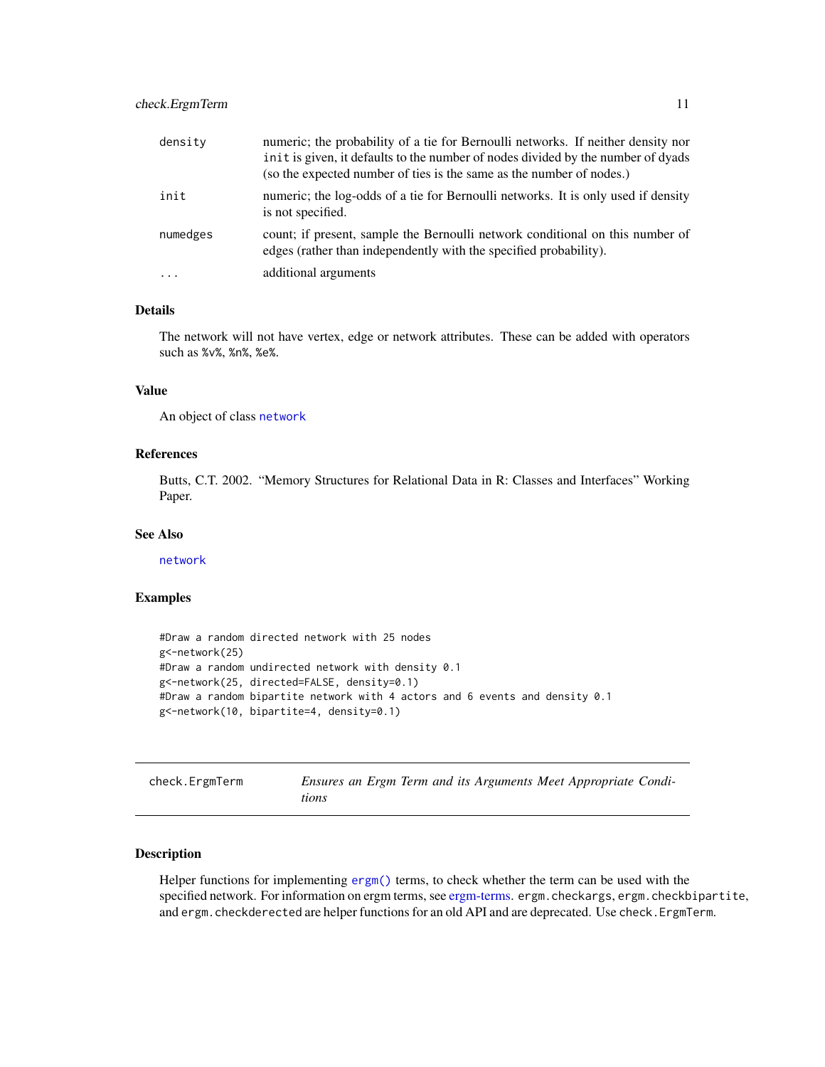| | |
|---|---|
| density | numeric; the probability of a tie for Bernoulli networks. If neither density nor `init` is given, it defaults to the number of nodes divided by the number of dyads (so the expected number of ties is the same as the number of nodes.) |
| init | numeric; the log-odds of a tie for Bernoulli networks. It is only used if density is not specified. |
| numedges | count; if present, sample the Bernoulli network conditional on this number of edges (rather than independently with the specified probability). |
| ... | additional arguments |

### Details

The network will not have vertex, edge or network attributes. These can be added with operators such as `%v%`, `%n%`, `%e%`.

### Value

An object of class `network`

### References

Butts, C.T. 2002. "Memory Structures for Relational Data in R: Classes and Interfaces" Working Paper.

### See Also

`network`

### Examples

```
#Draw a random directed network with 25 nodes
g<-network(25)
#Draw a random undirected network with density 0.1
g<-network(25, directed=FALSE, density=0.1)
#Draw a random bipartite network with 4 actors and 6 events and density 0.1
g<-network(10, bipartite=4, density=0.1)
```

---

## check.ErgmTerm — *Ensures an Ergm Term and its Arguments Meet Appropriate Conditions*

### Description

Helper functions for implementing `ergm()` terms, to check whether the term can be used with the specified network. For information on ergm terms, see ergm-terms. `ergm.checkargs`, `ergm.checkbipartite`, and `ergm.checkderected` are helper functions for an old API and are deprecated. Use `check.ErgmTerm`.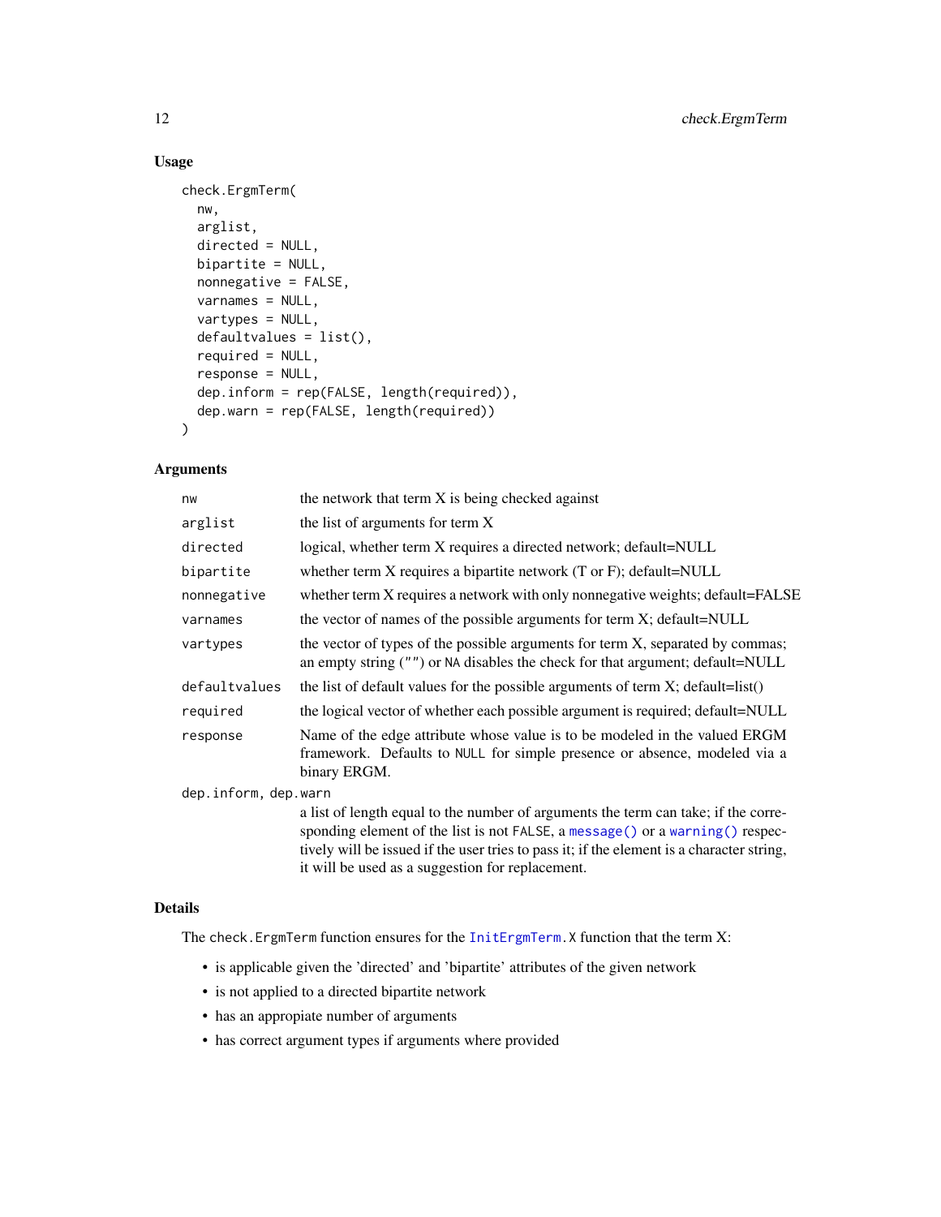### Usage

```
check.ErgmTerm(
  nw,
  arglist,
  directed = NULL,
  bipartite = NULL,
  nonnegative = FALSE,
  varnames = NULL,
  vartypes = NULL,
  defaultvalues = list(),
  required = NULL,
  response = NULL,
  dep.inform = rep(FALSE, length(required)),
  dep.warn = rep(FALSE, length(required))
)
```

### Arguments

| | |
|---|---|
| `nw` | the network that term X is being checked against |
| `arglist` | the list of arguments for term X |
| `directed` | logical, whether term X requires a directed network; default=NULL |
| `bipartite` | whether term X requires a bipartite network (T or F); default=NULL |
| `nonnegative` | whether term X requires a network with only nonnegative weights; default=FALSE |
| `varnames` | the vector of names of the possible arguments for term X; default=NULL |
| `vartypes` | the vector of types of the possible arguments for term X, separated by commas; an empty string (`""`) or `NA` disables the check for that argument; default=NULL |
| `defaultvalues` | the list of default values for the possible arguments of term X; default=list() |
| `required` | the logical vector of whether each possible argument is required; default=NULL |
| `response` | Name of the edge attribute whose value is to be modeled in the valued ERGM framework. Defaults to `NULL` for simple presence or absence, modeled via a binary ERGM. |
| `dep.inform, dep.warn` | a list of length equal to the number of arguments the term can take; if the corresponding element of the list is not `FALSE`, a `message()` or a `warning()` respectively will be issued if the user tries to pass it; if the element is a character string, it will be used as a suggestion for replacement. |

### Details

The `check.ErgmTerm` function ensures for the `InitErgmTerm.X` function that the term X:

- is applicable given the 'directed' and 'bipartite' attributes of the given network
- is not applied to a directed bipartite network
- has an appropiate number of arguments
- has correct argument types if arguments where provided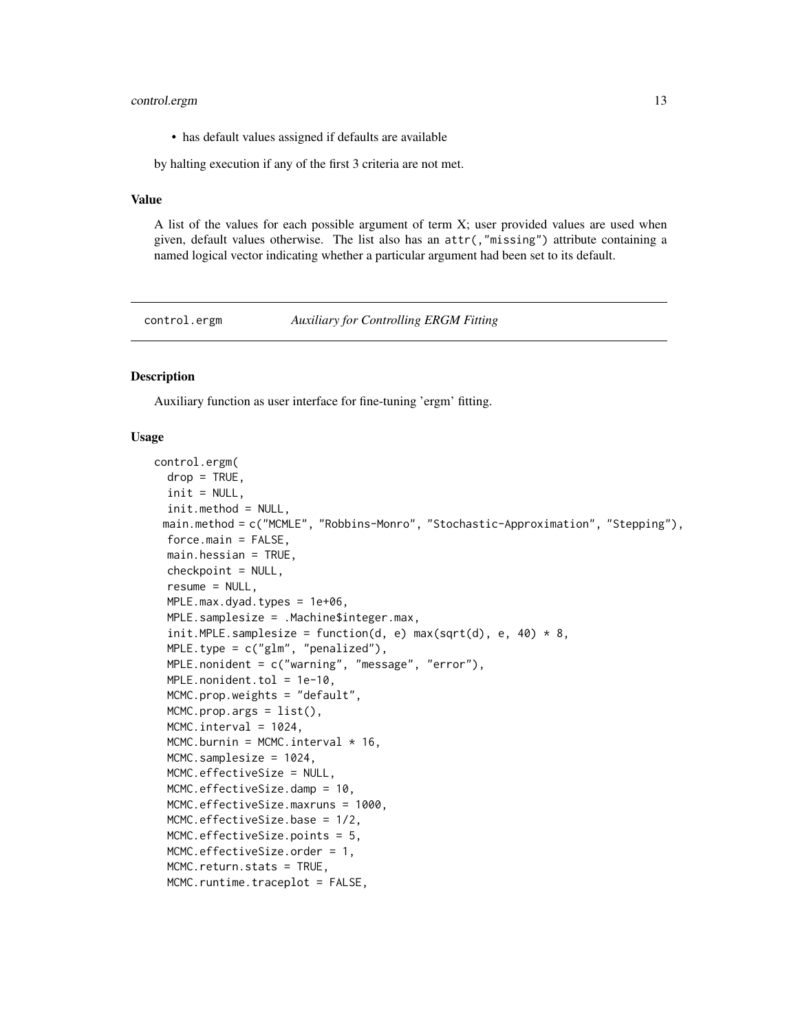- has default values assigned if defaults are available

by halting execution if any of the first 3 criteria are not met.

### Value

A list of the values for each possible argument of term X; user provided values are used when given, default values otherwise. The list also has an `attr(,"missing")` attribute containing a named logical vector indicating whether a particular argument had been set to its default.

---

## control.ergm — *Auxiliary for Controlling ERGM Fitting*

### Description

Auxiliary function as user interface for fine-tuning 'ergm' fitting.

### Usage

```
control.ergm(
  drop = TRUE,
  init = NULL,
  init.method = NULL,
  main.method = c("MCMLE", "Robbins-Monro", "Stochastic-Approximation", "Stepping"),
  force.main = FALSE,
  main.hessian = TRUE,
  checkpoint = NULL,
  resume = NULL,
  MPLE.max.dyad.types = 1e+06,
  MPLE.samplesize = .Machine$integer.max,
  init.MPLE.samplesize = function(d, e) max(sqrt(d), e, 40) * 8,
  MPLE.type = c("glm", "penalized"),
  MPLE.nonident = c("warning", "message", "error"),
  MPLE.nonident.tol = 1e-10,
  MCMC.prop.weights = "default",
  MCMC.prop.args = list(),
  MCMC.interval = 1024,
  MCMC.burnin = MCMC.interval * 16,
  MCMC.samplesize = 1024,
  MCMC.effectiveSize = NULL,
  MCMC.effectiveSize.damp = 10,
  MCMC.effectiveSize.maxruns = 1000,
  MCMC.effectiveSize.base = 1/2,
  MCMC.effectiveSize.points = 5,
  MCMC.effectiveSize.order = 1,
  MCMC.return.stats = TRUE,
  MCMC.runtime.traceplot = FALSE,
```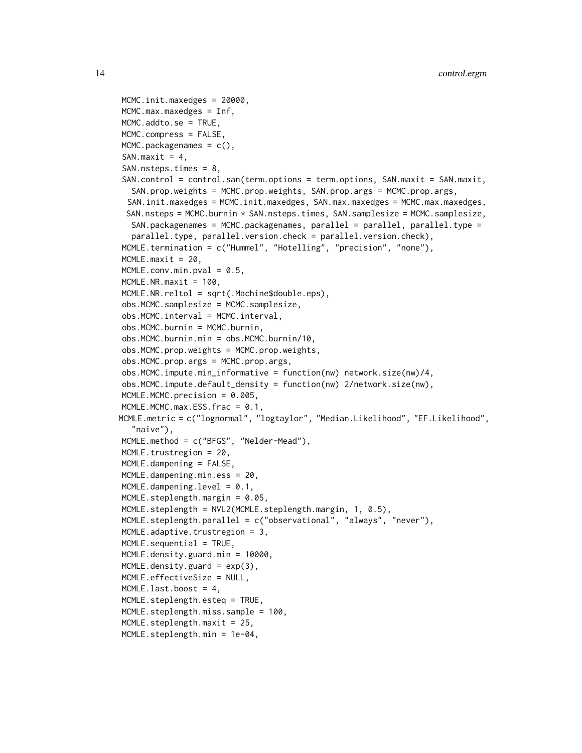```
  MCMC.init.maxedges = 20000,
  MCMC.max.maxedges = Inf,
  MCMC.addto.se = TRUE,
  MCMC.compress = FALSE,
  MCMC.packagenames = c(),
  SAN.maxit = 4,
  SAN.nsteps.times = 8,
  SAN.control = control.san(term.options = term.options, SAN.maxit = SAN.maxit,
    SAN.prop.weights = MCMC.prop.weights, SAN.prop.args = MCMC.prop.args,
   SAN.init.maxedges = MCMC.init.maxedges, SAN.max.maxedges = MCMC.max.maxedges,
   SAN.nsteps = MCMC.burnin * SAN.nsteps.times, SAN.samplesize = MCMC.samplesize,
    SAN.packagenames = MCMC.packagenames, parallel = parallel, parallel.type =
    parallel.type, parallel.version.check = parallel.version.check),
  MCMLE.termination = c("Hummel", "Hotelling", "precision", "none"),
  MCMLE.maxit = 20,
  MCMLE.conv.min.pval = 0.5,
  MCMLE.NR.maxit = 100,
  MCMLE.NR.reltol = sqrt(.Machine$double.eps),
  obs.MCMC.samplesize = MCMC.samplesize,
  obs.MCMC.interval = MCMC.interval,
  obs.MCMC.burnin = MCMC.burnin,
  obs.MCMC.burnin.min = obs.MCMC.burnin/10,
  obs.MCMC.prop.weights = MCMC.prop.weights,
  obs.MCMC.prop.args = MCMC.prop.args,
  obs.MCMC.impute.min_informative = function(nw) network.size(nw)/4,
  obs.MCMC.impute.default_density = function(nw) 2/network.size(nw),
  MCMLE.MCMC.precision = 0.005,
  MCMLE.MCMC.max.ESS.frac = 0.1,
 MCMLE.metric = c("lognormal", "logtaylor", "Median.Likelihood", "EF.Likelihood",
    "naive"),
  MCMLE.method = c("BFGS", "Nelder-Mead"),
  MCMLE.trustregion = 20,
  MCMLE.dampening = FALSE,
  MCMLE.dampening.min.ess = 20,
  MCMLE.dampening.level = 0.1,
  MCMLE.steplength.margin = 0.05,
  MCMLE.steplength = NVL2(MCMLE.steplength.margin, 1, 0.5),
  MCMLE.steplength.parallel = c("observational", "always", "never"),
  MCMLE.adaptive.trustregion = 3,
  MCMLE.sequential = TRUE,
  MCMLE.density.guard.min = 10000,
  MCMLE.density.guard = exp(3),
  MCMLE.effectiveSize = NULL,
  MCMLE.last.boost = 4,
  MCMLE.steplength.esteq = TRUE,
  MCMLE.steplength.miss.sample = 100,
  MCMLE.steplength.maxit = 25,
  MCMLE.steplength.min = 1e-04,
```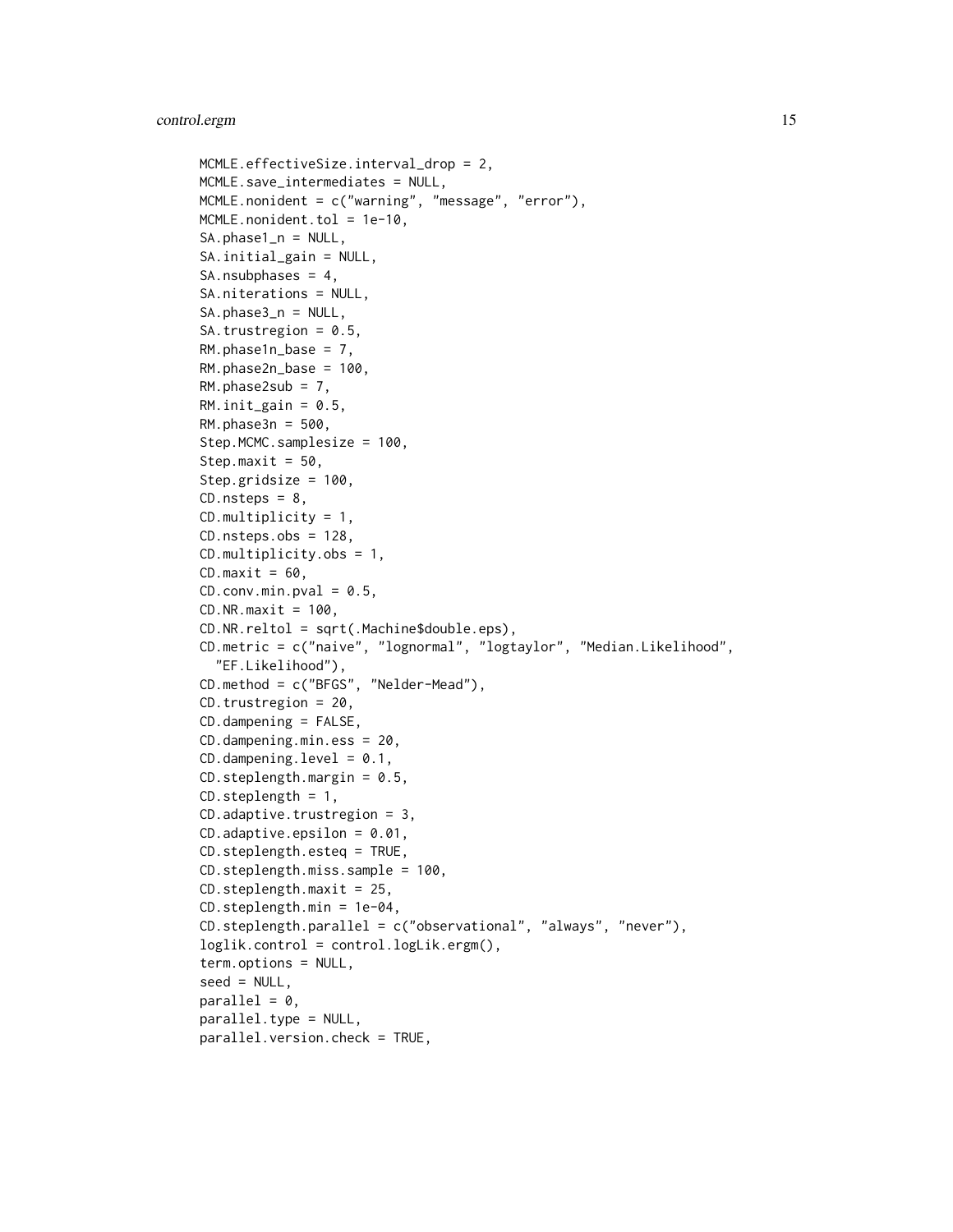```
MCMLE.effectiveSize.interval_drop = 2,
MCMLE.save_intermediates = NULL,
MCMLE.nonident = c("warning", "message", "error"),
MCMLE.nonident.tol = 1e-10,
SA.phase1_n = NULL,
SA.initial_gain = NULL,
SA.nsubphases = 4,
SA.niterations = NULL,
SA.phase3_n = NULL,
SA.trustregion = 0.5,
RM.phase1n_base = 7,
RM.phase2n_base = 100,
RM.phase2sub = 7,
RM.init_gain = 0.5,
RM.phase3n = 500,
Step.MCMC.samplesize = 100,
Step.maxit = 50,
Step.gridsize = 100,
CD.nsteps = 8,
CD.multiplicity = 1,
CD.nsteps.obs = 128,
CD.multiplicity.obs = 1,
CD.maxit = 60,
CD.conv.min.pval = 0.5,
CD.NR.maxit = 100,
CD.NR.reltol = sqrt(.Machine$double.eps),
CD.metric = c("naive", "lognormal", "logtaylor", "Median.Likelihood",
  "EF.Likelihood"),
CD.method = c("BFGS", "Nelder-Mead"),
CD.trustregion = 20,
CD.dampening = FALSE,
CD.dampening.min.ess = 20,
CD.dampening.level = 0.1,
CD.steplength.margin = 0.5,
CD.steplength = 1,
CD.adaptive.trustregion = 3,
CD.adaptive.epsilon = 0.01,
CD.steplength.esteq = TRUE,
CD.steplength.miss.sample = 100,
CD.steplength.maxit = 25,
CD.steplength.min = 1e-04,
CD.steplength.parallel = c("observational", "always", "never"),
loglik.control = control.logLik.ergm(),
term.options = NULL,
seed = NULL,
parallel = 0,
parallel.type = NULL,
parallel.version.check = TRUE,
```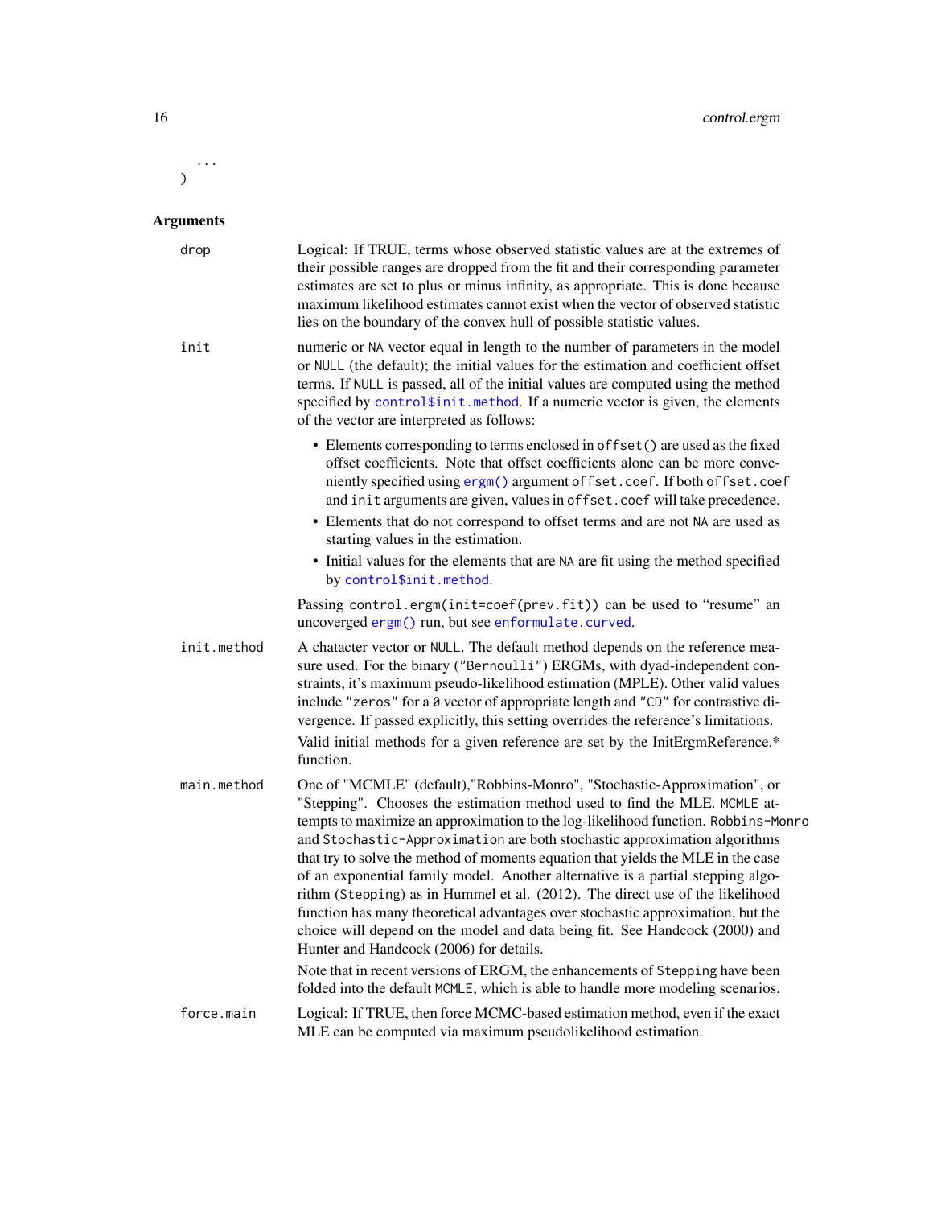```
...
)
```

## Arguments

**drop**
Logical: If TRUE, terms whose observed statistic values are at the extremes of their possible ranges are dropped from the fit and their corresponding parameter estimates are set to plus or minus infinity, as appropriate. This is done because maximum likelihood estimates cannot exist when the vector of observed statistic lies on the boundary of the convex hull of possible statistic values.

**init**
numeric or `NA` vector equal in length to the number of parameters in the model or `NULL` (the default); the initial values for the estimation and coefficient offset terms. If `NULL` is passed, all of the initial values are computed using the method specified by `control$init.method`. If a numeric vector is given, the elements of the vector are interpreted as follows:

- Elements corresponding to terms enclosed in `offset()` are used as the fixed offset coefficients. Note that offset coefficients alone can be more conveniently specified using `ergm()` argument `offset.coef`. If both `offset.coef` and `init` arguments are given, values in `offset.coef` will take precedence.
- Elements that do not correspond to offset terms and are not `NA` are used as starting values in the estimation.
- Initial values for the elements that are `NA` are fit using the method specified by `control$init.method`.

Passing `control.ergm(init=coef(prev.fit))` can be used to "resume" an uncoverged `ergm()` run, but see `enformulate.curved`.

**init.method**
A chatacter vector or `NULL`. The default method depends on the reference measure used. For the binary (`"Bernoulli"`) ERGMs, with dyad-independent constraints, it's maximum pseudo-likelihood estimation (MPLE). Other valid values include `"zeros"` for a `0` vector of appropriate length and `"CD"` for contrastive divergence. If passed explicitly, this setting overrides the reference's limitations.

Valid initial methods for a given reference are set by the InitErgmReference.* function.

**main.method**
One of "MCMLE" (default),"Robbins-Monro", "Stochastic-Approximation", or "Stepping". Chooses the estimation method used to find the MLE. `MCMLE` attempts to maximize an approximation to the log-likelihood function. `Robbins-Monro` and `Stochastic-Approximation` are both stochastic approximation algorithms that try to solve the method of moments equation that yields the MLE in the case of an exponential family model. Another alternative is a partial stepping algorithm (`Stepping`) as in Hummel et al. (2012). The direct use of the likelihood function has many theoretical advantages over stochastic approximation, but the choice will depend on the model and data being fit. See Handcock (2000) and Hunter and Handcock (2006) for details.

Note that in recent versions of ERGM, the enhancements of `Stepping` have been folded into the default `MCMLE`, which is able to handle more modeling scenarios.

**force.main**
Logical: If TRUE, then force MCMC-based estimation method, even if the exact MLE can be computed via maximum pseudolikelihood estimation.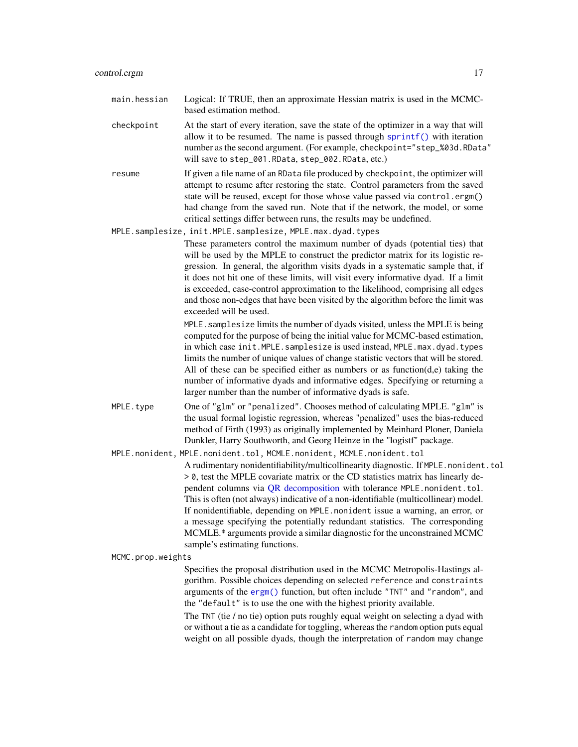`main.hessian`
: Logical: If TRUE, then an approximate Hessian matrix is used in the MCMC-based estimation method.

`checkpoint`
: At the start of every iteration, save the state of the optimizer in a way that will allow it to be resumed. The name is passed through `sprintf()` with iteration number as the second argument. (For example, `checkpoint="step_%03d.RData"` will save to `step_001.RData`, `step_002.RData`, etc.)

`resume`
: If given a file name of an `RData` file produced by `checkpoint`, the optimizer will attempt to resume after restoring the state. Control parameters from the saved state will be reused, except for those whose value passed via `control.ergm()` had change from the saved run. Note that if the network, the model, or some critical settings differ between runs, the results may be undefined.

`MPLE.samplesize, init.MPLE.samplesize, MPLE.max.dyad.types`
: These parameters control the maximum number of dyads (potential ties) that will be used by the MPLE to construct the predictor matrix for its logistic regression. In general, the algorithm visits dyads in a systematic sample that, if it does not hit one of these limits, will visit every informative dyad. If a limit is exceeded, case-control approximation to the likelihood, comprising all edges and those non-edges that have been visited by the algorithm before the limit was exceeded will be used.

  `MPLE.samplesize` limits the number of dyads visited, unless the MPLE is being computed for the purpose of being the initial value for MCMC-based estimation, in which case `init.MPLE.samplesize` is used instead, `MPLE.max.dyad.types` limits the number of unique values of change statistic vectors that will be stored. All of these can be specified either as numbers or as function(d,e) taking the number of informative dyads and informative edges. Specifying or returning a larger number than the number of informative dyads is safe.

`MPLE.type`
: One of `"glm"` or `"penalized"`. Chooses method of calculating MPLE. `"glm"` is the usual formal logistic regression, whereas "penalized" uses the bias-reduced method of Firth (1993) as originally implemented by Meinhard Ploner, Daniela Dunkler, Harry Southworth, and Georg Heinze in the "logistf" package.

`MPLE.nonident, MPLE.nonident.tol, MCMLE.nonident, MCMLE.nonident.tol`
: A rudimentary nonidentifiability/multicollinearity diagnostic. If `MPLE.nonident.tol > 0`, test the MPLE covariate matrix or the CD statistics matrix has linearly dependent columns via QR decomposition with tolerance `MPLE.nonident.tol`. This is often (not always) indicative of a non-identifiable (multicollinear) model. If nonidentifiable, depending on `MPLE.nonident` issue a warning, an error, or a message specifying the potentially redundant statistics. The corresponding MCMLE.* arguments provide a similar diagnostic for the unconstrained MCMC sample's estimating functions.

`MCMC.prop.weights`
: Specifies the proposal distribution used in the MCMC Metropolis-Hastings algorithm. Possible choices depending on selected `reference` and `constraints` arguments of the `ergm()` function, but often include `"TNT"` and `"random"`, and the `"default"` is to use the one with the highest priority available.

  The `TNT` (tie / no tie) option puts roughly equal weight on selecting a dyad with or without a tie as a candidate for toggling, whereas the `random` option puts equal weight on all possible dyads, though the interpretation of `random` may change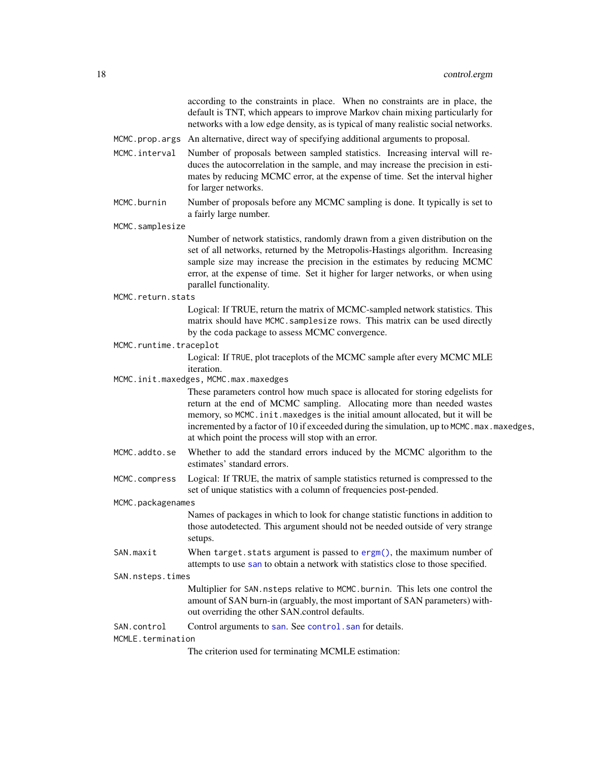according to the constraints in place. When no constraints are in place, the default is TNT, which appears to improve Markov chain mixing particularly for networks with a low edge density, as is typical of many realistic social networks.

`MCMC.prop.args`
: An alternative, direct way of specifying additional arguments to proposal.

`MCMC.interval`
: Number of proposals between sampled statistics. Increasing interval will reduces the autocorrelation in the sample, and may increase the precision in estimates by reducing MCMC error, at the expense of time. Set the interval higher for larger networks.

`MCMC.burnin`
: Number of proposals before any MCMC sampling is done. It typically is set to a fairly large number.

`MCMC.samplesize`
: Number of network statistics, randomly drawn from a given distribution on the set of all networks, returned by the Metropolis-Hastings algorithm. Increasing sample size may increase the precision in the estimates by reducing MCMC error, at the expense of time. Set it higher for larger networks, or when using parallel functionality.

`MCMC.return.stats`
: Logical: If TRUE, return the matrix of MCMC-sampled network statistics. This matrix should have `MCMC.samplesize` rows. This matrix can be used directly by the coda package to assess MCMC convergence.

`MCMC.runtime.traceplot`
: Logical: If `TRUE`, plot traceplots of the MCMC sample after every MCMC MLE iteration.

`MCMC.init.maxedges, MCMC.max.maxedges`
: These parameters control how much space is allocated for storing edgelists for return at the end of MCMC sampling. Allocating more than needed wastes memory, so `MCMC.init.maxedges` is the initial amount allocated, but it will be incremented by a factor of 10 if exceeded during the simulation, up to `MCMC.max.maxedges`, at which point the process will stop with an error.

`MCMC.addto.se`
: Whether to add the standard errors induced by the MCMC algorithm to the estimates' standard errors.

`MCMC.compress`
: Logical: If TRUE, the matrix of sample statistics returned is compressed to the set of unique statistics with a column of frequencies post-pended.

`MCMC.packagenames`
: Names of packages in which to look for change statistic functions in addition to those autodetected. This argument should not be needed outside of very strange setups.

`SAN.maxit`
: When `target.stats` argument is passed to `ergm()`, the maximum number of attempts to use `san` to obtain a network with statistics close to those specified.

`SAN.nsteps.times`
: Multiplier for `SAN.nsteps` relative to `MCMC.burnin`. This lets one control the amount of SAN burn-in (arguably, the most important of SAN parameters) without overriding the other SAN.control defaults.

`SAN.control`
: Control arguments to `san`. See `control.san` for details.

`MCMLE.termination`
: The criterion used for terminating MCMLE estimation: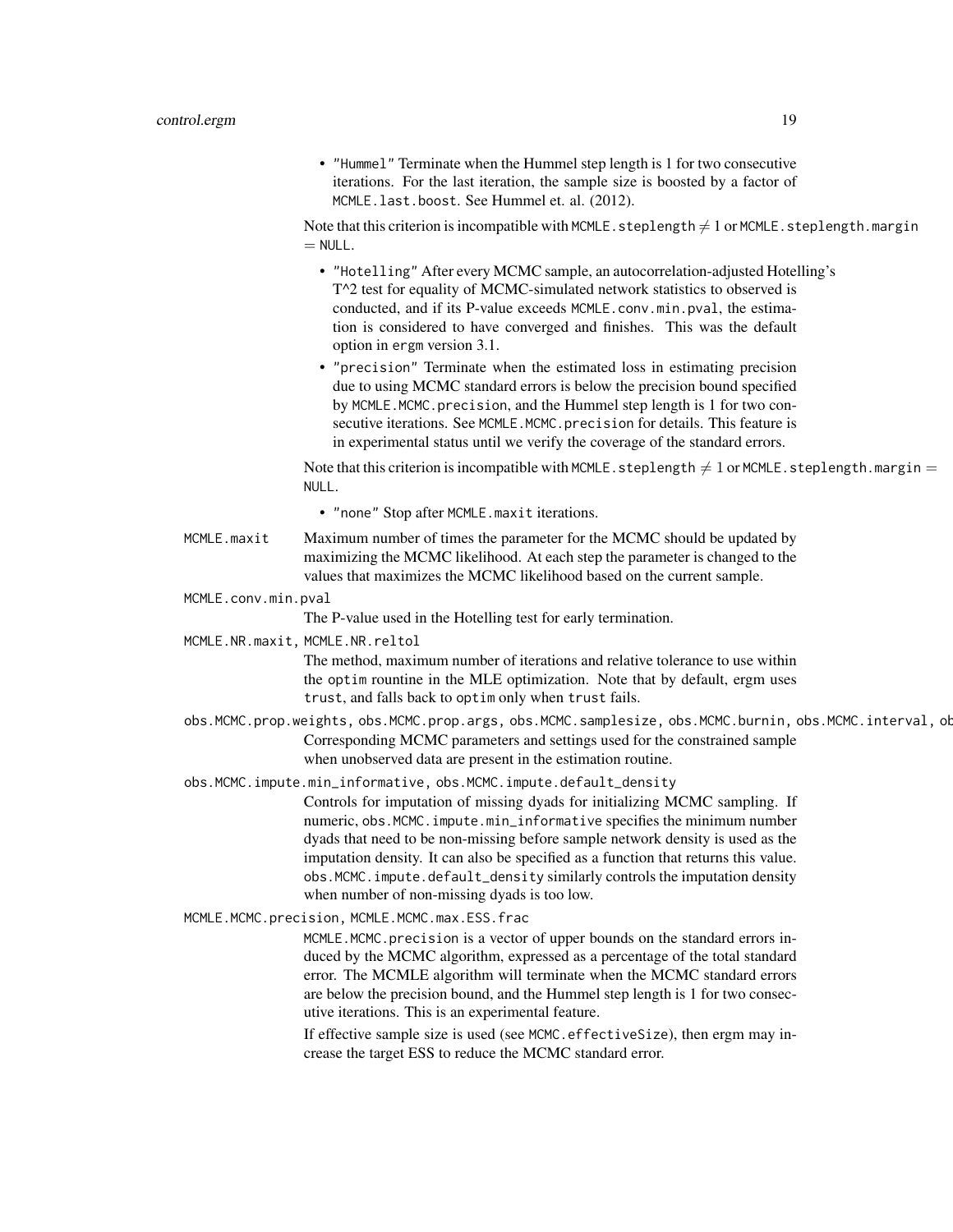- "Hummel" Terminate when the Hummel step length is 1 for two consecutive iterations. For the last iteration, the sample size is boosted by a factor of MCMLE.last.boost. See Hummel et. al. (2012).

Note that this criterion is incompatible with MCMLE.steplength $\neq 1$ or MCMLE.steplength.margin $=$ NULL.

- "Hotelling" After every MCMC sample, an autocorrelation-adjusted Hotelling's T^2 test for equality of MCMC-simulated network statistics to observed is conducted, and if its P-value exceeds MCMLE.conv.min.pval, the estimation is considered to have converged and finishes. This was the default option in ergm version 3.1.
- "precision" Terminate when the estimated loss in estimating precision due to using MCMC standard errors is below the precision bound specified by MCMLE.MCMC.precision, and the Hummel step length is 1 for two consecutive iterations. See MCMLE.MCMC.precision for details. This feature is in experimental status until we verify the coverage of the standard errors.

Note that this criterion is incompatible with MCMLE.steplength $\neq 1$ or MCMLE.steplength.margin $=$ NULL.

- "none" Stop after MCMLE.maxit iterations.

MCMLE.maxit
: Maximum number of times the parameter for the MCMC should be updated by maximizing the MCMC likelihood. At each step the parameter is changed to the values that maximizes the MCMC likelihood based on the current sample.

MCMLE.conv.min.pval
: The P-value used in the Hotelling test for early termination.

MCMLE.NR.maxit, MCMLE.NR.reltol
: The method, maximum number of iterations and relative tolerance to use within the optim rountine in the MLE optimization. Note that by default, ergm uses trust, and falls back to optim only when trust fails.

obs.MCMC.prop.weights, obs.MCMC.prop.args, obs.MCMC.samplesize, obs.MCMC.burnin, obs.MCMC.interval, ob
: Corresponding MCMC parameters and settings used for the constrained sample when unobserved data are present in the estimation routine.

obs.MCMC.impute.min_informative, obs.MCMC.impute.default_density
: Controls for imputation of missing dyads for initializing MCMC sampling. If numeric, obs.MCMC.impute.min_informative specifies the minimum number dyads that need to be non-missing before sample network density is used as the imputation density. It can also be specified as a function that returns this value. obs.MCMC.impute.default_density similarly controls the imputation density when number of non-missing dyads is too low.

MCMLE.MCMC.precision, MCMLE.MCMC.max.ESS.frac
: MCMLE.MCMC.precision is a vector of upper bounds on the standard errors induced by the MCMC algorithm, expressed as a percentage of the total standard error. The MCMLE algorithm will terminate when the MCMC standard errors are below the precision bound, and the Hummel step length is 1 for two consecutive iterations. This is an experimental feature.

  If effective sample size is used (see MCMC.effectiveSize), then ergm may increase the target ESS to reduce the MCMC standard error.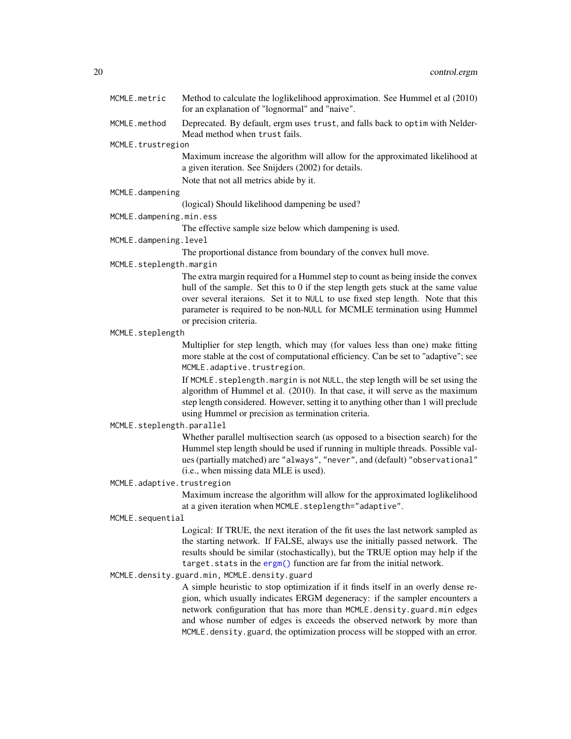`MCMLE.metric`
: Method to calculate the loglikelihood approximation. See Hummel et al (2010) for an explanation of "lognormal" and "naive".

`MCMLE.method`
: Deprecated. By default, ergm uses `trust`, and falls back to `optim` with Nelder-Mead method when `trust` fails.

`MCMLE.trustregion`
: Maximum increase the algorithm will allow for the approximated likelihood at a given iteration. See Snijders (2002) for details.

  Note that not all metrics abide by it.

`MCMLE.dampening`
: (logical) Should likelihood dampening be used?

`MCMLE.dampening.min.ess`
: The effective sample size below which dampening is used.

`MCMLE.dampening.level`
: The proportional distance from boundary of the convex hull move.

`MCMLE.steplength.margin`
: The extra margin required for a Hummel step to count as being inside the convex hull of the sample. Set this to 0 if the step length gets stuck at the same value over several iteraions. Set it to `NULL` to use fixed step length. Note that this parameter is required to be non-`NULL` for MCMLE termination using Hummel or precision criteria.

`MCMLE.steplength`
: Multiplier for step length, which may (for values less than one) make fitting more stable at the cost of computational efficiency. Can be set to "adaptive"; see `MCMLE.adaptive.trustregion`.

  If `MCMLE.steplength.margin` is not `NULL`, the step length will be set using the algorithm of Hummel et al. (2010). In that case, it will serve as the maximum step length considered. However, setting it to anything other than 1 will preclude using Hummel or precision as termination criteria.

`MCMLE.steplength.parallel`
: Whether parallel multisection search (as opposed to a bisection search) for the Hummel step length should be used if running in multiple threads. Possible values (partially matched) are `"always"`, `"never"`, and (default) `"observational"` (i.e., when missing data MLE is used).

`MCMLE.adaptive.trustregion`
: Maximum increase the algorithm will allow for the approximated loglikelihood at a given iteration when `MCMLE.steplength="adaptive"`.

`MCMLE.sequential`
: Logical: If TRUE, the next iteration of the fit uses the last network sampled as the starting network. If FALSE, always use the initially passed network. The results should be similar (stochastically), but the TRUE option may help if the `target.stats` in the `ergm()` function are far from the initial network.

`MCMLE.density.guard.min, MCMLE.density.guard`
: A simple heuristic to stop optimization if it finds itself in an overly dense region, which usually indicates ERGM degeneracy: if the sampler encounters a network configuration that has more than `MCMLE.density.guard.min` edges and whose number of edges is exceeds the observed network by more than `MCMLE.density.guard`, the optimization process will be stopped with an error.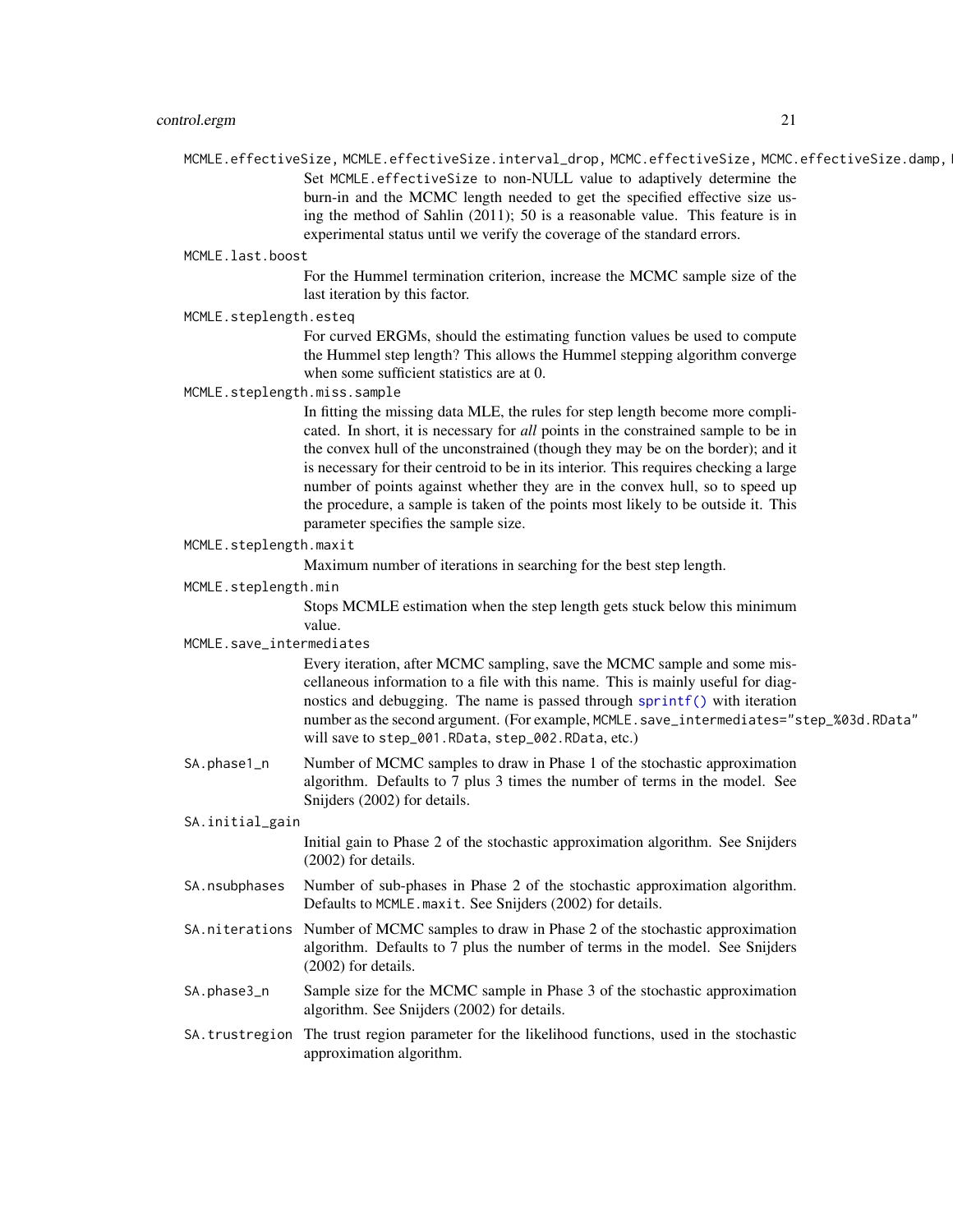MCMLE.effectiveSize, MCMLE.effectiveSize.interval_drop, MCMC.effectiveSize, MCMC.effectiveSize.damp, M

: Set `MCMLE.effectiveSize` to non-NULL value to adaptively determine the burn-in and the MCMC length needed to get the specified effective size using the method of Sahlin (2011); 50 is a reasonable value. This feature is in experimental status until we verify the coverage of the standard errors.

`MCMLE.last.boost`
: For the Hummel termination criterion, increase the MCMC sample size of the last iteration by this factor.

`MCMLE.steplength.esteq`
: For curved ERGMs, should the estimating function values be used to compute the Hummel step length? This allows the Hummel stepping algorithm converge when some sufficient statistics are at 0.

`MCMLE.steplength.miss.sample`
: In fitting the missing data MLE, the rules for step length become more complicated. In short, it is necessary for *all* points in the constrained sample to be in the convex hull of the unconstrained (though they may be on the border); and it is necessary for their centroid to be in its interior. This requires checking a large number of points against whether they are in the convex hull, so to speed up the procedure, a sample is taken of the points most likely to be outside it. This parameter specifies the sample size.

`MCMLE.steplength.maxit`
: Maximum number of iterations in searching for the best step length.

`MCMLE.steplength.min`
: Stops MCMLE estimation when the step length gets stuck below this minimum value.

`MCMLE.save_intermediates`
: Every iteration, after MCMC sampling, save the MCMC sample and some miscellaneous information to a file with this name. This is mainly useful for diagnostics and debugging. The name is passed through `sprintf()` with iteration number as the second argument. (For example, `MCMLE.save_intermediates="step_%03d.RData"` will save to `step_001.RData`, `step_002.RData`, etc.)

`SA.phase1_n`
: Number of MCMC samples to draw in Phase 1 of the stochastic approximation algorithm. Defaults to 7 plus 3 times the number of terms in the model. See Snijders (2002) for details.

`SA.initial_gain`
: Initial gain to Phase 2 of the stochastic approximation algorithm. See Snijders (2002) for details.

`SA.nsubphases`
: Number of sub-phases in Phase 2 of the stochastic approximation algorithm. Defaults to `MCMLE.maxit`. See Snijders (2002) for details.

`SA.niterations`
: Number of MCMC samples to draw in Phase 2 of the stochastic approximation algorithm. Defaults to 7 plus the number of terms in the model. See Snijders (2002) for details.

`SA.phase3_n`
: Sample size for the MCMC sample in Phase 3 of the stochastic approximation algorithm. See Snijders (2002) for details.

`SA.trustregion`
: The trust region parameter for the likelihood functions, used in the stochastic approximation algorithm.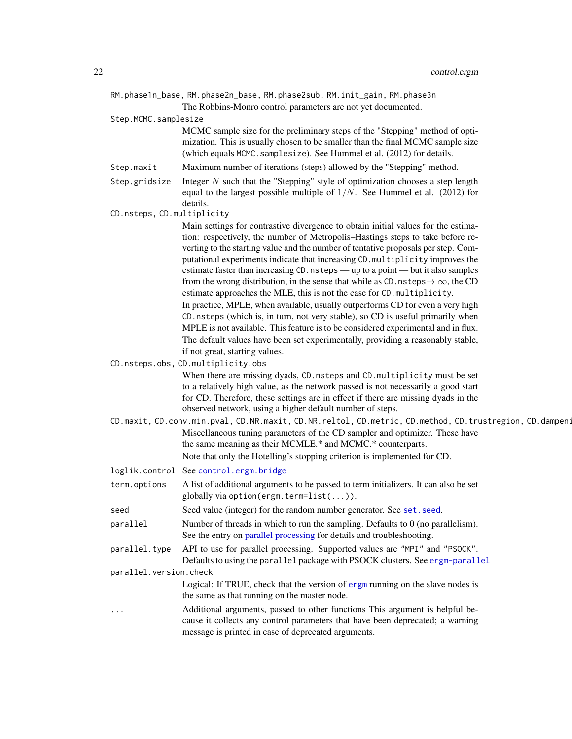RM.phase1n_base, RM.phase2n_base, RM.phase2sub, RM.init_gain, RM.phase3n
: The Robbins-Monro control parameters are not yet documented.

Step.MCMC.samplesize
: MCMC sample size for the preliminary steps of the "Stepping" method of optimization. This is usually chosen to be smaller than the final MCMC sample size (which equals `MCMC.samplesize`). See Hummel et al. (2012) for details.

Step.maxit
: Maximum number of iterations (steps) allowed by the "Stepping" method.

Step.gridsize
: Integer $N$ such that the "Stepping" style of optimization chooses a step length equal to the largest possible multiple of $1/N$. See Hummel et al. (2012) for details.

CD.nsteps, CD.multiplicity
: Main settings for contrastive divergence to obtain initial values for the estimation: respectively, the number of Metropolis–Hastings steps to take before reverting to the starting value and the number of tentative proposals per step. Computational experiments indicate that increasing `CD.multiplicity` improves the estimate faster than increasing `CD.nsteps` — up to a point — but it also samples from the wrong distribution, in the sense that while as `CD.nsteps`$\to \infty$, the CD estimate approaches the MLE, this is not the case for `CD.multiplicity`.

  In practice, MPLE, when available, usually outperforms CD for even a very high `CD.nsteps` (which is, in turn, not very stable), so CD is useful primarily when MPLE is not available. This feature is to be considered experimental and in flux.

  The default values have been set experimentally, providing a reasonably stable, if not great, starting values.

CD.nsteps.obs, CD.multiplicity.obs
: When there are missing dyads, `CD.nsteps` and `CD.multiplicity` must be set to a relatively high value, as the network passed is not necessarily a good start for CD. Therefore, these settings are in effect if there are missing dyads in the observed network, using a higher default number of steps.

CD.maxit, CD.conv.min.pval, CD.NR.maxit, CD.NR.reltol, CD.metric, CD.method, CD.trustregion, CD.dampeni
: Miscellaneous tuning parameters of the CD sampler and optimizer. These have the same meaning as their MCMLE.* and MCMC.* counterparts.

  Note that only the Hotelling's stopping criterion is implemented for CD.

loglik.control
: See `control.ergm.bridge`

term.options
: A list of additional arguments to be passed to term initializers. It can also be set globally via `option(ergm.term=list(...))`.

seed
: Seed value (integer) for the random number generator. See `set.seed`.

parallel
: Number of threads in which to run the sampling. Defaults to 0 (no parallelism). See the entry on parallel processing for details and troubleshooting.

parallel.type
: API to use for parallel processing. Supported values are `"MPI"` and `"PSOCK"`. Defaults to using the `parallel` package with PSOCK clusters. See `ergm-parallel`

parallel.version.check
: Logical: If TRUE, check that the version of `ergm` running on the slave nodes is the same as that running on the master node.

...
: Additional arguments, passed to other functions This argument is helpful because it collects any control parameters that have been deprecated; a warning message is printed in case of deprecated arguments.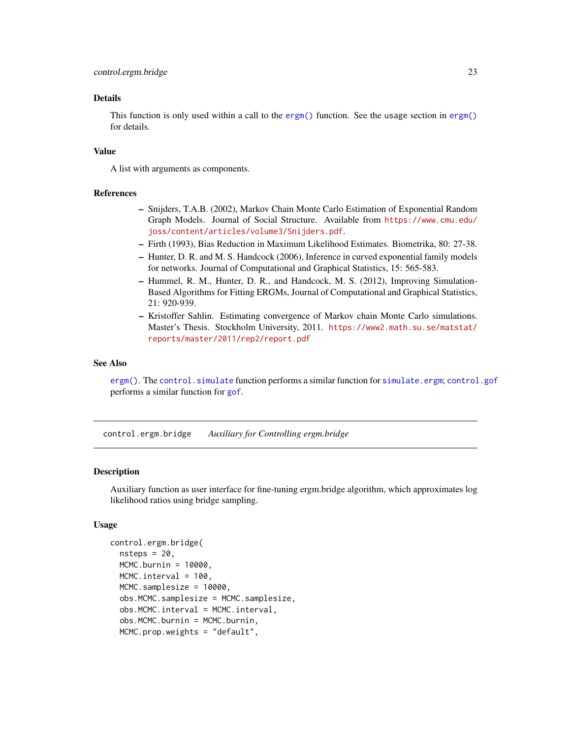### Details

This function is only used within a call to the `ergm()` function. See the usage section in `ergm()` for details.

### Value

A list with arguments as components.

### References

- Snijders, T.A.B. (2002), Markov Chain Monte Carlo Estimation of Exponential Random Graph Models. Journal of Social Structure. Available from https://www.cmu.edu/joss/content/articles/volume3/Snijders.pdf.
- Firth (1993), Bias Reduction in Maximum Likelihood Estimates. Biometrika, 80: 27-38.
- Hunter, D. R. and M. S. Handcock (2006), Inference in curved exponential family models for networks. Journal of Computational and Graphical Statistics, 15: 565-583.
- Hummel, R. M., Hunter, D. R., and Handcock, M. S. (2012), Improving Simulation-Based Algorithms for Fitting ERGMs, Journal of Computational and Graphical Statistics, 21: 920-939.
- Kristoffer Sahlin. Estimating convergence of Markov chain Monte Carlo simulations. Master's Thesis. Stockholm University, 2011. https://www2.math.su.se/matstat/reports/master/2011/rep2/report.pdf

### See Also

`ergm()`. The `control.simulate` function performs a similar function for `simulate.ergm`; `control.gof` performs a similar function for `gof`.

---

## control.ergm.bridge *Auxiliary for Controlling ergm.bridge*

### Description

Auxiliary function as user interface for fine-tuning ergm.bridge algorithm, which approximates log likelihood ratios using bridge sampling.

### Usage

```
control.ergm.bridge(
  nsteps = 20,
  MCMC.burnin = 10000,
  MCMC.interval = 100,
  MCMC.samplesize = 10000,
  obs.MCMC.samplesize = MCMC.samplesize,
  obs.MCMC.interval = MCMC.interval,
  obs.MCMC.burnin = MCMC.burnin,
  MCMC.prop.weights = "default",
```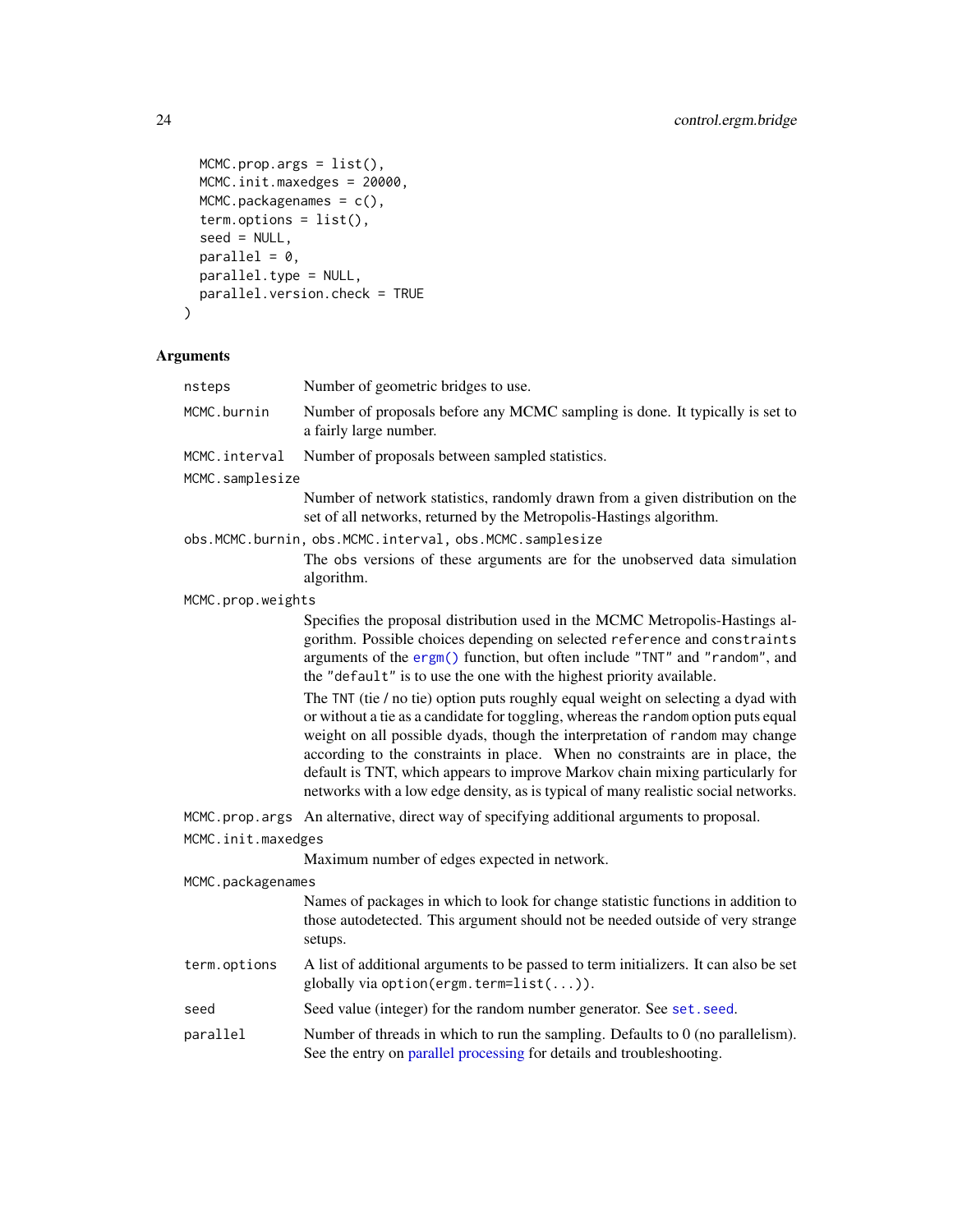```
  MCMC.prop.args = list(),
  MCMC.init.maxedges = 20000,
  MCMC.packagenames = c(),
  term.options = list(),
  seed = NULL,
  parallel = 0,
  parallel.type = NULL,
  parallel.version.check = TRUE
)
```

## Arguments

`nsteps`
: Number of geometric bridges to use.

`MCMC.burnin`
: Number of proposals before any MCMC sampling is done. It typically is set to a fairly large number.

`MCMC.interval`
: Number of proposals between sampled statistics.

`MCMC.samplesize`
: Number of network statistics, randomly drawn from a given distribution on the set of all networks, returned by the Metropolis-Hastings algorithm.

`obs.MCMC.burnin`, `obs.MCMC.interval`, `obs.MCMC.samplesize`
: The `obs` versions of these arguments are for the unobserved data simulation algorithm.

`MCMC.prop.weights`
: Specifies the proposal distribution used in the MCMC Metropolis-Hastings algorithm. Possible choices depending on selected `reference` and `constraints` arguments of the `ergm()` function, but often include `"TNT"` and `"random"`, and the `"default"` is to use the one with the highest priority available.

  The `TNT` (tie / no tie) option puts roughly equal weight on selecting a dyad with or without a tie as a candidate for toggling, whereas the `random` option puts equal weight on all possible dyads, though the interpretation of `random` may change according to the constraints in place. When no constraints are in place, the default is TNT, which appears to improve Markov chain mixing particularly for networks with a low edge density, as is typical of many realistic social networks.

`MCMC.prop.args`
: An alternative, direct way of specifying additional arguments to proposal.

`MCMC.init.maxedges`
: Maximum number of edges expected in network.

`MCMC.packagenames`
: Names of packages in which to look for change statistic functions in addition to those autodetected. This argument should not be needed outside of very strange setups.

`term.options`
: A list of additional arguments to be passed to term initializers. It can also be set globally via `option(ergm.term=list(...))`.

`seed`
: Seed value (integer) for the random number generator. See `set.seed`.

`parallel`
: Number of threads in which to run the sampling. Defaults to 0 (no parallelism). See the entry on parallel processing for details and troubleshooting.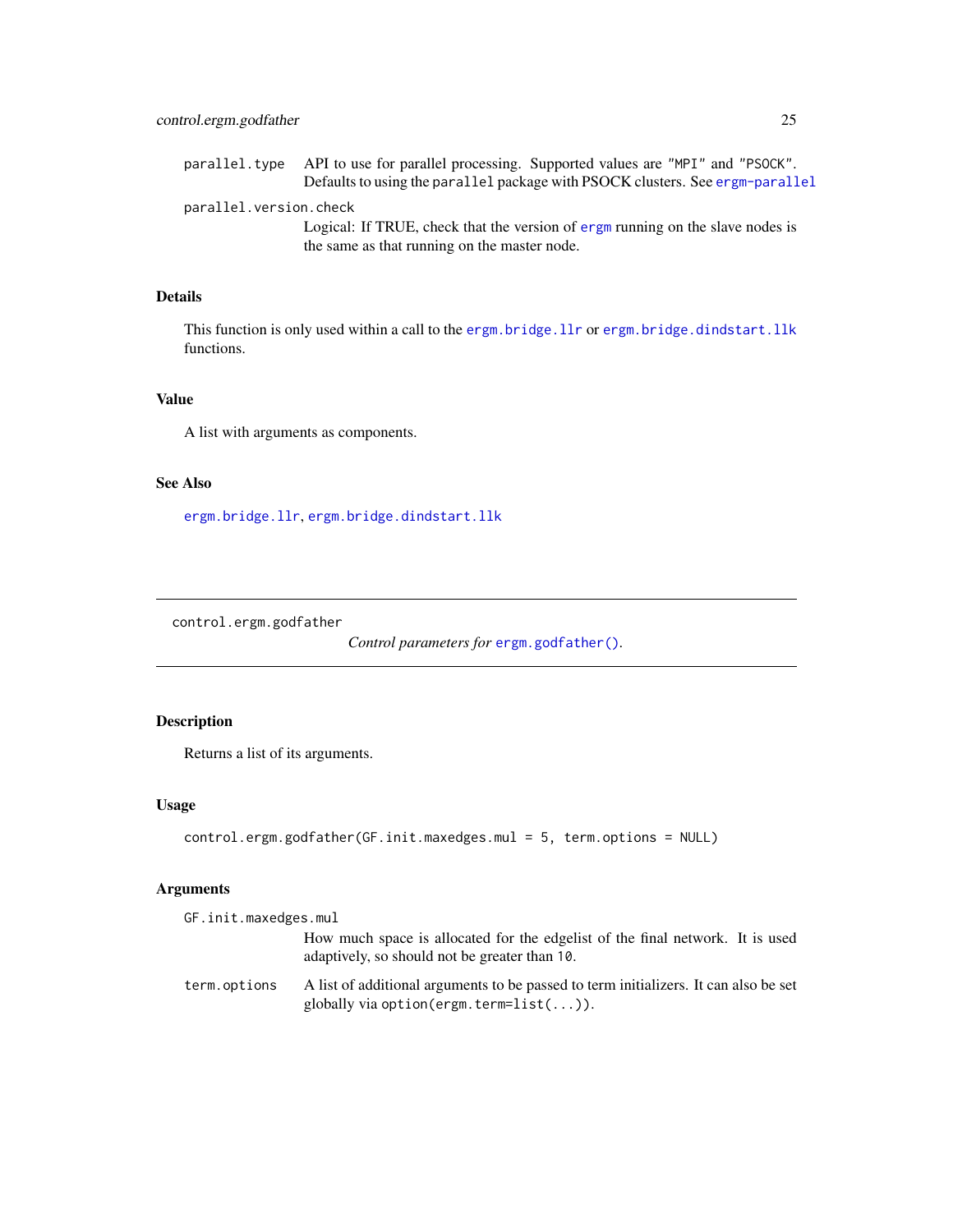parallel.type
: API to use for parallel processing. Supported values are "MPI" and "PSOCK". Defaults to using the parallel package with PSOCK clusters. See ergm-parallel

parallel.version.check
: Logical: If TRUE, check that the version of ergm running on the slave nodes is the same as that running on the master node.

### Details

This function is only used within a call to the ergm.bridge.llr or ergm.bridge.dindstart.llk functions.

### Value

A list with arguments as components.

### See Also

ergm.bridge.llr, ergm.bridge.dindstart.llk

---

## control.ergm.godfather

*Control parameters for* ergm.godfather().

---

### Description

Returns a list of its arguments.

### Usage

```
control.ergm.godfather(GF.init.maxedges.mul = 5, term.options = NULL)
```

### Arguments

GF.init.maxedges.mul
: How much space is allocated for the edgelist of the final network. It is used adaptively, so should not be greater than 10.

term.options
: A list of additional arguments to be passed to term initializers. It can also be set globally via option(ergm.term=list(...)).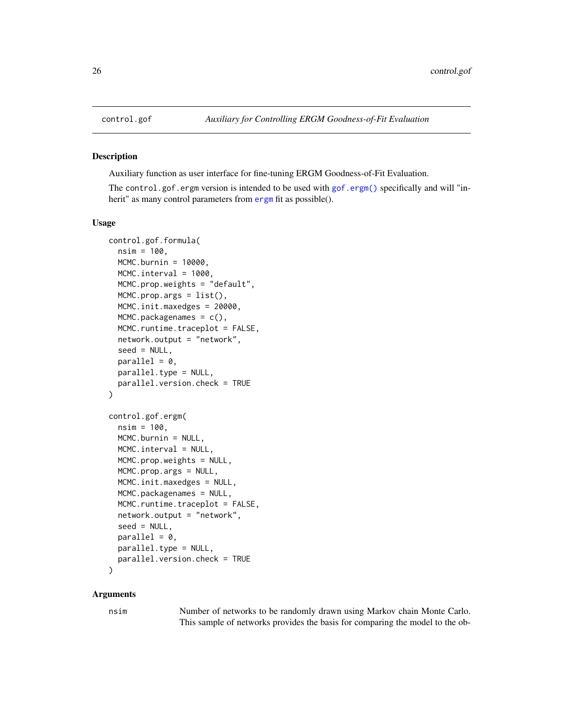control.gof *Auxiliary for Controlling ERGM Goodness-of-Fit Evaluation*

## Description

Auxiliary function as user interface for fine-tuning ERGM Goodness-of-Fit Evaluation.

The `control.gof.ergm` version is intended to be used with `gof.ergm()` specifically and will "inherit" as many control parameters from `ergm` fit as possible().

## Usage

```
control.gof.formula(
  nsim = 100,
  MCMC.burnin = 10000,
  MCMC.interval = 1000,
  MCMC.prop.weights = "default",
  MCMC.prop.args = list(),
  MCMC.init.maxedges = 20000,
  MCMC.packagenames = c(),
  MCMC.runtime.traceplot = FALSE,
  network.output = "network",
  seed = NULL,
  parallel = 0,
  parallel.type = NULL,
  parallel.version.check = TRUE
)

control.gof.ergm(
  nsim = 100,
  MCMC.burnin = NULL,
  MCMC.interval = NULL,
  MCMC.prop.weights = NULL,
  MCMC.prop.args = NULL,
  MCMC.init.maxedges = NULL,
  MCMC.packagenames = NULL,
  MCMC.runtime.traceplot = FALSE,
  network.output = "network",
  seed = NULL,
  parallel = 0,
  parallel.type = NULL,
  parallel.version.check = TRUE
)
```

## Arguments

`nsim` Number of networks to be randomly drawn using Markov chain Monte Carlo. This sample of networks provides the basis for comparing the model to the ob-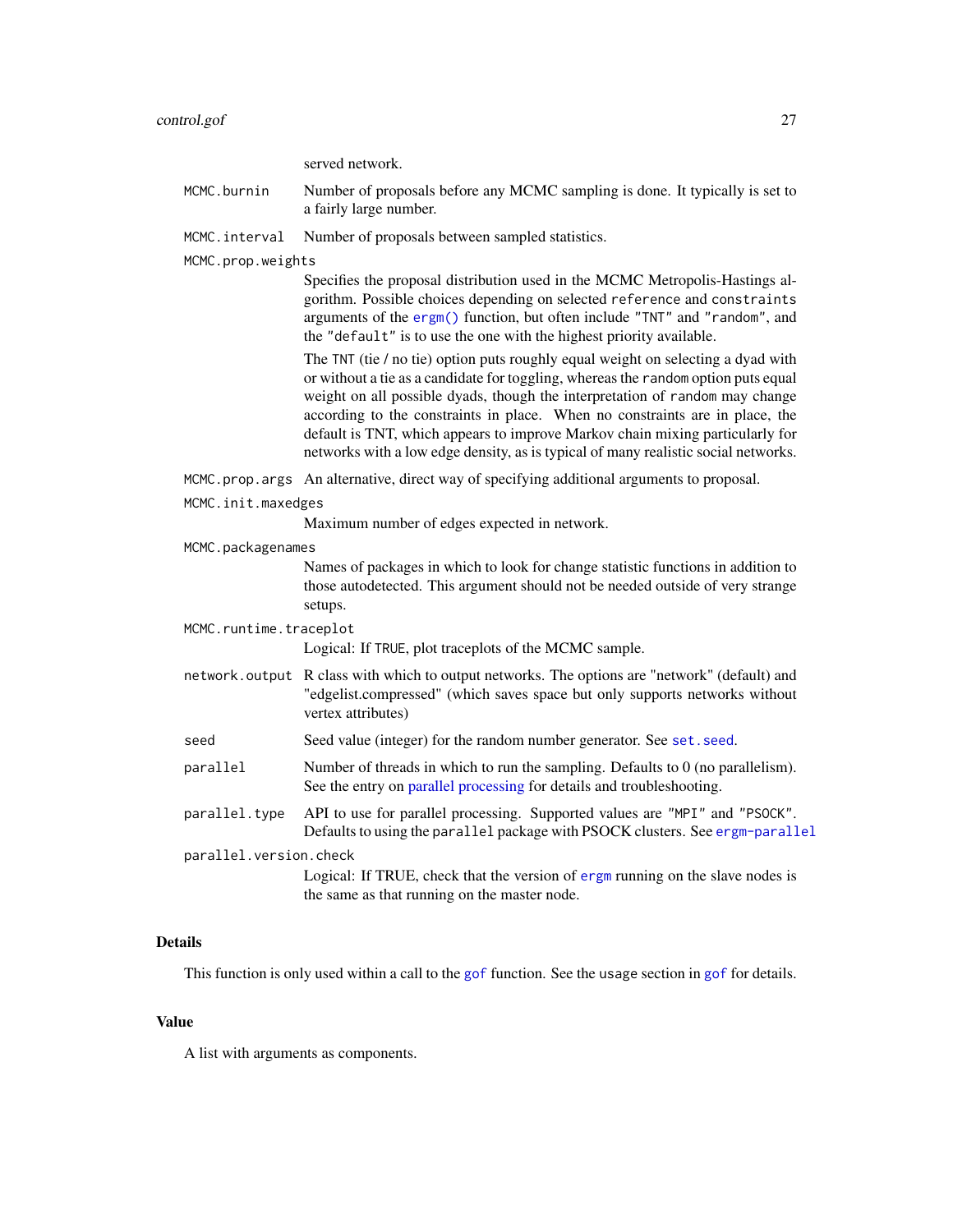served network.

`MCMC.burnin`
: Number of proposals before any MCMC sampling is done. It typically is set to a fairly large number.

`MCMC.interval`
: Number of proposals between sampled statistics.

`MCMC.prop.weights`
: Specifies the proposal distribution used in the MCMC Metropolis-Hastings algorithm. Possible choices depending on selected `reference` and `constraints` arguments of the `ergm()` function, but often include `"TNT"` and `"random"`, and the `"default"` is to use the one with the highest priority available.

  The `TNT` (tie / no tie) option puts roughly equal weight on selecting a dyad with or without a tie as a candidate for toggling, whereas the `random` option puts equal weight on all possible dyads, though the interpretation of `random` may change according to the constraints in place. When no constraints are in place, the default is TNT, which appears to improve Markov chain mixing particularly for networks with a low edge density, as is typical of many realistic social networks.

`MCMC.prop.args`
: An alternative, direct way of specifying additional arguments to proposal.

`MCMC.init.maxedges`
: Maximum number of edges expected in network.

`MCMC.packagenames`
: Names of packages in which to look for change statistic functions in addition to those autodetected. This argument should not be needed outside of very strange setups.

`MCMC.runtime.traceplot`
: Logical: If `TRUE`, plot traceplots of the MCMC sample.

`network.output`
: R class with which to output networks. The options are "network" (default) and "edgelist.compressed" (which saves space but only supports networks without vertex attributes)

`seed`
: Seed value (integer) for the random number generator. See `set.seed`.

`parallel`
: Number of threads in which to run the sampling. Defaults to 0 (no parallelism). See the entry on parallel processing for details and troubleshooting.

`parallel.type`
: API to use for parallel processing. Supported values are `"MPI"` and `"PSOCK"`. Defaults to using the `parallel` package with PSOCK clusters. See `ergm-parallel`

`parallel.version.check`
: Logical: If TRUE, check that the version of `ergm` running on the slave nodes is the same as that running on the master node.

## Details

This function is only used within a call to the `gof` function. See the `usage` section in `gof` for details.

## Value

A list with arguments as components.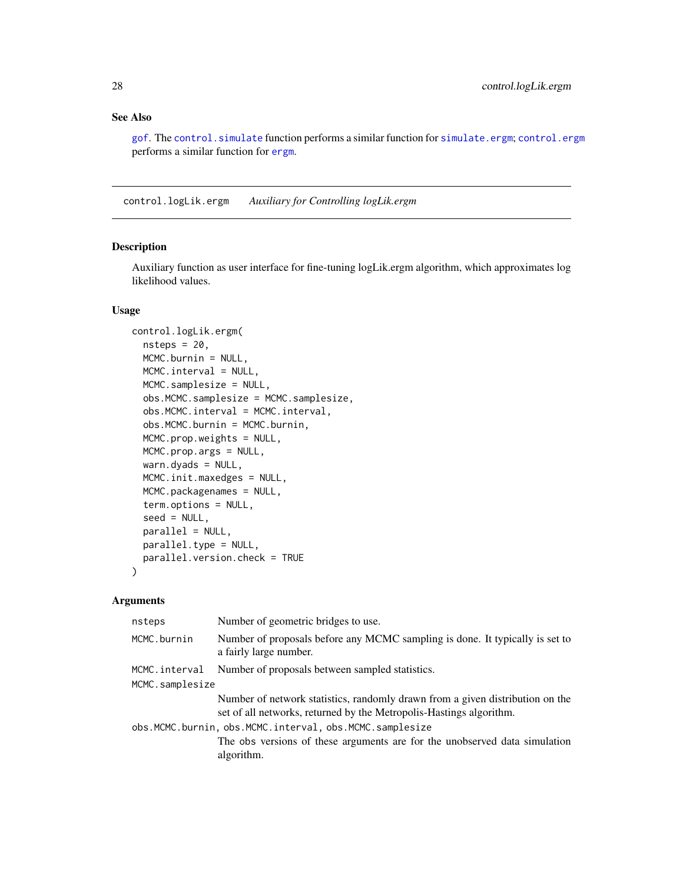## See Also

gof. The control.simulate function performs a similar function for simulate.ergm; control.ergm performs a similar function for ergm.

---

# control.logLik.ergm *Auxiliary for Controlling logLik.ergm*

## Description

Auxiliary function as user interface for fine-tuning logLik.ergm algorithm, which approximates log likelihood values.

## Usage

```
control.logLik.ergm(
  nsteps = 20,
  MCMC.burnin = NULL,
  MCMC.interval = NULL,
  MCMC.samplesize = NULL,
  obs.MCMC.samplesize = MCMC.samplesize,
  obs.MCMC.interval = MCMC.interval,
  obs.MCMC.burnin = MCMC.burnin,
  MCMC.prop.weights = NULL,
  MCMC.prop.args = NULL,
  warn.dyads = NULL,
  MCMC.init.maxedges = NULL,
  MCMC.packagenames = NULL,
  term.options = NULL,
  seed = NULL,
  parallel = NULL,
  parallel.type = NULL,
  parallel.version.check = TRUE
)
```

## Arguments

| | |
|---|---|
| nsteps | Number of geometric bridges to use. |
| MCMC.burnin | Number of proposals before any MCMC sampling is done. It typically is set to a fairly large number. |
| MCMC.interval | Number of proposals between sampled statistics. |
| MCMC.samplesize | Number of network statistics, randomly drawn from a given distribution on the set of all networks, returned by the Metropolis-Hastings algorithm. |
| obs.MCMC.burnin, obs.MCMC.interval, obs.MCMC.samplesize | The obs versions of these arguments are for the unobserved data simulation algorithm. |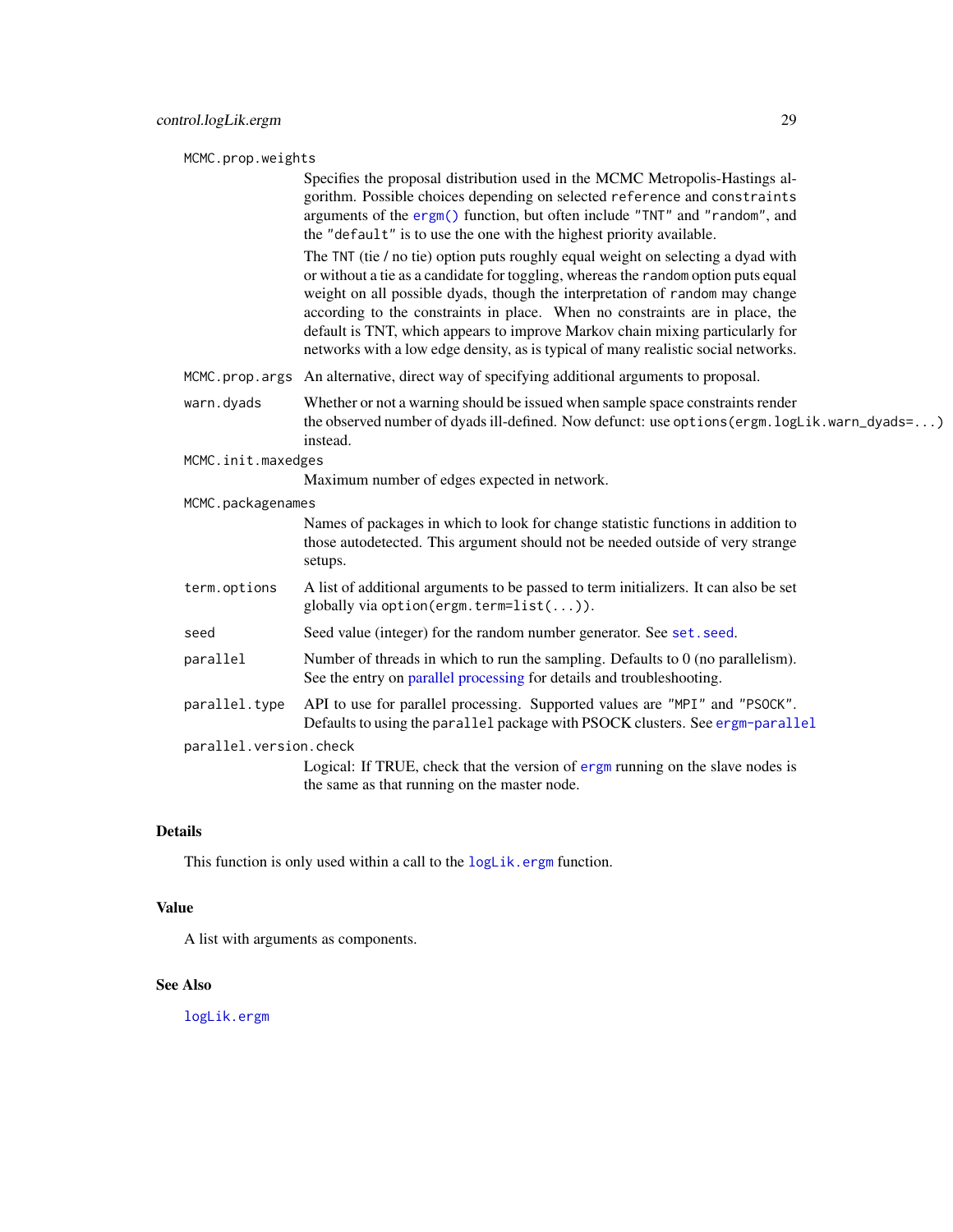MCMC.prop.weights
: Specifies the proposal distribution used in the MCMC Metropolis-Hastings algorithm. Possible choices depending on selected `reference` and `constraints` arguments of the `ergm()` function, but often include `"TNT"` and `"random"`, and the `"default"` is to use the one with the highest priority available.

  The `TNT` (tie / no tie) option puts roughly equal weight on selecting a dyad with or without a tie as a candidate for toggling, whereas the `random` option puts equal weight on all possible dyads, though the interpretation of `random` may change according to the constraints in place. When no constraints are in place, the default is TNT, which appears to improve Markov chain mixing particularly for networks with a low edge density, as is typical of many realistic social networks.

MCMC.prop.args
: An alternative, direct way of specifying additional arguments to proposal.

warn.dyads
: Whether or not a warning should be issued when sample space constraints render the observed number of dyads ill-defined. Now defunct: use `options(ergm.logLik.warn_dyads=...)` instead.

MCMC.init.maxedges
: Maximum number of edges expected in network.

MCMC.packagenames
: Names of packages in which to look for change statistic functions in addition to those autodetected. This argument should not be needed outside of very strange setups.

term.options
: A list of additional arguments to be passed to term initializers. It can also be set globally via `option(ergm.term=list(...))`.

seed
: Seed value (integer) for the random number generator. See `set.seed`.

parallel
: Number of threads in which to run the sampling. Defaults to 0 (no parallelism). See the entry on parallel processing for details and troubleshooting.

parallel.type
: API to use for parallel processing. Supported values are `"MPI"` and `"PSOCK"`. Defaults to using the `parallel` package with PSOCK clusters. See `ergm-parallel`

parallel.version.check
: Logical: If TRUE, check that the version of `ergm` running on the slave nodes is the same as that running on the master node.

## Details

This function is only used within a call to the `logLik.ergm` function.

## Value

A list with arguments as components.

## See Also

`logLik.ergm`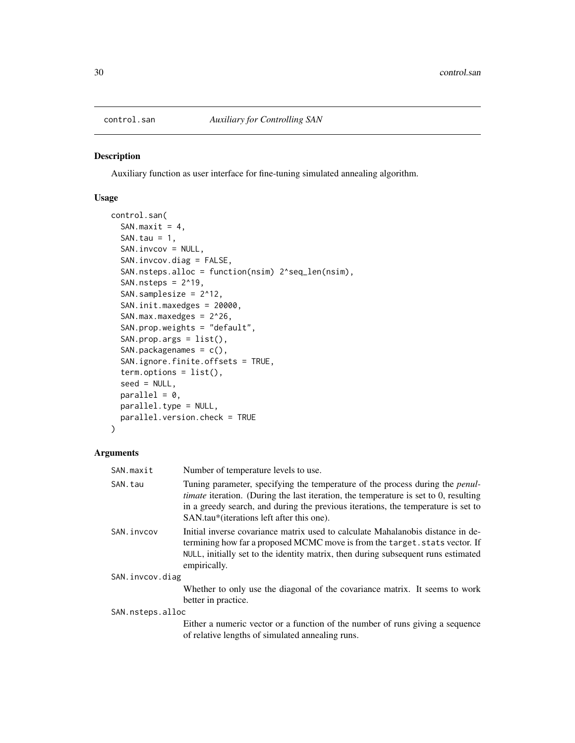# control.san *Auxiliary for Controlling SAN*

## Description

Auxiliary function as user interface for fine-tuning simulated annealing algorithm.

## Usage

```
control.san(
  SAN.maxit = 4,
  SAN.tau = 1,
  SAN.invcov = NULL,
  SAN.invcov.diag = FALSE,
  SAN.nsteps.alloc = function(nsim) 2^seq_len(nsim),
  SAN.nsteps = 2^19,
  SAN.samplesize = 2^12,
  SAN.init.maxedges = 20000,
  SAN.max.maxedges = 2^26,
  SAN.prop.weights = "default",
  SAN.prop.args = list(),
  SAN.packagenames = c(),
  SAN.ignore.finite.offsets = TRUE,
  term.options = list(),
  seed = NULL,
  parallel = 0,
  parallel.type = NULL,
  parallel.version.check = TRUE
)
```

## Arguments

`SAN.maxit` Number of temperature levels to use.

`SAN.tau` Tuning parameter, specifying the temperature of the process during the *penultimate* iteration. (During the last iteration, the temperature is set to 0, resulting in a greedy search, and during the previous iterations, the temperature is set to SAN.tau*(iterations left after this one).

`SAN.invcov` Initial inverse covariance matrix used to calculate Mahalanobis distance in determining how far a proposed MCMC move is from the `target.stats` vector. If `NULL`, initially set to the identity matrix, then during subsequent runs estimated empirically.

`SAN.invcov.diag` Whether to only use the diagonal of the covariance matrix. It seems to work better in practice.

`SAN.nsteps.alloc` Either a numeric vector or a function of the number of runs giving a sequence of relative lengths of simulated annealing runs.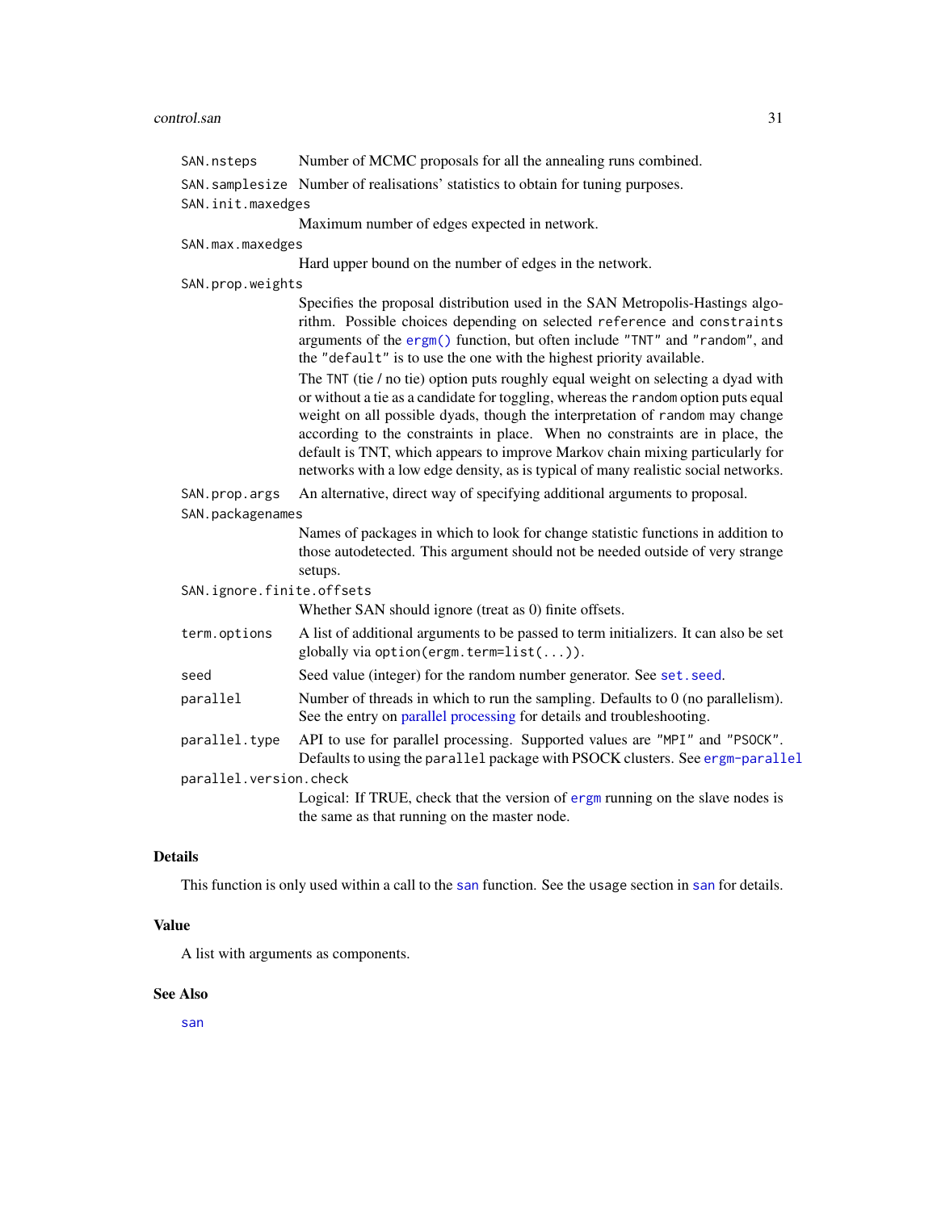`SAN.nsteps` Number of MCMC proposals for all the annealing runs combined.

`SAN.samplesize` Number of realisations' statistics to obtain for tuning purposes.

`SAN.init.maxedges`
Maximum number of edges expected in network.

`SAN.max.maxedges`
Hard upper bound on the number of edges in the network.

`SAN.prop.weights`
Specifies the proposal distribution used in the SAN Metropolis-Hastings algorithm. Possible choices depending on selected `reference` and `constraints` arguments of the `ergm()` function, but often include `"TNT"` and `"random"`, and the `"default"` is to use the one with the highest priority available.

The `TNT` (tie / no tie) option puts roughly equal weight on selecting a dyad with or without a tie as a candidate for toggling, whereas the `random` option puts equal weight on all possible dyads, though the interpretation of `random` may change according to the constraints in place. When no constraints are in place, the default is TNT, which appears to improve Markov chain mixing particularly for networks with a low edge density, as is typical of many realistic social networks.

`SAN.prop.args` An alternative, direct way of specifying additional arguments to proposal.

`SAN.packagenames`
Names of packages in which to look for change statistic functions in addition to those autodetected. This argument should not be needed outside of very strange setups.

`SAN.ignore.finite.offsets`
Whether SAN should ignore (treat as 0) finite offsets.

`term.options` A list of additional arguments to be passed to term initializers. It can also be set globally via `option(ergm.term=list(...))`.

`seed` Seed value (integer) for the random number generator. See `set.seed`.

`parallel` Number of threads in which to run the sampling. Defaults to 0 (no parallelism). See the entry on parallel processing for details and troubleshooting.

`parallel.type` API to use for parallel processing. Supported values are `"MPI"` and `"PSOCK"`. Defaults to using the `parallel` package with PSOCK clusters. See `ergm-parallel`

`parallel.version.check`
Logical: If TRUE, check that the version of `ergm` running on the slave nodes is the same as that running on the master node.

## Details

This function is only used within a call to the `san` function. See the usage section in `san` for details.

## Value

A list with arguments as components.

## See Also

`san`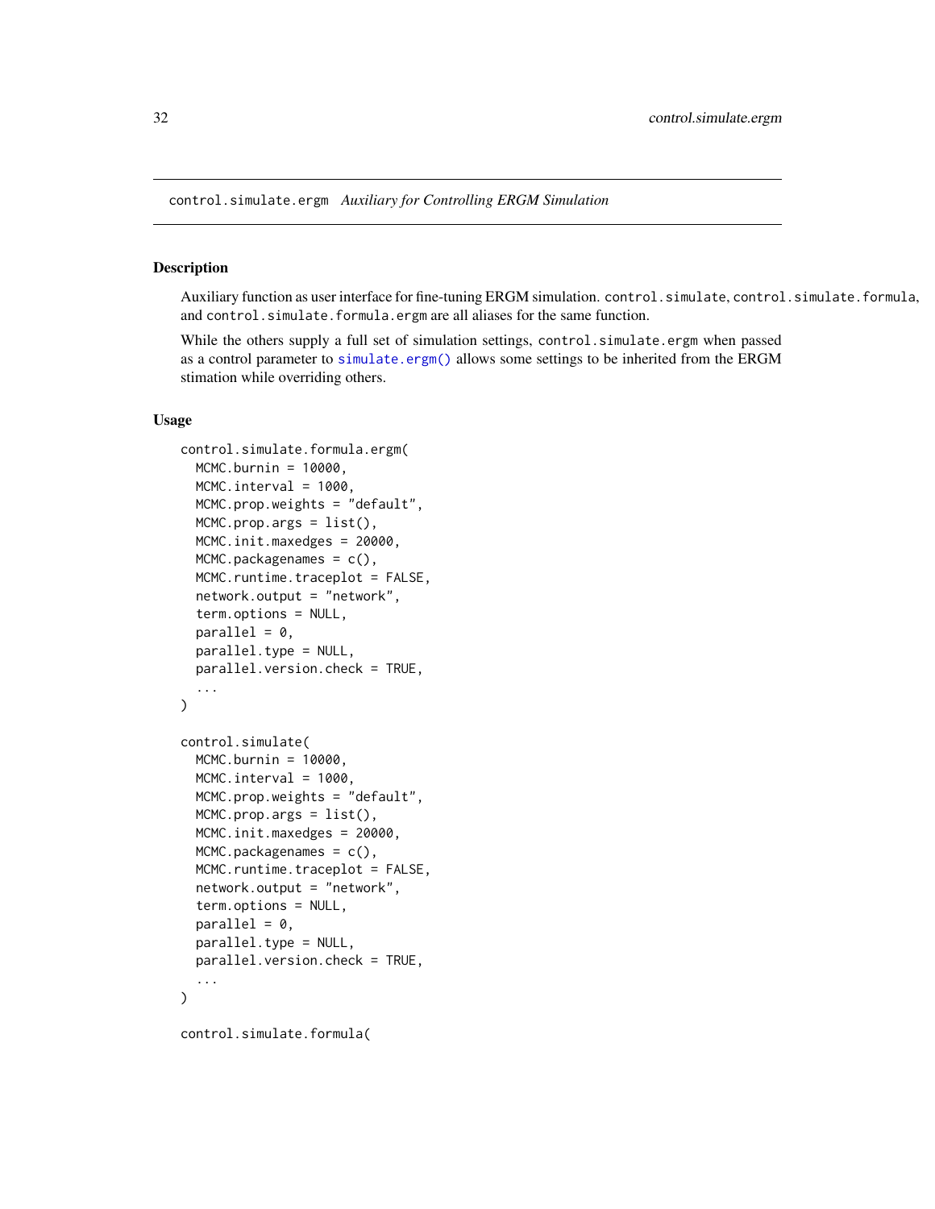control.simulate.ergm *Auxiliary for Controlling ERGM Simulation*

## Description

Auxiliary function as user interface for fine-tuning ERGM simulation. `control.simulate`, `control.simulate.formula`, and `control.simulate.formula.ergm` are all aliases for the same function.

While the others supply a full set of simulation settings, `control.simulate.ergm` when passed as a control parameter to `simulate.ergm()` allows some settings to be inherited from the ERGM stimation while overriding others.

## Usage

```
control.simulate.formula.ergm(
  MCMC.burnin = 10000,
  MCMC.interval = 1000,
  MCMC.prop.weights = "default",
  MCMC.prop.args = list(),
  MCMC.init.maxedges = 20000,
  MCMC.packagenames = c(),
  MCMC.runtime.traceplot = FALSE,
  network.output = "network",
  term.options = NULL,
  parallel = 0,
  parallel.type = NULL,
  parallel.version.check = TRUE,
  ...
)

control.simulate(
  MCMC.burnin = 10000,
  MCMC.interval = 1000,
  MCMC.prop.weights = "default",
  MCMC.prop.args = list(),
  MCMC.init.maxedges = 20000,
  MCMC.packagenames = c(),
  MCMC.runtime.traceplot = FALSE,
  network.output = "network",
  term.options = NULL,
  parallel = 0,
  parallel.type = NULL,
  parallel.version.check = TRUE,
  ...
)

control.simulate.formula(
```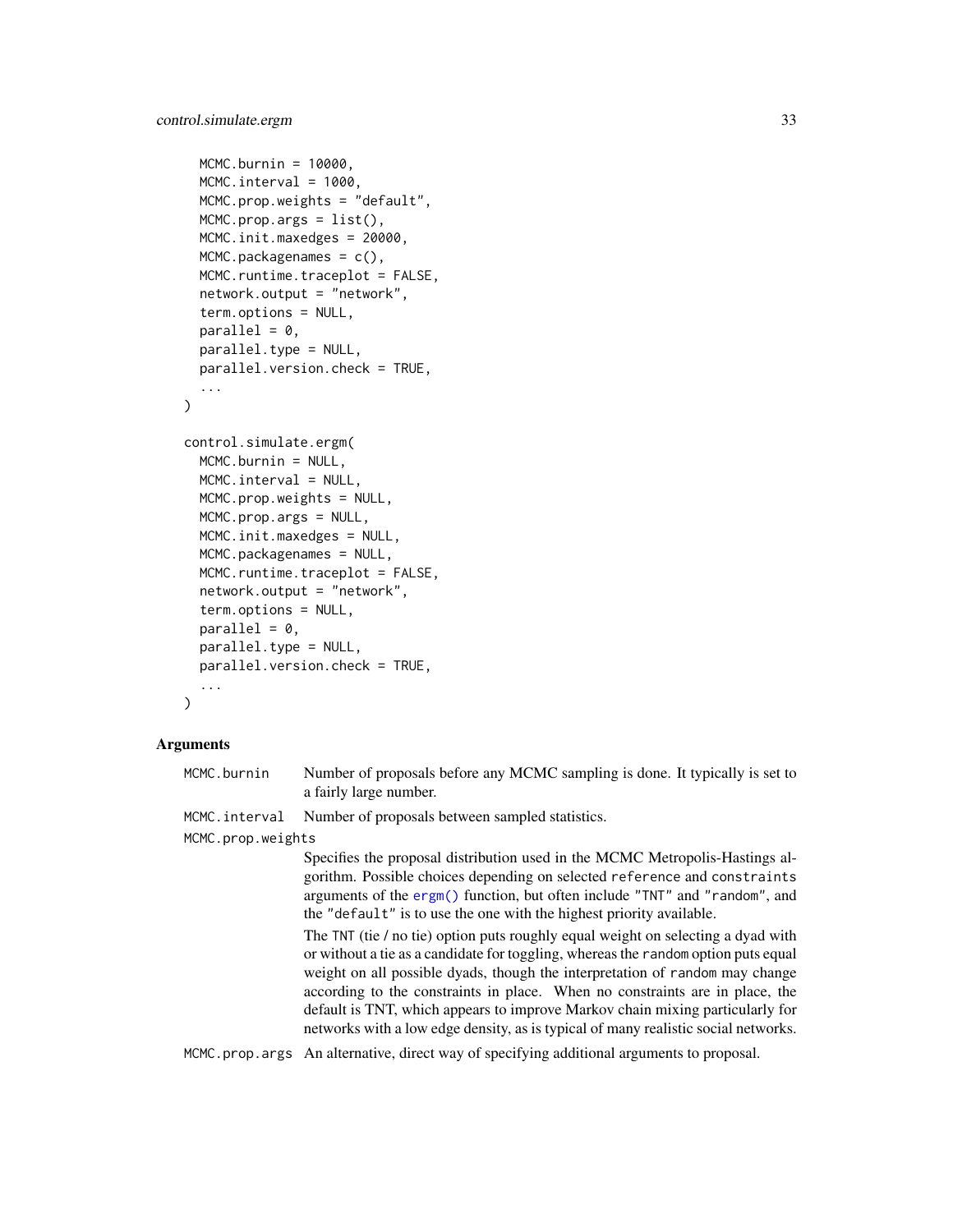```
  MCMC.burnin = 10000,
  MCMC.interval = 1000,
  MCMC.prop.weights = "default",
  MCMC.prop.args = list(),
  MCMC.init.maxedges = 20000,
  MCMC.packagenames = c(),
  MCMC.runtime.traceplot = FALSE,
  network.output = "network",
  term.options = NULL,
  parallel = 0,
  parallel.type = NULL,
  parallel.version.check = TRUE,
  ...
)

control.simulate.ergm(
  MCMC.burnin = NULL,
  MCMC.interval = NULL,
  MCMC.prop.weights = NULL,
  MCMC.prop.args = NULL,
  MCMC.init.maxedges = NULL,
  MCMC.packagenames = NULL,
  MCMC.runtime.traceplot = FALSE,
  network.output = "network",
  term.options = NULL,
  parallel = 0,
  parallel.type = NULL,
  parallel.version.check = TRUE,
  ...
)
```

## Arguments

`MCMC.burnin` Number of proposals before any MCMC sampling is done. It typically is set to a fairly large number.

`MCMC.interval` Number of proposals between sampled statistics.

`MCMC.prop.weights`
Specifies the proposal distribution used in the MCMC Metropolis-Hastings algorithm. Possible choices depending on selected `reference` and `constraints` arguments of the `ergm()` function, but often include `"TNT"` and `"random"`, and the `"default"` is to use the one with the highest priority available.

The `TNT` (tie / no tie) option puts roughly equal weight on selecting a dyad with or without a tie as a candidate for toggling, whereas the `random` option puts equal weight on all possible dyads, though the interpretation of `random` may change according to the constraints in place. When no constraints are in place, the default is TNT, which appears to improve Markov chain mixing particularly for networks with a low edge density, as is typical of many realistic social networks.

`MCMC.prop.args` An alternative, direct way of specifying additional arguments to proposal.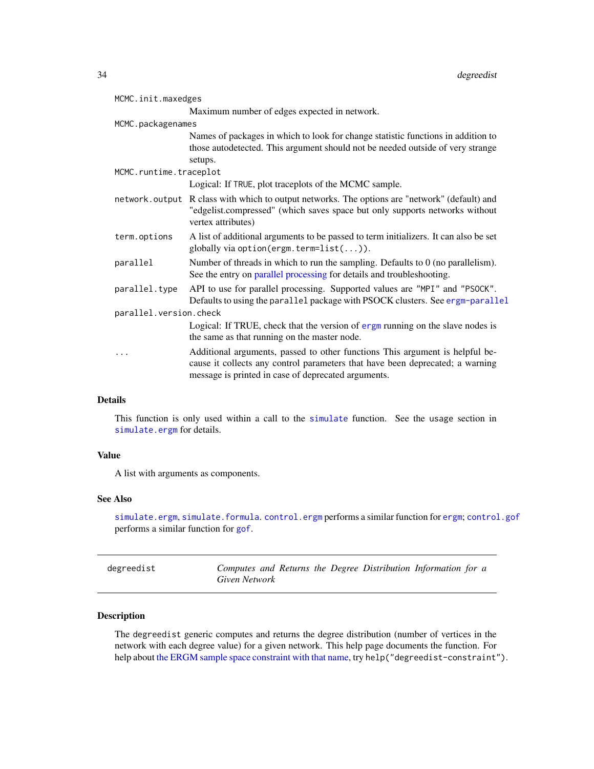`MCMC.init.maxedges`
: Maximum number of edges expected in network.

`MCMC.packagenames`
: Names of packages in which to look for change statistic functions in addition to those autodetected. This argument should not be needed outside of very strange setups.

`MCMC.runtime.traceplot`
: Logical: If `TRUE`, plot traceplots of the MCMC sample.

`network.output`
: R class with which to output networks. The options are "network" (default) and "edgelist.compressed" (which saves space but only supports networks without vertex attributes)

`term.options`
: A list of additional arguments to be passed to term initializers. It can also be set globally via `option(ergm.term=list(...))`.

`parallel`
: Number of threads in which to run the sampling. Defaults to 0 (no parallelism). See the entry on parallel processing for details and troubleshooting.

`parallel.type`
: API to use for parallel processing. Supported values are `"MPI"` and `"PSOCK"`. Defaults to using the `parallel` package with PSOCK clusters. See `ergm-parallel`

`parallel.version.check`
: Logical: If TRUE, check that the version of `ergm` running on the slave nodes is the same as that running on the master node.

`...`
: Additional arguments, passed to other functions This argument is helpful because it collects any control parameters that have been deprecated; a warning message is printed in case of deprecated arguments.

### Details

This function is only used within a call to the `simulate` function. See the usage section in `simulate.ergm` for details.

### Value

A list with arguments as components.

### See Also

`simulate.ergm`, `simulate.formula`. `control.ergm` performs a similar function for `ergm`; `control.gof` performs a similar function for `gof`.

---

## degreedist — *Computes and Returns the Degree Distribution Information for a Given Network*

---

### Description

The `degreedist` generic computes and returns the degree distribution (number of vertices in the network with each degree value) for a given network. This help page documents the function. For help about the ERGM sample space constraint with that name, try `help("degreedist-constraint")`.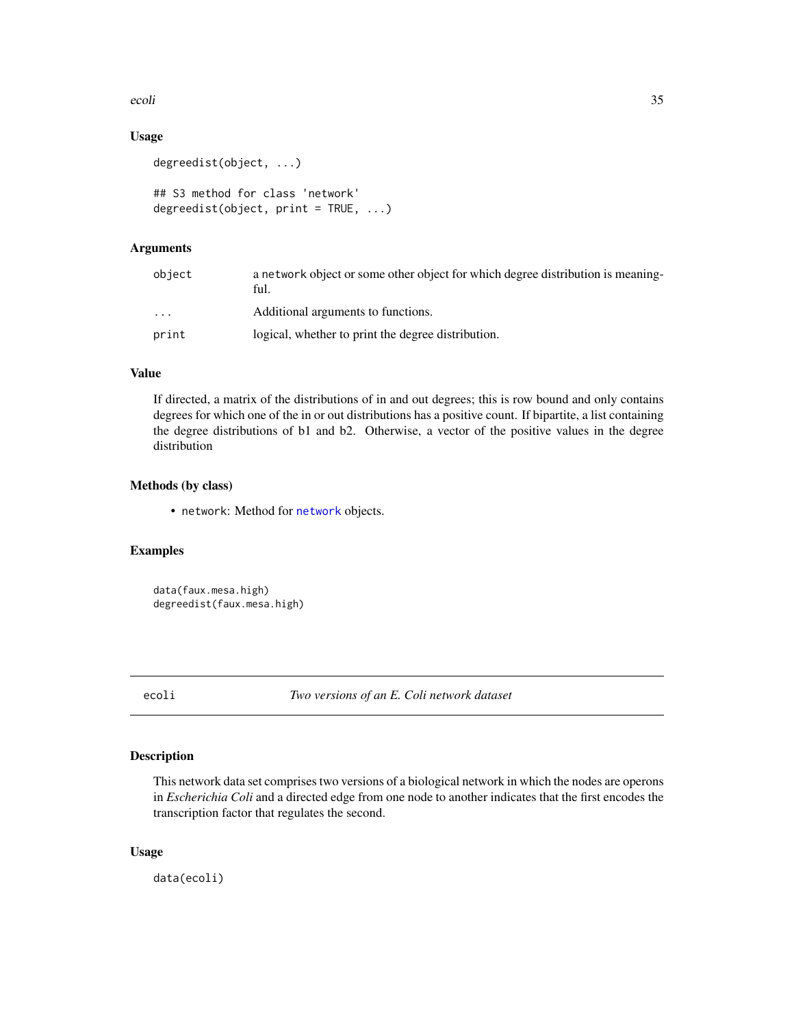### Usage

```
degreedist(object, ...)

## S3 method for class 'network'
degreedist(object, print = TRUE, ...)
```

### Arguments

| | |
|---|---|
| object | a network object or some other object for which degree distribution is meaningful. |
| ... | Additional arguments to functions. |
| print | logical, whether to print the degree distribution. |

### Value

If directed, a matrix of the distributions of in and out degrees; this is row bound and only contains degrees for which one of the in or out distributions has a positive count. If bipartite, a list containing the degree distributions of b1 and b2. Otherwise, a vector of the positive values in the degree distribution

### Methods (by class)

- network: Method for network objects.

### Examples

```
data(faux.mesa.high)
degreedist(faux.mesa.high)
```

---

## ecoli — *Two versions of an E. Coli network dataset*

### Description

This network data set comprises two versions of a biological network in which the nodes are operons in *Escherichia Coli* and a directed edge from one node to another indicates that the first encodes the transcription factor that regulates the second.

### Usage

```
data(ecoli)
```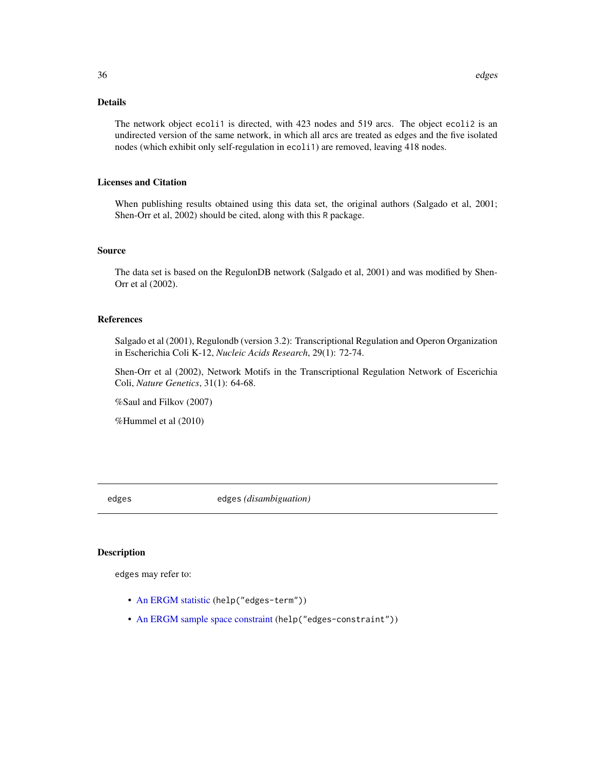### Details

The network object `ecoli1` is directed, with 423 nodes and 519 arcs. The object `ecoli2` is an undirected version of the same network, in which all arcs are treated as edges and the five isolated nodes (which exhibit only self-regulation in `ecoli1`) are removed, leaving 418 nodes.

### Licenses and Citation

When publishing results obtained using this data set, the original authors (Salgado et al, 2001; Shen-Orr et al, 2002) should be cited, along with this R package.

### Source

The data set is based on the RegulonDB network (Salgado et al, 2001) and was modified by Shen-Orr et al (2002).

### References

Salgado et al (2001), Regulondb (version 3.2): Transcriptional Regulation and Operon Organization in Escherichia Coli K-12, *Nucleic Acids Research*, 29(1): 72-74.

Shen-Orr et al (2002), Network Motifs in the Transcriptional Regulation Network of Escerichia Coli, *Nature Genetics*, 31(1): 64-68.

%Saul and Filkov (2007)

%Hummel et al (2010)

---

## edges — `edges` *(disambiguation)*

### Description

`edges` may refer to:

- An ERGM statistic (`help("edges-term")`)
- An ERGM sample space constraint (`help("edges-constraint")`)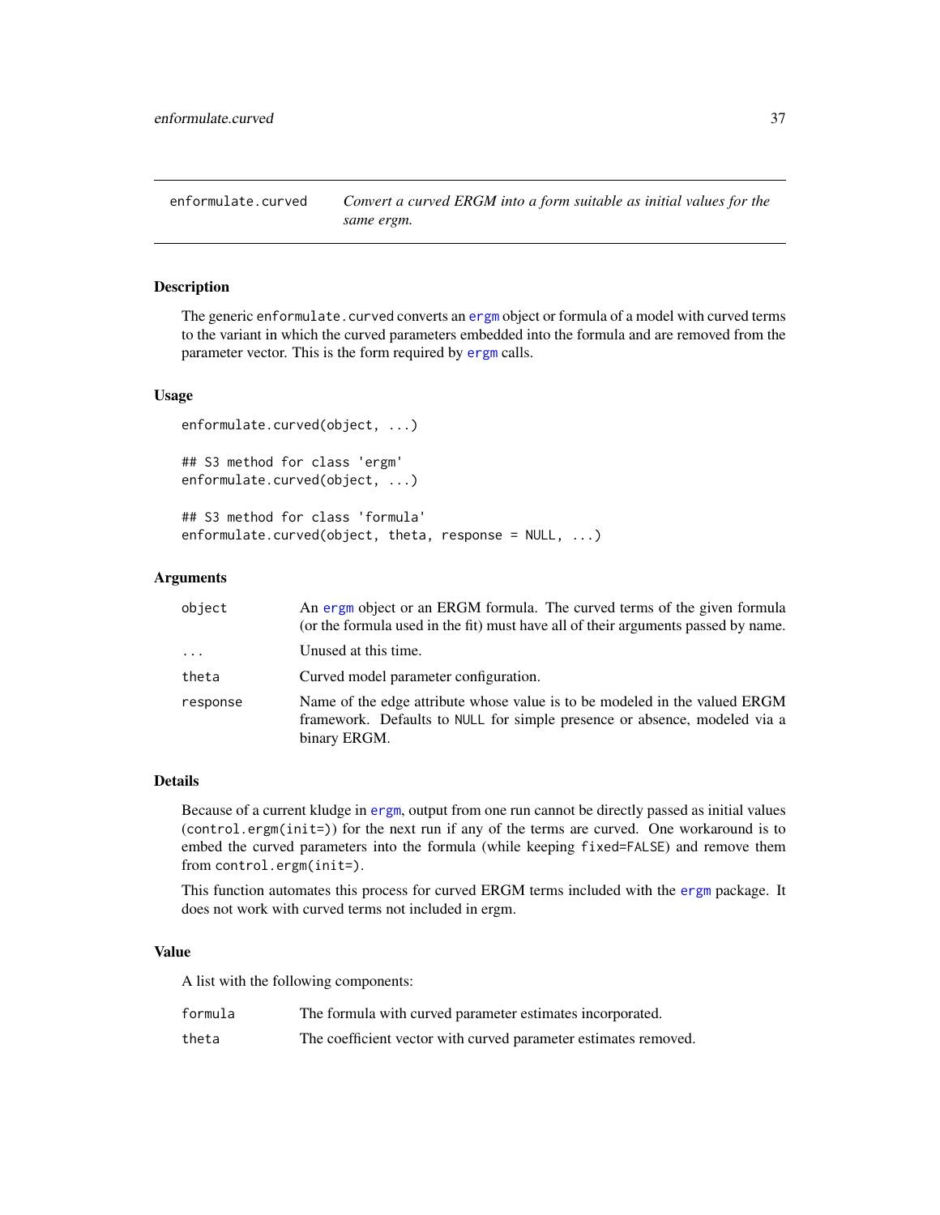# enformulate.curved

*Convert a curved ERGM into a form suitable as initial values for the same ergm.*

## Description

The generic `enformulate.curved` converts an `ergm` object or formula of a model with curved terms to the variant in which the curved parameters embedded into the formula and are removed from the parameter vector. This is the form required by `ergm` calls.

## Usage

```
enformulate.curved(object, ...)

## S3 method for class 'ergm'
enformulate.curved(object, ...)

## S3 method for class 'formula'
enformulate.curved(object, theta, response = NULL, ...)
```

## Arguments

| | |
|---|---|
| `object` | An `ergm` object or an ERGM formula. The curved terms of the given formula (or the formula used in the fit) must have all of their arguments passed by name. |
| `...` | Unused at this time. |
| `theta` | Curved model parameter configuration. |
| `response` | Name of the edge attribute whose value is to be modeled in the valued ERGM framework. Defaults to `NULL` for simple presence or absence, modeled via a binary ERGM. |

## Details

Because of a current kludge in `ergm`, output from one run cannot be directly passed as initial values (`control.ergm(init=)`) for the next run if any of the terms are curved. One workaround is to embed the curved parameters into the formula (while keeping `fixed=FALSE`) and remove them from `control.ergm(init=)`.

This function automates this process for curved ERGM terms included with the `ergm` package. It does not work with curved terms not included in ergm.

## Value

A list with the following components:

| | |
|---|---|
| `formula` | The formula with curved parameter estimates incorporated. |
| `theta` | The coefficient vector with curved parameter estimates removed. |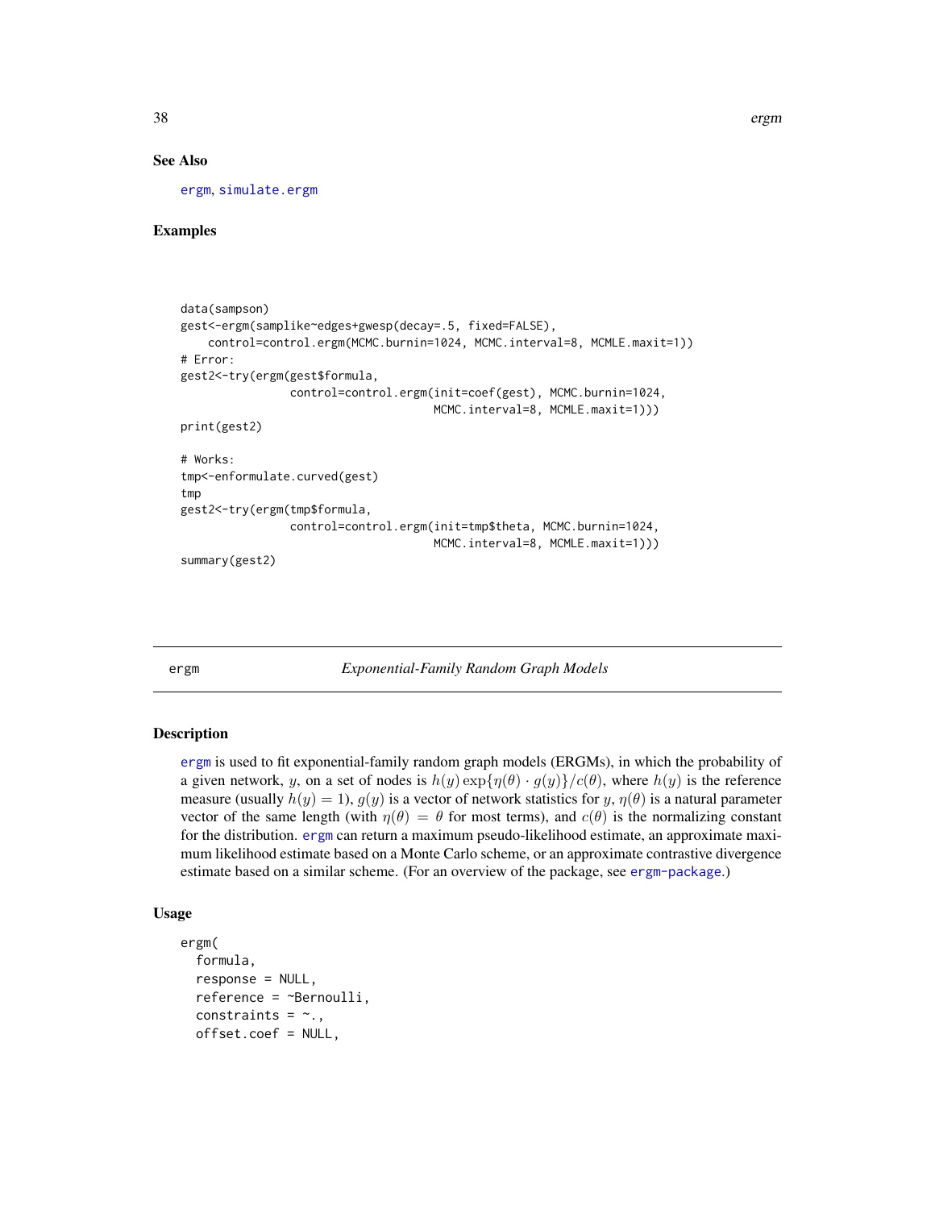### See Also

ergm, simulate.ergm

### Examples

```
data(sampson)
gest<-ergm(samplike~edges+gwesp(decay=.5, fixed=FALSE),
    control=control.ergm(MCMC.burnin=1024, MCMC.interval=8, MCMLE.maxit=1))
# Error:
gest2<-try(ergm(gest$formula,
               control=control.ergm(init=coef(gest), MCMC.burnin=1024,
                                    MCMC.interval=8, MCMLE.maxit=1)))
print(gest2)

# Works:
tmp<-enformulate.curved(gest)
tmp
gest2<-try(ergm(tmp$formula,
               control=control.ergm(init=tmp$theta, MCMC.burnin=1024,
                                    MCMC.interval=8, MCMLE.maxit=1)))
summary(gest2)
```

---

## ergm — *Exponential-Family Random Graph Models*

### Description

ergm is used to fit exponential-family random graph models (ERGMs), in which the probability of a given network, $y$, on a set of nodes is $h(y) \exp\{\eta(\theta) \cdot g(y)\}/c(\theta)$, where $h(y)$ is the reference measure (usually $h(y) = 1$), $g(y)$ is a vector of network statistics for $y$, $\eta(\theta)$ is a natural parameter vector of the same length (with $\eta(\theta) = \theta$ for most terms), and $c(\theta)$ is the normalizing constant for the distribution. ergm can return a maximum pseudo-likelihood estimate, an approximate maximum likelihood estimate based on a Monte Carlo scheme, or an approximate contrastive divergence estimate based on a similar scheme. (For an overview of the package, see ergm-package.)

### Usage

```
ergm(
  formula,
  response = NULL,
  reference = ~Bernoulli,
  constraints = ~.,
  offset.coef = NULL,
```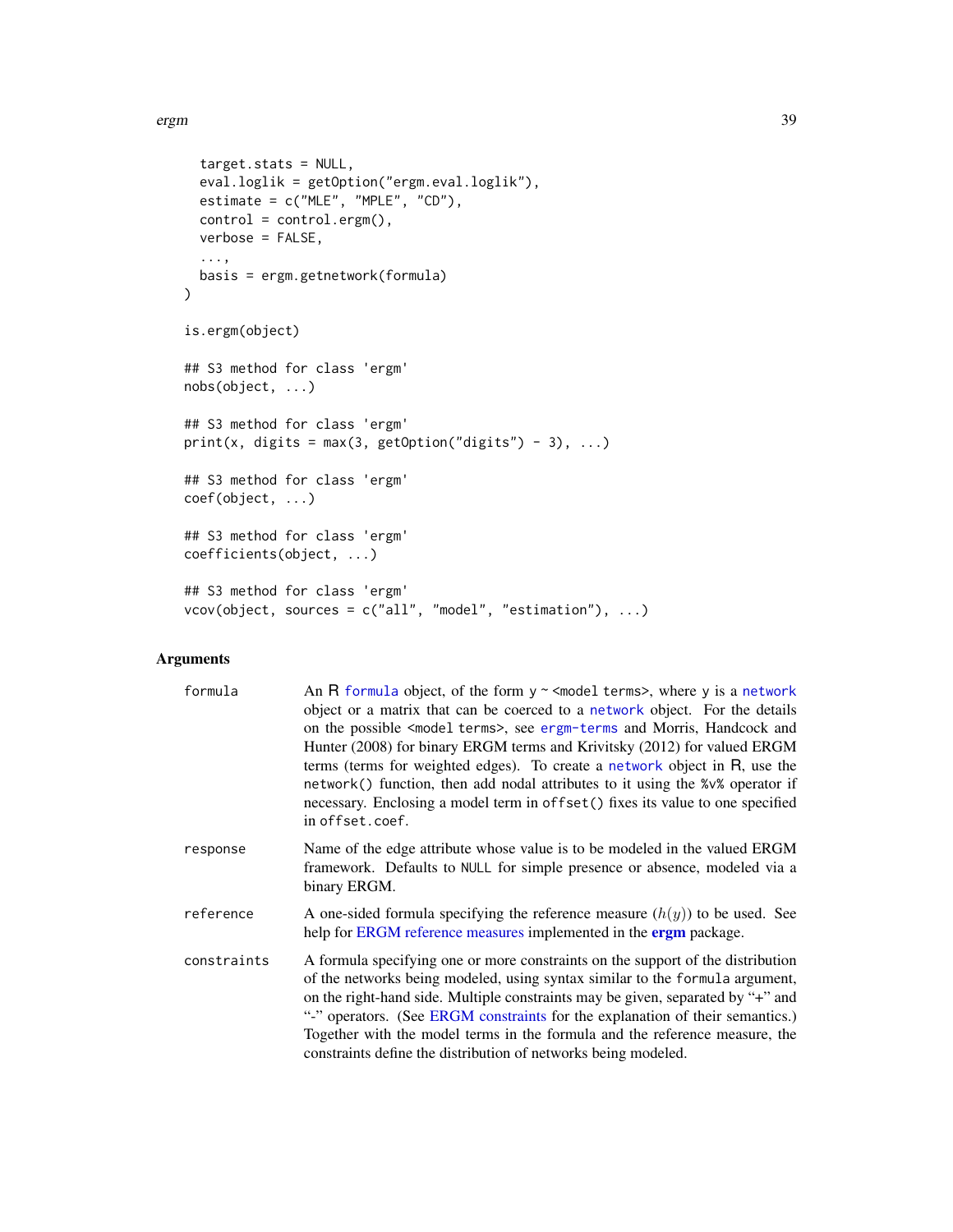```
  target.stats = NULL,
  eval.loglik = getOption("ergm.eval.loglik"),
  estimate = c("MLE", "MPLE", "CD"),
  control = control.ergm(),
  verbose = FALSE,
  ...,
  basis = ergm.getnetwork(formula)
)

is.ergm(object)

## S3 method for class 'ergm'
nobs(object, ...)

## S3 method for class 'ergm'
print(x, digits = max(3, getOption("digits") - 3), ...)

## S3 method for class 'ergm'
coef(object, ...)

## S3 method for class 'ergm'
coefficients(object, ...)

## S3 method for class 'ergm'
vcov(object, sources = c("all", "model", "estimation"), ...)
```

## Arguments

- `formula` An R `formula` object, of the form `y ~ <model terms>`, where `y` is a `network` object or a matrix that can be coerced to a `network` object. For the details on the possible `<model terms>`, see `ergm-terms` and Morris, Handcock and Hunter (2008) for binary ERGM terms and Krivitsky (2012) for valued ERGM terms (terms for weighted edges). To create a `network` object in R, use the `network()` function, then add nodal attributes to it using the `%v%` operator if necessary. Enclosing a model term in `offset()` fixes its value to one specified in `offset.coef`.
- `response` Name of the edge attribute whose value is to be modeled in the valued ERGM framework. Defaults to `NULL` for simple presence or absence, modeled via a binary ERGM.
- `reference` A one-sided formula specifying the reference measure ($h(y)$) to be used. See help for ERGM reference measures implemented in the **ergm** package.
- `constraints` A formula specifying one or more constraints on the support of the distribution of the networks being modeled, using syntax similar to the `formula` argument, on the right-hand side. Multiple constraints may be given, separated by "+" and "-" operators. (See ERGM constraints for the explanation of their semantics.) Together with the model terms in the formula and the reference measure, the constraints define the distribution of networks being modeled.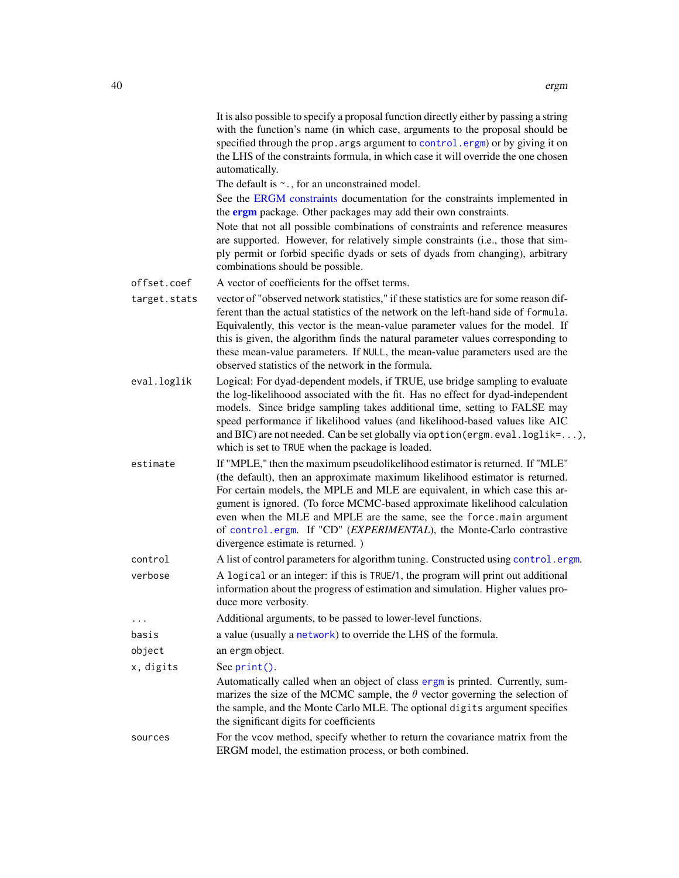It is also possible to specify a proposal function directly either by passing a string with the function's name (in which case, arguments to the proposal should be specified through the `prop.args` argument to `control.ergm`) or by giving it on the LHS of the constraints formula, in which case it will override the one chosen automatically.

The default is `~.`, for an unconstrained model.

See the ERGM constraints documentation for the constraints implemented in the **ergm** package. Other packages may add their own constraints.

Note that not all possible combinations of constraints and reference measures are supported. However, for relatively simple constraints (i.e., those that simply permit or forbid specific dyads or sets of dyads from changing), arbitrary combinations should be possible.

`offset.coef`
: A vector of coefficients for the offset terms.

`target.stats`
: vector of "observed network statistics," if these statistics are for some reason different than the actual statistics of the network on the left-hand side of `formula`. Equivalently, this vector is the mean-value parameter values for the model. If this is given, the algorithm finds the natural parameter values corresponding to these mean-value parameters. If `NULL`, the mean-value parameters used are the observed statistics of the network in the formula.

`eval.loglik`
: Logical: For dyad-dependent models, if TRUE, use bridge sampling to evaluate the log-likelihoood associated with the fit. Has no effect for dyad-independent models. Since bridge sampling takes additional time, setting to FALSE may speed performance if likelihood values (and likelihood-based values like AIC and BIC) are not needed. Can be set globally via `option(ergm.eval.loglik=...)`, which is set to `TRUE` when the package is loaded.

`estimate`
: If "MPLE," then the maximum pseudolikelihood estimator is returned. If "MLE" (the default), then an approximate maximum likelihood estimator is returned. For certain models, the MPLE and MLE are equivalent, in which case this argument is ignored. (To force MCMC-based approximate likelihood calculation even when the MLE and MPLE are the same, see the `force.main` argument of `control.ergm`. If "CD" (*EXPERIMENTAL*), the Monte-Carlo contrastive divergence estimate is returned. )

`control`
: A list of control parameters for algorithm tuning. Constructed using `control.ergm`.

`verbose`
: A `logical` or an integer: if this is `TRUE`/`1`, the program will print out additional information about the progress of estimation and simulation. Higher values produce more verbosity.

`...`
: Additional arguments, to be passed to lower-level functions.

`basis`
: a value (usually a `network`) to override the LHS of the formula.

`object`
: an `ergm` object.

`x, digits`
: See `print()`.

Automatically called when an object of class `ergm` is printed. Currently, summarizes the size of the MCMC sample, the $\theta$ vector governing the selection of the sample, and the Monte Carlo MLE. The optional `digits` argument specifies the significant digits for coefficients

`sources`
: For the `vcov` method, specify whether to return the covariance matrix from the ERGM model, the estimation process, or both combined.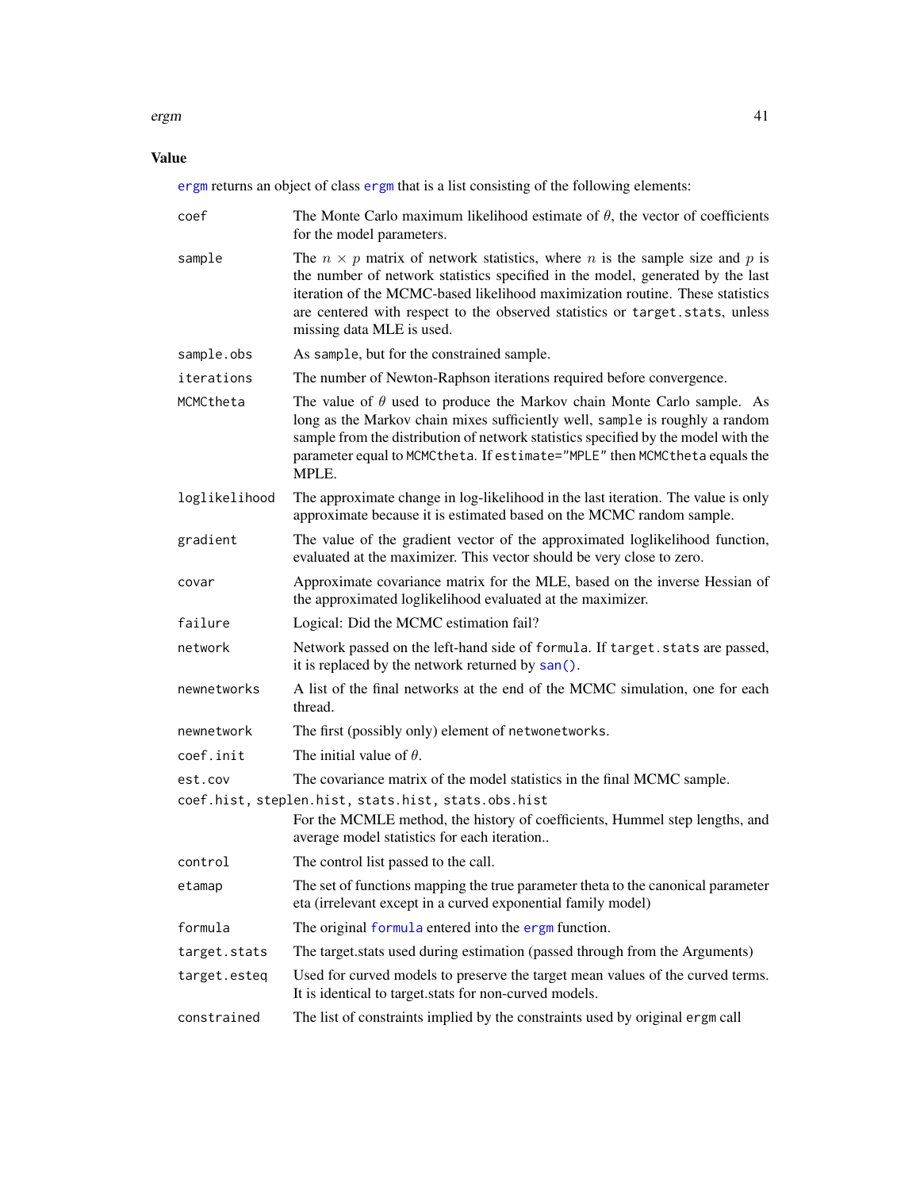## Value

ergm returns an object of class ergm that is a list consisting of the following elements:

| | |
|---|---|
| coef | The Monte Carlo maximum likelihood estimate of $\theta$, the vector of coefficients for the model parameters. |
| sample | The $n \times p$ matrix of network statistics, where $n$ is the sample size and $p$ is the number of network statistics specified in the model, generated by the last iteration of the MCMC-based likelihood maximization routine. These statistics are centered with respect to the observed statistics or `target.stats`, unless missing data MLE is used. |
| sample.obs | As `sample`, but for the constrained sample. |
| iterations | The number of Newton-Raphson iterations required before convergence. |
| MCMCtheta | The value of $\theta$ used to produce the Markov chain Monte Carlo sample. As long as the Markov chain mixes sufficiently well, `sample` is roughly a random sample from the distribution of network statistics specified by the model with the parameter equal to `MCMCtheta`. If `estimate="MPLE"` then `MCMCtheta` equals the MPLE. |
| loglikelihood | The approximate change in log-likelihood in the last iteration. The value is only approximate because it is estimated based on the MCMC random sample. |
| gradient | The value of the gradient vector of the approximated loglikelihood function, evaluated at the maximizer. This vector should be very close to zero. |
| covar | Approximate covariance matrix for the MLE, based on the inverse Hessian of the approximated loglikelihood evaluated at the maximizer. |
| failure | Logical: Did the MCMC estimation fail? |
| network | Network passed on the left-hand side of `formula`. If `target.stats` are passed, it is replaced by the network returned by `san()`. |
| newnetworks | A list of the final networks at the end of the MCMC simulation, one for each thread. |
| newnetwork | The first (possibly only) element of `netwonetworks`. |
| coef.init | The initial value of $\theta$. |
| est.cov | The covariance matrix of the model statistics in the final MCMC sample. |
| coef.hist, steplen.hist, stats.hist, stats.obs.hist | For the MCMLE method, the history of coefficients, Hummel step lengths, and average model statistics for each iteration.. |
| control | The control list passed to the call. |
| etamap | The set of functions mapping the true parameter theta to the canonical parameter eta (irrelevant except in a curved exponential family model) |
| formula | The original formula entered into the ergm function. |
| target.stats | The target.stats used during estimation (passed through from the Arguments) |
| target.esteq | Used for curved models to preserve the target mean values of the curved terms. It is identical to target.stats for non-curved models. |
| constrained | The list of constraints implied by the constraints used by original `ergm` call |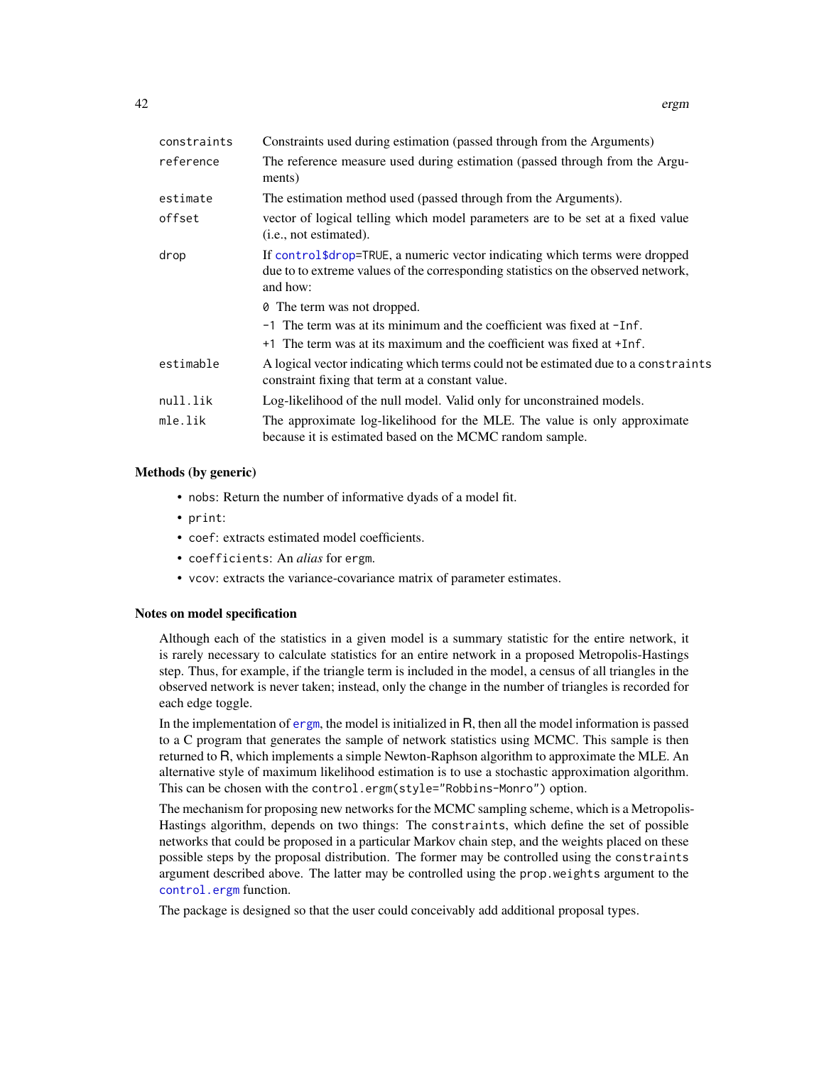| | |
|---|---|
| constraints | Constraints used during estimation (passed through from the Arguments) |
| reference | The reference measure used during estimation (passed through from the Arguments) |
| estimate | The estimation method used (passed through from the Arguments). |
| offset | vector of logical telling which model parameters are to be set at a fixed value (i.e., not estimated). |
| drop | If control$drop=TRUE, a numeric vector indicating which terms were dropped due to to extreme values of the corresponding statistics on the observed network, and how:<br>0 The term was not dropped.<br>-1 The term was at its minimum and the coefficient was fixed at -Inf.<br>+1 The term was at its maximum and the coefficient was fixed at +Inf. |
| estimable | A logical vector indicating which terms could not be estimated due to a constraints constraint fixing that term at a constant value. |
| null.lik | Log-likelihood of the null model. Valid only for unconstrained models. |
| mle.lik | The approximate log-likelihood for the MLE. The value is only approximate because it is estimated based on the MCMC random sample. |

### Methods (by generic)

- `nobs`: Return the number of informative dyads of a model fit.
- `print`:
- `coef`: extracts estimated model coefficients.
- `coefficients`: An *alias* for ergm.
- `vcov`: extracts the variance-covariance matrix of parameter estimates.

### Notes on model specification

Although each of the statistics in a given model is a summary statistic for the entire network, it is rarely necessary to calculate statistics for an entire network in a proposed Metropolis-Hastings step. Thus, for example, if the triangle term is included in the model, a census of all triangles in the observed network is never taken; instead, only the change in the number of triangles is recorded for each edge toggle.

In the implementation of ergm, the model is initialized in R, then all the model information is passed to a C program that generates the sample of network statistics using MCMC. This sample is then returned to R, which implements a simple Newton-Raphson algorithm to approximate the MLE. An alternative style of maximum likelihood estimation is to use a stochastic approximation algorithm. This can be chosen with the `control.ergm(style="Robbins-Monro")` option.

The mechanism for proposing new networks for the MCMC sampling scheme, which is a Metropolis-Hastings algorithm, depends on two things: The `constraints`, which define the set of possible networks that could be proposed in a particular Markov chain step, and the weights placed on these possible steps by the proposal distribution. The former may be controlled using the `constraints` argument described above. The latter may be controlled using the `prop.weights` argument to the control.ergm function.

The package is designed so that the user could conceivably add additional proposal types.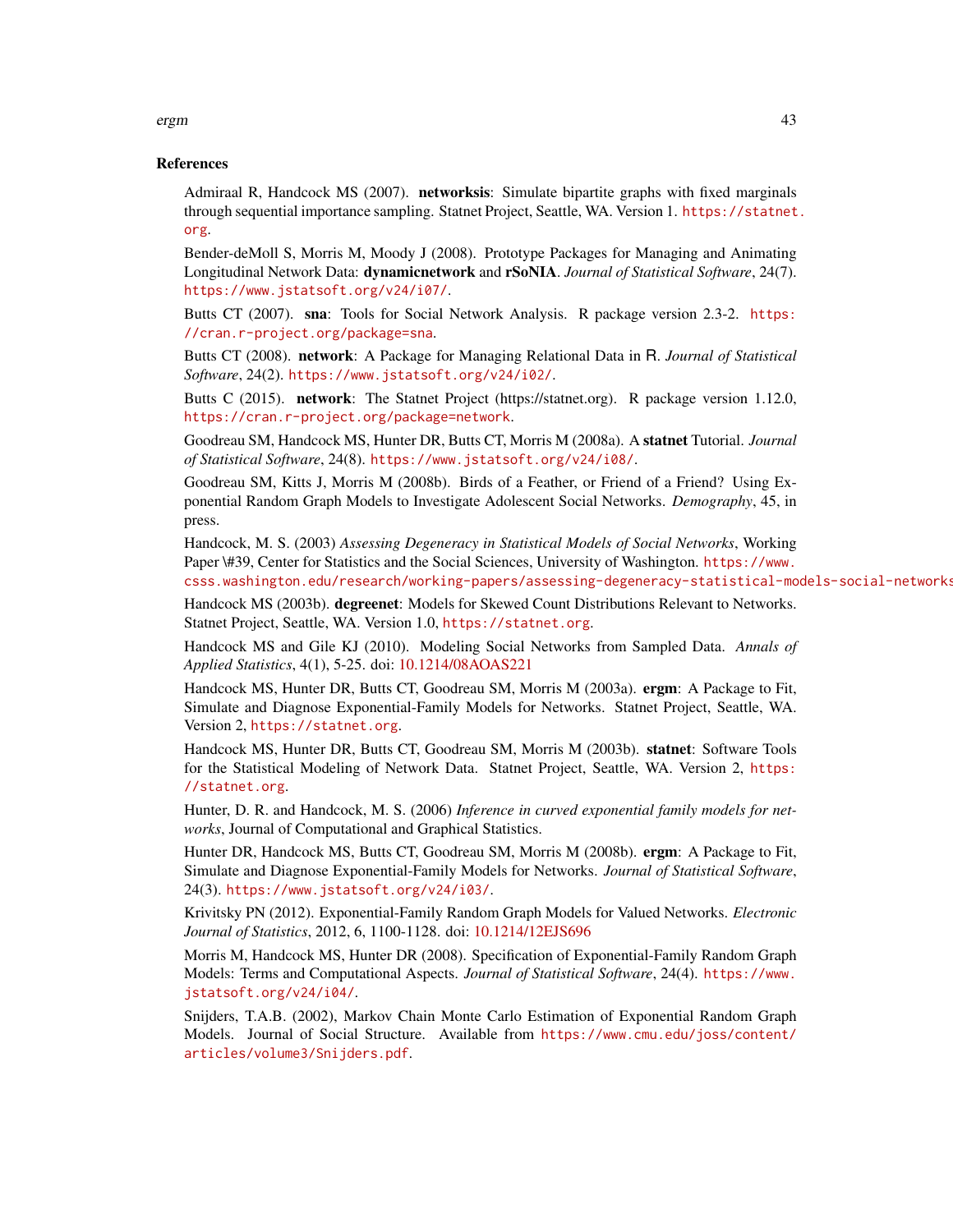### References

Admiraal R, Handcock MS (2007). **networksis**: Simulate bipartite graphs with fixed marginals through sequential importance sampling. Statnet Project, Seattle, WA. Version 1. https://statnet.org.

Bender-deMoll S, Morris M, Moody J (2008). Prototype Packages for Managing and Animating Longitudinal Network Data: **dynamicnetwork** and **rSoNIA**. *Journal of Statistical Software*, 24(7). https://www.jstatsoft.org/v24/i07/.

Butts CT (2007). **sna**: Tools for Social Network Analysis. R package version 2.3-2. https://cran.r-project.org/package=sna.

Butts CT (2008). **network**: A Package for Managing Relational Data in R. *Journal of Statistical Software*, 24(2). https://www.jstatsoft.org/v24/i02/.

Butts C (2015). **network**: The Statnet Project (https://statnet.org). R package version 1.12.0, https://cran.r-project.org/package=network.

Goodreau SM, Handcock MS, Hunter DR, Butts CT, Morris M (2008a). A **statnet** Tutorial. *Journal of Statistical Software*, 24(8). https://www.jstatsoft.org/v24/i08/.

Goodreau SM, Kitts J, Morris M (2008b). Birds of a Feather, or Friend of a Friend? Using Exponential Random Graph Models to Investigate Adolescent Social Networks. *Demography*, 45, in press.

Handcock, M. S. (2003) *Assessing Degeneracy in Statistical Models of Social Networks*, Working Paper \#39, Center for Statistics and the Social Sciences, University of Washington. https://www.csss.washington.edu/research/working-papers/assessing-degeneracy-statistical-models-social-networks

Handcock MS (2003b). **degreenet**: Models for Skewed Count Distributions Relevant to Networks. Statnet Project, Seattle, WA. Version 1.0, https://statnet.org.

Handcock MS and Gile KJ (2010). Modeling Social Networks from Sampled Data. *Annals of Applied Statistics*, 4(1), 5-25. doi: 10.1214/08AOAS221

Handcock MS, Hunter DR, Butts CT, Goodreau SM, Morris M (2003a). **ergm**: A Package to Fit, Simulate and Diagnose Exponential-Family Models for Networks. Statnet Project, Seattle, WA. Version 2, https://statnet.org.

Handcock MS, Hunter DR, Butts CT, Goodreau SM, Morris M (2003b). **statnet**: Software Tools for the Statistical Modeling of Network Data. Statnet Project, Seattle, WA. Version 2, https://statnet.org.

Hunter, D. R. and Handcock, M. S. (2006) *Inference in curved exponential family models for networks*, Journal of Computational and Graphical Statistics.

Hunter DR, Handcock MS, Butts CT, Goodreau SM, Morris M (2008b). **ergm**: A Package to Fit, Simulate and Diagnose Exponential-Family Models for Networks. *Journal of Statistical Software*, 24(3). https://www.jstatsoft.org/v24/i03/.

Krivitsky PN (2012). Exponential-Family Random Graph Models for Valued Networks. *Electronic Journal of Statistics*, 2012, 6, 1100-1128. doi: 10.1214/12EJS696

Morris M, Handcock MS, Hunter DR (2008). Specification of Exponential-Family Random Graph Models: Terms and Computational Aspects. *Journal of Statistical Software*, 24(4). https://www.jstatsoft.org/v24/i04/.

Snijders, T.A.B. (2002), Markov Chain Monte Carlo Estimation of Exponential Random Graph Models. Journal of Social Structure. Available from https://www.cmu.edu/joss/content/articles/volume3/Snijders.pdf.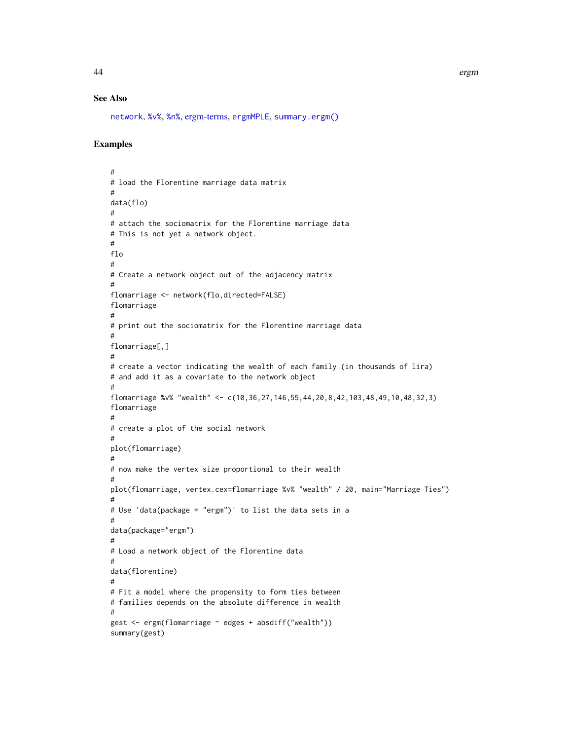## See Also

network, %v%, %n%, ergm-terms, ergmMPLE, summary.ergm()

## Examples

```
#
# load the Florentine marriage data matrix
#
data(flo)
#
# attach the sociomatrix for the Florentine marriage data
# This is not yet a network object.
#
flo
#
# Create a network object out of the adjacency matrix
#
flomarriage <- network(flo,directed=FALSE)
flomarriage
#
# print out the sociomatrix for the Florentine marriage data
#
flomarriage[,]
#
# create a vector indicating the wealth of each family (in thousands of lira)
# and add it as a covariate to the network object
#
flomarriage %v% "wealth" <- c(10,36,27,146,55,44,20,8,42,103,48,49,10,48,32,3)
flomarriage
#
# create a plot of the social network
#
plot(flomarriage)
#
# now make the vertex size proportional to their wealth
#
plot(flomarriage, vertex.cex=flomarriage %v% "wealth" / 20, main="Marriage Ties")
#
# Use 'data(package = "ergm")' to list the data sets in a
#
data(package="ergm")
#
# Load a network object of the Florentine data
#
data(florentine)
#
# Fit a model where the propensity to form ties between
# families depends on the absolute difference in wealth
#
gest <- ergm(flomarriage ~ edges + absdiff("wealth"))
summary(gest)
```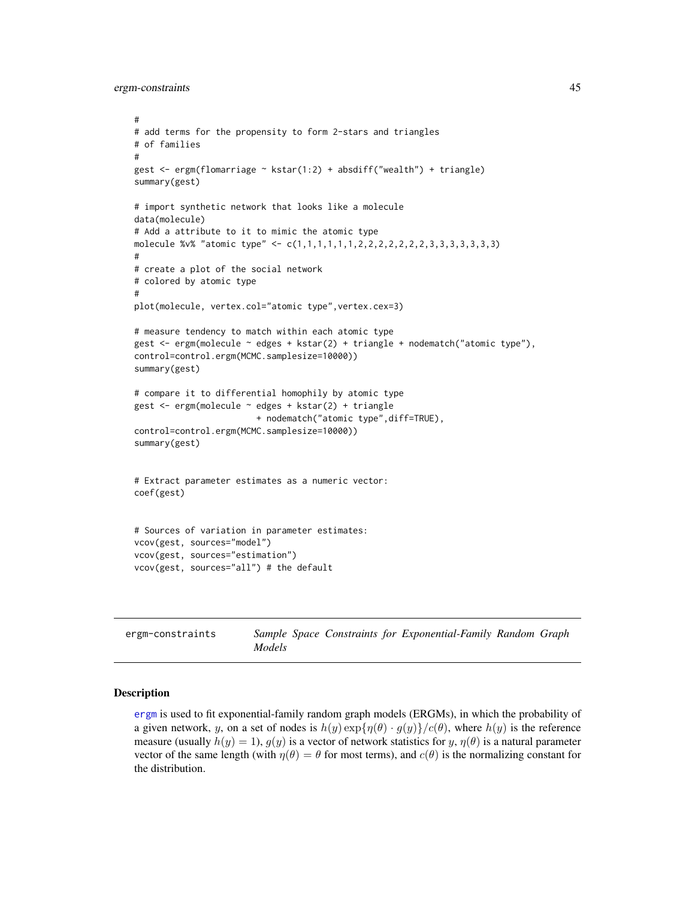```
#
# add terms for the propensity to form 2-stars and triangles
# of families
#
gest <- ergm(flomarriage ~ kstar(1:2) + absdiff("wealth") + triangle)
summary(gest)

# import synthetic network that looks like a molecule
data(molecule)
# Add a attribute to it to mimic the atomic type
molecule %v% "atomic type" <- c(1,1,1,1,1,1,2,2,2,2,2,2,2,3,3,3,3,3,3,3)
#
# create a plot of the social network
# colored by atomic type
#
plot(molecule, vertex.col="atomic type",vertex.cex=3)

# measure tendency to match within each atomic type
gest <- ergm(molecule ~ edges + kstar(2) + triangle + nodematch("atomic type"),
control=control.ergm(MCMC.samplesize=10000))
summary(gest)

# compare it to differential homophily by atomic type
gest <- ergm(molecule ~ edges + kstar(2) + triangle
                        + nodematch("atomic type",diff=TRUE),
control=control.ergm(MCMC.samplesize=10000))
summary(gest)


# Extract parameter estimates as a numeric vector:
coef(gest)


# Sources of variation in parameter estimates:
vcov(gest, sources="model")
vcov(gest, sources="estimation")
vcov(gest, sources="all") # the default
```

## ergm-constraints — *Sample Space Constraints for Exponential-Family Random Graph Models*

### Description

ergm is used to fit exponential-family random graph models (ERGMs), in which the probability of a given network, $y$, on a set of nodes is $h(y)\exp\{\eta(\theta)\cdot g(y)\}/c(\theta)$, where $h(y)$ is the reference measure (usually $h(y) = 1$), $g(y)$ is a vector of network statistics for $y$, $\eta(\theta)$ is a natural parameter vector of the same length (with $\eta(\theta) = \theta$ for most terms), and $c(\theta)$ is the normalizing constant for the distribution.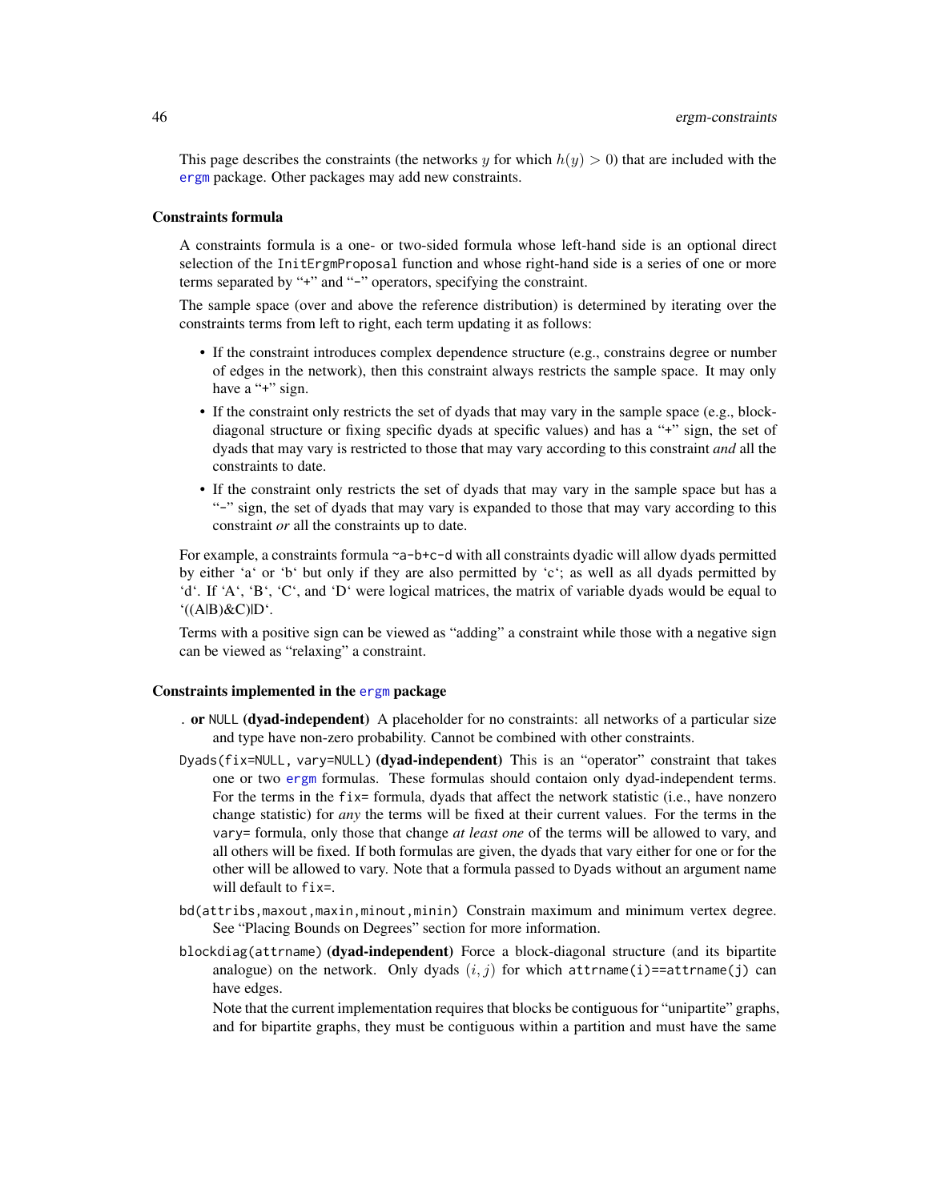This page describes the constraints (the networks $y$ for which $h(y) > 0$) that are included with the ergm package. Other packages may add new constraints.

### Constraints formula

A constraints formula is a one- or two-sided formula whose left-hand side is an optional direct selection of the InitErgmProposal function and whose right-hand side is a series of one or more terms separated by "+" and "-" operators, specifying the constraint.

The sample space (over and above the reference distribution) is determined by iterating over the constraints terms from left to right, each term updating it as follows:

- If the constraint introduces complex dependence structure (e.g., constrains degree or number of edges in the network), then this constraint always restricts the sample space. It may only have a "+" sign.
- If the constraint only restricts the set of dyads that may vary in the sample space (e.g., block-diagonal structure or fixing specific dyads at specific values) and has a "+" sign, the set of dyads that may vary is restricted to those that may vary according to this constraint *and* all the constraints to date.
- If the constraint only restricts the set of dyads that may vary in the sample space but has a "-" sign, the set of dyads that may vary is expanded to those that may vary according to this constraint *or* all the constraints up to date.

For example, a constraints formula `~a-b+c-d` with all constraints dyadic will allow dyads permitted by either 'a' or 'b' but only if they are also permitted by 'c'; as well as all dyads permitted by 'd'. If 'A', 'B', 'C', and 'D' were logical matrices, the matrix of variable dyads would be equal to '((A|B)&C)|D'.

Terms with a positive sign can be viewed as "adding" a constraint while those with a negative sign can be viewed as "relaxing" a constraint.

### Constraints implemented in the ergm package

**. or `NULL` (dyad-independent)** A placeholder for no constraints: all networks of a particular size and type have non-zero probability. Cannot be combined with other constraints.

**`Dyads(fix=NULL, vary=NULL)` (dyad-independent)** This is an "operator" constraint that takes one or two ergm formulas. These formulas should contaion only dyad-independent terms. For the terms in the `fix=` formula, dyads that affect the network statistic (i.e., have nonzero change statistic) for *any* the terms will be fixed at their current values. For the terms in the `vary=` formula, only those that change *at least one* of the terms will be allowed to vary, and all others will be fixed. If both formulas are given, the dyads that vary either for one or for the other will be allowed to vary. Note that a formula passed to `Dyads` without an argument name will default to `fix=`.

**`bd(attribs,maxout,maxin,minout,minin)`** Constrain maximum and minimum vertex degree. See "Placing Bounds on Degrees" section for more information.

**`blockdiag(attrname)` (dyad-independent)** Force a block-diagonal structure (and its bipartite analogue) on the network. Only dyads $(i, j)$ for which `attrname(i)==attrname(j)` can have edges.

Note that the current implementation requires that blocks be contiguous for "unipartite" graphs, and for bipartite graphs, they must be contiguous within a partition and must have the same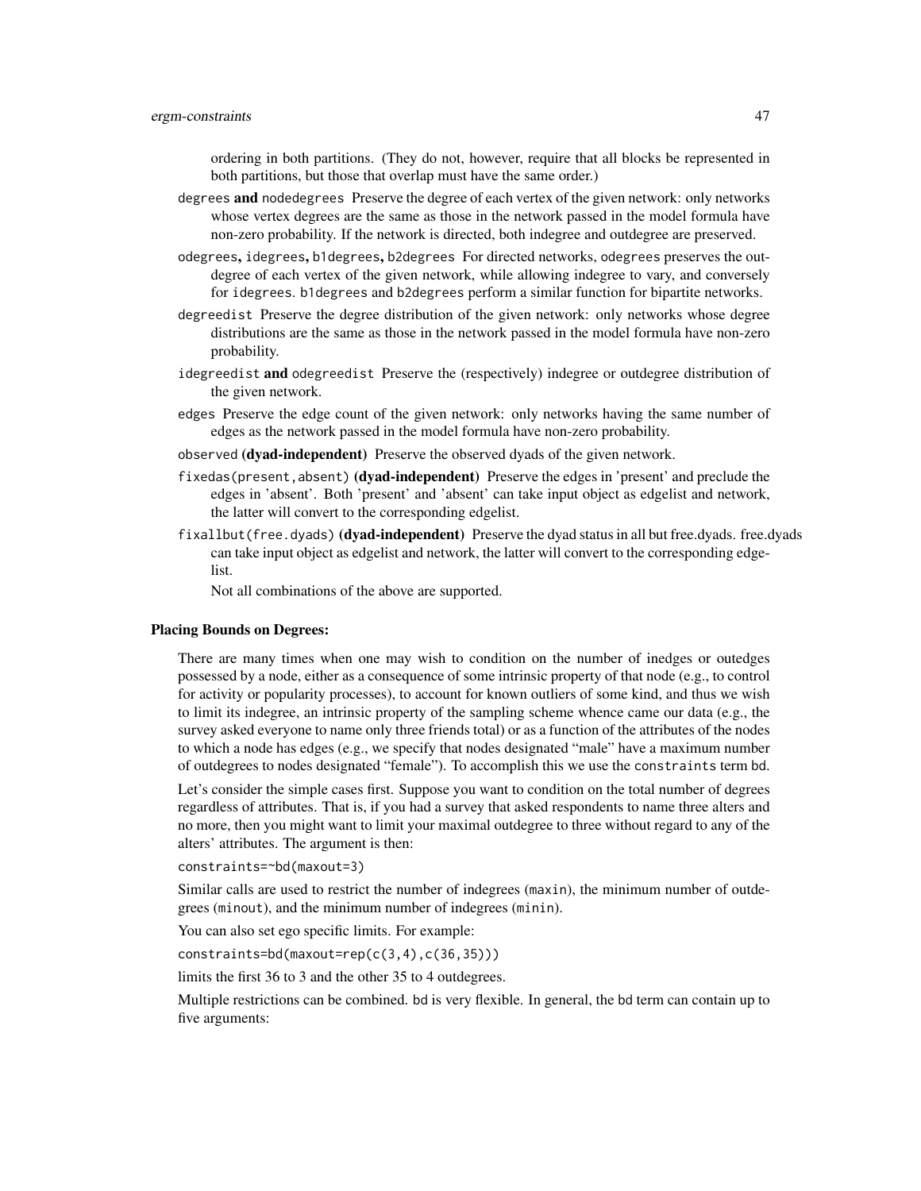ordering in both partitions. (They do not, however, require that all blocks be represented in both partitions, but those that overlap must have the same order.)

`degrees` **and** `nodedegrees` Preserve the degree of each vertex of the given network: only networks whose vertex degrees are the same as those in the network passed in the model formula have non-zero probability. If the network is directed, both indegree and outdegree are preserved.

`odegrees`**,** `idegrees`**,** `b1degrees`**,** `b2degrees` For directed networks, `odegrees` preserves the outdegree of each vertex of the given network, while allowing indegree to vary, and conversely for `idegrees`. `b1degrees` and `b2degrees` perform a similar function for bipartite networks.

`degreedist` Preserve the degree distribution of the given network: only networks whose degree distributions are the same as those in the network passed in the model formula have non-zero probability.

`idegreedist` **and** `odegreedist` Preserve the (respectively) indegree or outdegree distribution of the given network.

`edges` Preserve the edge count of the given network: only networks having the same number of edges as the network passed in the model formula have non-zero probability.

`observed` **(dyad-independent)** Preserve the observed dyads of the given network.

`fixedas(present,absent)` **(dyad-independent)** Preserve the edges in 'present' and preclude the edges in 'absent'. Both 'present' and 'absent' can take input object as edgelist and network, the latter will convert to the corresponding edgelist.

`fixallbut(free.dyads)` **(dyad-independent)** Preserve the dyad status in all but free.dyads. free.dyads can take input object as edgelist and network, the latter will convert to the corresponding edgelist.

Not all combinations of the above are supported.

### Placing Bounds on Degrees:

There are many times when one may wish to condition on the number of inedges or outedges possessed by a node, either as a consequence of some intrinsic property of that node (e.g., to control for activity or popularity processes), to account for known outliers of some kind, and thus we wish to limit its indegree, an intrinsic property of the sampling scheme whence came our data (e.g., the survey asked everyone to name only three friends total) or as a function of the attributes of the nodes to which a node has edges (e.g., we specify that nodes designated "male" have a maximum number of outdegrees to nodes designated "female"). To accomplish this we use the `constraints` term `bd`.

Let's consider the simple cases first. Suppose you want to condition on the total number of degrees regardless of attributes. That is, if you had a survey that asked respondents to name three alters and no more, then you might want to limit your maximal outdegree to three without regard to any of the alters' attributes. The argument is then:

```
constraints=~bd(maxout=3)
```

Similar calls are used to restrict the number of indegrees (`maxin`), the minimum number of outdegrees (`minout`), and the minimum number of indegrees (`minin`).

You can also set ego specific limits. For example:

```
constraints=bd(maxout=rep(c(3,4),c(36,35)))
```

limits the first 36 to 3 and the other 35 to 4 outdegrees.

Multiple restrictions can be combined. `bd` is very flexible. In general, the `bd` term can contain up to five arguments: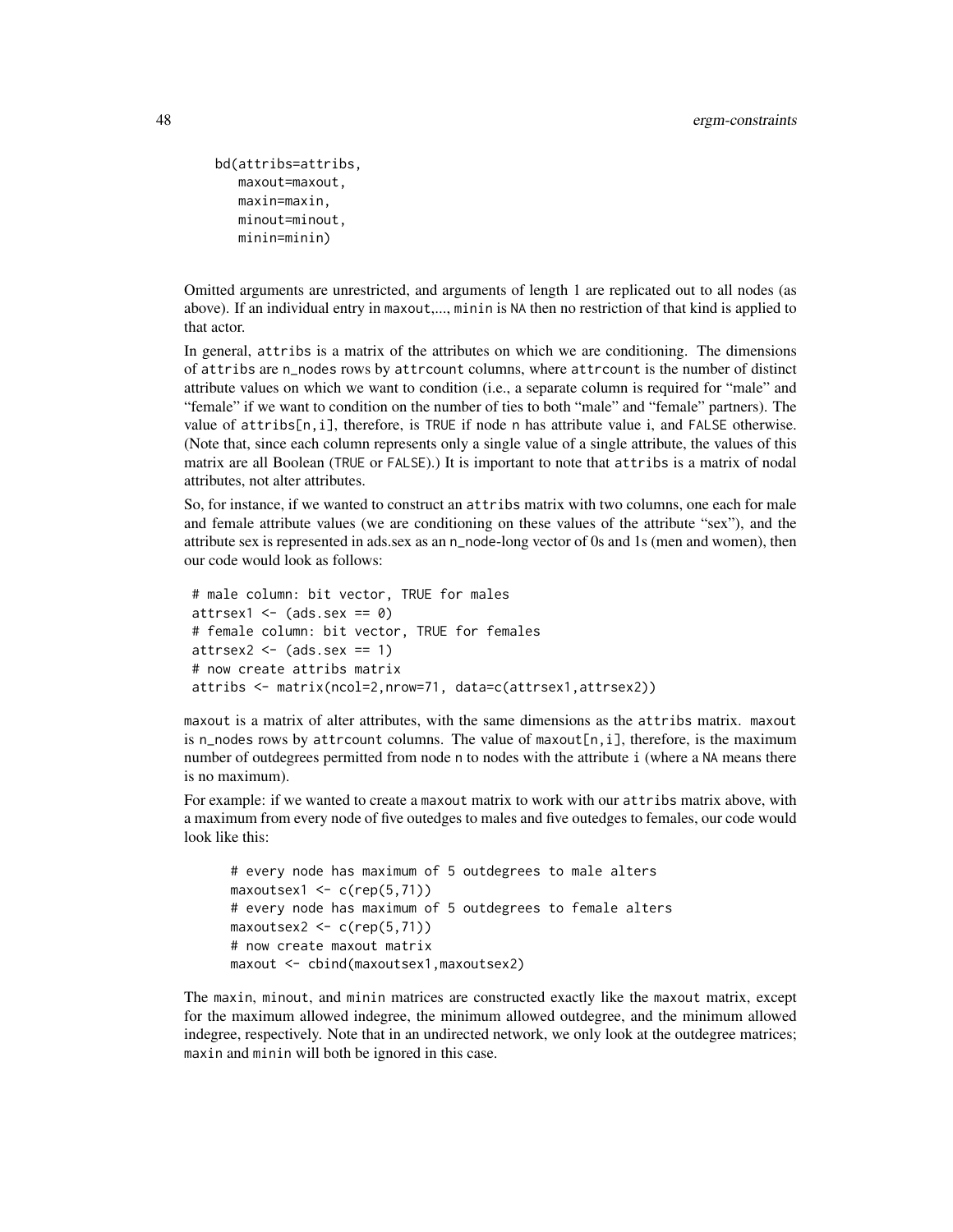```
bd(attribs=attribs,
   maxout=maxout,
   maxin=maxin,
   minout=minout,
   minin=minin)
```

Omitted arguments are unrestricted, and arguments of length 1 are replicated out to all nodes (as above). If an individual entry in maxout,..., minin is NA then no restriction of that kind is applied to that actor.

In general, attribs is a matrix of the attributes on which we are conditioning. The dimensions of attribs are n_nodes rows by attrcount columns, where attrcount is the number of distinct attribute values on which we want to condition (i.e., a separate column is required for "male" and "female" if we want to condition on the number of ties to both "male" and "female" partners). The value of attribs[n,i], therefore, is TRUE if node n has attribute value i, and FALSE otherwise. (Note that, since each column represents only a single value of a single attribute, the values of this matrix are all Boolean (TRUE or FALSE).) It is important to note that attribs is a matrix of nodal attributes, not alter attributes.

So, for instance, if we wanted to construct an attribs matrix with two columns, one each for male and female attribute values (we are conditioning on these values of the attribute "sex"), and the attribute sex is represented in ads.sex as an n_node-long vector of 0s and 1s (men and women), then our code would look as follows:

```
# male column: bit vector, TRUE for males
attrsex1 <- (ads.sex == 0)
# female column: bit vector, TRUE for females
attrsex2 <- (ads.sex == 1)
# now create attribs matrix
attribs <- matrix(ncol=2,nrow=71, data=c(attrsex1,attrsex2))
```

maxout is a matrix of alter attributes, with the same dimensions as the attribs matrix. maxout is n_nodes rows by attrcount columns. The value of maxout[n,i], therefore, is the maximum number of outdegrees permitted from node n to nodes with the attribute i (where a NA means there is no maximum).

For example: if we wanted to create a maxout matrix to work with our attribs matrix above, with a maximum from every node of five outedges to males and five outedges to females, our code would look like this:

```
# every node has maximum of 5 outdegrees to male alters
maxoutsex1 <- c(rep(5,71))
# every node has maximum of 5 outdegrees to female alters
maxoutsex2 <- c(rep(5,71))
# now create maxout matrix
maxout <- cbind(maxoutsex1,maxoutsex2)
```

The maxin, minout, and minin matrices are constructed exactly like the maxout matrix, except for the maximum allowed indegree, the minimum allowed outdegree, and the minimum allowed indegree, respectively. Note that in an undirected network, we only look at the outdegree matrices; maxin and minin will both be ignored in this case.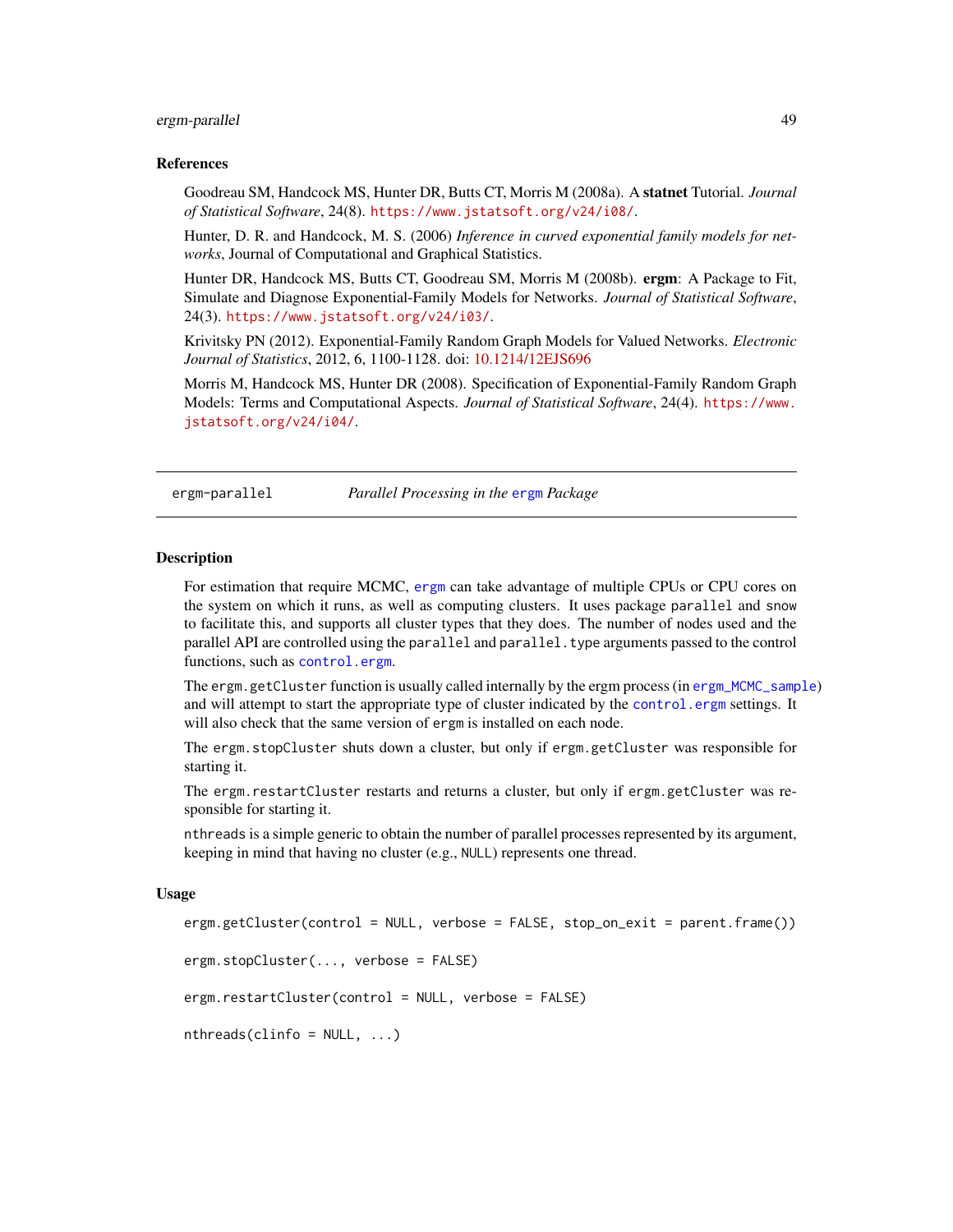## References

Goodreau SM, Handcock MS, Hunter DR, Butts CT, Morris M (2008a). A **statnet** Tutorial. *Journal of Statistical Software*, 24(8). https://www.jstatsoft.org/v24/i08/.

Hunter, D. R. and Handcock, M. S. (2006) *Inference in curved exponential family models for networks*, Journal of Computational and Graphical Statistics.

Hunter DR, Handcock MS, Butts CT, Goodreau SM, Morris M (2008b). **ergm**: A Package to Fit, Simulate and Diagnose Exponential-Family Models for Networks. *Journal of Statistical Software*, 24(3). https://www.jstatsoft.org/v24/i03/.

Krivitsky PN (2012). Exponential-Family Random Graph Models for Valued Networks. *Electronic Journal of Statistics*, 2012, 6, 1100-1128. doi: 10.1214/12EJS696

Morris M, Handcock MS, Hunter DR (2008). Specification of Exponential-Family Random Graph Models: Terms and Computational Aspects. *Journal of Statistical Software*, 24(4). https://www.jstatsoft.org/v24/i04/.

---

# ergm-parallel — *Parallel Processing in the ergm Package*

---

## Description

For estimation that require MCMC, `ergm` can take advantage of multiple CPUs or CPU cores on the system on which it runs, as well as computing clusters. It uses package `parallel` and `snow` to facilitate this, and supports all cluster types that they does. The number of nodes used and the parallel API are controlled using the `parallel` and `parallel.type` arguments passed to the control functions, such as `control.ergm`.

The `ergm.getCluster` function is usually called internally by the ergm process (in `ergm_MCMC_sample`) and will attempt to start the appropriate type of cluster indicated by the `control.ergm` settings. It will also check that the same version of `ergm` is installed on each node.

The `ergm.stopCluster` shuts down a cluster, but only if `ergm.getCluster` was responsible for starting it.

The `ergm.restartCluster` restarts and returns a cluster, but only if `ergm.getCluster` was responsible for starting it.

`nthreads` is a simple generic to obtain the number of parallel processes represented by its argument, keeping in mind that having no cluster (e.g., `NULL`) represents one thread.

## Usage

```
ergm.getCluster(control = NULL, verbose = FALSE, stop_on_exit = parent.frame())

ergm.stopCluster(..., verbose = FALSE)

ergm.restartCluster(control = NULL, verbose = FALSE)

nthreads(clinfo = NULL, ...)
```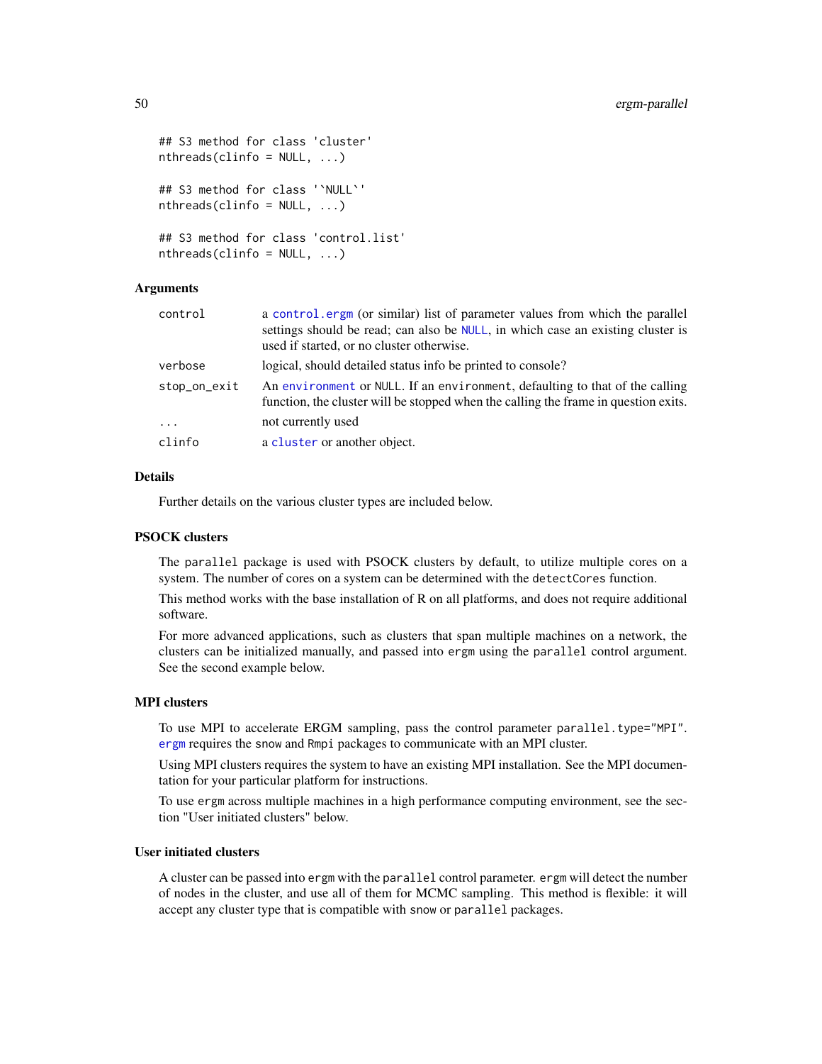```
## S3 method for class 'cluster'
nthreads(clinfo = NULL, ...)

## S3 method for class '`NULL`'
nthreads(clinfo = NULL, ...)

## S3 method for class 'control.list'
nthreads(clinfo = NULL, ...)
```

### Arguments

| | |
|---|---|
| control | a control.ergm (or similar) list of parameter values from which the parallel settings should be read; can also be NULL, in which case an existing cluster is used if started, or no cluster otherwise. |
| verbose | logical, should detailed status info be printed to console? |
| stop_on_exit | An environment or NULL. If an environment, defaulting to that of the calling function, the cluster will be stopped when the calling the frame in question exits. |
| ... | not currently used |
| clinfo | a cluster or another object. |

### Details

Further details on the various cluster types are included below.

### PSOCK clusters

The parallel package is used with PSOCK clusters by default, to utilize multiple cores on a system. The number of cores on a system can be determined with the detectCores function.

This method works with the base installation of R on all platforms, and does not require additional software.

For more advanced applications, such as clusters that span multiple machines on a network, the clusters can be initialized manually, and passed into ergm using the parallel control argument. See the second example below.

### MPI clusters

To use MPI to accelerate ERGM sampling, pass the control parameter parallel.type="MPI". ergm requires the snow and Rmpi packages to communicate with an MPI cluster.

Using MPI clusters requires the system to have an existing MPI installation. See the MPI documentation for your particular platform for instructions.

To use ergm across multiple machines in a high performance computing environment, see the section "User initiated clusters" below.

### User initiated clusters

A cluster can be passed into ergm with the parallel control parameter. ergm will detect the number of nodes in the cluster, and use all of them for MCMC sampling. This method is flexible: it will accept any cluster type that is compatible with snow or parallel packages.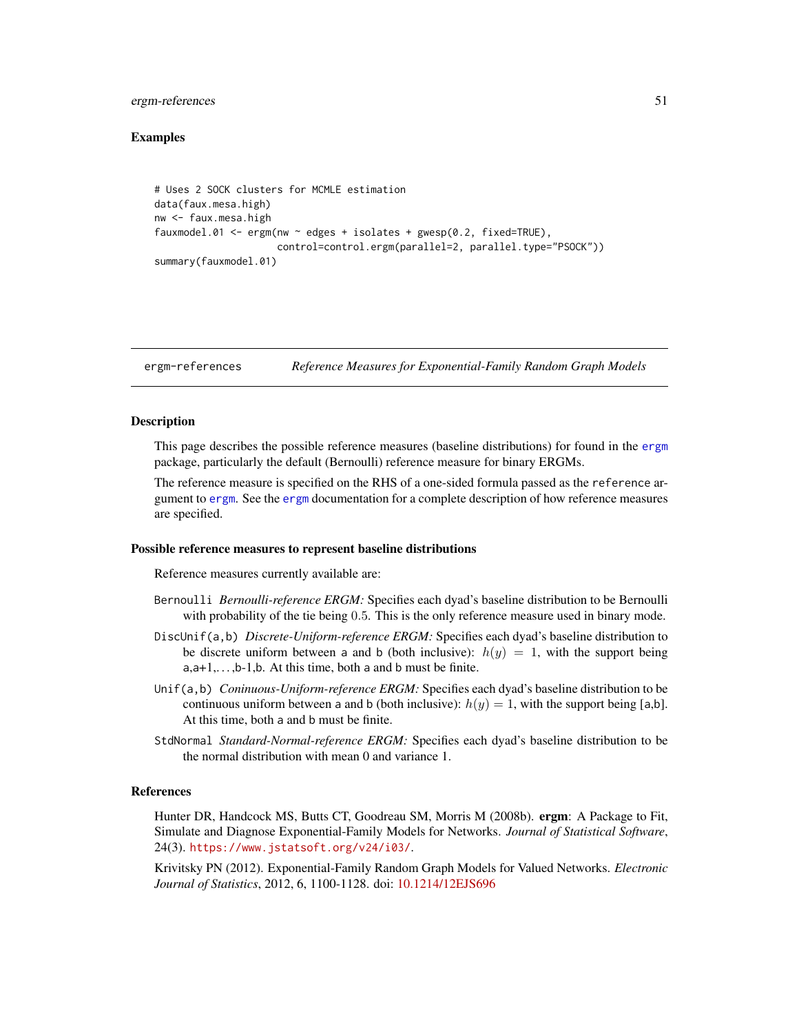### Examples

```
# Uses 2 SOCK clusters for MCMLE estimation
data(faux.mesa.high)
nw <- faux.mesa.high
fauxmodel.01 <- ergm(nw ~ edges + isolates + gwesp(0.2, fixed=TRUE),
                     control=control.ergm(parallel=2, parallel.type="PSOCK"))
summary(fauxmodel.01)
```

---

## ergm-references — *Reference Measures for Exponential-Family Random Graph Models*

### Description

This page describes the possible reference measures (baseline distributions) for found in the `ergm` package, particularly the default (Bernoulli) reference measure for binary ERGMs.

The reference measure is specified on the RHS of a one-sided formula passed as the `reference` argument to `ergm`. See the `ergm` documentation for a complete description of how reference measures are specified.

### Possible reference measures to represent baseline distributions

Reference measures currently available are:

`Bernoulli` *Bernoulli-reference ERGM:* Specifies each dyad's baseline distribution to be Bernoulli with probability of the tie being $0.5$. This is the only reference measure used in binary mode.

`DiscUnif(a,b)` *Discrete-Uniform-reference ERGM:* Specifies each dyad's baseline distribution to be discrete uniform between `a` and `b` (both inclusive): $h(y) = 1$, with the support being a,a+1,...,b-1,b. At this time, both `a` and `b` must be finite.

`Unif(a,b)` *Coninuous-Uniform-reference ERGM:* Specifies each dyad's baseline distribution to be continuous uniform between `a` and `b` (both inclusive): $h(y) = 1$, with the support being [a,b]. At this time, both `a` and `b` must be finite.

`StdNormal` *Standard-Normal-reference ERGM:* Specifies each dyad's baseline distribution to be the normal distribution with mean 0 and variance 1.

### References

Hunter DR, Handcock MS, Butts CT, Goodreau SM, Morris M (2008b). **ergm**: A Package to Fit, Simulate and Diagnose Exponential-Family Models for Networks. *Journal of Statistical Software*, 24(3). https://www.jstatsoft.org/v24/i03/.

Krivitsky PN (2012). Exponential-Family Random Graph Models for Valued Networks. *Electronic Journal of Statistics*, 2012, 6, 1100-1128. doi: 10.1214/12EJS696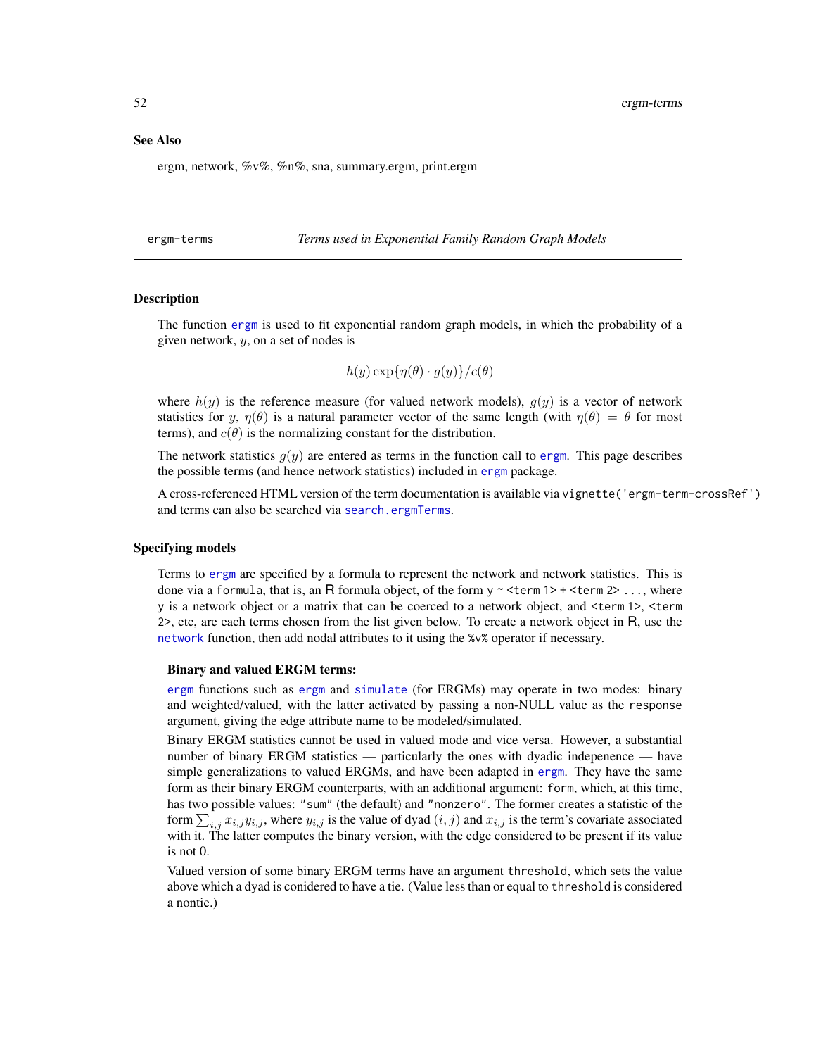### See Also

ergm, network, %v%, %n%, sna, summary.ergm, print.ergm

---

## ergm-terms — *Terms used in Exponential Family Random Graph Models*

### Description

The function `ergm` is used to fit exponential random graph models, in which the probability of a given network, $y$, on a set of nodes is

$$h(y) \exp\{\eta(\theta) \cdot g(y)\}/c(\theta)$$

where $h(y)$ is the reference measure (for valued network models), $g(y)$ is a vector of network statistics for $y$, $\eta(\theta)$ is a natural parameter vector of the same length (with $\eta(\theta) = \theta$ for most terms), and $c(\theta)$ is the normalizing constant for the distribution.

The network statistics $g(y)$ are entered as terms in the function call to `ergm`. This page describes the possible terms (and hence network statistics) included in `ergm` package.

A cross-referenced HTML version of the term documentation is available via `vignette('ergm-term-crossRef')` and terms can also be searched via `search.ergmTerms`.

### Specifying models

Terms to `ergm` are specified by a formula to represent the network and network statistics. This is done via a `formula`, that is, an R formula object, of the form `y ~ <term 1> + <term 2> ...`, where `y` is a network object or a matrix that can be coerced to a network object, and `<term 1>`, `<term 2>`, etc, are each terms chosen from the list given below. To create a network object in R, use the `network` function, then add nodal attributes to it using the `%v%` operator if necessary.

**Binary and valued ERGM terms:**

`ergm` functions such as `ergm` and `simulate` (for ERGMs) may operate in two modes: binary and weighted/valued, with the latter activated by passing a non-NULL value as the `response` argument, giving the edge attribute name to be modeled/simulated.

Binary ERGM statistics cannot be used in valued mode and vice versa. However, a substantial number of binary ERGM statistics — particularly the ones with dyadic indepenence — have simple generalizations to valued ERGMs, and have been adapted in `ergm`. They have the same form as their binary ERGM counterparts, with an additional argument: `form`, which, at this time, has two possible values: `"sum"` (the default) and `"nonzero"`. The former creates a statistic of the form $\sum_{i,j} x_{i,j} y_{i,j}$, where $y_{i,j}$ is the value of dyad $(i, j)$ and $x_{i,j}$ is the term's covariate associated with it. The latter computes the binary version, with the edge considered to be present if its value is not 0.

Valued version of some binary ERGM terms have an argument `threshold`, which sets the value above which a dyad is conidered to have a tie. (Value less than or equal to `threshold` is considered a nontie.)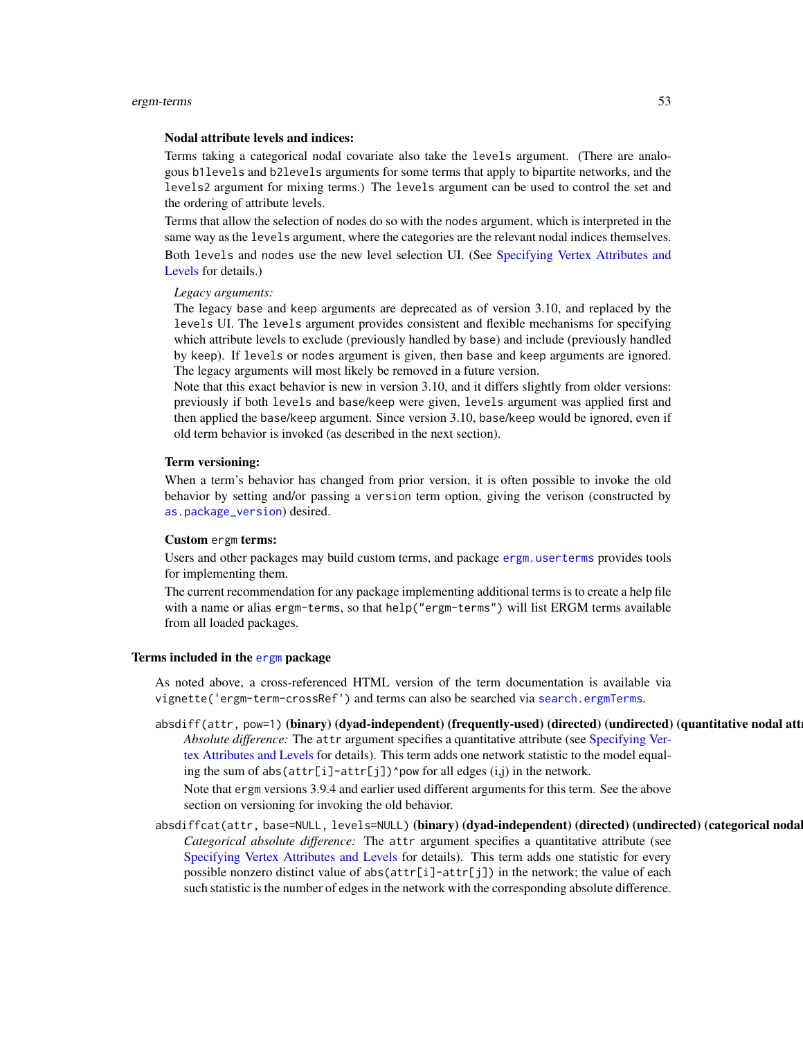**Nodal attribute levels and indices:**

Terms taking a categorical nodal covariate also take the `levels` argument. (There are analogous `b1levels` and `b2levels` arguments for some terms that apply to bipartite networks, and the `levels2` argument for mixing terms.) The `levels` argument can be used to control the set and the ordering of attribute levels.

Terms that allow the selection of nodes do so with the `nodes` argument, which is interpreted in the same way as the `levels` argument, where the categories are the relevant nodal indices themselves. Both `levels` and `nodes` use the new level selection UI. (See Specifying Vertex Attributes and Levels for details.)

*Legacy arguments:*

The legacy `base` and `keep` arguments are deprecated as of version 3.10, and replaced by the `levels` UI. The `levels` argument provides consistent and flexible mechanisms for specifying which attribute levels to exclude (previously handled by `base`) and include (previously handled by `keep`). If `levels` or `nodes` argument is given, then `base` and `keep` arguments are ignored. The legacy arguments will most likely be removed in a future version.

Note that this exact behavior is new in version 3.10, and it differs slightly from older versions: previously if both `levels` and `base`/`keep` were given, `levels` argument was applied first and then applied the `base`/`keep` argument. Since version 3.10, `base`/`keep` would be ignored, even if old term behavior is invoked (as described in the next section).

**Term versioning:**

When a term's behavior has changed from prior version, it is often possible to invoke the old behavior by setting and/or passing a `version` term option, giving the verison (constructed by `as.package_version`) desired.

**Custom `ergm` terms:**

Users and other packages may build custom terms, and package `ergm.userterms` provides tools for implementing them.

The current recommendation for any package implementing additional terms is to create a help file with a name or alias `ergm-terms`, so that `help("ergm-terms")` will list ERGM terms available from all loaded packages.

### Terms included in the `ergm` package

As noted above, a cross-referenced HTML version of the term documentation is available via `vignette('ergm-term-crossRef')` and terms can also be searched via `search.ergmTerms`.

`absdiff(attr, pow=1)` **(binary) (dyad-independent) (frequently-used) (directed) (undirected) (quantitative nodal attr**

*Absolute difference:* The `attr` argument specifies a quantitative attribute (see Specifying Vertex Attributes and Levels for details). This term adds one network statistic to the model equaling the sum of `abs(attr[i]-attr[j])^pow` for all edges (i,j) in the network.

Note that `ergm` versions 3.9.4 and earlier used different arguments for this term. See the above section on versioning for invoking the old behavior.

`absdiffcat(attr, base=NULL, levels=NULL)` **(binary) (dyad-independent) (directed) (undirected) (categorical nodal**

*Categorical absolute difference:* The `attr` argument specifies a quantitative attribute (see Specifying Vertex Attributes and Levels for details). This term adds one statistic for every possible nonzero distinct value of `abs(attr[i]-attr[j])` in the network; the value of each such statistic is the number of edges in the network with the corresponding absolute difference.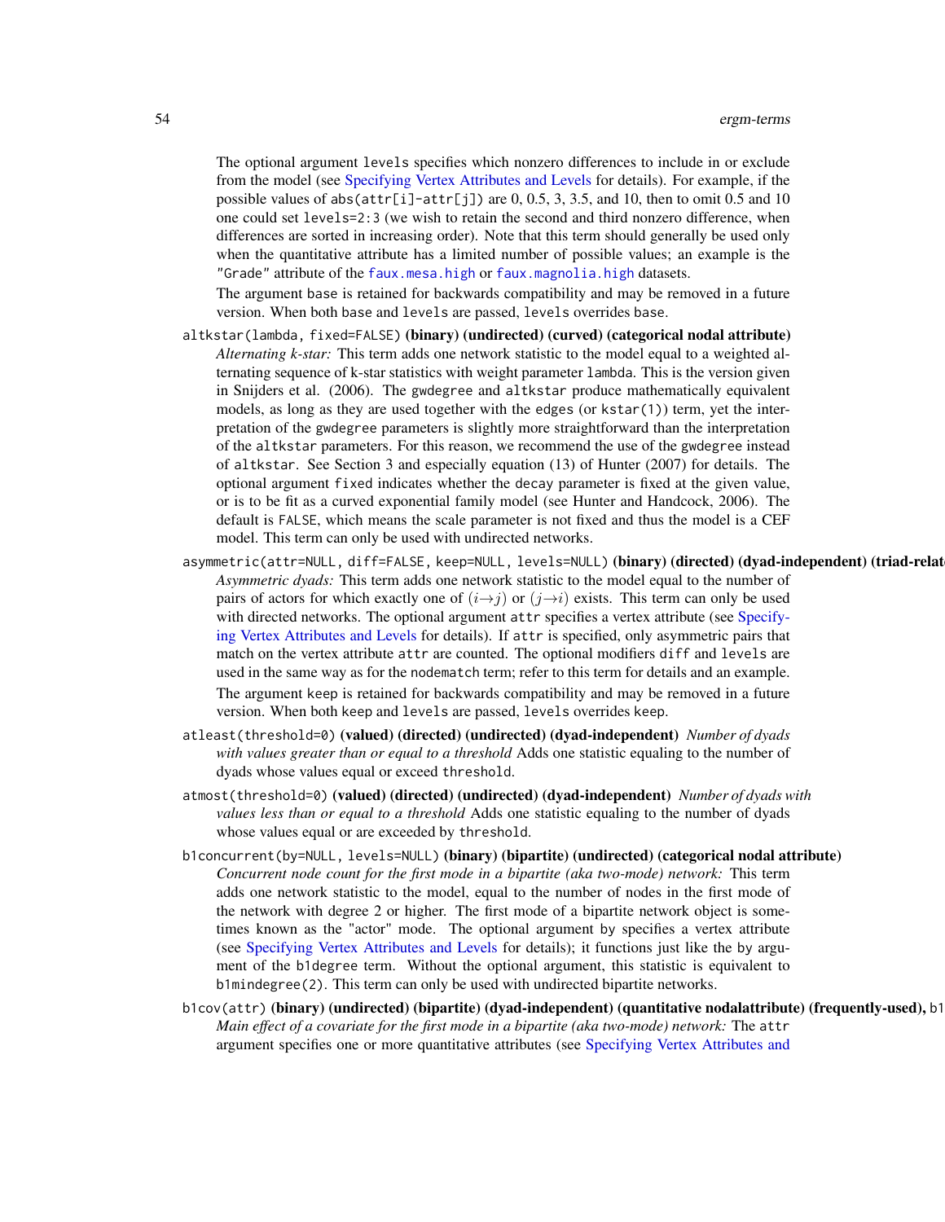The optional argument `levels` specifies which nonzero differences to include in or exclude from the model (see Specifying Vertex Attributes and Levels for details). For example, if the possible values of `abs(attr[i]-attr[j])` are 0, 0.5, 3, 3.5, and 10, then to omit 0.5 and 10 one could set `levels=2:3` (we wish to retain the second and third nonzero difference, when differences are sorted in increasing order). Note that this term should generally be used only when the quantitative attribute has a limited number of possible values; an example is the `"Grade"` attribute of the `faux.mesa.high` or `faux.magnolia.high` datasets.

The argument `base` is retained for backwards compatibility and may be removed in a future version. When both `base` and `levels` are passed, `levels` overrides `base`.

`altkstar(lambda, fixed=FALSE)` **(binary) (undirected) (curved) (categorical nodal attribute)**
: *Alternating k-star:* This term adds one network statistic to the model equal to a weighted alternating sequence of k-star statistics with weight parameter `lambda`. This is the version given in Snijders et al. (2006). The `gwdegree` and `altkstar` produce mathematically equivalent models, as long as they are used together with the `edges` (or `kstar(1)`) term, yet the interpretation of the `gwdegree` parameters is slightly more straightforward than the interpretation of the `altkstar` parameters. For this reason, we recommend the use of the `gwdegree` instead of `altkstar`. See Section 3 and especially equation (13) of Hunter (2007) for details. The optional argument `fixed` indicates whether the `decay` parameter is fixed at the given value, or is to be fit as a curved exponential family model (see Hunter and Handcock, 2006). The default is `FALSE`, which means the scale parameter is not fixed and thus the model is a CEF model. This term can only be used with undirected networks.

`asymmetric(attr=NULL, diff=FALSE, keep=NULL, levels=NULL)` **(binary) (directed) (dyad-independent) (triad-relat**
: *Asymmetric dyads:* This term adds one network statistic to the model equal to the number of pairs of actors for which exactly one of $(i{\rightarrow}j)$ or $(j{\rightarrow}i)$ exists. This term can only be used with directed networks. The optional argument `attr` specifies a vertex attribute (see Specifying Vertex Attributes and Levels for details). If `attr` is specified, only asymmetric pairs that match on the vertex attribute `attr` are counted. The optional modifiers `diff` and `levels` are used in the same way as for the `nodematch` term; refer to this term for details and an example.

  The argument `keep` is retained for backwards compatibility and may be removed in a future version. When both `keep` and `levels` are passed, `levels` overrides `keep`.

`atleast(threshold=0)` **(valued) (directed) (undirected) (dyad-independent)** *Number of dyads with values greater than or equal to a threshold* Adds one statistic equaling to the number of dyads whose values equal or exceed `threshold`.

`atmost(threshold=0)` **(valued) (directed) (undirected) (dyad-independent)** *Number of dyads with values less than or equal to a threshold* Adds one statistic equaling to the number of dyads whose values equal or are exceeded by `threshold`.

`b1concurrent(by=NULL, levels=NULL)` **(binary) (bipartite) (undirected) (categorical nodal attribute)**
: *Concurrent node count for the first mode in a bipartite (aka two-mode) network:* This term adds one network statistic to the model, equal to the number of nodes in the first mode of the network with degree 2 or higher. The first mode of a bipartite network object is sometimes known as the "actor" mode. The optional argument `by` specifies a vertex attribute (see Specifying Vertex Attributes and Levels for details); it functions just like the `by` argument of the `b1degree` term. Without the optional argument, this statistic is equivalent to `b1mindegree(2)`. This term can only be used with undirected bipartite networks.

`b1cov(attr)` **(binary) (undirected) (bipartite) (dyad-independent) (quantitative nodalattribute) (frequently-used),** b1
: *Main effect of a covariate for the first mode in a bipartite (aka two-mode) network:* The `attr` argument specifies one or more quantitative attributes (see Specifying Vertex Attributes and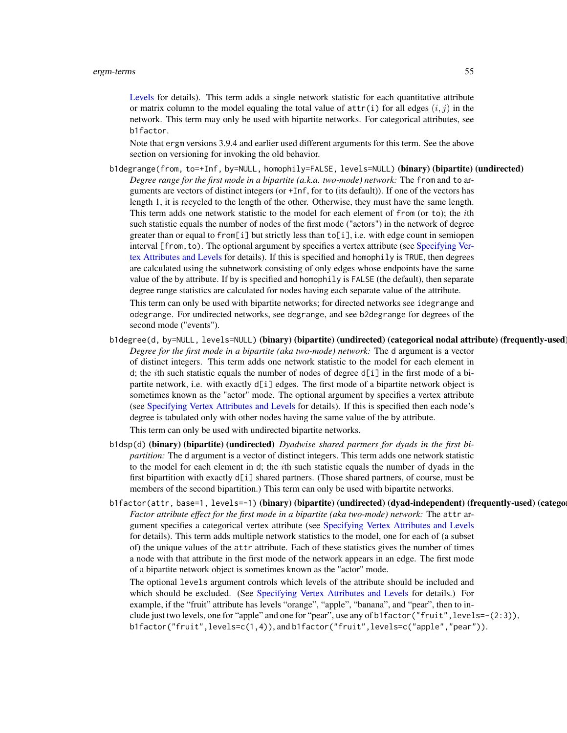Levels for details). This term adds a single network statistic for each quantitative attribute or matrix column to the model equaling the total value of `attr(i)` for all edges $(i, j)$ in the network. This term may only be used with bipartite networks. For categorical attributes, see `b1factor`.

Note that `ergm` versions 3.9.4 and earlier used different arguments for this term. See the above section on versioning for invoking the old behavior.

`b1degrange(from, to=+Inf, by=NULL, homophily=FALSE, levels=NULL)` **(binary) (bipartite) (undirected)**
: *Degree range for the first mode in a bipartite (a.k.a. two-mode) network:* The `from` and `to` arguments are vectors of distinct integers (or `+Inf`, for `to` (its default)). If one of the vectors has length 1, it is recycled to the length of the other. Otherwise, they must have the same length. This term adds one network statistic to the model for each element of `from` (or `to`); the $i$th such statistic equals the number of nodes of the first mode ("actors") in the network of degree greater than or equal to `from[i]` but strictly less than `to[i]`, i.e. with edge count in semiopen interval `[from,to)`. The optional argument `by` specifies a vertex attribute (see Specifying Vertex Attributes and Levels for details). If this is specified and `homophily` is `TRUE`, then degrees are calculated using the subnetwork consisting of only edges whose endpoints have the same value of the `by` attribute. If `by` is specified and `homophily` is `FALSE` (the default), then separate degree range statistics are calculated for nodes having each separate value of the attribute.

  This term can only be used with bipartite networks; for directed networks see `idegrange` and `odegrange`. For undirected networks, see `degrange`, and see `b2degrange` for degrees of the second mode ("events").

`b1degree(d, by=NULL, levels=NULL)` **(binary) (bipartite) (undirected) (categorical nodal attribute) (frequently-used)**
: *Degree for the first mode in a bipartite (aka two-mode) network:* The `d` argument is a vector of distinct integers. This term adds one network statistic to the model for each element in `d`; the $i$th such statistic equals the number of nodes of degree `d[i]` in the first mode of a bipartite network, i.e. with exactly `d[i]` edges. The first mode of a bipartite network object is sometimes known as the "actor" mode. The optional argument `by` specifies a vertex attribute (see Specifying Vertex Attributes and Levels for details). If this is specified then each node's degree is tabulated only with other nodes having the same value of the `by` attribute.

  This term can only be used with undirected bipartite networks.

`b1dsp(d)` **(binary) (bipartite) (undirected)** *Dyadwise shared partners for dyads in the first bipartition:* The `d` argument is a vector of distinct integers. This term adds one network statistic to the model for each element in `d`; the $i$th such statistic equals the number of dyads in the first bipartition with exactly `d[i]` shared partners. (Those shared partners, of course, must be members of the second bipartition.) This term can only be used with bipartite networks.

`b1factor(attr, base=1, levels=-1)` **(binary) (bipartite) (undirected) (dyad-independent) (frequently-used) (catego**
: *Factor attribute effect for the first mode in a bipartite (aka two-mode) network:* The `attr` argument specifies a categorical vertex attribute (see Specifying Vertex Attributes and Levels for details). This term adds multiple network statistics to the model, one for each of (a subset of) the unique values of the `attr` attribute. Each of these statistics gives the number of times a node with that attribute in the first mode of the network appears in an edge. The first mode of a bipartite network object is sometimes known as the "actor" mode.

  The optional `levels` argument controls which levels of the attribute should be included and which should be excluded. (See Specifying Vertex Attributes and Levels for details.) For example, if the "fruit" attribute has levels "orange", "apple", "banana", and "pear", then to include just two levels, one for "apple" and one for "pear", use any of `b1factor("fruit",levels=-(2:3))`, `b1factor("fruit",levels=c(1,4))`, and `b1factor("fruit",levels=c("apple","pear"))`.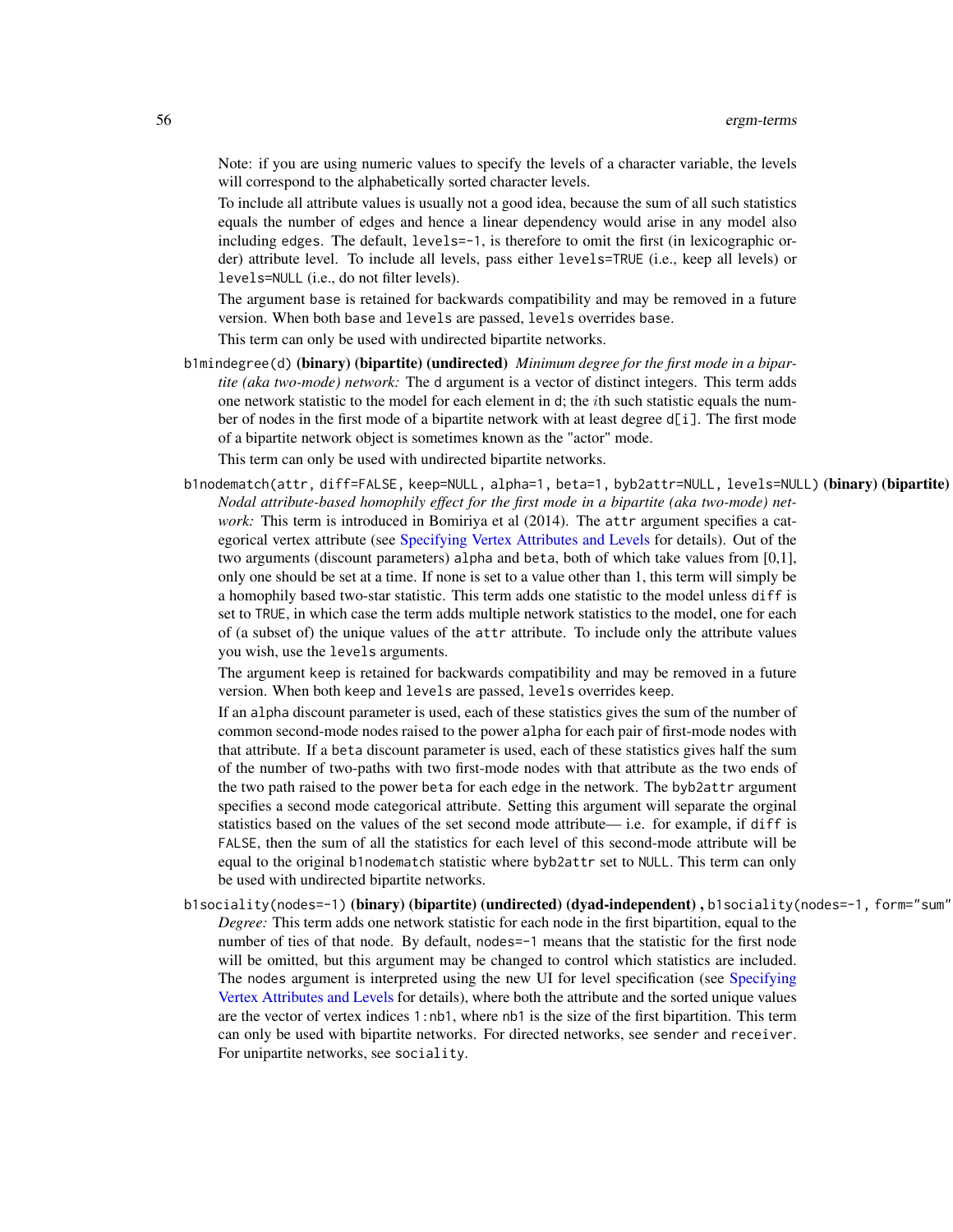Note: if you are using numeric values to specify the levels of a character variable, the levels will correspond to the alphabetically sorted character levels.

To include all attribute values is usually not a good idea, because the sum of all such statistics equals the number of edges and hence a linear dependency would arise in any model also including edges. The default, `levels=-1`, is therefore to omit the first (in lexicographic order) attribute level. To include all levels, pass either `levels=TRUE` (i.e., keep all levels) or `levels=NULL` (i.e., do not filter levels).

The argument base is retained for backwards compatibility and may be removed in a future version. When both base and levels are passed, levels overrides base.

This term can only be used with undirected bipartite networks.

`b1mindegree(d)` **(binary) (bipartite) (undirected)** *Minimum degree for the first mode in a bipartite (aka two-mode) network:* The d argument is a vector of distinct integers. This term adds one network statistic to the model for each element in d; the $i$th such statistic equals the number of nodes in the first mode of a bipartite network with at least degree `d[i]`. The first mode of a bipartite network object is sometimes known as the "actor" mode.

This term can only be used with undirected bipartite networks.

`b1nodematch(attr, diff=FALSE, keep=NULL, alpha=1, beta=1, byb2attr=NULL, levels=NULL)` **(binary) (bipartite)** *Nodal attribute-based homophily effect for the first mode in a bipartite (aka two-mode) network:* This term is introduced in Bomiriya et al (2014). The attr argument specifies a categorical vertex attribute (see Specifying Vertex Attributes and Levels for details). Out of the two arguments (discount parameters) alpha and beta, both of which take values from [0,1], only one should be set at a time. If none is set to a value other than 1, this term will simply be a homophily based two-star statistic. This term adds one statistic to the model unless diff is set to TRUE, in which case the term adds multiple network statistics to the model, one for each of (a subset of) the unique values of the attr attribute. To include only the attribute values you wish, use the levels arguments.

The argument keep is retained for backwards compatibility and may be removed in a future version. When both keep and levels are passed, levels overrides keep.

If an alpha discount parameter is used, each of these statistics gives the sum of the number of common second-mode nodes raised to the power alpha for each pair of first-mode nodes with that attribute. If a beta discount parameter is used, each of these statistics gives half the sum of the number of two-paths with two first-mode nodes with that attribute as the two ends of the two path raised to the power beta for each edge in the network. The byb2attr argument specifies a second mode categorical attribute. Setting this argument will separate the orginal statistics based on the values of the set second mode attribute— i.e. for example, if diff is FALSE, then the sum of all the statistics for each level of this second-mode attribute will be equal to the original b1nodematch statistic where byb2attr set to NULL. This term can only be used with undirected bipartite networks.

`b1sociality(nodes=-1)` **(binary) (bipartite) (undirected) (dyad-independent)** , `b1sociality(nodes=-1, form="sum"`
*Degree:* This term adds one network statistic for each node in the first bipartition, equal to the number of ties of that node. By default, `nodes=-1` means that the statistic for the first node will be omitted, but this argument may be changed to control which statistics are included. The nodes argument is interpreted using the new UI for level specification (see Specifying Vertex Attributes and Levels for details), where both the attribute and the sorted unique values are the vector of vertex indices `1:nb1`, where `nb1` is the size of the first bipartition. This term can only be used with bipartite networks. For directed networks, see sender and receiver. For unipartite networks, see sociality.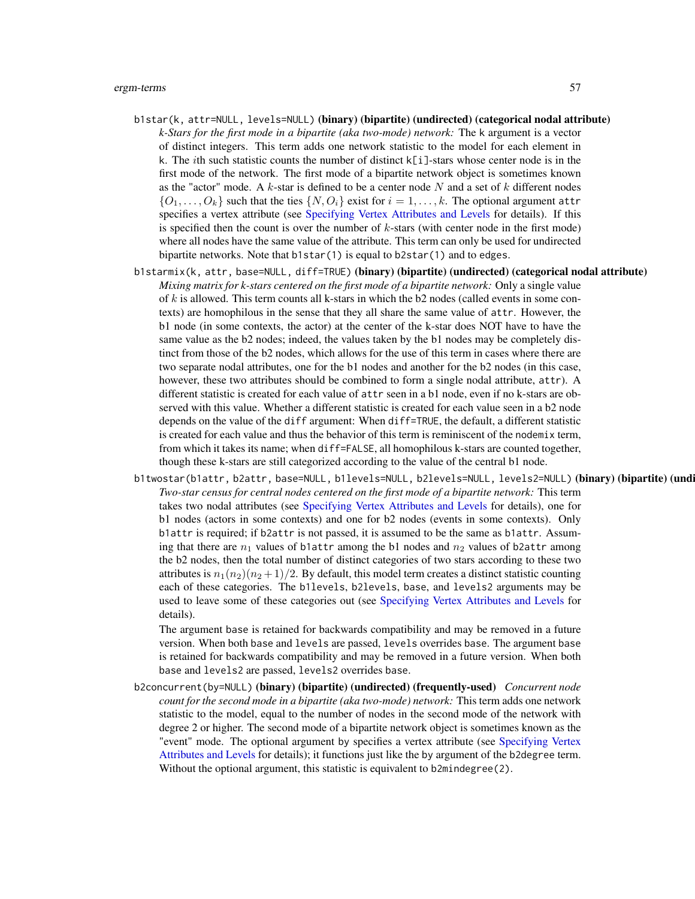`b1star(k, attr=NULL, levels=NULL)` **(binary) (bipartite) (undirected) (categorical nodal attribute)**
: *k-Stars for the first mode in a bipartite (aka two-mode) network:* The `k` argument is a vector of distinct integers. This term adds one network statistic to the model for each element in `k`. The $i$th such statistic counts the number of distinct `k[i]`-stars whose center node is in the first mode of the network. The first mode of a bipartite network object is sometimes known as the "actor" mode. A $k$-star is defined to be a center node $N$ and a set of $k$ different nodes $\{O_1, \ldots, O_k\}$ such that the ties $\{N, O_i\}$ exist for $i = 1, \ldots, k$. The optional argument `attr` specifies a vertex attribute (see Specifying Vertex Attributes and Levels for details). If this is specified then the count is over the number of $k$-stars (with center node in the first mode) where all nodes have the same value of the attribute. This term can only be used for undirected bipartite networks. Note that `b1star(1)` is equal to `b2star(1)` and to `edges`.

`b1starmix(k, attr, base=NULL, diff=TRUE)` **(binary) (bipartite) (undirected) (categorical nodal attribute)**
: *Mixing matrix for k-stars centered on the first mode of a bipartite network:* Only a single value of $k$ is allowed. This term counts all k-stars in which the b2 nodes (called events in some contexts) are homophilous in the sense that they all share the same value of `attr`. However, the b1 node (in some contexts, the actor) at the center of the k-star does NOT have to have the same value as the b2 nodes; indeed, the values taken by the b1 nodes may be completely distinct from those of the b2 nodes, which allows for the use of this term in cases where there are two separate nodal attributes, one for the b1 nodes and another for the b2 nodes (in this case, however, these two attributes should be combined to form a single nodal attribute, `attr`). A different statistic is created for each value of `attr` seen in a b1 node, even if no k-stars are observed with this value. Whether a different statistic is created for each value seen in a b2 node depends on the value of the `diff` argument: When `diff=TRUE`, the default, a different statistic is created for each value and thus the behavior of this term is reminiscent of the `nodemix` term, from which it takes its name; when `diff=FALSE`, all homophilous k-stars are counted together, though these k-stars are still categorized according to the value of the central b1 node.

`b1twostar(b1attr, b2attr, base=NULL, b1levels=NULL, b2levels=NULL, levels2=NULL)` **(binary) (bipartite) (undi**
: *Two-star census for central nodes centered on the first mode of a bipartite network:* This term takes two nodal attributes (see Specifying Vertex Attributes and Levels for details), one for b1 nodes (actors in some contexts) and one for b2 nodes (events in some contexts). Only `b1attr` is required; if `b2attr` is not passed, it is assumed to be the same as `b1attr`. Assuming that there are $n_1$ values of `b1attr` among the b1 nodes and $n_2$ values of `b2attr` among the b2 nodes, then the total number of distinct categories of two stars according to these two attributes is $n_1(n_2)(n_2+1)/2$. By default, this model term creates a distinct statistic counting each of these categories. The `b1levels`, `b2levels`, `base`, and `levels2` arguments may be used to leave some of these categories out (see Specifying Vertex Attributes and Levels for details).

  The argument `base` is retained for backwards compatibility and may be removed in a future version. When both `base` and `levels` are passed, `levels` overrides `base`. The argument `base` is retained for backwards compatibility and may be removed in a future version. When both `base` and `levels2` are passed, `levels2` overrides `base`.

`b2concurrent(by=NULL)` **(binary) (bipartite) (undirected) (frequently-used)**
: *Concurrent node count for the second mode in a bipartite (aka two-mode) network:* This term adds one network statistic to the model, equal to the number of nodes in the second mode of the network with degree 2 or higher. The second mode of a bipartite network object is sometimes known as the "event" mode. The optional argument by specifies a vertex attribute (see Specifying Vertex Attributes and Levels for details); it functions just like the `by` argument of the `b2degree` term. Without the optional argument, this statistic is equivalent to `b2mindegree(2)`.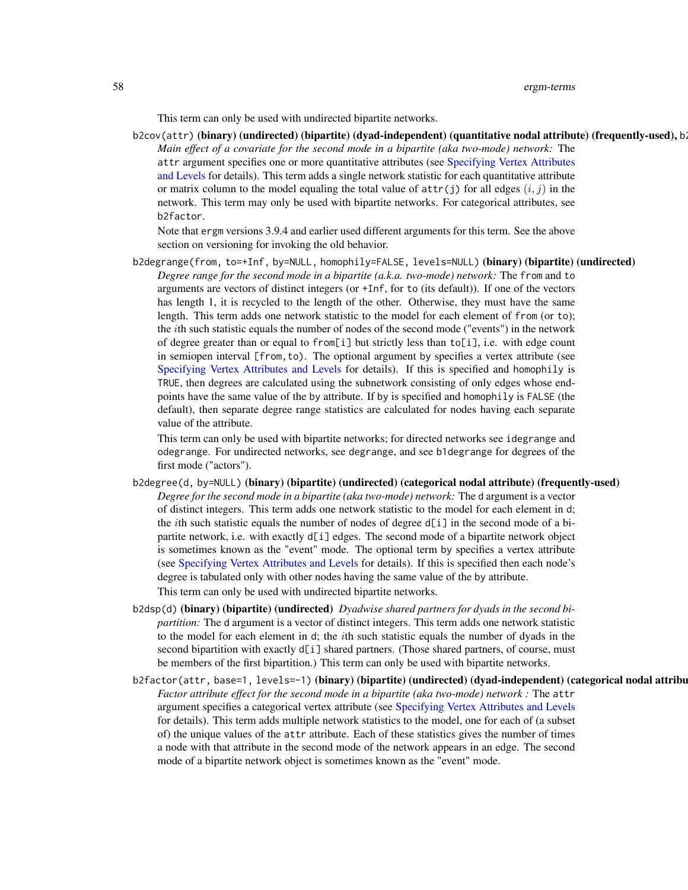This term can only be used with undirected bipartite networks.

`b2cov(attr)` **(binary) (undirected) (bipartite) (dyad-independent) (quantitative nodal attribute) (frequently-used), b2**
: *Main effect of a covariate for the second mode in a bipartite (aka two-mode) network:* The `attr` argument specifies one or more quantitative attributes (see Specifying Vertex Attributes and Levels for details). This term adds a single network statistic for each quantitative attribute or matrix column to the model equaling the total value of `attr(j)` for all edges $(i, j)$ in the network. This term may only be used with bipartite networks. For categorical attributes, see `b2factor`.

  Note that `ergm` versions 3.9.4 and earlier used different arguments for this term. See the above section on versioning for invoking the old behavior.

`b2degrange(from, to=+Inf, by=NULL, homophily=FALSE, levels=NULL)` **(binary) (bipartite) (undirected)**
: *Degree range for the second mode in a bipartite (a.k.a. two-mode) network:* The `from` and `to` arguments are vectors of distinct integers (or `+Inf`, for `to` (its default)). If one of the vectors has length 1, it is recycled to the length of the other. Otherwise, they must have the same length. This term adds one network statistic to the model for each element of `from` (or `to`); the $i$th such statistic equals the number of nodes of the second mode ("events") in the network of degree greater than or equal to `from[i]` but strictly less than `to[i]`, i.e. with edge count in semiopen interval `[from,to)`. The optional argument `by` specifies a vertex attribute (see Specifying Vertex Attributes and Levels for details). If this is specified and `homophily` is `TRUE`, then degrees are calculated using the subnetwork consisting of only edges whose endpoints have the same value of the `by` attribute. If `by` is specified and `homophily` is `FALSE` (the default), then separate degree range statistics are calculated for nodes having each separate value of the attribute.

  This term can only be used with bipartite networks; for directed networks see `idegrange` and `odegrange`. For undirected networks, see `degrange`, and see `b1degrange` for degrees of the first mode ("actors").

`b2degree(d, by=NULL)` **(binary) (bipartite) (undirected) (categorical nodal attribute) (frequently-used)**
: *Degree for the second mode in a bipartite (aka two-mode) network:* The `d` argument is a vector of distinct integers. This term adds one network statistic to the model for each element in `d`; the $i$th such statistic equals the number of nodes of degree `d[i]` in the second mode of a bipartite network, i.e. with exactly `d[i]` edges. The second mode of a bipartite network object is sometimes known as the "event" mode. The optional term `by` specifies a vertex attribute (see Specifying Vertex Attributes and Levels for details). If this is specified then each node's degree is tabulated only with other nodes having the same value of the `by` attribute.

  This term can only be used with undirected bipartite networks.

`b2dsp(d)` **(binary) (bipartite) (undirected)** *Dyadwise shared partners for dyads in the second bipartition:* The `d` argument is a vector of distinct integers. This term adds one network statistic to the model for each element in `d`; the $i$th such statistic equals the number of dyads in the second bipartition with exactly `d[i]` shared partners. (Those shared partners, of course, must be members of the first bipartition.) This term can only be used with bipartite networks.

`b2factor(attr, base=1, levels=-1)` **(binary) (bipartite) (undirected) (dyad-independent) (categorical nodal attribu**
: *Factor attribute effect for the second mode in a bipartite (aka two-mode) network :* The `attr` argument specifies a categorical vertex attribute (see Specifying Vertex Attributes and Levels for details). This term adds multiple network statistics to the model, one for each of (a subset of) the unique values of the `attr` attribute. Each of these statistics gives the number of times a node with that attribute in the second mode of the network appears in an edge. The second mode of a bipartite network object is sometimes known as the "event" mode.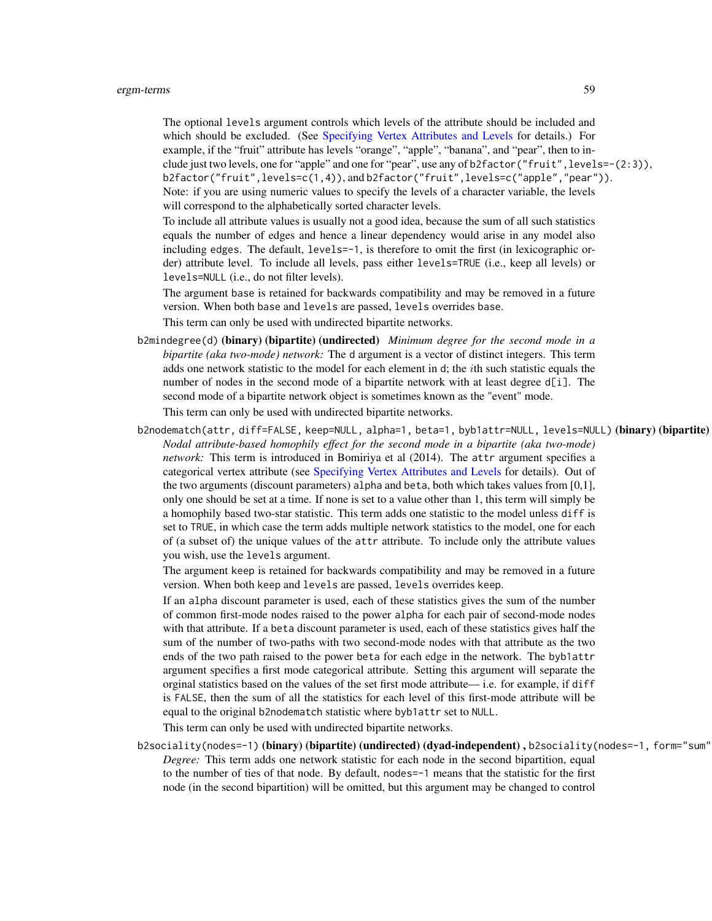The optional `levels` argument controls which levels of the attribute should be included and which should be excluded. (See Specifying Vertex Attributes and Levels for details.) For example, if the "fruit" attribute has levels "orange", "apple", "banana", and "pear", then to include just two levels, one for "apple" and one for "pear", use any of `b2factor("fruit",levels=-(2:3))`, `b2factor("fruit",levels=c(1,4))`, and `b2factor("fruit",levels=c("apple","pear"))`. Note: if you are using numeric values to specify the levels of a character variable, the levels will correspond to the alphabetically sorted character levels.

To include all attribute values is usually not a good idea, because the sum of all such statistics equals the number of edges and hence a linear dependency would arise in any model also including `edges`. The default, `levels=-1`, is therefore to omit the first (in lexicographic order) attribute level. To include all levels, pass either `levels=TRUE` (i.e., keep all levels) or `levels=NULL` (i.e., do not filter levels).

The argument `base` is retained for backwards compatibility and may be removed in a future version. When both `base` and `levels` are passed, `levels` overrides `base`.

This term can only be used with undirected bipartite networks.

`b2mindegree(d)` **(binary) (bipartite) (undirected)** *Minimum degree for the second mode in a bipartite (aka two-mode) network:* The `d` argument is a vector of distinct integers. This term adds one network statistic to the model for each element in `d`; the $i$th such statistic equals the number of nodes in the second mode of a bipartite network with at least degree `d[i]`. The second mode of a bipartite network object is sometimes known as the "event" mode.

This term can only be used with undirected bipartite networks.

`b2nodematch(attr, diff=FALSE, keep=NULL, alpha=1, beta=1, byb1attr=NULL, levels=NULL)` **(binary) (bipartite)** *Nodal attribute-based homophily effect for the second mode in a bipartite (aka two-mode) network:* This term is introduced in Bomiriya et al (2014). The `attr` argument specifies a categorical vertex attribute (see Specifying Vertex Attributes and Levels for details). Out of the two arguments (discount parameters) `alpha` and `beta`, both which takes values from [0,1], only one should be set at a time. If none is set to a value other than 1, this term will simply be a homophily based two-star statistic. This term adds one statistic to the model unless `diff` is set to `TRUE`, in which case the term adds multiple network statistics to the model, one for each of (a subset of) the unique values of the `attr` attribute. To include only the attribute values you wish, use the `levels` argument.

The argument `keep` is retained for backwards compatibility and may be removed in a future version. When both `keep` and `levels` are passed, `levels` overrides `keep`.

If an `alpha` discount parameter is used, each of these statistics gives the sum of the number of common first-mode nodes raised to the power `alpha` for each pair of second-mode nodes with that attribute. If a `beta` discount parameter is used, each of these statistics gives half the sum of the number of two-paths with two second-mode nodes with that attribute as the two ends of the two path raised to the power `beta` for each edge in the network. The `byb1attr` argument specifies a first mode categorical attribute. Setting this argument will separate the orginal statistics based on the values of the set first mode attribute— i.e. for example, if `diff` is `FALSE`, then the sum of all the statistics for each level of this first-mode attribute will be equal to the original `b2nodematch` statistic where `byb1attr` set to `NULL`.

This term can only be used with undirected bipartite networks.

`b2sociality(nodes=-1)` **(binary) (bipartite) (undirected) (dyad-independent)** , `b2sociality(nodes=-1, form="sum"` *Degree:* This term adds one network statistic for each node in the second bipartition, equal to the number of ties of that node. By default, `nodes=-1` means that the statistic for the first node (in the second bipartition) will be omitted, but this argument may be changed to control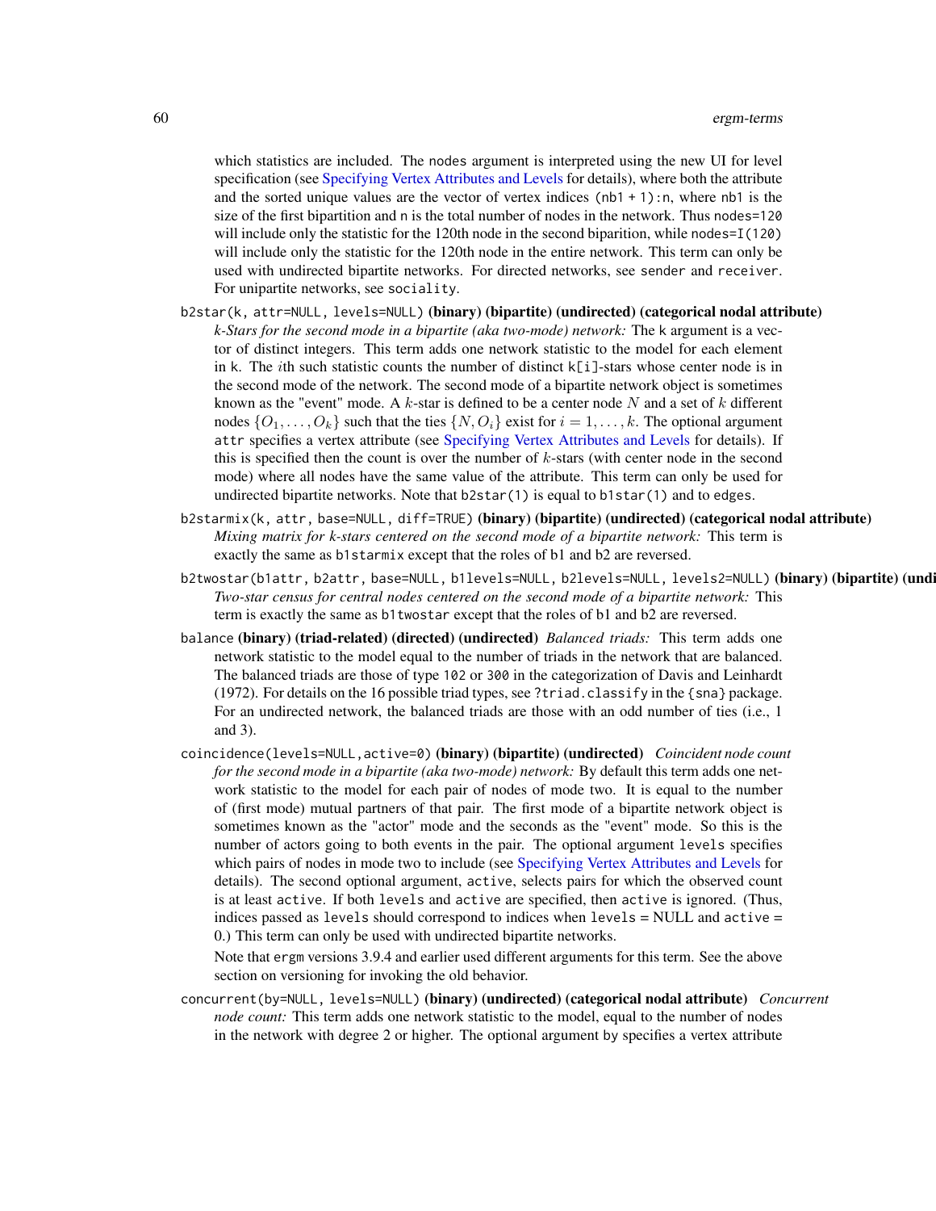which statistics are included. The `nodes` argument is interpreted using the new UI for level specification (see Specifying Vertex Attributes and Levels for details), where both the attribute and the sorted unique values are the vector of vertex indices `(nb1 + 1):n`, where `nb1` is the size of the first bipartition and `n` is the total number of nodes in the network. Thus `nodes=120` will include only the statistic for the 120th node in the second biparition, while `nodes=I(120)` will include only the statistic for the 120th node in the entire network. This term can only be used with undirected bipartite networks. For directed networks, see `sender` and `receiver`. For unipartite networks, see `sociality`.

`b2star(k, attr=NULL, levels=NULL)` **(binary) (bipartite) (undirected) (categorical nodal attribute)**
: *k-Stars for the second mode in a bipartite (aka two-mode) network:* The `k` argument is a vector of distinct integers. This term adds one network statistic to the model for each element in `k`. The $i$th such statistic counts the number of distinct `k[i]`-stars whose center node is in the second mode of the network. The second mode of a bipartite network object is sometimes known as the "event" mode. A $k$-star is defined to be a center node $N$ and a set of $k$ different nodes $\{O_1, \ldots, O_k\}$ such that the ties $\{N, O_i\}$ exist for $i = 1, \ldots, k$. The optional argument `attr` specifies a vertex attribute (see Specifying Vertex Attributes and Levels for details). If this is specified then the count is over the number of $k$-stars (with center node in the second mode) where all nodes have the same value of the attribute. This term can only be used for undirected bipartite networks. Note that `b2star(1)` is equal to `b1star(1)` and to `edges`.

`b2starmix(k, attr, base=NULL, diff=TRUE)` **(binary) (bipartite) (undirected) (categorical nodal attribute)**
: *Mixing matrix for k-stars centered on the second mode of a bipartite network:* This term is exactly the same as `b1starmix` except that the roles of b1 and b2 are reversed.

`b2twostar(b1attr, b2attr, base=NULL, b1levels=NULL, b2levels=NULL, levels2=NULL)` **(binary) (bipartite) (undi**
: *Two-star census for central nodes centered on the second mode of a bipartite network:* This term is exactly the same as `b1twostar` except that the roles of b1 and b2 are reversed.

`balance` **(binary) (triad-related) (directed) (undirected)** *Balanced triads:* This term adds one network statistic to the model equal to the number of triads in the network that are balanced. The balanced triads are those of type `102` or `300` in the categorization of Davis and Leinhardt (1972). For details on the 16 possible triad types, see `?triad.classify` in the `{sna}` package. For an undirected network, the balanced triads are those with an odd number of ties (i.e., 1 and 3).

`coincidence(levels=NULL,active=0)` **(binary) (bipartite) (undirected)** *Coincident node count for the second mode in a bipartite (aka two-mode) network:* By default this term adds one network statistic to the model for each pair of nodes of mode two. It is equal to the number of (first mode) mutual partners of that pair. The first mode of a bipartite network object is sometimes known as the "actor" mode and the seconds as the "event" mode. So this is the number of actors going to both events in the pair. The optional argument `levels` specifies which pairs of nodes in mode two to include (see Specifying Vertex Attributes and Levels for details). The second optional argument, `active`, selects pairs for which the observed count is at least `active`. If both `levels` and `active` are specified, then `active` is ignored. (Thus, indices passed as `levels` should correspond to indices when `levels` = NULL and `active` = 0.) This term can only be used with undirected bipartite networks.

Note that `ergm` versions 3.9.4 and earlier used different arguments for this term. See the above section on versioning for invoking the old behavior.

`concurrent(by=NULL, levels=NULL)` **(binary) (undirected) (categorical nodal attribute)** *Concurrent node count:* This term adds one network statistic to the model, equal to the number of nodes in the network with degree 2 or higher. The optional argument `by` specifies a vertex attribute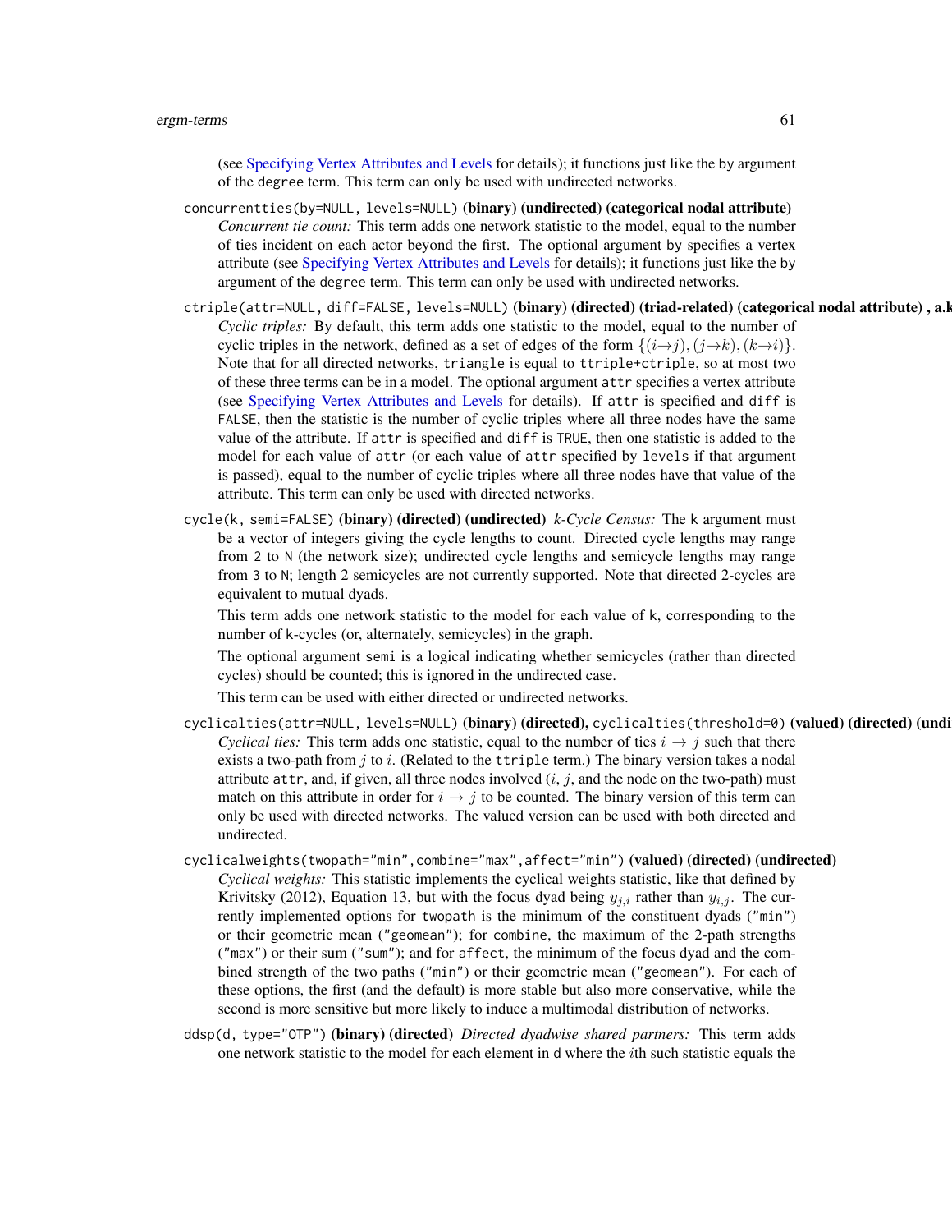(see Specifying Vertex Attributes and Levels for details); it functions just like the by argument of the degree term. This term can only be used with undirected networks.

`concurrentties(by=NULL, levels=NULL)` **(binary) (undirected) (categorical nodal attribute)**
*Concurrent tie count:* This term adds one network statistic to the model, equal to the number of ties incident on each actor beyond the first. The optional argument by specifies a vertex attribute (see Specifying Vertex Attributes and Levels for details); it functions just like the by argument of the degree term. This term can only be used with undirected networks.

`ctriple(attr=NULL, diff=FALSE, levels=NULL)` **(binary) (directed) (triad-related) (categorical nodal attribute) , a.k**
*Cyclic triples:* By default, this term adds one statistic to the model, equal to the number of cyclic triples in the network, defined as a set of edges of the form $\{(i{\to}j), (j{\to}k), (k{\to}i)\}$. Note that for all directed networks, `triangle` is equal to `ttriple+ctriple`, so at most two of these three terms can be in a model. The optional argument `attr` specifies a vertex attribute (see Specifying Vertex Attributes and Levels for details). If `attr` is specified and `diff` is `FALSE`, then the statistic is the number of cyclic triples where all three nodes have the same value of the attribute. If `attr` is specified and `diff` is `TRUE`, then one statistic is added to the model for each value of `attr` (or each value of `attr` specified by `levels` if that argument is passed), equal to the number of cyclic triples where all three nodes have that value of the attribute. This term can only be used with directed networks.

`cycle(k, semi=FALSE)` **(binary) (directed) (undirected)** *k-Cycle Census:* The `k` argument must be a vector of integers giving the cycle lengths to count. Directed cycle lengths may range from `2` to `N` (the network size); undirected cycle lengths and semicycle lengths may range from `3` to `N`; length 2 semicycles are not currently supported. Note that directed 2-cycles are equivalent to mutual dyads.

This term adds one network statistic to the model for each value of `k`, corresponding to the number of `k`-cycles (or, alternately, semicycles) in the graph.

The optional argument `semi` is a logical indicating whether semicycles (rather than directed cycles) should be counted; this is ignored in the undirected case.

This term can be used with either directed or undirected networks.

`cyclicalties(attr=NULL, levels=NULL)` **(binary) (directed),** `cyclicalties(threshold=0)` **(valued) (directed) (undi**
*Cyclical ties:* This term adds one statistic, equal to the number of ties $i \to j$ such that there exists a two-path from $j$ to $i$. (Related to the `ttriple` term.) The binary version takes a nodal attribute `attr`, and, if given, all three nodes involved ($i$, $j$, and the node on the two-path) must match on this attribute in order for $i \to j$ to be counted. The binary version of this term can only be used with directed networks. The valued version can be used with both directed and undirected.

`cyclicalweights(twopath="min",combine="max",affect="min")` **(valued) (directed) (undirected)**
*Cyclical weights:* This statistic implements the cyclical weights statistic, like that defined by Krivitsky (2012), Equation 13, but with the focus dyad being $y_{j,i}$ rather than $y_{i,j}$. The currently implemented options for `twopath` is the minimum of the constituent dyads (`"min"`) or their geometric mean (`"geomean"`); for `combine`, the maximum of the 2-path strengths (`"max"`) or their sum (`"sum"`); and for `affect`, the minimum of the focus dyad and the combined strength of the two paths (`"min"`) or their geometric mean (`"geomean"`). For each of these options, the first (and the default) is more stable but also more conservative, while the second is more sensitive but more likely to induce a multimodal distribution of networks.

`ddsp(d, type="OTP")` **(binary) (directed)** *Directed dyadwise shared partners:* This term adds one network statistic to the model for each element in `d` where the $i$th such statistic equals the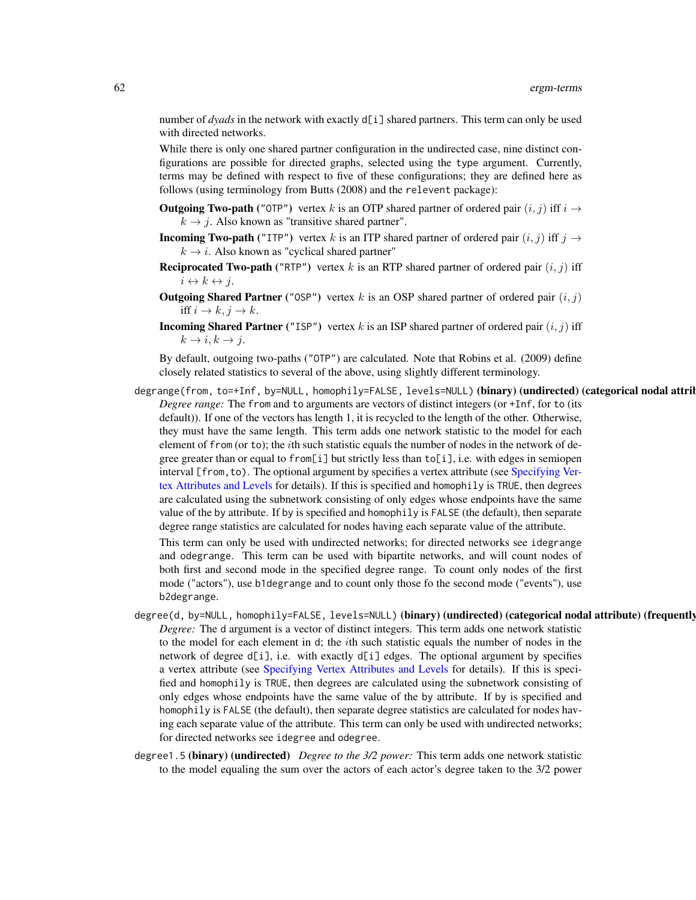number of *dyads* in the network with exactly d[i] shared partners. This term can only be used with directed networks.

While there is only one shared partner configuration in the undirected case, nine distinct configurations are possible for directed graphs, selected using the type argument. Currently, terms may be defined with respect to five of these configurations; they are defined here as follows (using terminology from Butts (2008) and the relevent package):

**Outgoing Two-path** ("OTP") vertex $k$ is an OTP shared partner of ordered pair $(i, j)$ iff $i \to k \to j$. Also known as "transitive shared partner".

**Incoming Two-path** ("ITP") vertex $k$ is an ITP shared partner of ordered pair $(i, j)$ iff $j \to k \to i$. Also known as "cyclical shared partner"

**Reciprocated Two-path** ("RTP") vertex $k$ is an RTP shared partner of ordered pair $(i, j)$ iff $i \leftrightarrow k \leftrightarrow j$.

**Outgoing Shared Partner** ("OSP") vertex $k$ is an OSP shared partner of ordered pair $(i, j)$ iff $i \to k, j \to k$.

**Incoming Shared Partner** ("ISP") vertex $k$ is an ISP shared partner of ordered pair $(i, j)$ iff $k \to i, k \to j$.

By default, outgoing two-paths ("OTP") are calculated. Note that Robins et al. (2009) define closely related statistics to several of the above, using slightly different terminology.

degrange(from, to=+Inf, by=NULL, homophily=FALSE, levels=NULL) **(binary) (undirected) (categorical nodal attrib**
*Degree range:* The from and to arguments are vectors of distinct integers (or +Inf, for to (its default)). If one of the vectors has length 1, it is recycled to the length of the other. Otherwise, they must have the same length. This term adds one network statistic to the model for each element of from (or to); the $i$th such statistic equals the number of nodes in the network of degree greater than or equal to from[i] but strictly less than to[i], i.e. with edges in semiopen interval [from,to). The optional argument by specifies a vertex attribute (see Specifying Vertex Attributes and Levels for details). If this is specified and homophily is TRUE, then degrees are calculated using the subnetwork consisting of only edges whose endpoints have the same value of the by attribute. If by is specified and homophily is FALSE (the default), then separate degree range statistics are calculated for nodes having each separate value of the attribute.

This term can only be used with undirected networks; for directed networks see idegrange and odegrange. This term can be used with bipartite networks, and will count nodes of both first and second mode in the specified degree range. To count only nodes of the first mode ("actors"), use b1degrange and to count only those fo the second mode ("events"), use b2degrange.

degree(d, by=NULL, homophily=FALSE, levels=NULL) **(binary) (undirected) (categorical nodal attribute) (frequently**
*Degree:* The d argument is a vector of distinct integers. This term adds one network statistic to the model for each element in d; the $i$th such statistic equals the number of nodes in the network of degree d[i], i.e. with exactly d[i] edges. The optional argument by specifies a vertex attribute (see Specifying Vertex Attributes and Levels for details). If this is specified and homophily is TRUE, then degrees are calculated using the subnetwork consisting of only edges whose endpoints have the same value of the by attribute. If by is specified and homophily is FALSE (the default), then separate degree statistics are calculated for nodes having each separate value of the attribute. This term can only be used with undirected networks; for directed networks see idegree and odegree.

degree1.5 **(binary) (undirected)** *Degree to the 3/2 power:* This term adds one network statistic to the model equaling the sum over the actors of each actor's degree taken to the 3/2 power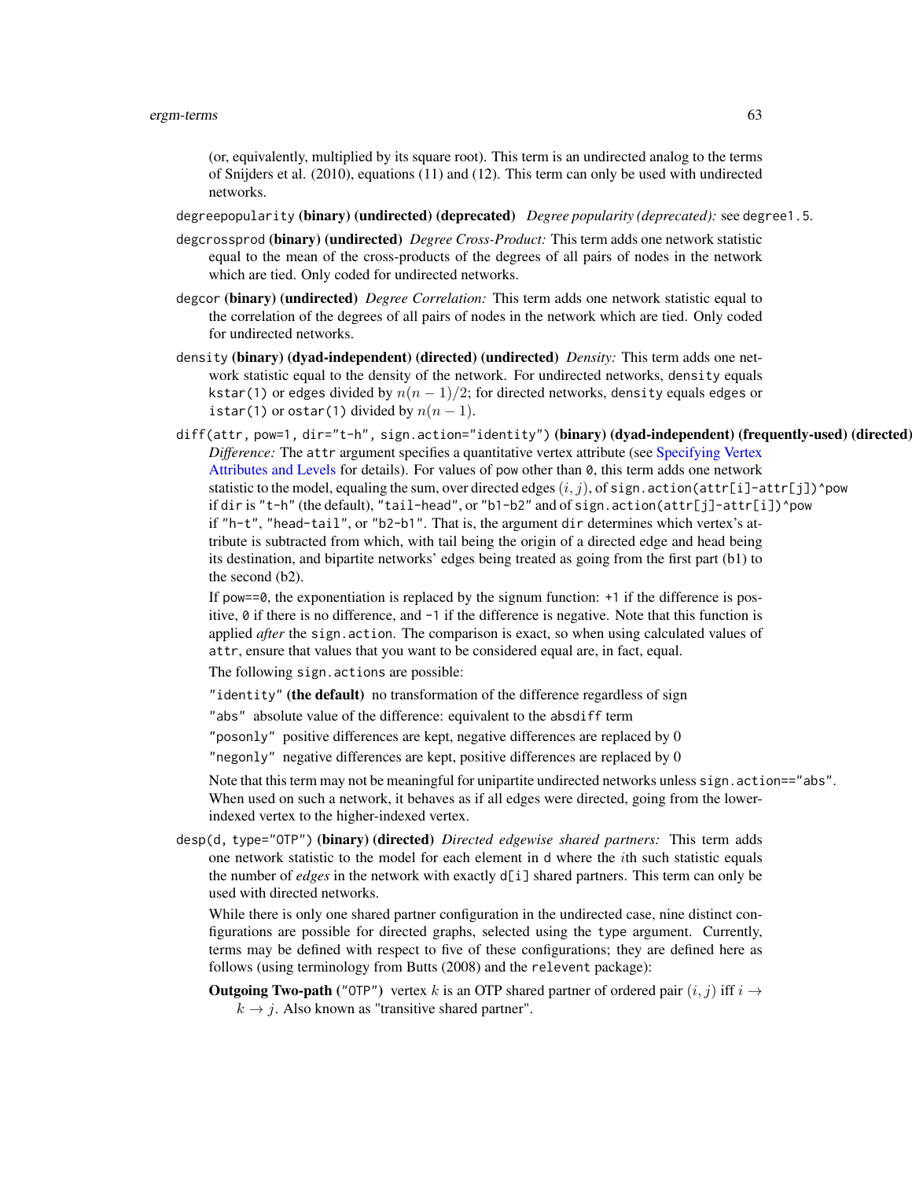(or, equivalently, multiplied by its square root). This term is an undirected analog to the terms of Snijders et al. (2010), equations (11) and (12). This term can only be used with undirected networks.

`degreepopularity` **(binary) (undirected) (deprecated)** *Degree popularity (deprecated):* see `degree1.5`.

`degcrossprod` **(binary) (undirected)** *Degree Cross-Product:* This term adds one network statistic equal to the mean of the cross-products of the degrees of all pairs of nodes in the network which are tied. Only coded for undirected networks.

`degcor` **(binary) (undirected)** *Degree Correlation:* This term adds one network statistic equal to the correlation of the degrees of all pairs of nodes in the network which are tied. Only coded for undirected networks.

`density` **(binary) (dyad-independent) (directed) (undirected)** *Density:* This term adds one network statistic equal to the density of the network. For undirected networks, `density` equals `kstar(1)` or `edges` divided by $n(n-1)/2$; for directed networks, `density` equals `edges` or `istar(1)` or `ostar(1)` divided by $n(n-1)$.

`diff(attr, pow=1, dir="t-h", sign.action="identity")` **(binary) (dyad-independent) (frequently-used) (directed)** *Difference:* The `attr` argument specifies a quantitative vertex attribute (see Specifying Vertex Attributes and Levels for details). For values of `pow` other than `0`, this term adds one network statistic to the model, equaling the sum, over directed edges $(i, j)$, of `sign.action(attr[i]-attr[j])^pow` if `dir` is `"t-h"` (the default), `"tail-head"`, or `"b1-b2"` and of `sign.action(attr[j]-attr[i])^pow` if `"h-t"`, `"head-tail"`, or `"b2-b1"`. That is, the argument `dir` determines which vertex's attribute is subtracted from which, with tail being the origin of a directed edge and head being its destination, and bipartite networks' edges being treated as going from the first part (b1) to the second (b2).

If `pow==0`, the exponentiation is replaced by the signum function: `+1` if the difference is positive, `0` if there is no difference, and `-1` if the difference is negative. Note that this function is applied *after* the `sign.action`. The comparison is exact, so when using calculated values of `attr`, ensure that values that you want to be considered equal are, in fact, equal.

The following `sign.actions` are possible:

`"identity"` **(the default)** no transformation of the difference regardless of sign

`"abs"` absolute value of the difference: equivalent to the `absdiff` term

`"posonly"` positive differences are kept, negative differences are replaced by 0

`"negonly"` negative differences are kept, positive differences are replaced by 0

Note that this term may not be meaningful for unipartite undirected networks unless `sign.action=="abs"`. When used on such a network, it behaves as if all edges were directed, going from the lower-indexed vertex to the higher-indexed vertex.

`desp(d, type="OTP")` **(binary) (directed)** *Directed edgewise shared partners:* This term adds one network statistic to the model for each element in `d` where the $i$th such statistic equals the number of *edges* in the network with exactly `d[i]` shared partners. This term can only be used with directed networks.

While there is only one shared partner configuration in the undirected case, nine distinct configurations are possible for directed graphs, selected using the `type` argument. Currently, terms may be defined with respect to five of these configurations; they are defined here as follows (using terminology from Butts (2008) and the `relevent` package):

**Outgoing Two-path** (`"OTP"`) vertex $k$ is an OTP shared partner of ordered pair $(i, j)$ iff $i \rightarrow k \rightarrow j$. Also known as "transitive shared partner".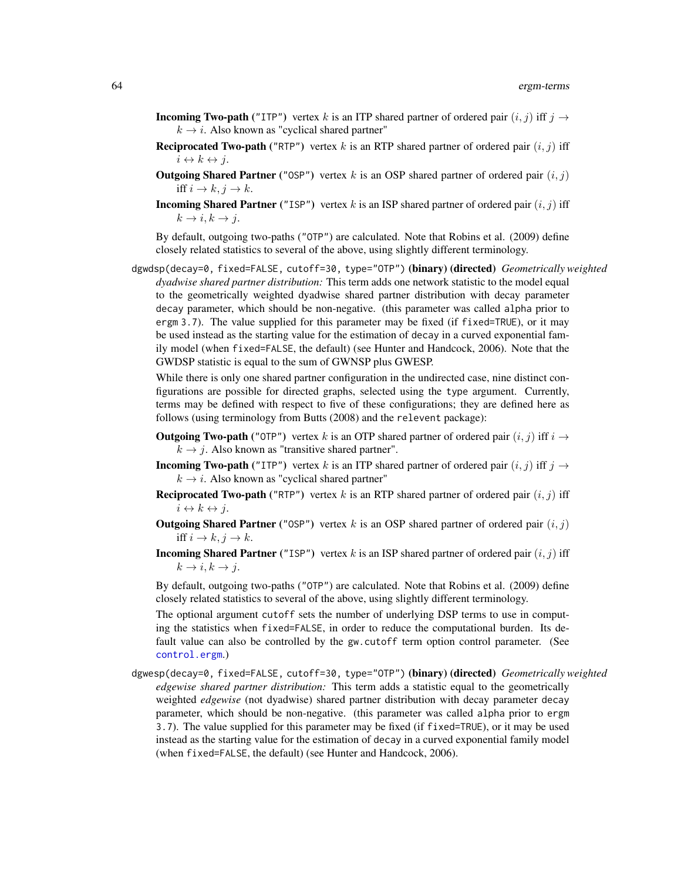**Incoming Two-path** (`"ITP"`) vertex $k$ is an ITP shared partner of ordered pair $(i, j)$ iff $j \to k \to i$. Also known as "cyclical shared partner"

**Reciprocated Two-path** (`"RTP"`) vertex $k$ is an RTP shared partner of ordered pair $(i, j)$ iff $i \leftrightarrow k \leftrightarrow j$.

**Outgoing Shared Partner** (`"OSP"`) vertex $k$ is an OSP shared partner of ordered pair $(i, j)$ iff $i \to k, j \to k$.

**Incoming Shared Partner** (`"ISP"`) vertex $k$ is an ISP shared partner of ordered pair $(i, j)$ iff $k \to i, k \to j$.

By default, outgoing two-paths (`"OTP"`) are calculated. Note that Robins et al. (2009) define closely related statistics to several of the above, using slightly different terminology.

`dgwdsp(decay=0, fixed=FALSE, cutoff=30, type="OTP")` **(binary) (directed)** *Geometrically weighted dyadwise shared partner distribution:* This term adds one network statistic to the model equal to the geometrically weighted dyadwise shared partner distribution with decay parameter `decay` parameter, which should be non-negative. (this parameter was called `alpha` prior to `ergm 3.7`). The value supplied for this parameter may be fixed (if `fixed=TRUE`), or it may be used instead as the starting value for the estimation of `decay` in a curved exponential family model (when `fixed=FALSE`, the default) (see Hunter and Handcock, 2006). Note that the GWDSP statistic is equal to the sum of GWNSP plus GWESP.

While there is only one shared partner configuration in the undirected case, nine distinct configurations are possible for directed graphs, selected using the `type` argument. Currently, terms may be defined with respect to five of these configurations; they are defined here as follows (using terminology from Butts (2008) and the `relevent` package):

**Outgoing Two-path** (`"OTP"`) vertex $k$ is an OTP shared partner of ordered pair $(i, j)$ iff $i \to k \to j$. Also known as "transitive shared partner".

**Incoming Two-path** (`"ITP"`) vertex $k$ is an ITP shared partner of ordered pair $(i, j)$ iff $j \to k \to i$. Also known as "cyclical shared partner"

**Reciprocated Two-path** (`"RTP"`) vertex $k$ is an RTP shared partner of ordered pair $(i, j)$ iff $i \leftrightarrow k \leftrightarrow j$.

**Outgoing Shared Partner** (`"OSP"`) vertex $k$ is an OSP shared partner of ordered pair $(i, j)$ iff $i \to k, j \to k$.

**Incoming Shared Partner** (`"ISP"`) vertex $k$ is an ISP shared partner of ordered pair $(i, j)$ iff $k \to i, k \to j$.

By default, outgoing two-paths (`"OTP"`) are calculated. Note that Robins et al. (2009) define closely related statistics to several of the above, using slightly different terminology.

The optional argument `cutoff` sets the number of underlying DSP terms to use in computing the statistics when `fixed=FALSE`, in order to reduce the computational burden. Its default value can also be controlled by the `gw.cutoff` term option control parameter. (See `control.ergm`.)

`dgwesp(decay=0, fixed=FALSE, cutoff=30, type="OTP")` **(binary) (directed)** *Geometrically weighted edgewise shared partner distribution:* This term adds a statistic equal to the geometrically weighted *edgewise* (not dyadwise) shared partner distribution with decay parameter `decay` parameter, which should be non-negative. (this parameter was called `alpha` prior to `ergm 3.7`). The value supplied for this parameter may be fixed (if `fixed=TRUE`), or it may be used instead as the starting value for the estimation of `decay` in a curved exponential family model (when `fixed=FALSE`, the default) (see Hunter and Handcock, 2006).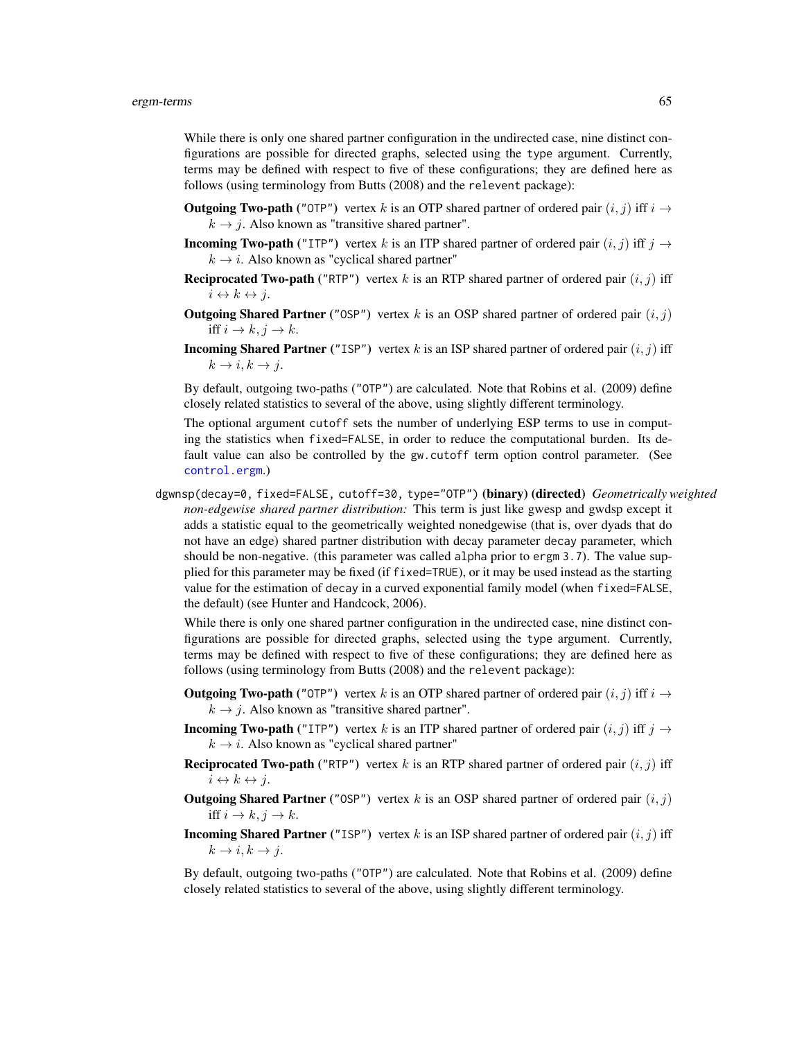While there is only one shared partner configuration in the undirected case, nine distinct configurations are possible for directed graphs, selected using the `type` argument. Currently, terms may be defined with respect to five of these configurations; they are defined here as follows (using terminology from Butts (2008) and the `relevent` package):

**Outgoing Two-path ("OTP")** vertex $k$ is an OTP shared partner of ordered pair $(i, j)$ iff $i \rightarrow k \rightarrow j$. Also known as "transitive shared partner".

**Incoming Two-path ("ITP")** vertex $k$ is an ITP shared partner of ordered pair $(i, j)$ iff $j \rightarrow k \rightarrow i$. Also known as "cyclical shared partner"

**Reciprocated Two-path ("RTP")** vertex $k$ is an RTP shared partner of ordered pair $(i, j)$ iff $i \leftrightarrow k \leftrightarrow j$.

**Outgoing Shared Partner ("OSP")** vertex $k$ is an OSP shared partner of ordered pair $(i, j)$ iff $i \rightarrow k, j \rightarrow k$.

**Incoming Shared Partner ("ISP")** vertex $k$ is an ISP shared partner of ordered pair $(i, j)$ iff $k \rightarrow i, k \rightarrow j$.

By default, outgoing two-paths ("OTP") are calculated. Note that Robins et al. (2009) define closely related statistics to several of the above, using slightly different terminology.

The optional argument `cutoff` sets the number of underlying ESP terms to use in computing the statistics when `fixed=FALSE`, in order to reduce the computational burden. Its default value can also be controlled by the `gw.cutoff` term option control parameter. (See `control.ergm`.)

`dgwnsp(decay=0, fixed=FALSE, cutoff=30, type="OTP")` **(binary) (directed)** *Geometrically weighted non-edgewise shared partner distribution:* This term is just like gwesp and gwdsp except it adds a statistic equal to the geometrically weighted nonedgewise (that is, over dyads that do not have an edge) shared partner distribution with decay parameter `decay` parameter, which should be non-negative. (this parameter was called `alpha` prior to `ergm 3.7`). The value supplied for this parameter may be fixed (if `fixed=TRUE`), or it may be used instead as the starting value for the estimation of `decay` in a curved exponential family model (when `fixed=FALSE`, the default) (see Hunter and Handcock, 2006).

While there is only one shared partner configuration in the undirected case, nine distinct configurations are possible for directed graphs, selected using the `type` argument. Currently, terms may be defined with respect to five of these configurations; they are defined here as follows (using terminology from Butts (2008) and the `relevent` package):

**Outgoing Two-path ("OTP")** vertex $k$ is an OTP shared partner of ordered pair $(i, j)$ iff $i \rightarrow k \rightarrow j$. Also known as "transitive shared partner".

**Incoming Two-path ("ITP")** vertex $k$ is an ITP shared partner of ordered pair $(i, j)$ iff $j \rightarrow k \rightarrow i$. Also known as "cyclical shared partner"

**Reciprocated Two-path ("RTP")** vertex $k$ is an RTP shared partner of ordered pair $(i, j)$ iff $i \leftrightarrow k \leftrightarrow j$.

**Outgoing Shared Partner ("OSP")** vertex $k$ is an OSP shared partner of ordered pair $(i, j)$ iff $i \rightarrow k, j \rightarrow k$.

**Incoming Shared Partner ("ISP")** vertex $k$ is an ISP shared partner of ordered pair $(i, j)$ iff $k \rightarrow i, k \rightarrow j$.

By default, outgoing two-paths ("OTP") are calculated. Note that Robins et al. (2009) define closely related statistics to several of the above, using slightly different terminology.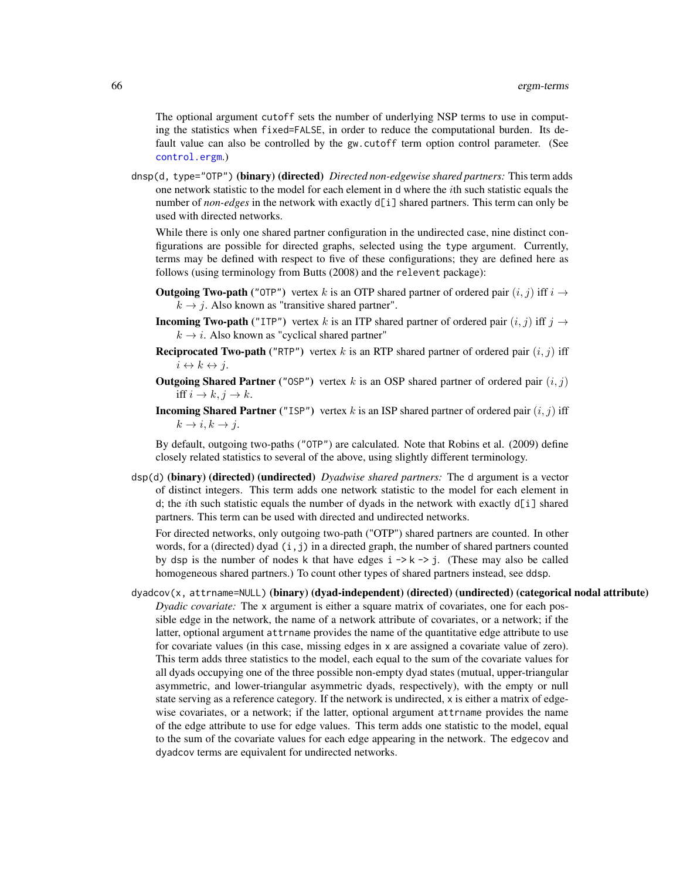The optional argument `cutoff` sets the number of underlying NSP terms to use in computing the statistics when `fixed=FALSE`, in order to reduce the computational burden. Its default value can also be controlled by the `gw.cutoff` term option control parameter. (See `control.ergm`.)

`dnsp(d, type="OTP")` **(binary) (directed)** *Directed non-edgewise shared partners:* This term adds one network statistic to the model for each element in `d` where the $i$th such statistic equals the number of *non-edges* in the network with exactly `d[i]` shared partners. This term can only be used with directed networks.

While there is only one shared partner configuration in the undirected case, nine distinct configurations are possible for directed graphs, selected using the `type` argument. Currently, terms may be defined with respect to five of these configurations; they are defined here as follows (using terminology from Butts (2008) and the `relevent` package):

- **Outgoing Two-path** (`"OTP"`) vertex $k$ is an OTP shared partner of ordered pair $(i, j)$ iff $i \to k \to j$. Also known as "transitive shared partner".
- **Incoming Two-path** (`"ITP"`) vertex $k$ is an ITP shared partner of ordered pair $(i, j)$ iff $j \to k \to i$. Also known as "cyclical shared partner"
- **Reciprocated Two-path** (`"RTP"`) vertex $k$ is an RTP shared partner of ordered pair $(i, j)$ iff $i \leftrightarrow k \leftrightarrow j$.
- **Outgoing Shared Partner** (`"OSP"`) vertex $k$ is an OSP shared partner of ordered pair $(i, j)$ iff $i \to k, j \to k$.
- **Incoming Shared Partner** (`"ISP"`) vertex $k$ is an ISP shared partner of ordered pair $(i, j)$ iff $k \to i, k \to j$.

By default, outgoing two-paths (`"OTP"`) are calculated. Note that Robins et al. (2009) define closely related statistics to several of the above, using slightly different terminology.

`dsp(d)` **(binary) (directed) (undirected)** *Dyadwise shared partners:* The `d` argument is a vector of distinct integers. This term adds one network statistic to the model for each element in `d`; the $i$th such statistic equals the number of dyads in the network with exactly `d[i]` shared partners. This term can be used with directed and undirected networks.

For directed networks, only outgoing two-path ("OTP") shared partners are counted. In other words, for a (directed) dyad `(i,j)` in a directed graph, the number of shared partners counted by `dsp` is the number of nodes `k` that have edges `i -> k -> j`. (These may also be called homogeneous shared partners.) To count other types of shared partners instead, see `ddsp`.

`dyadcov(x, attrname=NULL)` **(binary) (dyad-independent) (directed) (undirected) (categorical nodal attribute)** *Dyadic covariate:* The `x` argument is either a square matrix of covariates, one for each possible edge in the network, the name of a network attribute of covariates, or a network; if the latter, optional argument `attrname` provides the name of the quantitative edge attribute to use for covariate values (in this case, missing edges in `x` are assigned a covariate value of zero). This term adds three statistics to the model, each equal to the sum of the covariate values for all dyads occupying one of the three possible non-empty dyad states (mutual, upper-triangular asymmetric, and lower-triangular asymmetric dyads, respectively), with the empty or null state serving as a reference category. If the network is undirected, `x` is either a matrix of edgewise covariates, or a network; if the latter, optional argument `attrname` provides the name of the edge attribute to use for edge values. This term adds one statistic to the model, equal to the sum of the covariate values for each edge appearing in the network. The `edgecov` and `dyadcov` terms are equivalent for undirected networks.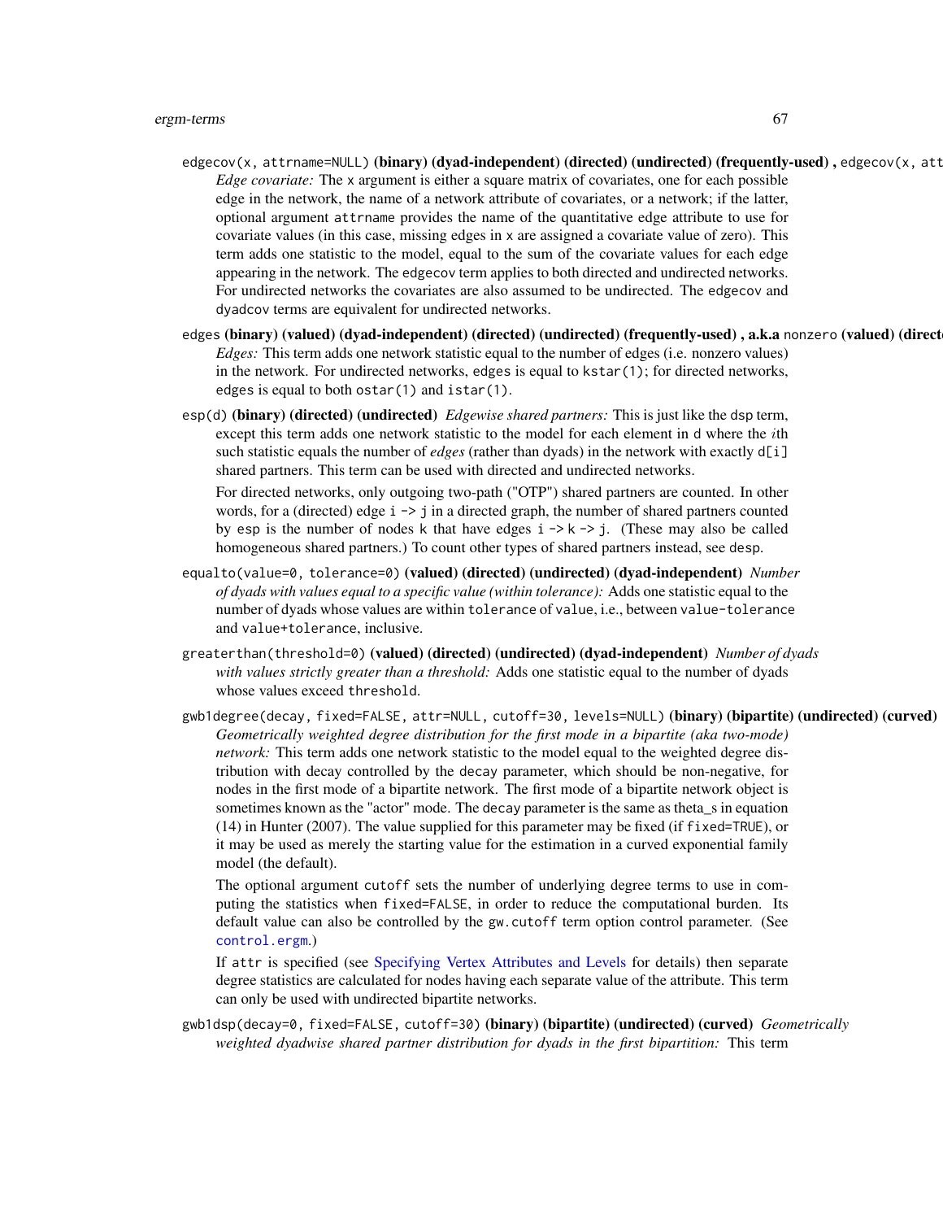`edgecov(x, attrname=NULL)` **(binary) (dyad-independent) (directed) (undirected) (frequently-used) ,** `edgecov(x, att`
: *Edge covariate:* The `x` argument is either a square matrix of covariates, one for each possible edge in the network, the name of a network attribute of covariates, or a network; if the latter, optional argument `attrname` provides the name of the quantitative edge attribute to use for covariate values (in this case, missing edges in `x` are assigned a covariate value of zero). This term adds one statistic to the model, equal to the sum of the covariate values for each edge appearing in the network. The `edgecov` term applies to both directed and undirected networks. For undirected networks the covariates are also assumed to be undirected. The `edgecov` and `dyadcov` terms are equivalent for undirected networks.

`edges` **(binary) (valued) (dyad-independent) (directed) (undirected) (frequently-used) , a.k.a** `nonzero` **(valued) (direct**
: *Edges:* This term adds one network statistic equal to the number of edges (i.e. nonzero values) in the network. For undirected networks, `edges` is equal to `kstar(1)`; for directed networks, `edges` is equal to both `ostar(1)` and `istar(1)`.

`esp(d)` **(binary) (directed) (undirected)** *Edgewise shared partners:* This is just like the `dsp` term, except this term adds one network statistic to the model for each element in `d` where the $i$th such statistic equals the number of *edges* (rather than dyads) in the network with exactly `d[i]` shared partners. This term can be used with directed and undirected networks.

For directed networks, only outgoing two-path ("OTP") shared partners are counted. In other words, for a (directed) edge `i -> j` in a directed graph, the number of shared partners counted by `esp` is the number of nodes `k` that have edges `i -> k -> j`. (These may also be called homogeneous shared partners.) To count other types of shared partners instead, see `desp`.

`equalto(value=0, tolerance=0)` **(valued) (directed) (undirected) (dyad-independent)** *Number of dyads with values equal to a specific value (within tolerance):* Adds one statistic equal to the number of dyads whose values are within `tolerance` of `value`, i.e., between `value-tolerance` and `value+tolerance`, inclusive.

`greaterthan(threshold=0)` **(valued) (directed) (undirected) (dyad-independent)** *Number of dyads with values strictly greater than a threshold:* Adds one statistic equal to the number of dyads whose values exceed `threshold`.

`gwb1degree(decay, fixed=FALSE, attr=NULL, cutoff=30, levels=NULL)` **(binary) (bipartite) (undirected) (curved)**
: *Geometrically weighted degree distribution for the first mode in a bipartite (aka two-mode) network:* This term adds one network statistic to the model equal to the weighted degree distribution with decay controlled by the `decay` parameter, which should be non-negative, for nodes in the first mode of a bipartite network. The first mode of a bipartite network object is sometimes known as the "actor" mode. The `decay` parameter is the same as theta_s in equation (14) in Hunter (2007). The value supplied for this parameter may be fixed (if `fixed=TRUE`), or it may be used as merely the starting value for the estimation in a curved exponential family model (the default).

The optional argument `cutoff` sets the number of underlying degree terms to use in computing the statistics when `fixed=FALSE`, in order to reduce the computational burden. Its default value can also be controlled by the `gw.cutoff` term option control parameter. (See `control.ergm`.)

If `attr` is specified (see Specifying Vertex Attributes and Levels for details) then separate degree statistics are calculated for nodes having each separate value of the attribute. This term can only be used with undirected bipartite networks.

`gwb1dsp(decay=0, fixed=FALSE, cutoff=30)` **(binary) (bipartite) (undirected) (curved)** *Geometrically weighted dyadwise shared partner distribution for dyads in the first bipartition:* This term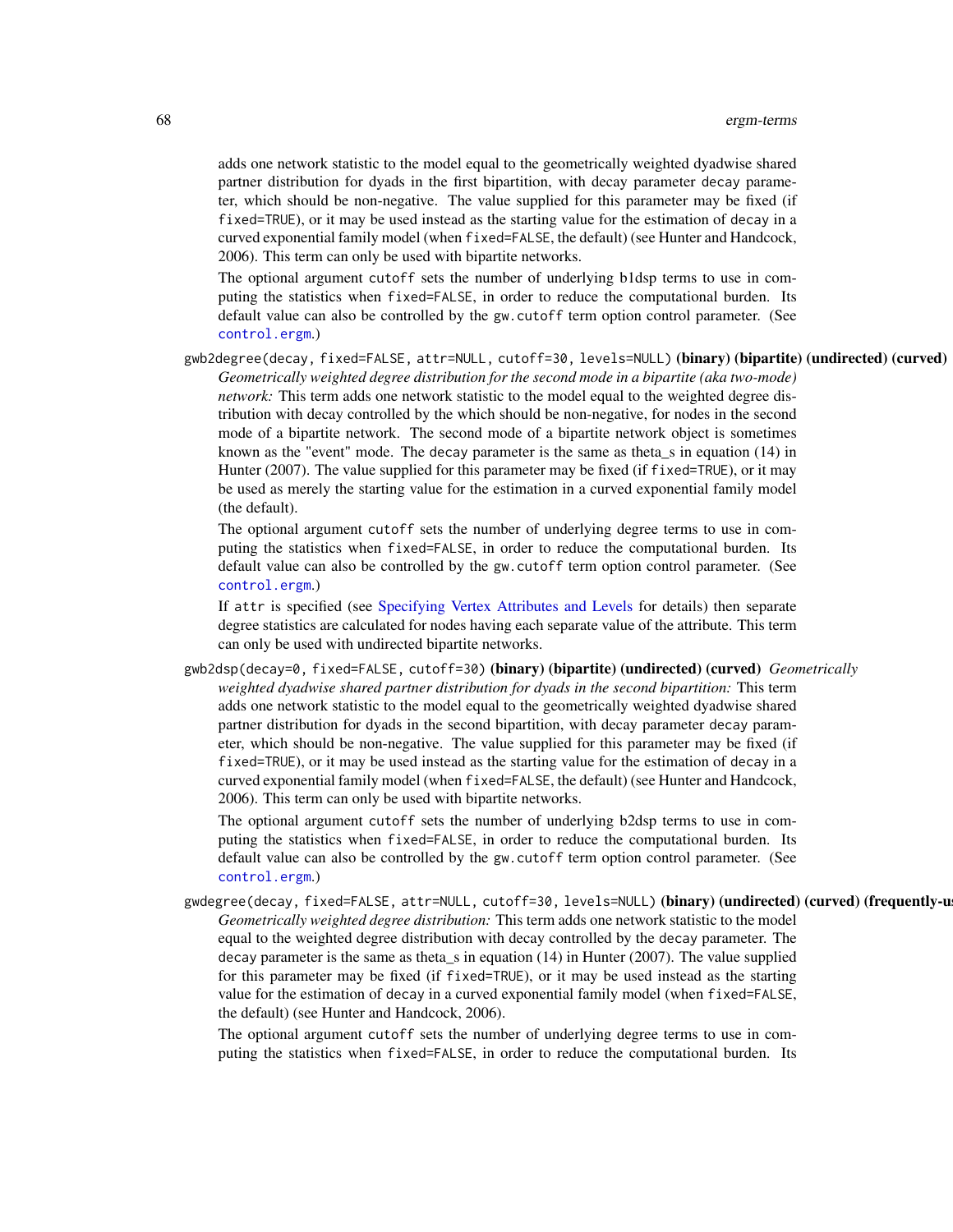adds one network statistic to the model equal to the geometrically weighted dyadwise shared partner distribution for dyads in the first bipartition, with decay parameter `decay` parameter, which should be non-negative. The value supplied for this parameter may be fixed (if `fixed=TRUE`), or it may be used instead as the starting value for the estimation of `decay` in a curved exponential family model (when `fixed=FALSE`, the default) (see Hunter and Handcock, 2006). This term can only be used with bipartite networks.

The optional argument `cutoff` sets the number of underlying `b1dsp` terms to use in computing the statistics when `fixed=FALSE`, in order to reduce the computational burden. Its default value can also be controlled by the `gw.cutoff` term option control parameter. (See `control.ergm`.)

`gwb2degree(decay, fixed=FALSE, attr=NULL, cutoff=30, levels=NULL)` **(binary) (bipartite) (undirected) (curved)**
*Geometrically weighted degree distribution for the second mode in a bipartite (aka two-mode) network:* This term adds one network statistic to the model equal to the weighted degree distribution with decay controlled by the which should be non-negative, for nodes in the second mode of a bipartite network. The second mode of a bipartite network object is sometimes known as the "event" mode. The `decay` parameter is the same as theta_s in equation (14) in Hunter (2007). The value supplied for this parameter may be fixed (if `fixed=TRUE`), or it may be used as merely the starting value for the estimation in a curved exponential family model (the default).

The optional argument `cutoff` sets the number of underlying degree terms to use in computing the statistics when `fixed=FALSE`, in order to reduce the computational burden. Its default value can also be controlled by the `gw.cutoff` term option control parameter. (See `control.ergm`.)

If `attr` is specified (see Specifying Vertex Attributes and Levels for details) then separate degree statistics are calculated for nodes having each separate value of the attribute. This term can only be used with undirected bipartite networks.

`gwb2dsp(decay=0, fixed=FALSE, cutoff=30)` **(binary) (bipartite) (undirected) (curved)** *Geometrically weighted dyadwise shared partner distribution for dyads in the second bipartition:* This term adds one network statistic to the model equal to the geometrically weighted dyadwise shared partner distribution for dyads in the second bipartition, with decay parameter `decay` parameter, which should be non-negative. The value supplied for this parameter may be fixed (if `fixed=TRUE`), or it may be used instead as the starting value for the estimation of `decay` in a curved exponential family model (when `fixed=FALSE`, the default) (see Hunter and Handcock, 2006). This term can only be used with bipartite networks.

The optional argument `cutoff` sets the number of underlying `b2dsp` terms to use in computing the statistics when `fixed=FALSE`, in order to reduce the computational burden. Its default value can also be controlled by the `gw.cutoff` term option control parameter. (See `control.ergm`.)

`gwdegree(decay, fixed=FALSE, attr=NULL, cutoff=30, levels=NULL)` **(binary) (undirected) (curved) (frequently-us**
*Geometrically weighted degree distribution:* This term adds one network statistic to the model equal to the weighted degree distribution with decay controlled by the `decay` parameter. The `decay` parameter is the same as theta_s in equation (14) in Hunter (2007). The value supplied for this parameter may be fixed (if `fixed=TRUE`), or it may be used instead as the starting value for the estimation of `decay` in a curved exponential family model (when `fixed=FALSE`, the default) (see Hunter and Handcock, 2006).

The optional argument `cutoff` sets the number of underlying degree terms to use in computing the statistics when `fixed=FALSE`, in order to reduce the computational burden. Its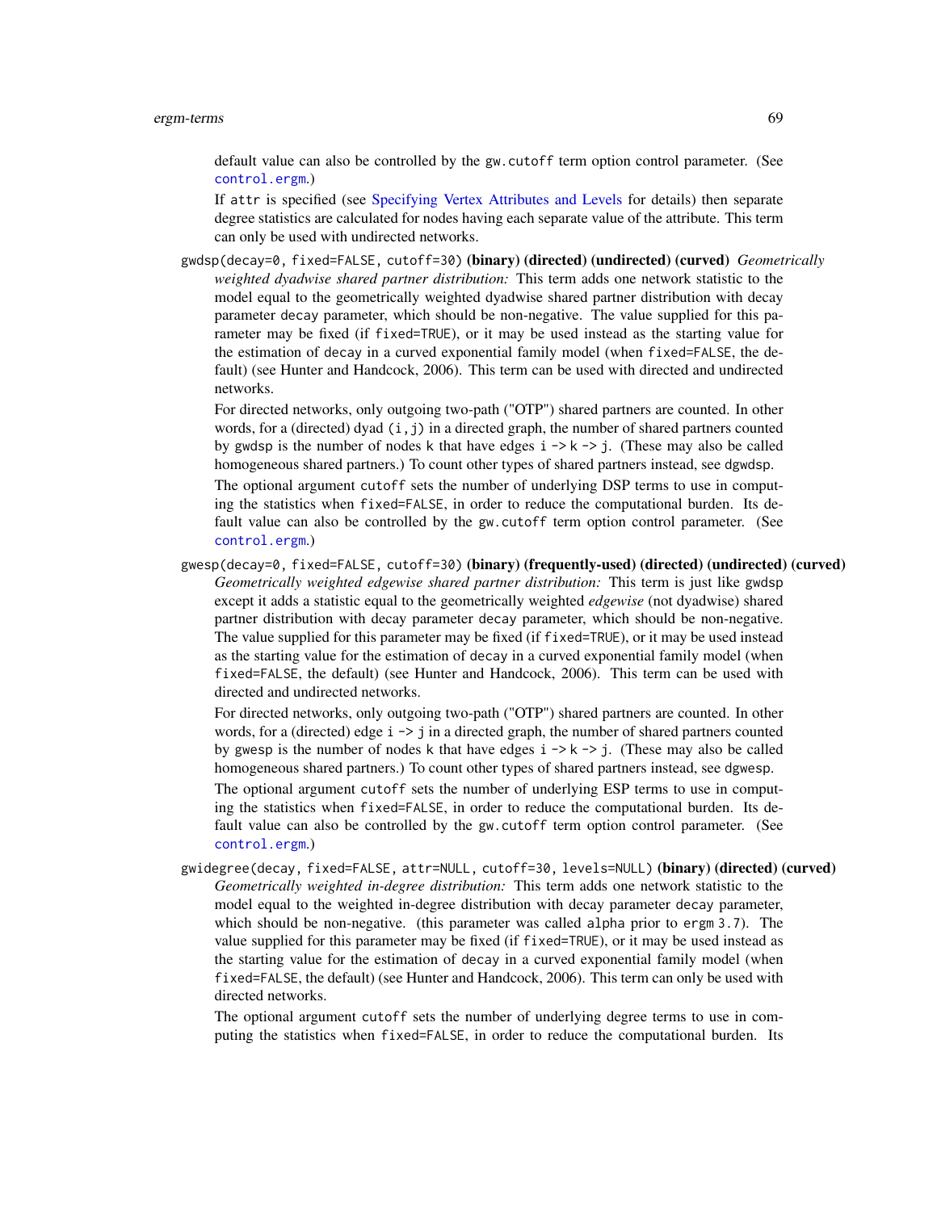default value can also be controlled by the `gw.cutoff` term option control parameter. (See `control.ergm`.)

If `attr` is specified (see Specifying Vertex Attributes and Levels for details) then separate degree statistics are calculated for nodes having each separate value of the attribute. This term can only be used with undirected networks.

`gwdsp(decay=0, fixed=FALSE, cutoff=30)` **(binary) (directed) (undirected) (curved)** *Geometrically weighted dyadwise shared partner distribution:* This term adds one network statistic to the model equal to the geometrically weighted dyadwise shared partner distribution with decay parameter `decay` parameter, which should be non-negative. The value supplied for this parameter may be fixed (if `fixed=TRUE`), or it may be used instead as the starting value for the estimation of `decay` in a curved exponential family model (when `fixed=FALSE`, the default) (see Hunter and Handcock, 2006). This term can be used with directed and undirected networks.

For directed networks, only outgoing two-path ("OTP") shared partners are counted. In other words, for a (directed) dyad `(i,j)` in a directed graph, the number of shared partners counted by `gwdsp` is the number of nodes `k` that have edges `i -> k -> j`. (These may also be called homogeneous shared partners.) To count other types of shared partners instead, see `dgwdsp`.

The optional argument `cutoff` sets the number of underlying DSP terms to use in computing the statistics when `fixed=FALSE`, in order to reduce the computational burden. Its default value can also be controlled by the `gw.cutoff` term option control parameter. (See `control.ergm`.)

`gwesp(decay=0, fixed=FALSE, cutoff=30)` **(binary) (frequently-used) (directed) (undirected) (curved)** *Geometrically weighted edgewise shared partner distribution:* This term is just like `gwdsp` except it adds a statistic equal to the geometrically weighted *edgewise* (not dyadwise) shared partner distribution with decay parameter `decay` parameter, which should be non-negative. The value supplied for this parameter may be fixed (if `fixed=TRUE`), or it may be used instead as the starting value for the estimation of `decay` in a curved exponential family model (when `fixed=FALSE`, the default) (see Hunter and Handcock, 2006). This term can be used with directed and undirected networks.

For directed networks, only outgoing two-path ("OTP") shared partners are counted. In other words, for a (directed) edge `i -> j` in a directed graph, the number of shared partners counted by `gwesp` is the number of nodes `k` that have edges `i -> k -> j`. (These may also be called homogeneous shared partners.) To count other types of shared partners instead, see `dgwesp`.

The optional argument `cutoff` sets the number of underlying ESP terms to use in computing the statistics when `fixed=FALSE`, in order to reduce the computational burden. Its default value can also be controlled by the `gw.cutoff` term option control parameter. (See `control.ergm`.)

`gwidegree(decay, fixed=FALSE, attr=NULL, cutoff=30, levels=NULL)` **(binary) (directed) (curved)** *Geometrically weighted in-degree distribution:* This term adds one network statistic to the model equal to the weighted in-degree distribution with decay parameter `decay` parameter, which should be non-negative. (this parameter was called `alpha` prior to `ergm 3.7`). The value supplied for this parameter may be fixed (if `fixed=TRUE`), or it may be used instead as the starting value for the estimation of `decay` in a curved exponential family model (when `fixed=FALSE`, the default) (see Hunter and Handcock, 2006). This term can only be used with directed networks.

The optional argument `cutoff` sets the number of underlying degree terms to use in computing the statistics when `fixed=FALSE`, in order to reduce the computational burden. Its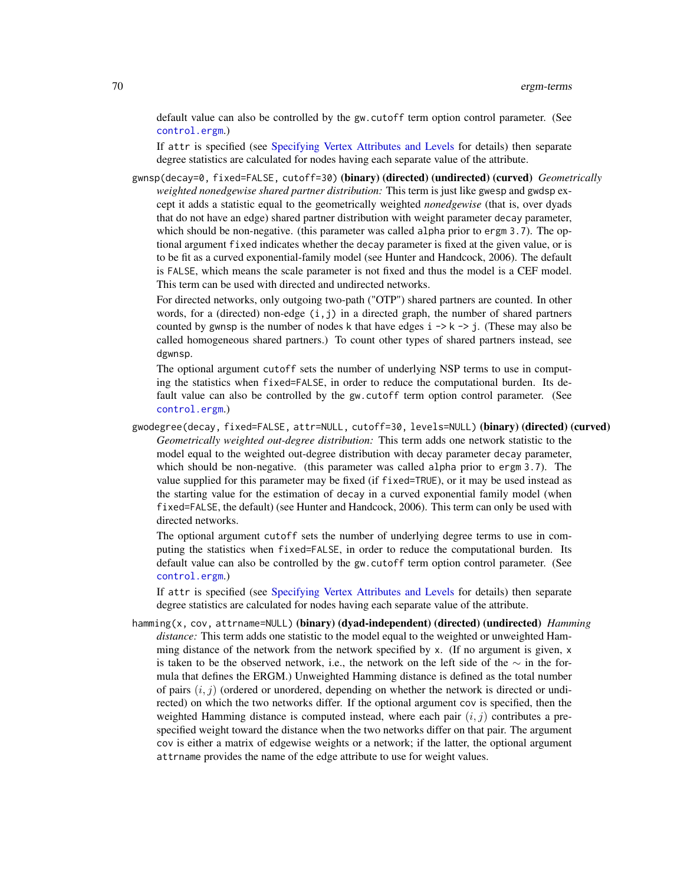default value can also be controlled by the `gw.cutoff` term option control parameter. (See `control.ergm`.)

If `attr` is specified (see Specifying Vertex Attributes and Levels for details) then separate degree statistics are calculated for nodes having each separate value of the attribute.

`gwnsp(decay=0, fixed=FALSE, cutoff=30)` **(binary) (directed) (undirected) (curved)** *Geometrically weighted nonedgewise shared partner distribution:* This term is just like `gwesp` and `gwdsp` except it adds a statistic equal to the geometrically weighted *nonedgewise* (that is, over dyads that do not have an edge) shared partner distribution with weight parameter `decay` parameter, which should be non-negative. (this parameter was called `alpha` prior to `ergm 3.7`). The optional argument `fixed` indicates whether the `decay` parameter is fixed at the given value, or is to be fit as a curved exponential-family model (see Hunter and Handcock, 2006). The default is `FALSE`, which means the scale parameter is not fixed and thus the model is a CEF model. This term can be used with directed and undirected networks.

For directed networks, only outgoing two-path ("OTP") shared partners are counted. In other words, for a (directed) non-edge `(i,j)` in a directed graph, the number of shared partners counted by `gwnsp` is the number of nodes `k` that have edges `i -> k -> j`. (These may also be called homogeneous shared partners.) To count other types of shared partners instead, see `dgwnsp`.

The optional argument `cutoff` sets the number of underlying NSP terms to use in computing the statistics when `fixed=FALSE`, in order to reduce the computational burden. Its default value can also be controlled by the `gw.cutoff` term option control parameter. (See `control.ergm`.)

`gwodegree(decay, fixed=FALSE, attr=NULL, cutoff=30, levels=NULL)` **(binary) (directed) (curved)** *Geometrically weighted out-degree distribution:* This term adds one network statistic to the model equal to the weighted out-degree distribution with decay parameter `decay` parameter, which should be non-negative. (this parameter was called `alpha` prior to `ergm 3.7`). The value supplied for this parameter may be fixed (if `fixed=TRUE`), or it may be used instead as the starting value for the estimation of `decay` in a curved exponential family model (when `fixed=FALSE`, the default) (see Hunter and Handcock, 2006). This term can only be used with directed networks.

The optional argument `cutoff` sets the number of underlying degree terms to use in computing the statistics when `fixed=FALSE`, in order to reduce the computational burden. Its default value can also be controlled by the `gw.cutoff` term option control parameter. (See `control.ergm`.)

If `attr` is specified (see Specifying Vertex Attributes and Levels for details) then separate degree statistics are calculated for nodes having each separate value of the attribute.

`hamming(x, cov, attrname=NULL)` **(binary) (dyad-independent) (directed) (undirected)** *Hamming distance:* This term adds one statistic to the model equal to the weighted or unweighted Hamming distance of the network from the network specified by `x`. (If no argument is given, `x` is taken to be the observed network, i.e., the network on the left side of the $\sim$ in the formula that defines the ERGM.) Unweighted Hamming distance is defined as the total number of pairs $(i, j)$ (ordered or unordered, depending on whether the network is directed or undirected) on which the two networks differ. If the optional argument `cov` is specified, then the weighted Hamming distance is computed instead, where each pair $(i, j)$ contributes a pre-specified weight toward the distance when the two networks differ on that pair. The argument `cov` is either a matrix of edgewise weights or a network; if the latter, the optional argument `attrname` provides the name of the edge attribute to use for weight values.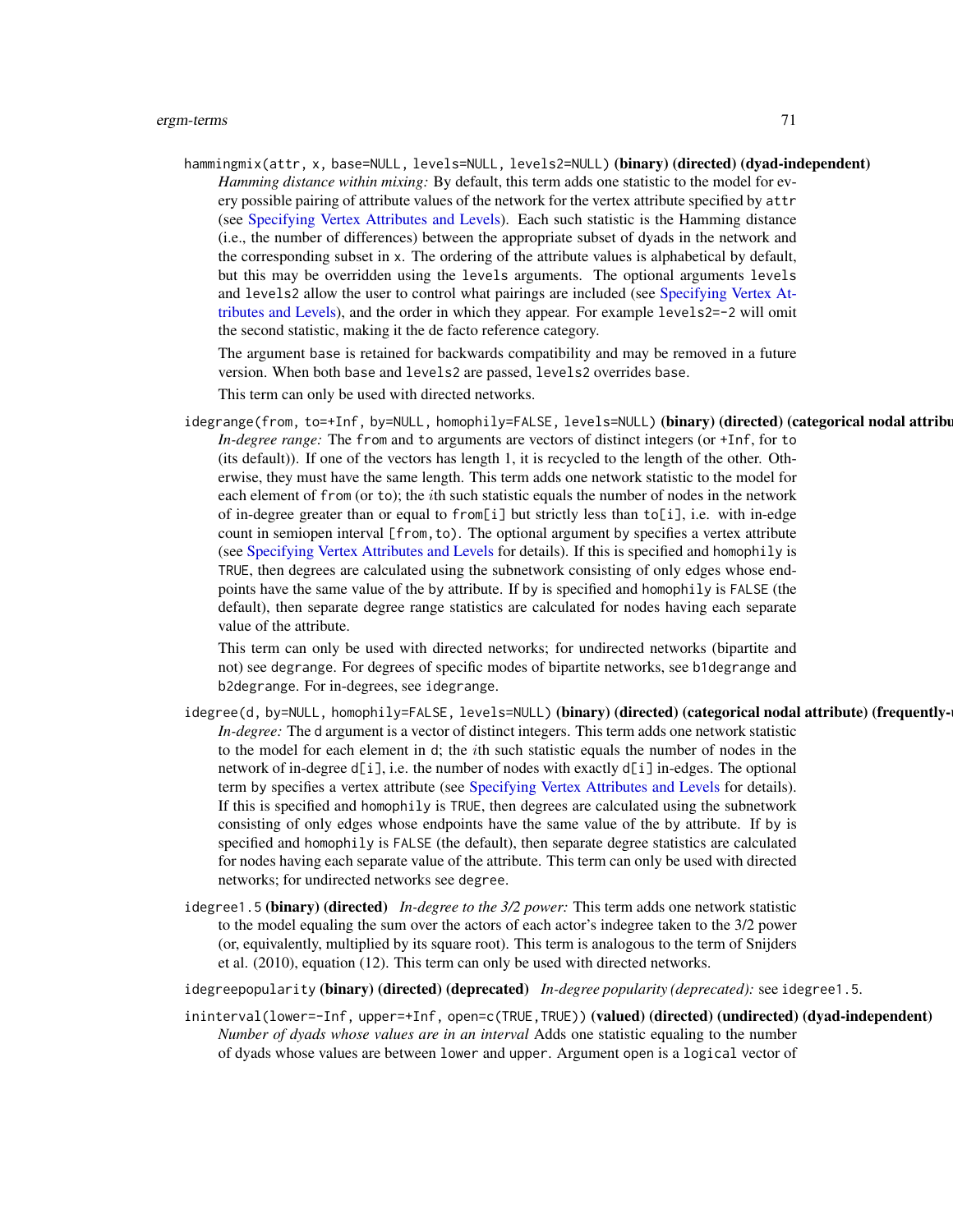`hammingmix(attr, x, base=NULL, levels=NULL, levels2=NULL)` **(binary) (directed) (dyad-independent)**
*Hamming distance within mixing:* By default, this term adds one statistic to the model for every possible pairing of attribute values of the network for the vertex attribute specified by `attr` (see Specifying Vertex Attributes and Levels). Each such statistic is the Hamming distance (i.e., the number of differences) between the appropriate subset of dyads in the network and the corresponding subset in `x`. The ordering of the attribute values is alphabetical by default, but this may be overridden using the `levels` arguments. The optional arguments `levels` and `levels2` allow the user to control what pairings are included (see Specifying Vertex Attributes and Levels), and the order in which they appear. For example `levels2=-2` will omit the second statistic, making it the de facto reference category.

The argument `base` is retained for backwards compatibility and may be removed in a future version. When both `base` and `levels2` are passed, `levels2` overrides `base`.

This term can only be used with directed networks.

`idegrange(from, to=+Inf, by=NULL, homophily=FALSE, levels=NULL)` **(binary) (directed) (categorical nodal attribu**
*In-degree range:* The `from` and `to` arguments are vectors of distinct integers (or `+Inf`, for `to` (its default)). If one of the vectors has length 1, it is recycled to the length of the other. Otherwise, they must have the same length. This term adds one network statistic to the model for each element of `from` (or `to`); the $i$th such statistic equals the number of nodes in the network of in-degree greater than or equal to `from[i]` but strictly less than `to[i]`, i.e. with in-edge count in semiopen interval `[from,to)`. The optional argument `by` specifies a vertex attribute (see Specifying Vertex Attributes and Levels for details). If this is specified and `homophily` is `TRUE`, then degrees are calculated using the subnetwork consisting of only edges whose endpoints have the same value of the `by` attribute. If `by` is specified and `homophily` is `FALSE` (the default), then separate degree range statistics are calculated for nodes having each separate value of the attribute.

This term can only be used with directed networks; for undirected networks (bipartite and not) see `degrange`. For degrees of specific modes of bipartite networks, see `b1degrange` and `b2degrange`. For in-degrees, see `idegrange`.

`idegree(d, by=NULL, homophily=FALSE, levels=NULL)` **(binary) (directed) (categorical nodal attribute) (frequently-**
*In-degree:* The `d` argument is a vector of distinct integers. This term adds one network statistic to the model for each element in `d`; the $i$th such statistic equals the number of nodes in the network of in-degree `d[i]`, i.e. the number of nodes with exactly `d[i]` in-edges. The optional term `by` specifies a vertex attribute (see Specifying Vertex Attributes and Levels for details). If this is specified and `homophily` is `TRUE`, then degrees are calculated using the subnetwork consisting of only edges whose endpoints have the same value of the `by` attribute. If `by` is specified and `homophily` is `FALSE` (the default), then separate degree statistics are calculated for nodes having each separate value of the attribute. This term can only be used with directed networks; for undirected networks see `degree`.

`idegree1.5` **(binary) (directed)** *In-degree to the 3/2 power:* This term adds one network statistic to the model equaling the sum over the actors of each actor's indegree taken to the 3/2 power (or, equivalently, multiplied by its square root). This term is analogous to the term of Snijders et al. (2010), equation (12). This term can only be used with directed networks.

`idegreepopularity` **(binary) (directed) (deprecated)** *In-degree popularity (deprecated):* see `idegree1.5`.

`ininterval(lower=-Inf, upper=+Inf, open=c(TRUE,TRUE))` **(valued) (directed) (undirected) (dyad-independent)**
*Number of dyads whose values are in an interval* Adds one statistic equaling to the number of dyads whose values are between `lower` and `upper`. Argument `open` is a `logical` vector of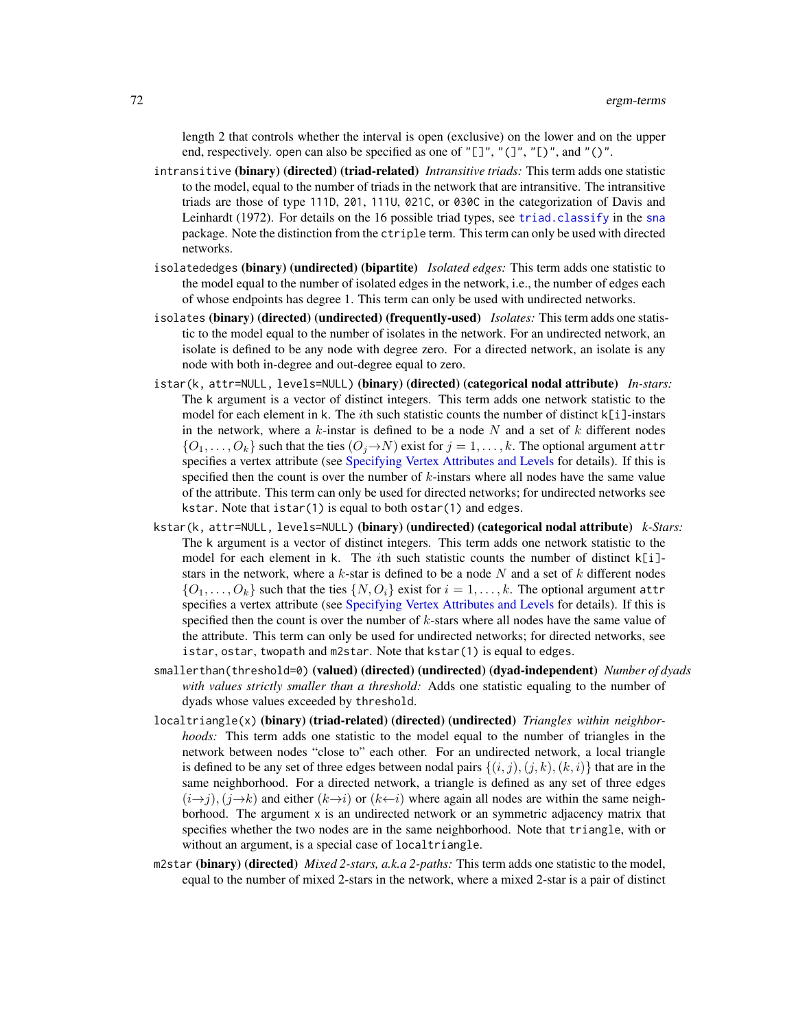length 2 that controls whether the interval is open (exclusive) on the lower and on the upper end, respectively. `open` can also be specified as one of `"[]"`, `"(]"`, `"[)"`, and `"()"`.

`intransitive` **(binary) (directed) (triad-related)** *Intransitive triads:* This term adds one statistic to the model, equal to the number of triads in the network that are intransitive. The intransitive triads are those of type `111D`, `201`, `111U`, `021C`, or `030C` in the categorization of Davis and Leinhardt (1972). For details on the 16 possible triad types, see `triad.classify` in the `sna` package. Note the distinction from the `ctriple` term. This term can only be used with directed networks.

`isolatededges` **(binary) (undirected) (bipartite)** *Isolated edges:* This term adds one statistic to the model equal to the number of isolated edges in the network, i.e., the number of edges each of whose endpoints has degree 1. This term can only be used with undirected networks.

`isolates` **(binary) (directed) (undirected) (frequently-used)** *Isolates:* This term adds one statistic to the model equal to the number of isolates in the network. For an undirected network, an isolate is defined to be any node with degree zero. For a directed network, an isolate is any node with both in-degree and out-degree equal to zero.

`istar(k, attr=NULL, levels=NULL)` **(binary) (directed) (categorical nodal attribute)** *In-stars:* The `k` argument is a vector of distinct integers. This term adds one network statistic to the model for each element in `k`. The $i$th such statistic counts the number of distinct `k[i]`-instars in the network, where a $k$-instar is defined to be a node $N$ and a set of $k$ different nodes $\{O_1, \dots, O_k\}$ such that the ties $(O_j \rightarrow N)$ exist for $j = 1, \dots, k$. The optional argument `attr` specifies a vertex attribute (see Specifying Vertex Attributes and Levels for details). If this is specified then the count is over the number of $k$-instars where all nodes have the same value of the attribute. This term can only be used for directed networks; for undirected networks see `kstar`. Note that `istar(1)` is equal to both `ostar(1)` and `edges`.

`kstar(k, attr=NULL, levels=NULL)` **(binary) (undirected) (categorical nodal attribute)** *k-Stars:* The `k` argument is a vector of distinct integers. This term adds one network statistic to the model for each element in `k`. The $i$th such statistic counts the number of distinct `k[i]`-stars in the network, where a $k$-star is defined to be a node $N$ and a set of $k$ different nodes $\{O_1, \dots, O_k\}$ such that the ties $\{N, O_i\}$ exist for $i = 1, \dots, k$. The optional argument `attr` specifies a vertex attribute (see Specifying Vertex Attributes and Levels for details). If this is specified then the count is over the number of $k$-stars where all nodes have the same value of the attribute. This term can only be used for undirected networks; for directed networks, see `istar`, `ostar`, `twopath` and `m2star`. Note that `kstar(1)` is equal to `edges`.

`smallerthan(threshold=0)` **(valued) (directed) (undirected) (dyad-independent)** *Number of dyads with values strictly smaller than a threshold:* Adds one statistic equaling to the number of dyads whose values exceeded by `threshold`.

`localtriangle(x)` **(binary) (triad-related) (directed) (undirected)** *Triangles within neighborhoods:* This term adds one statistic to the model equal to the number of triangles in the network between nodes "close to" each other. For an undirected network, a local triangle is defined to be any set of three edges between nodal pairs $\{(i, j), (j, k), (k, i)\}$ that are in the same neighborhood. For a directed network, a triangle is defined as any set of three edges $(i \rightarrow j), (j \rightarrow k)$ and either $(k \rightarrow i)$ or $(k \leftarrow i)$ where again all nodes are within the same neighborhood. The argument `x` is an undirected network or an symmetric adjacency matrix that specifies whether the two nodes are in the same neighborhood. Note that `triangle`, with or without an argument, is a special case of `localtriangle`.

`m2star` **(binary) (directed)** *Mixed 2-stars, a.k.a 2-paths:* This term adds one statistic to the model, equal to the number of mixed 2-stars in the network, where a mixed 2-star is a pair of distinct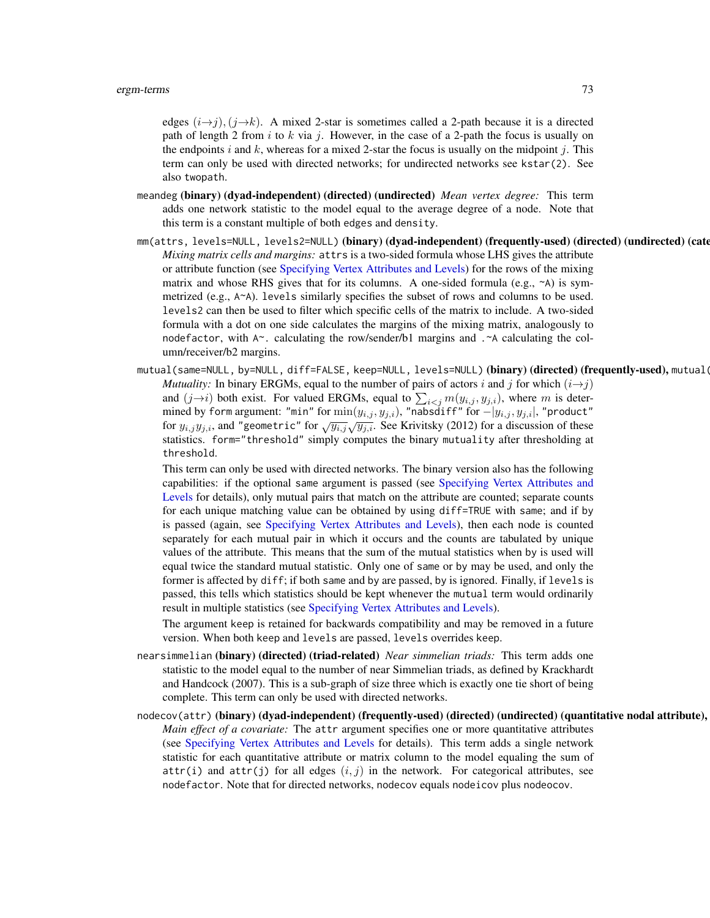edges $(i \to j), (j \to k)$. A mixed 2-star is sometimes called a 2-path because it is a directed path of length 2 from $i$ to $k$ via $j$. However, in the case of a 2-path the focus is usually on the endpoints $i$ and $k$, whereas for a mixed 2-star the focus is usually on the midpoint $j$. This term can only be used with directed networks; for undirected networks see `kstar(2)`. See also `twopath`.

`meandeg` **(binary) (dyad-independent) (directed) (undirected)** *Mean vertex degree:* This term adds one network statistic to the model equal to the average degree of a node. Note that this term is a constant multiple of both `edges` and `density`.

`mm(attrs, levels=NULL, levels2=NULL)` **(binary) (dyad-independent) (frequently-used) (directed) (undirected) (cate**
*Mixing matrix cells and margins:* `attrs` is a two-sided formula whose LHS gives the attribute or attribute function (see Specifying Vertex Attributes and Levels) for the rows of the mixing matrix and whose RHS gives that for its columns. A one-sided formula (e.g., `~A`) is symmetrized (e.g., `A~A`). `levels` similarly specifies the subset of rows and columns to be used. `levels2` can then be used to filter which specific cells of the matrix to include. A two-sided formula with a dot on one side calculates the margins of the mixing matrix, analogously to `nodefactor`, with `A~.` calculating the row/sender/b1 margins and `.~A` calculating the column/receiver/b2 margins.

`mutual(same=NULL, by=NULL, diff=FALSE, keep=NULL, levels=NULL)` **(binary) (directed) (frequently-used),** `mutual(`
*Mutuality:* In binary ERGMs, equal to the number of pairs of actors $i$ and $j$ for which $(i \to j)$ and $(j \to i)$ both exist. For valued ERGMs, equal to $\sum_{i<j} m(y_{i,j}, y_{j,i})$, where $m$ is determined by `form` argument: `"min"` for $\min(y_{i,j}, y_{j,i})$, `"nabsdiff"` for $-|y_{i,j}, y_{j,i}|$, `"product"` for $y_{i,j} y_{j,i}$, and `"geometric"` for $\sqrt{y_{i,j}}\sqrt{y_{j,i}}$. See Krivitsky (2012) for a discussion of these statistics. `form="threshold"` simply computes the binary `mutuality` after thresholding at `threshold`.

This term can only be used with directed networks. The binary version also has the following capabilities: if the optional `same` argument is passed (see Specifying Vertex Attributes and Levels for details), only mutual pairs that match on the attribute are counted; separate counts for each unique matching value can be obtained by using `diff=TRUE` with `same`; and if `by` is passed (again, see Specifying Vertex Attributes and Levels), then each node is counted separately for each mutual pair in which it occurs and the counts are tabulated by unique values of the attribute. This means that the sum of the mutual statistics when `by` is used will equal twice the standard mutual statistic. Only one of `same` or `by` may be used, and only the former is affected by `diff`; if both `same` and `by` are passed, `by` is ignored. Finally, if `levels` is passed, this tells which statistics should be kept whenever the `mutual` term would ordinarily result in multiple statistics (see Specifying Vertex Attributes and Levels).

The argument `keep` is retained for backwards compatibility and may be removed in a future version. When both `keep` and `levels` are passed, `levels` overrides `keep`.

`nearsimmelian` **(binary) (directed) (triad-related)** *Near simmelian triads:* This term adds one statistic to the model equal to the number of near Simmelian triads, as defined by Krackhardt and Handcock (2007). This is a sub-graph of size three which is exactly one tie short of being complete. This term can only be used with directed networks.

`nodecov(attr)` **(binary) (dyad-independent) (frequently-used) (directed) (undirected) (quantitative nodal attribute),**
*Main effect of a covariate:* The `attr` argument specifies one or more quantitative attributes (see Specifying Vertex Attributes and Levels for details). This term adds a single network statistic for each quantitative attribute or matrix column to the model equaling the sum of `attr(i)` and `attr(j)` for all edges $(i, j)$ in the network. For categorical attributes, see `nodefactor`. Note that for directed networks, `nodecov` equals `nodeicov` plus `nodeocov`.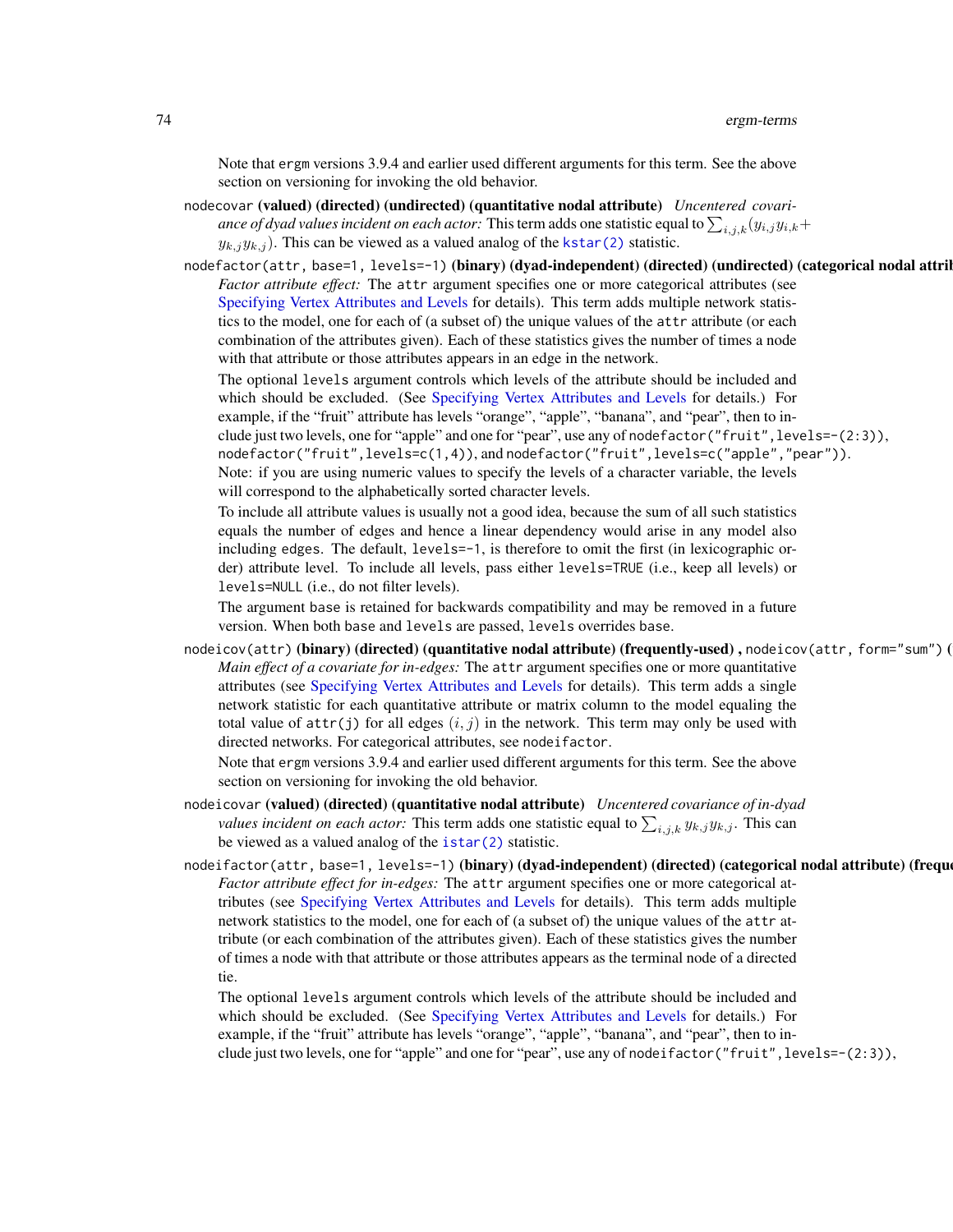Note that ergm versions 3.9.4 and earlier used different arguments for this term. See the above section on versioning for invoking the old behavior.

`nodecovar` **(valued) (directed) (undirected) (quantitative nodal attribute)** *Uncentered covariance of dyad values incident on each actor:* This term adds one statistic equal to $\sum_{i,j,k}(y_{i,j}y_{i,k} + y_{k,j}y_{k,j})$. This can be viewed as a valued analog of the `kstar(2)` statistic.

`nodefactor(attr, base=1, levels=-1)` **(binary) (dyad-independent) (directed) (undirected) (categorical nodal attrib**
*Factor attribute effect:* The `attr` argument specifies one or more categorical attributes (see Specifying Vertex Attributes and Levels for details). This term adds multiple network statistics to the model, one for each of (a subset of) the unique values of the `attr` attribute (or each combination of the attributes given). Each of these statistics gives the number of times a node with that attribute or those attributes appears in an edge in the network.

The optional `levels` argument controls which levels of the attribute should be included and which should be excluded. (See Specifying Vertex Attributes and Levels for details.) For example, if the "fruit" attribute has levels "orange", "apple", "banana", and "pear", then to include just two levels, one for "apple" and one for "pear", use any of `nodefactor("fruit",levels=-(2:3))`, `nodefactor("fruit",levels=c(1,4))`, and `nodefactor("fruit",levels=c("apple","pear"))`. Note: if you are using numeric values to specify the levels of a character variable, the levels will correspond to the alphabetically sorted character levels.

To include all attribute values is usually not a good idea, because the sum of all such statistics equals the number of edges and hence a linear dependency would arise in any model also including `edges`. The default, `levels=-1`, is therefore to omit the first (in lexicographic order) attribute level. To include all levels, pass either `levels=TRUE` (i.e., keep all levels) or `levels=NULL` (i.e., do not filter levels).

The argument `base` is retained for backwards compatibility and may be removed in a future version. When both `base` and `levels` are passed, `levels` overrides `base`.

`nodeicov(attr)` **(binary) (directed) (quantitative nodal attribute) (frequently-used)** , `nodeicov(attr, form="sum")` **(**
*Main effect of a covariate for in-edges:* The `attr` argument specifies one or more quantitative attributes (see Specifying Vertex Attributes and Levels for details). This term adds a single network statistic for each quantitative attribute or matrix column to the model equaling the total value of `attr(j)` for all edges $(i, j)$ in the network. This term may only be used with directed networks. For categorical attributes, see `nodeifactor`.

Note that ergm versions 3.9.4 and earlier used different arguments for this term. See the above section on versioning for invoking the old behavior.

`nodeicovar` **(valued) (directed) (quantitative nodal attribute)** *Uncentered covariance of in-dyad values incident on each actor:* This term adds one statistic equal to $\sum_{i,j,k} y_{k,j}y_{k,j}$. This can be viewed as a valued analog of the `istar(2)` statistic.

`nodeifactor(attr, base=1, levels=-1)` **(binary) (dyad-independent) (directed) (categorical nodal attribute) (freque**
*Factor attribute effect for in-edges:* The `attr` argument specifies one or more categorical attributes (see Specifying Vertex Attributes and Levels for details). This term adds multiple network statistics to the model, one for each of (a subset of) the unique values of the `attr` attribute (or each combination of the attributes given). Each of these statistics gives the number of times a node with that attribute or those attributes appears as the terminal node of a directed tie.

The optional `levels` argument controls which levels of the attribute should be included and which should be excluded. (See Specifying Vertex Attributes and Levels for details.) For example, if the "fruit" attribute has levels "orange", "apple", "banana", and "pear", then to include just two levels, one for "apple" and one for "pear", use any of `nodeifactor("fruit",levels=-(2:3))`,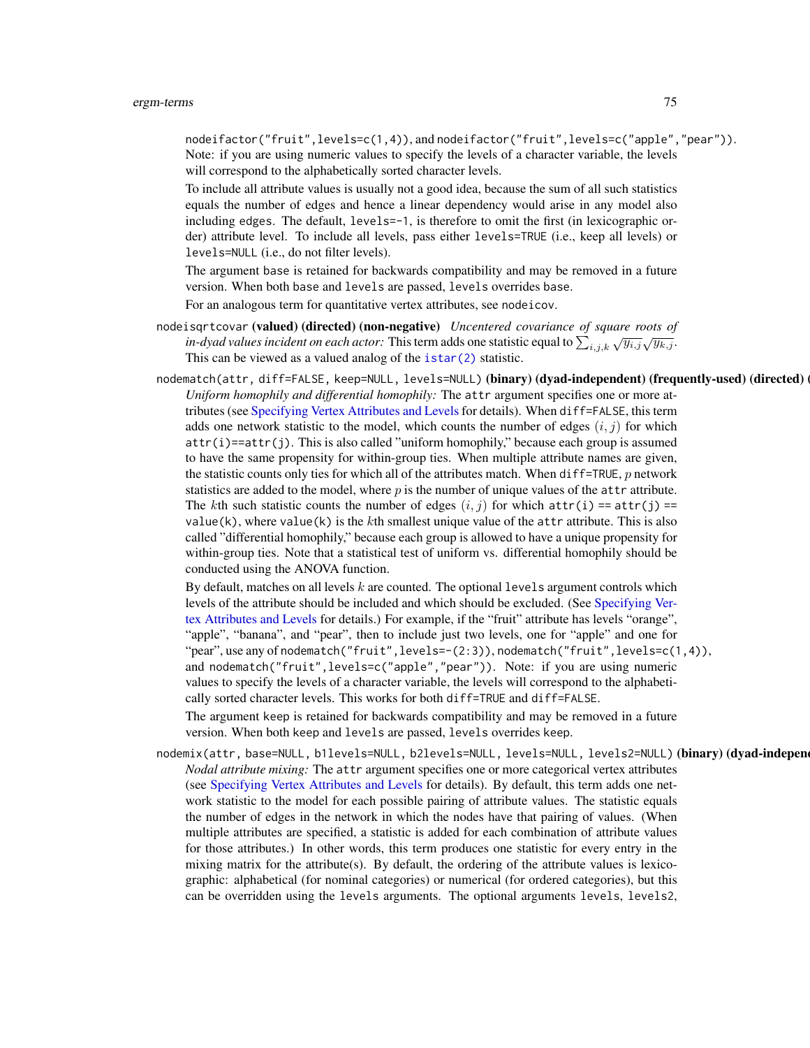`nodeifactor("fruit",levels=c(1,4))`, and `nodeifactor("fruit",levels=c("apple","pear"))`. Note: if you are using numeric values to specify the levels of a character variable, the levels will correspond to the alphabetically sorted character levels.

To include all attribute values is usually not a good idea, because the sum of all such statistics equals the number of edges and hence a linear dependency would arise in any model also including edges. The default, `levels=-1`, is therefore to omit the first (in lexicographic order) attribute level. To include all levels, pass either `levels=TRUE` (i.e., keep all levels) or `levels=NULL` (i.e., do not filter levels).

The argument `base` is retained for backwards compatibility and may be removed in a future version. When both `base` and `levels` are passed, `levels` overrides `base`.

For an analogous term for quantitative vertex attributes, see `nodeicov`.

`nodeisqrtcovar` **(valued) (directed) (non-negative)** *Uncentered covariance of square roots of in-dyad values incident on each actor:* This term adds one statistic equal to $\sum_{i,j,k} \sqrt{y_{i,j}}\sqrt{y_{k,j}}$. This can be viewed as a valued analog of the `istar(2)` statistic.

`nodematch(attr, diff=FALSE, keep=NULL, levels=NULL)` **(binary) (dyad-independent) (frequently-used) (directed) (**

*Uniform homophily and differential homophily:* The `attr` argument specifies one or more attributes (see Specifying Vertex Attributes and Levels for details). When `diff=FALSE`, this term adds one network statistic to the model, which counts the number of edges $(i, j)$ for which `attr(i)==attr(j)`. This is also called "uniform homophily," because each group is assumed to have the same propensity for within-group ties. When multiple attribute names are given, the statistic counts only ties for which all of the attributes match. When `diff=TRUE`, $p$ network statistics are added to the model, where $p$ is the number of unique values of the `attr` attribute. The $k$th such statistic counts the number of edges $(i, j)$ for which `attr(i) == attr(j) == value(k)`, where `value(k)` is the $k$th smallest unique value of the `attr` attribute. This is also called "differential homophily," because each group is allowed to have a unique propensity for within-group ties. Note that a statistical test of uniform vs. differential homophily should be conducted using the ANOVA function.

By default, matches on all levels $k$ are counted. The optional `levels` argument controls which levels of the attribute should be included and which should be excluded. (See Specifying Vertex Attributes and Levels for details.) For example, if the "fruit" attribute has levels "orange", "apple", "banana", and "pear", then to include just two levels, one for "apple" and one for "pear", use any of `nodematch("fruit",levels=-(2:3))`, `nodematch("fruit",levels=c(1,4))`, and `nodematch("fruit",levels=c("apple","pear"))`. Note: if you are using numeric values to specify the levels of a character variable, the levels will correspond to the alphabetically sorted character levels. This works for both `diff=TRUE` and `diff=FALSE`.

The argument `keep` is retained for backwards compatibility and may be removed in a future version. When both `keep` and `levels` are passed, `levels` overrides `keep`.

`nodemix(attr, base=NULL, b1levels=NULL, b2levels=NULL, levels=NULL, levels2=NULL)` **(binary) (dyad-independe**

*Nodal attribute mixing:* The `attr` argument specifies one or more categorical vertex attributes (see Specifying Vertex Attributes and Levels for details). By default, this term adds one network statistic to the model for each possible pairing of attribute values. The statistic equals the number of edges in the network in which the nodes have that pairing of values. (When multiple attributes are specified, a statistic is added for each combination of attribute values for those attributes.) In other words, this term produces one statistic for every entry in the mixing matrix for the attribute(s). By default, the ordering of the attribute values is lexicographic: alphabetical (for nominal categories) or numerical (for ordered categories), but this can be overridden using the `levels` arguments. The optional arguments `levels`, `levels2`,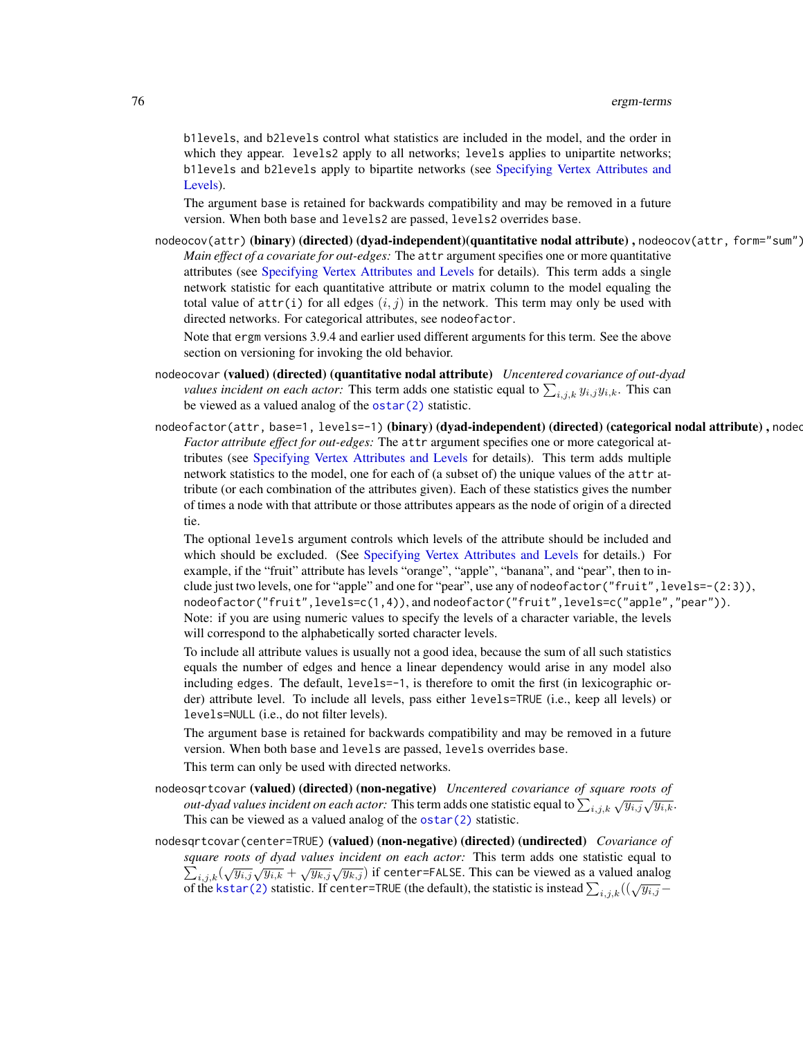b1levels, and b2levels control what statistics are included in the model, and the order in which they appear. levels2 apply to all networks; levels applies to unipartite networks; b1levels and b2levels apply to bipartite networks (see Specifying Vertex Attributes and Levels).

The argument base is retained for backwards compatibility and may be removed in a future version. When both base and levels2 are passed, levels2 overrides base.

`nodeocov(attr)` **(binary) (directed) (dyad-independent)(quantitative nodal attribute) ,** `nodeocov(attr, form="sum")`
*Main effect of a covariate for out-edges:* The attr argument specifies one or more quantitative attributes (see Specifying Vertex Attributes and Levels for details). This term adds a single network statistic for each quantitative attribute or matrix column to the model equaling the total value of attr(i) for all edges $(i, j)$ in the network. This term may only be used with directed networks. For categorical attributes, see nodeofactor.

Note that ergm versions 3.9.4 and earlier used different arguments for this term. See the above section on versioning for invoking the old behavior.

`nodeocovar` **(valued) (directed) (quantitative nodal attribute)** *Uncentered covariance of out-dyad values incident on each actor:* This term adds one statistic equal to $\sum_{i,j,k} y_{i,j} y_{i,k}$. This can be viewed as a valued analog of the ostar(2) statistic.

`nodeofactor(attr, base=1, levels=-1)` **(binary) (dyad-independent) (directed) (categorical nodal attribute) ,** `nodeo`
*Factor attribute effect for out-edges:* The attr argument specifies one or more categorical attributes (see Specifying Vertex Attributes and Levels for details). This term adds multiple network statistics to the model, one for each of (a subset of) the unique values of the attr attribute (or each combination of the attributes given). Each of these statistics gives the number of times a node with that attribute or those attributes appears as the node of origin of a directed tie.

The optional levels argument controls which levels of the attribute should be included and which should be excluded. (See Specifying Vertex Attributes and Levels for details.) For example, if the "fruit" attribute has levels "orange", "apple", "banana", and "pear", then to include just two levels, one for "apple" and one for "pear", use any of `nodeofactor("fruit",levels=-(2:3))`, `nodeofactor("fruit",levels=c(1,4))`, and `nodeofactor("fruit",levels=c("apple","pear"))`. Note: if you are using numeric values to specify the levels of a character variable, the levels will correspond to the alphabetically sorted character levels.

To include all attribute values is usually not a good idea, because the sum of all such statistics equals the number of edges and hence a linear dependency would arise in any model also including edges. The default, levels=-1, is therefore to omit the first (in lexicographic order) attribute level. To include all levels, pass either levels=TRUE (i.e., keep all levels) or levels=NULL (i.e., do not filter levels).

The argument base is retained for backwards compatibility and may be removed in a future version. When both base and levels are passed, levels overrides base.

This term can only be used with directed networks.

`nodeosqrtcovar` **(valued) (directed) (non-negative)** *Uncentered covariance of square roots of out-dyad values incident on each actor:* This term adds one statistic equal to $\sum_{i,j,k} \sqrt{y_{i,j}} \sqrt{y_{i,k}}$. This can be viewed as a valued analog of the ostar(2) statistic.

`nodesqrtcovar(center=TRUE)` **(valued) (non-negative) (directed) (undirected)** *Covariance of square roots of dyad values incident on each actor:* This term adds one statistic equal to $\sum_{i,j,k} (\sqrt{y_{i,j}} \sqrt{y_{i,k}} + \sqrt{y_{k,j}} \sqrt{y_{k,j}})$ if center=FALSE. This can be viewed as a valued analog of the kstar(2) statistic. If center=TRUE (the default), the statistic is instead $\sum_{i,j,k} ((\sqrt{y_{i,j}} -$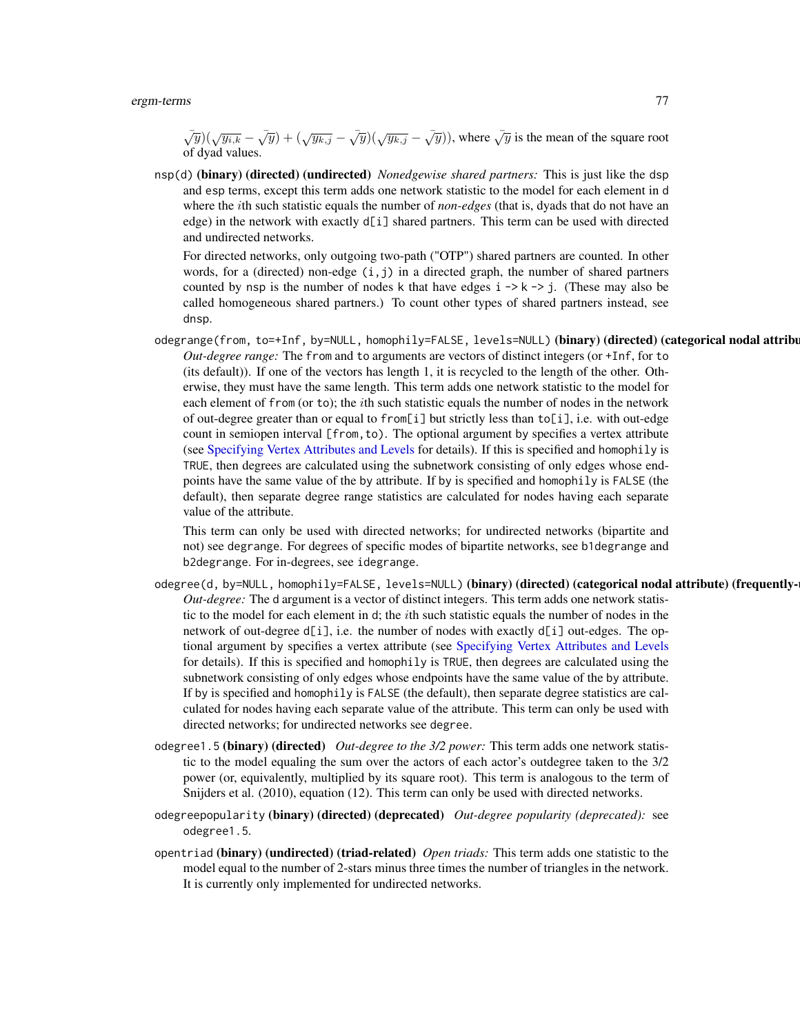$\sqrt{y})(\sqrt{y_{i,k}} - \bar{\sqrt{y}}) + (\sqrt{y_{k,j}} - \bar{\sqrt{y}})(\sqrt{y_{k,j}} - \bar{\sqrt{y}}))$, where $\bar{\sqrt{y}}$ is the mean of the square root of dyad values.

`nsp(d)` **(binary) (directed) (undirected)** *Nonedgewise shared partners:* This is just like the `dsp` and `esp` terms, except this term adds one network statistic to the model for each element in `d` where the $i$th such statistic equals the number of *non-edges* (that is, dyads that do not have an edge) in the network with exactly `d[i]` shared partners. This term can be used with directed and undirected networks.

For directed networks, only outgoing two-path ("OTP") shared partners are counted. In other words, for a (directed) non-edge `(i,j)` in a directed graph, the number of shared partners counted by `nsp` is the number of nodes `k` that have edges `i -> k -> j`. (These may also be called homogeneous shared partners.) To count other types of shared partners instead, see `dnsp`.

`odegrange(from, to=+Inf, by=NULL, homophily=FALSE, levels=NULL)` **(binary) (directed) (categorical nodal attribu** *Out-degree range:* The `from` and `to` arguments are vectors of distinct integers (or `+Inf`, for `to` (its default)). If one of the vectors has length 1, it is recycled to the length of the other. Otherwise, they must have the same length. This term adds one network statistic to the model for each element of `from` (or `to`); the $i$th such statistic equals the number of nodes in the network of out-degree greater than or equal to `from[i]` but strictly less than `to[i]`, i.e. with out-edge count in semiopen interval `[from,to)`. The optional argument `by` specifies a vertex attribute (see Specifying Vertex Attributes and Levels for details). If this is specified and `homophily` is `TRUE`, then degrees are calculated using the subnetwork consisting of only edges whose endpoints have the same value of the `by` attribute. If `by` is specified and `homophily` is `FALSE` (the default), then separate degree range statistics are calculated for nodes having each separate value of the attribute.

This term can only be used with directed networks; for undirected networks (bipartite and not) see `degrange`. For degrees of specific modes of bipartite networks, see `b1degrange` and `b2degrange`. For in-degrees, see `idegrange`.

`odegree(d, by=NULL, homophily=FALSE, levels=NULL)` **(binary) (directed) (categorical nodal attribute) (frequently-u** *Out-degree:* The `d` argument is a vector of distinct integers. This term adds one network statistic to the model for each element in `d`; the $i$th such statistic equals the number of nodes in the network of out-degree `d[i]`, i.e. the number of nodes with exactly `d[i]` out-edges. The optional argument `by` specifies a vertex attribute (see Specifying Vertex Attributes and Levels for details). If this is specified and `homophily` is `TRUE`, then degrees are calculated using the subnetwork consisting of only edges whose endpoints have the same value of the `by` attribute. If `by` is specified and `homophily` is `FALSE` (the default), then separate degree statistics are calculated for nodes having each separate value of the attribute. This term can only be used with directed networks; for undirected networks see `degree`.

`odegree1.5` **(binary) (directed)** *Out-degree to the 3/2 power:* This term adds one network statistic to the model equaling the sum over the actors of each actor's outdegree taken to the 3/2 power (or, equivalently, multiplied by its square root). This term is analogous to the term of Snijders et al. (2010), equation (12). This term can only be used with directed networks.

`odegreepopularity` **(binary) (directed) (deprecated)** *Out-degree popularity (deprecated):* see `odegree1.5`.

`opentriad` **(binary) (undirected) (triad-related)** *Open triads:* This term adds one statistic to the model equal to the number of 2-stars minus three times the number of triangles in the network. It is currently only implemented for undirected networks.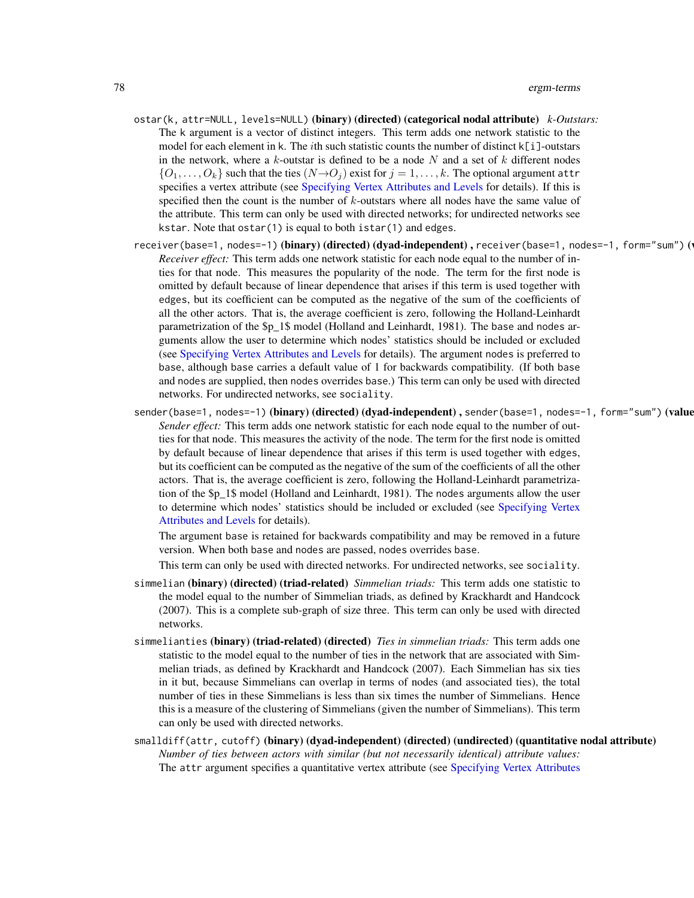`ostar(k, attr=NULL, levels=NULL)` **(binary) (directed) (categorical nodal attribute)** *k-Outstars:*
The k argument is a vector of distinct integers. This term adds one network statistic to the model for each element in k. The $i$th such statistic counts the number of distinct `k[i]`-outstars in the network, where a $k$-outstar is defined to be a node $N$ and a set of $k$ different nodes $\{O_1, \ldots, O_k\}$ such that the ties $(N \to O_j)$ exist for $j = 1, \ldots, k$. The optional argument `attr` specifies a vertex attribute (see Specifying Vertex Attributes and Levels for details). If this is specified then the count is the number of $k$-outstars where all nodes have the same value of the attribute. This term can only be used with directed networks; for undirected networks see `kstar`. Note that `ostar(1)` is equal to both `istar(1)` and `edges`.

`receiver(base=1, nodes=-1)` **(binary) (directed) (dyad-independent) ,** `receiver(base=1, nodes=-1, form="sum")` **(v**
*Receiver effect:* This term adds one network statistic for each node equal to the number of inties for that node. This measures the popularity of the node. The term for the first node is omitted by default because of linear dependence that arises if this term is used together with `edges`, but its coefficient can be computed as the negative of the sum of the coefficients of all the other actors. That is, the average coefficient is zero, following the Holland-Leinhardt parametrization of the $p_1$ model (Holland and Leinhardt, 1981). The `base` and `nodes` arguments allow the user to determine which nodes' statistics should be included or excluded (see Specifying Vertex Attributes and Levels for details). The argument `nodes` is preferred to `base`, although `base` carries a default value of 1 for backwards compatibility. (If both `base` and `nodes` are supplied, then `nodes` overrides `base`.) This term can only be used with directed networks. For undirected networks, see `sociality`.

`sender(base=1, nodes=-1)` **(binary) (directed) (dyad-independent) ,** `sender(base=1, nodes=-1, form="sum")` **(value**
*Sender effect:* This term adds one network statistic for each node equal to the number of outties for that node. This measures the activity of the node. The term for the first node is omitted by default because of linear dependence that arises if this term is used together with `edges`, but its coefficient can be computed as the negative of the sum of the coefficients of all the other actors. That is, the average coefficient is zero, following the Holland-Leinhardt parametrization of the $p_1$ model (Holland and Leinhardt, 1981). The `nodes` arguments allow the user to determine which nodes' statistics should be included or excluded (see Specifying Vertex Attributes and Levels for details).

The argument `base` is retained for backwards compatibility and may be removed in a future version. When both `base` and `nodes` are passed, `nodes` overrides `base`.

This term can only be used with directed networks. For undirected networks, see `sociality`.

`simmelian` **(binary) (directed) (triad-related)** *Simmelian triads:* This term adds one statistic to the model equal to the number of Simmelian triads, as defined by Krackhardt and Handcock (2007). This is a complete sub-graph of size three. This term can only be used with directed networks.

`simmelianties` **(binary) (triad-related) (directed)** *Ties in simmelian triads:* This term adds one statistic to the model equal to the number of ties in the network that are associated with Simmelian triads, as defined by Krackhardt and Handcock (2007). Each Simmelian has six ties in it but, because Simmelians can overlap in terms of nodes (and associated ties), the total number of ties in these Simmelians is less than six times the number of Simmelians. Hence this is a measure of the clustering of Simmelians (given the number of Simmelians). This term can only be used with directed networks.

`smalldiff(attr, cutoff)` **(binary) (dyad-independent) (directed) (undirected) (quantitative nodal attribute)**
*Number of ties between actors with similar (but not necessarily identical) attribute values:*
The `attr` argument specifies a quantitative vertex attribute (see Specifying Vertex Attributes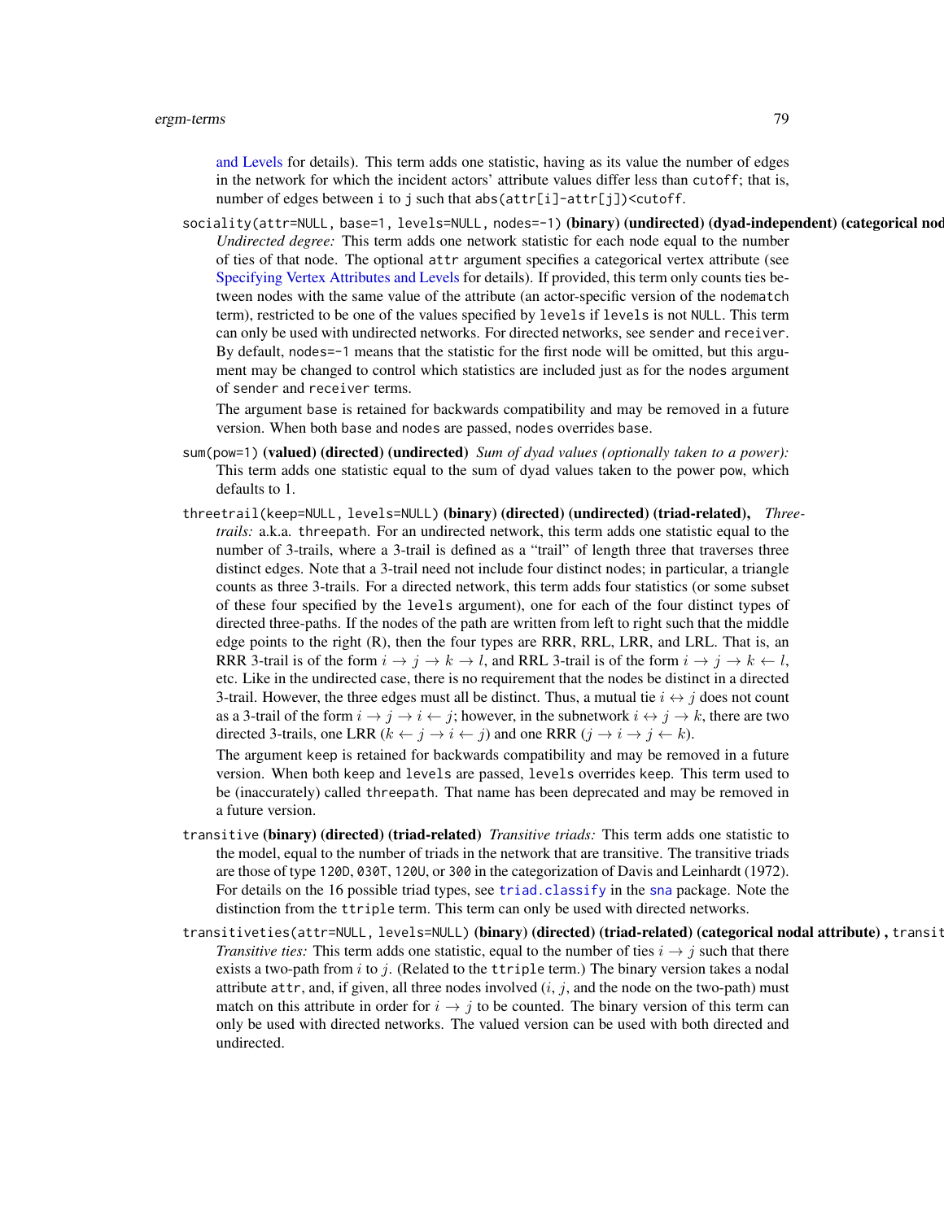and Levels for details). This term adds one statistic, having as its value the number of edges in the network for which the incident actors' attribute values differ less than `cutoff`; that is, number of edges between i to j such that `abs(attr[i]-attr[j])<cutoff`.

`sociality(attr=NULL, base=1, levels=NULL, nodes=-1)` **(binary) (undirected) (dyad-independent) (categorical nod**
*Undirected degree:* This term adds one network statistic for each node equal to the number of ties of that node. The optional `attr` argument specifies a categorical vertex attribute (see Specifying Vertex Attributes and Levels for details). If provided, this term only counts ties between nodes with the same value of the attribute (an actor-specific version of the `nodematch` term), restricted to be one of the values specified by `levels` if `levels` is not `NULL`. This term can only be used with undirected networks. For directed networks, see `sender` and `receiver`. By default, `nodes=-1` means that the statistic for the first node will be omitted, but this argument may be changed to control which statistics are included just as for the `nodes` argument of `sender` and `receiver` terms.

The argument `base` is retained for backwards compatibility and may be removed in a future version. When both `base` and `nodes` are passed, `nodes` overrides `base`.

`sum(pow=1)` **(valued) (directed) (undirected)** *Sum of dyad values (optionally taken to a power):* This term adds one statistic equal to the sum of dyad values taken to the power `pow`, which defaults to 1.

`threetrail(keep=NULL, levels=NULL)` **(binary) (directed) (undirected) (triad-related),** *Three-trails:* a.k.a. `threepath`. For an undirected network, this term adds one statistic equal to the number of 3-trails, where a 3-trail is defined as a "trail" of length three that traverses three distinct edges. Note that a 3-trail need not include four distinct nodes; in particular, a triangle counts as three 3-trails. For a directed network, this term adds four statistics (or some subset of these four specified by the `levels` argument), one for each of the four distinct types of directed three-paths. If the nodes of the path are written from left to right such that the middle edge points to the right (R), then the four types are RRR, RRL, LRR, and LRL. That is, an RRR 3-trail is of the form $i \to j \to k \to l$, and RRL 3-trail is of the form $i \to j \to k \leftarrow l$, etc. Like in the undirected case, there is no requirement that the nodes be distinct in a directed 3-trail. However, the three edges must all be distinct. Thus, a mutual tie $i \leftrightarrow j$ does not count as a 3-trail of the form $i \to j \to i \leftarrow j$; however, in the subnetwork $i \leftrightarrow j \to k$, there are two directed 3-trails, one LRR ($k \leftarrow j \to i \leftarrow j$) and one RRR ($j \to i \to j \leftarrow k$).

The argument `keep` is retained for backwards compatibility and may be removed in a future version. When both `keep` and `levels` are passed, `levels` overrides `keep`. This term used to be (inaccurately) called `threepath`. That name has been deprecated and may be removed in a future version.

`transitive` **(binary) (directed) (triad-related)** *Transitive triads:* This term adds one statistic to the model, equal to the number of triads in the network that are transitive. The transitive triads are those of type `120D`, `030T`, `120U`, or `300` in the categorization of Davis and Leinhardt (1972). For details on the 16 possible triad types, see `triad.classify` in the `sna` package. Note the distinction from the `ttriple` term. This term can only be used with directed networks.

`transitiveties(attr=NULL, levels=NULL)` **(binary) (directed) (triad-related) (categorical nodal attribute) ,** `transit`
*Transitive ties:* This term adds one statistic, equal to the number of ties $i \to j$ such that there exists a two-path from $i$ to $j$. (Related to the `ttriple` term.) The binary version takes a nodal attribute `attr`, and, if given, all three nodes involved ($i$, $j$, and the node on the two-path) must match on this attribute in order for $i \to j$ to be counted. The binary version of this term can only be used with directed networks. The valued version can be used with both directed and undirected.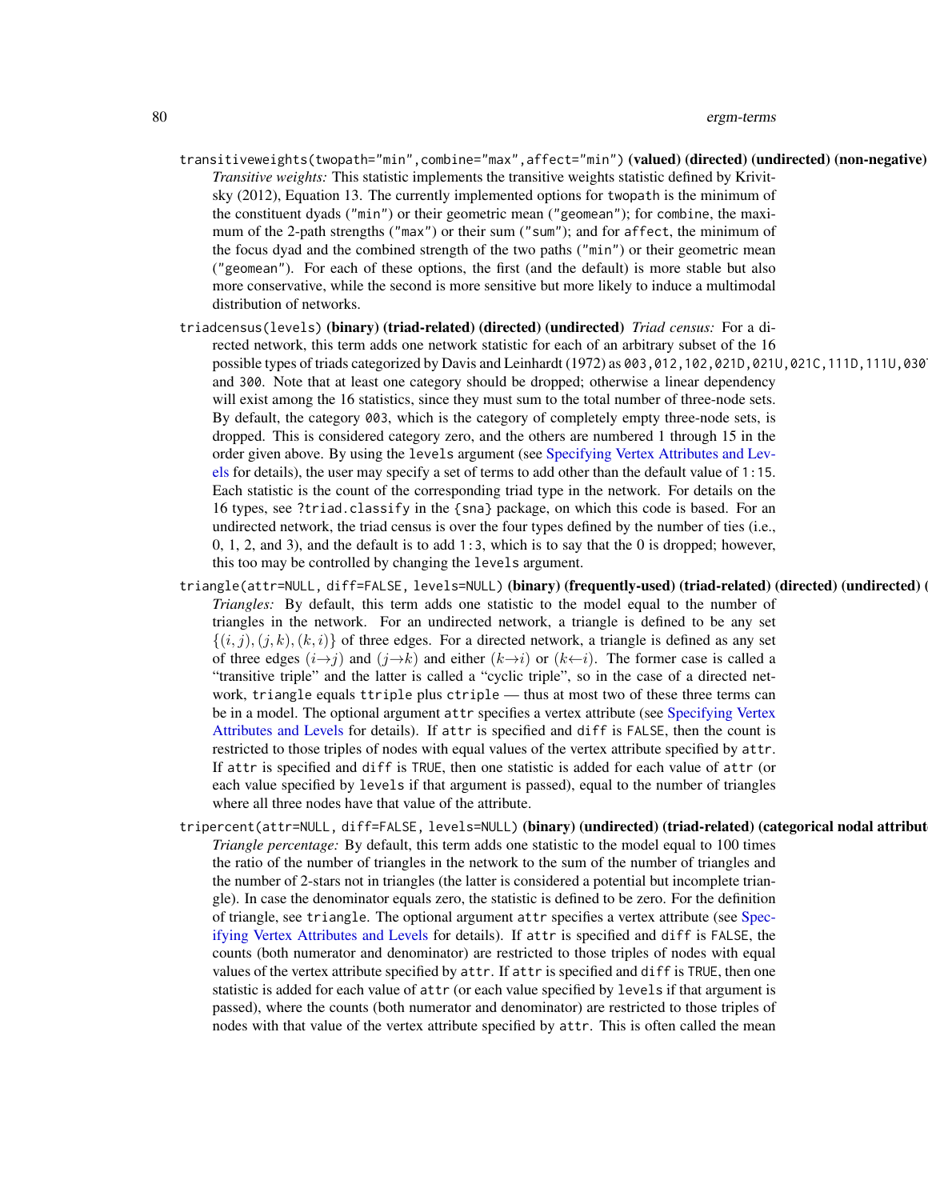`transitiveweights(twopath="min",combine="max",affect="min")` **(valued) (directed) (undirected) (non-negative)**
*Transitive weights:* This statistic implements the transitive weights statistic defined by Krivitsky (2012), Equation 13. The currently implemented options for `twopath` is the minimum of the constituent dyads (`"min"`) or their geometric mean (`"geomean"`); for `combine`, the maximum of the 2-path strengths (`"max"`) or their sum (`"sum"`); and for `affect`, the minimum of the focus dyad and the combined strength of the two paths (`"min"`) or their geometric mean (`"geomean"`). For each of these options, the first (and the default) is more stable but also more conservative, while the second is more sensitive but more likely to induce a multimodal distribution of networks.

`triadcensus(levels)` **(binary) (triad-related) (directed) (undirected)** *Triad census:* For a directed network, this term adds one network statistic for each of an arbitrary subset of the 16 possible types of triads categorized by Davis and Leinhardt (1972) as `003,012,102,021D,021U,021C,111D,111U,030T` and `300`. Note that at least one category should be dropped; otherwise a linear dependency will exist among the 16 statistics, since they must sum to the total number of three-node sets. By default, the category `003`, which is the category of completely empty three-node sets, is dropped. This is considered category zero, and the others are numbered 1 through 15 in the order given above. By using the `levels` argument (see Specifying Vertex Attributes and Levels for details), the user may specify a set of terms to add other than the default value of `1:15`. Each statistic is the count of the corresponding triad type in the network. For details on the 16 types, see `?triad.classify` in the `{sna}` package, on which this code is based. For an undirected network, the triad census is over the four types defined by the number of ties (i.e., 0, 1, 2, and 3), and the default is to add `1:3`, which is to say that the 0 is dropped; however, this too may be controlled by changing the `levels` argument.

`triangle(attr=NULL, diff=FALSE, levels=NULL)` **(binary) (frequently-used) (triad-related) (directed) (undirected) (**
*Triangles:* By default, this term adds one statistic to the model equal to the number of triangles in the network. For an undirected network, a triangle is defined to be any set $\{(i,j),(j,k),(k,i)\}$ of three edges. For a directed network, a triangle is defined as any set of three edges $(i{\to}j)$ and $(j{\to}k)$ and either $(k{\to}i)$ or $(k{\leftarrow}i)$. The former case is called a "transitive triple" and the latter is called a "cyclic triple", so in the case of a directed network, `triangle` equals `ttriple` plus `ctriple` — thus at most two of these three terms can be in a model. The optional argument `attr` specifies a vertex attribute (see Specifying Vertex Attributes and Levels for details). If `attr` is specified and `diff` is `FALSE`, then the count is restricted to those triples of nodes with equal values of the vertex attribute specified by `attr`. If `attr` is specified and `diff` is `TRUE`, then one statistic is added for each value of `attr` (or each value specified by `levels` if that argument is passed), equal to the number of triangles where all three nodes have that value of the attribute.

`tripercent(attr=NULL, diff=FALSE, levels=NULL)` **(binary) (undirected) (triad-related) (categorical nodal attribut**
*Triangle percentage:* By default, this term adds one statistic to the model equal to 100 times the ratio of the number of triangles in the network to the sum of the number of triangles and the number of 2-stars not in triangles (the latter is considered a potential but incomplete triangle). In case the denominator equals zero, the statistic is defined to be zero. For the definition of triangle, see `triangle`. The optional argument `attr` specifies a vertex attribute (see Specifying Vertex Attributes and Levels for details). If `attr` is specified and `diff` is `FALSE`, the counts (both numerator and denominator) are restricted to those triples of nodes with equal values of the vertex attribute specified by `attr`. If `attr` is specified and `diff` is `TRUE`, then one statistic is added for each value of `attr` (or each value specified by `levels` if that argument is passed), where the counts (both numerator and denominator) are restricted to those triples of nodes with that value of the vertex attribute specified by `attr`. This is often called the mean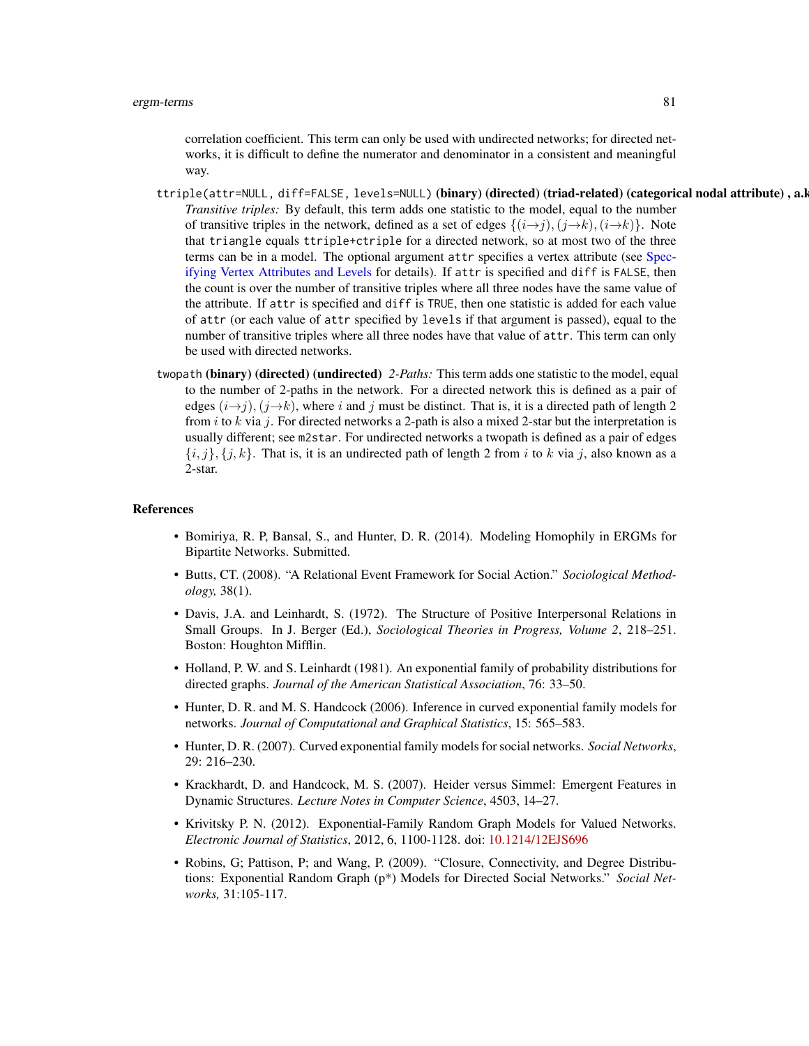correlation coefficient. This term can only be used with undirected networks; for directed networks, it is difficult to define the numerator and denominator in a consistent and meaningful way.

`ttriple(attr=NULL, diff=FALSE, levels=NULL)` **(binary) (directed) (triad-related) (categorical nodal attribute) , a.k**
*Transitive triples:* By default, this term adds one statistic to the model, equal to the number of transitive triples in the network, defined as a set of edges $\{(i{\rightarrow}j), (j{\rightarrow}k), (i{\rightarrow}k)\}$. Note that `triangle` equals `ttriple+ctriple` for a directed network, so at most two of the three terms can be in a model. The optional argument `attr` specifies a vertex attribute (see Specifying Vertex Attributes and Levels for details). If `attr` is specified and `diff` is `FALSE`, then the count is over the number of transitive triples where all three nodes have the same value of the attribute. If `attr` is specified and `diff` is `TRUE`, then one statistic is added for each value of `attr` (or each value of `attr` specified by `levels` if that argument is passed), equal to the number of transitive triples where all three nodes have that value of `attr`. This term can only be used with directed networks.

`twopath` **(binary) (directed) (undirected)** *2-Paths:* This term adds one statistic to the model, equal to the number of 2-paths in the network. For a directed network this is defined as a pair of edges $(i{\rightarrow}j), (j{\rightarrow}k)$, where $i$ and $j$ must be distinct. That is, it is a directed path of length 2 from $i$ to $k$ via $j$. For directed networks a 2-path is also a mixed 2-star but the interpretation is usually different; see `m2star`. For undirected networks a twopath is defined as a pair of edges $\{i, j\}, \{j, k\}$. That is, it is an undirected path of length 2 from $i$ to $k$ via $j$, also known as a 2-star.

## References

- Bomiriya, R. P, Bansal, S., and Hunter, D. R. (2014). Modeling Homophily in ERGMs for Bipartite Networks. Submitted.
- Butts, CT. (2008). "A Relational Event Framework for Social Action." *Sociological Methodology,* 38(1).
- Davis, J.A. and Leinhardt, S. (1972). The Structure of Positive Interpersonal Relations in Small Groups. In J. Berger (Ed.), *Sociological Theories in Progress, Volume 2*, 218–251. Boston: Houghton Mifflin.
- Holland, P. W. and S. Leinhardt (1981). An exponential family of probability distributions for directed graphs. *Journal of the American Statistical Association*, 76: 33–50.
- Hunter, D. R. and M. S. Handcock (2006). Inference in curved exponential family models for networks. *Journal of Computational and Graphical Statistics*, 15: 565–583.
- Hunter, D. R. (2007). Curved exponential family models for social networks. *Social Networks*, 29: 216–230.
- Krackhardt, D. and Handcock, M. S. (2007). Heider versus Simmel: Emergent Features in Dynamic Structures. *Lecture Notes in Computer Science*, 4503, 14–27.
- Krivitsky P. N. (2012). Exponential-Family Random Graph Models for Valued Networks. *Electronic Journal of Statistics*, 2012, 6, 1100-1128. doi: 10.1214/12EJS696
- Robins, G; Pattison, P; and Wang, P. (2009). "Closure, Connectivity, and Degree Distributions: Exponential Random Graph (p*) Models for Directed Social Networks." *Social Networks,* 31:105-117.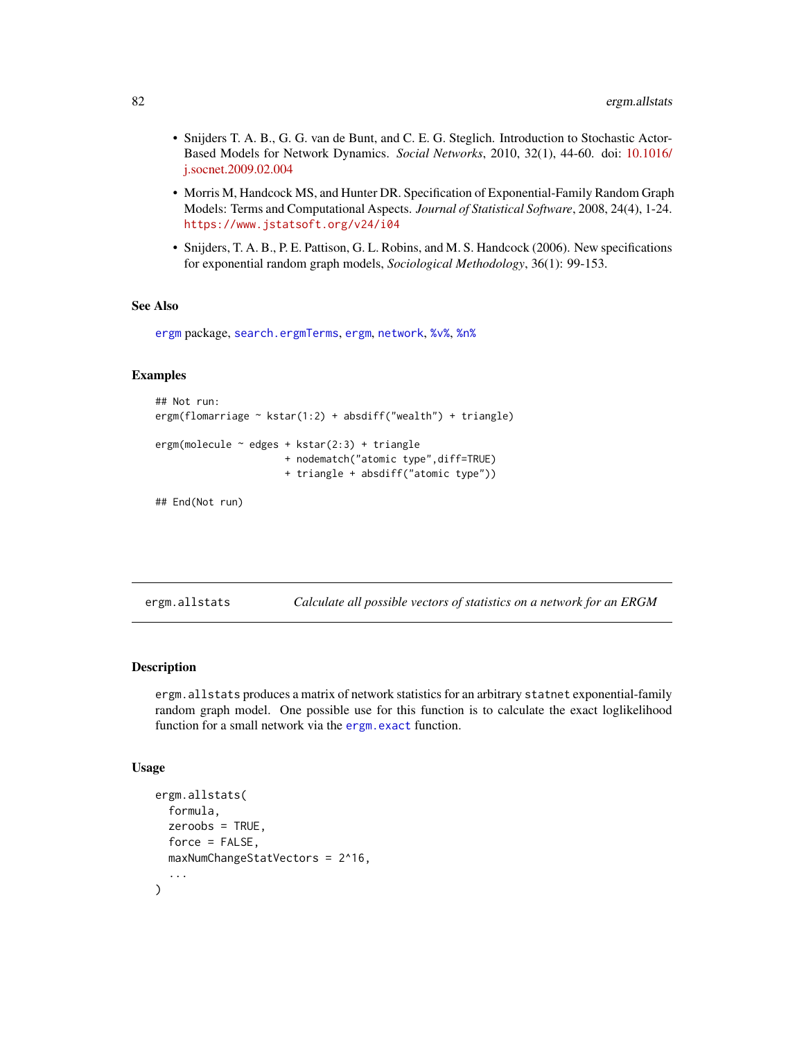- Snijders T. A. B., G. G. van de Bunt, and C. E. G. Steglich. Introduction to Stochastic Actor-Based Models for Network Dynamics. *Social Networks*, 2010, 32(1), 44-60. doi: 10.1016/j.socnet.2009.02.004
- Morris M, Handcock MS, and Hunter DR. Specification of Exponential-Family Random Graph Models: Terms and Computational Aspects. *Journal of Statistical Software*, 2008, 24(4), 1-24. `https://www.jstatsoft.org/v24/i04`
- Snijders, T. A. B., P. E. Pattison, G. L. Robins, and M. S. Handcock (2006). New specifications for exponential random graph models, *Sociological Methodology*, 36(1): 99-153.

## See Also

`ergm` package, `search.ergmTerms`, `ergm`, `network`, `%v%`, `%n%`

## Examples

```
## Not run:
ergm(flomarriage ~ kstar(1:2) + absdiff("wealth") + triangle)

ergm(molecule ~ edges + kstar(2:3) + triangle
                      + nodematch("atomic type",diff=TRUE)
                      + triangle + absdiff("atomic type"))

## End(Not run)
```

---

# ergm.allstats — *Calculate all possible vectors of statistics on a network for an ERGM*

## Description

`ergm.allstats` produces a matrix of network statistics for an arbitrary `statnet` exponential-family random graph model. One possible use for this function is to calculate the exact loglikelihood function for a small network via the `ergm.exact` function.

## Usage

```
ergm.allstats(
  formula,
  zeroobs = TRUE,
  force = FALSE,
  maxNumChangeStatVectors = 2^16,
  ...
)
```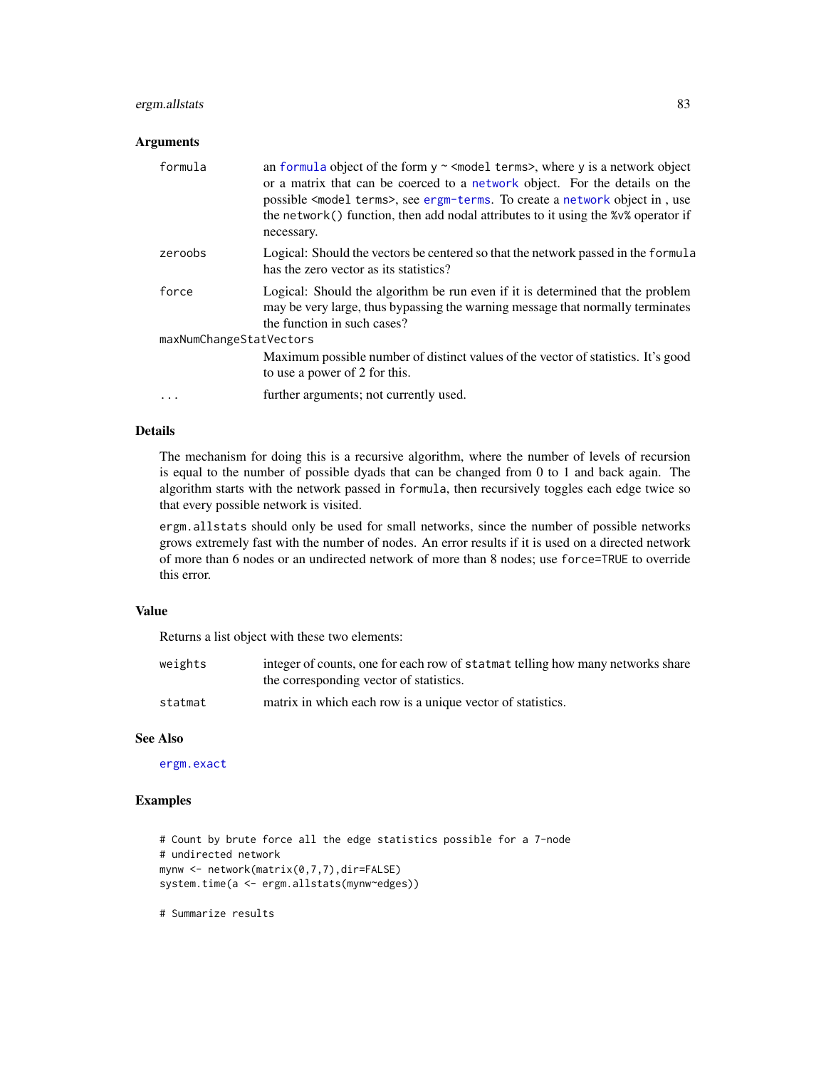### Arguments

| | |
|---|---|
| `formula` | an `formula` object of the form `y ~ <model terms>`, where `y` is a network object or a matrix that can be coerced to a `network` object. For the details on the possible `<model terms>`, see `ergm-terms`. To create a `network` object in , use the `network()` function, then add nodal attributes to it using the `%v%` operator if necessary. |
| `zeroobs` | Logical: Should the vectors be centered so that the network passed in the `formula` has the zero vector as its statistics? |
| `force` | Logical: Should the algorithm be run even if it is determined that the problem may be very large, thus bypassing the warning message that normally terminates the function in such cases? |
| `maxNumChangeStatVectors` | Maximum possible number of distinct values of the vector of statistics. It's good to use a power of 2 for this. |
| `...` | further arguments; not currently used. |

### Details

The mechanism for doing this is a recursive algorithm, where the number of levels of recursion is equal to the number of possible dyads that can be changed from 0 to 1 and back again. The algorithm starts with the network passed in `formula`, then recursively toggles each edge twice so that every possible network is visited.

`ergm.allstats` should only be used for small networks, since the number of possible networks grows extremely fast with the number of nodes. An error results if it is used on a directed network of more than 6 nodes or an undirected network of more than 8 nodes; use `force=TRUE` to override this error.

### Value

Returns a list object with these two elements:

| | |
|---|---|
| `weights` | integer of counts, one for each row of `statmat` telling how many networks share the corresponding vector of statistics. |
| `statmat` | matrix in which each row is a unique vector of statistics. |

### See Also

`ergm.exact`

### Examples

```
# Count by brute force all the edge statistics possible for a 7-node
# undirected network
mynw <- network(matrix(0,7,7),dir=FALSE)
system.time(a <- ergm.allstats(mynw~edges))

# Summarize results
```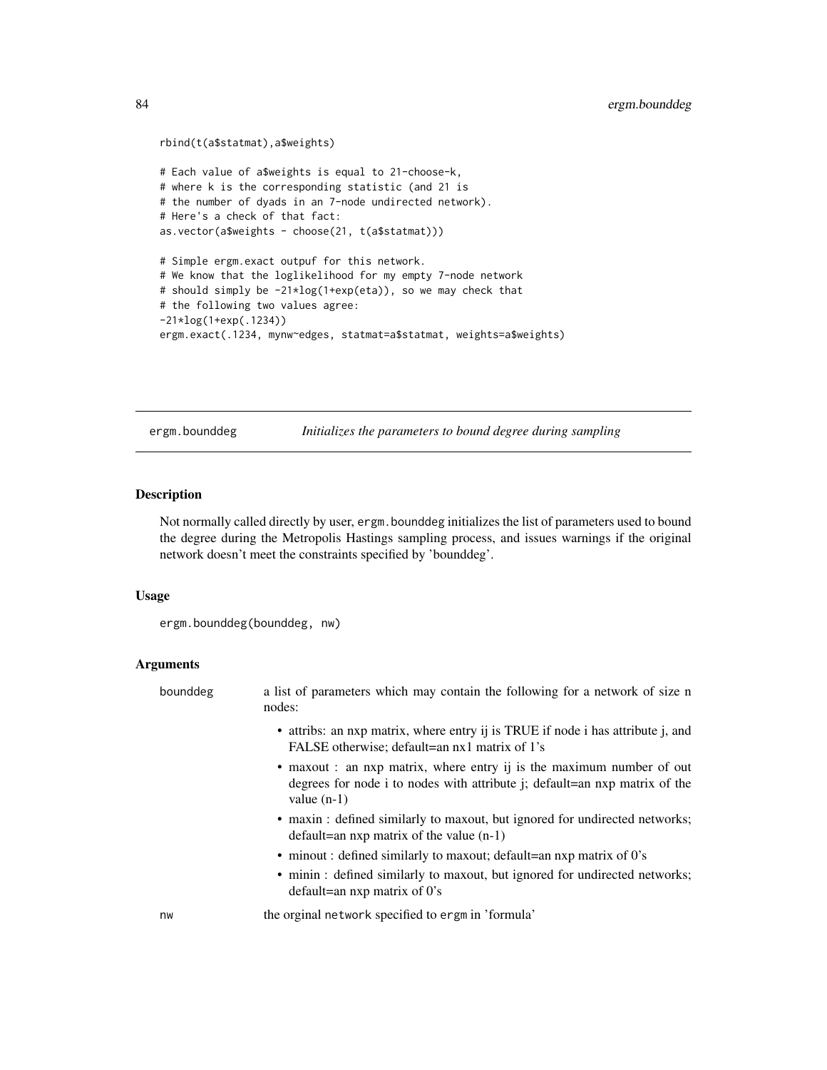```
rbind(t(a$statmat),a$weights)

# Each value of a$weights is equal to 21-choose-k,
# where k is the corresponding statistic (and 21 is
# the number of dyads in an 7-node undirected network).
# Here's a check of that fact:
as.vector(a$weights - choose(21, t(a$statmat)))

# Simple ergm.exact outpuf for this network.
# We know that the loglikelihood for my empty 7-node network
# should simply be -21*log(1+exp(eta)), so we may check that
# the following two values agree:
-21*log(1+exp(.1234))
ergm.exact(.1234, mynw~edges, statmat=a$statmat, weights=a$weights)
```

---

## ergm.bounddeg *Initializes the parameters to bound degree during sampling*

### Description

Not normally called directly by user, ergm.bounddeg initializes the list of parameters used to bound the degree during the Metropolis Hastings sampling process, and issues warnings if the original network doesn't meet the constraints specified by 'bounddeg'.

### Usage

```
ergm.bounddeg(bounddeg, nw)
```

### Arguments

bounddeg — a list of parameters which may contain the following for a network of size n nodes:

- attribs: an nxp matrix, where entry ij is TRUE if node i has attribute j, and FALSE otherwise; default=an nx1 matrix of 1's
- maxout : an nxp matrix, where entry ij is the maximum number of out degrees for node i to nodes with attribute j; default=an nxp matrix of the value (n-1)
- maxin : defined similarly to maxout, but ignored for undirected networks; default=an nxp matrix of the value (n-1)
- minout : defined similarly to maxout; default=an nxp matrix of 0's
- minin : defined similarly to maxout, but ignored for undirected networks; default=an nxp matrix of 0's

nw — the orginal network specified to ergm in 'formula'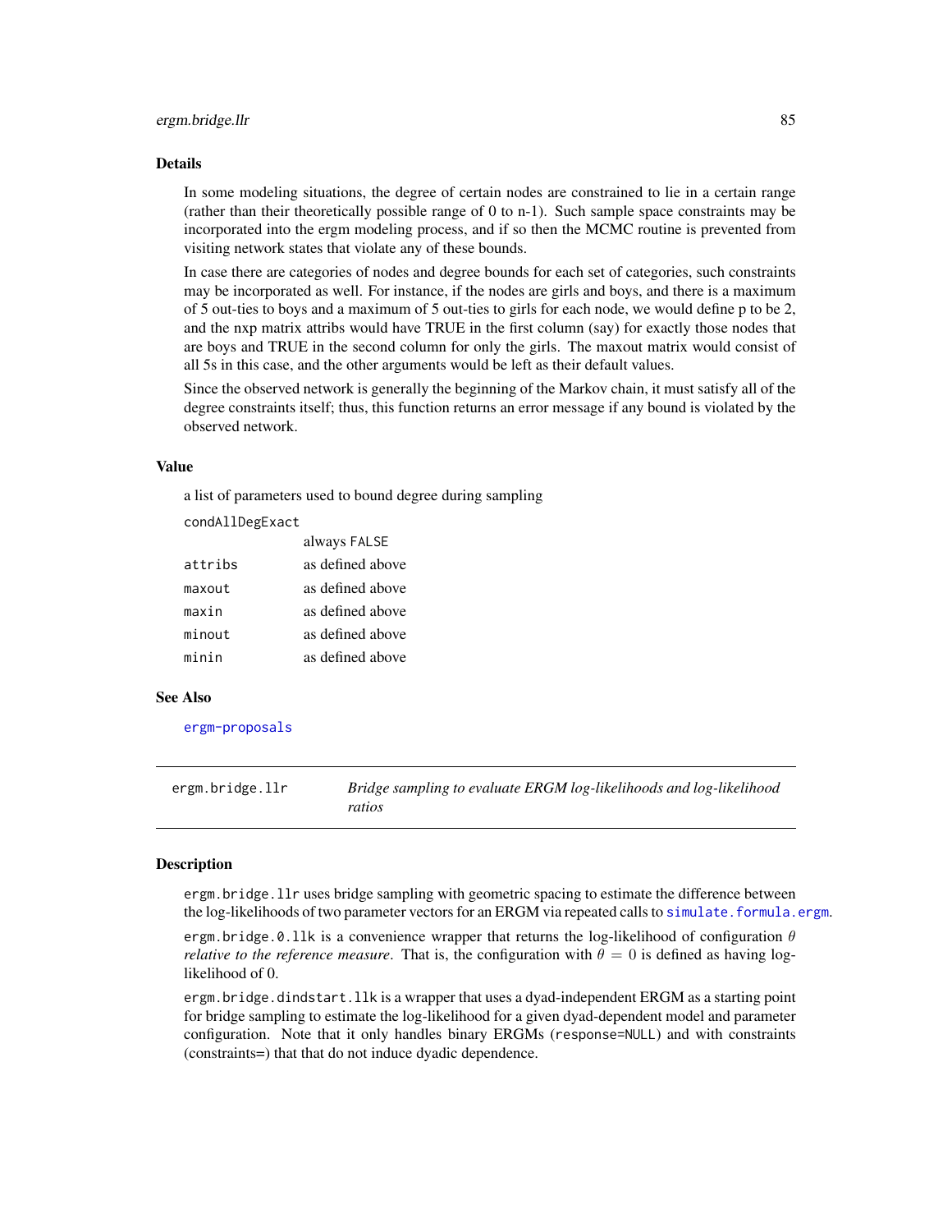### Details

In some modeling situations, the degree of certain nodes are constrained to lie in a certain range (rather than their theoretically possible range of 0 to n-1). Such sample space constraints may be incorporated into the ergm modeling process, and if so then the MCMC routine is prevented from visiting network states that violate any of these bounds.

In case there are categories of nodes and degree bounds for each set of categories, such constraints may be incorporated as well. For instance, if the nodes are girls and boys, and there is a maximum of 5 out-ties to boys and a maximum of 5 out-ties to girls for each node, we would define p to be 2, and the nxp matrix attribs would have TRUE in the first column (say) for exactly those nodes that are boys and TRUE in the second column for only the girls. The maxout matrix would consist of all 5s in this case, and the other arguments would be left as their default values.

Since the observed network is generally the beginning of the Markov chain, it must satisfy all of the degree constraints itself; thus, this function returns an error message if any bound is violated by the observed network.

### Value

a list of parameters used to bound degree during sampling

| | |
|---|---|
| `condAllDegExact` | always `FALSE` |
| `attribs` | as defined above |
| `maxout` | as defined above |
| `maxin` | as defined above |
| `minout` | as defined above |
| `minin` | as defined above |

### See Also

`ergm-proposals`

---

## ergm.bridge.llr — *Bridge sampling to evaluate ERGM log-likelihoods and log-likelihood ratios*

### Description

`ergm.bridge.llr` uses bridge sampling with geometric spacing to estimate the difference between the log-likelihoods of two parameter vectors for an ERGM via repeated calls to `simulate.formula.ergm`.

`ergm.bridge.0.llk` is a convenience wrapper that returns the log-likelihood of configuration $\theta$ *relative to the reference measure*. That is, the configuration with $\theta = 0$ is defined as having log-likelihood of 0.

`ergm.bridge.dindstart.llk` is a wrapper that uses a dyad-independent ERGM as a starting point for bridge sampling to estimate the log-likelihood for a given dyad-dependent model and parameter configuration. Note that it only handles binary ERGMs (`response=NULL`) and with constraints (constraints=) that that do not induce dyadic dependence.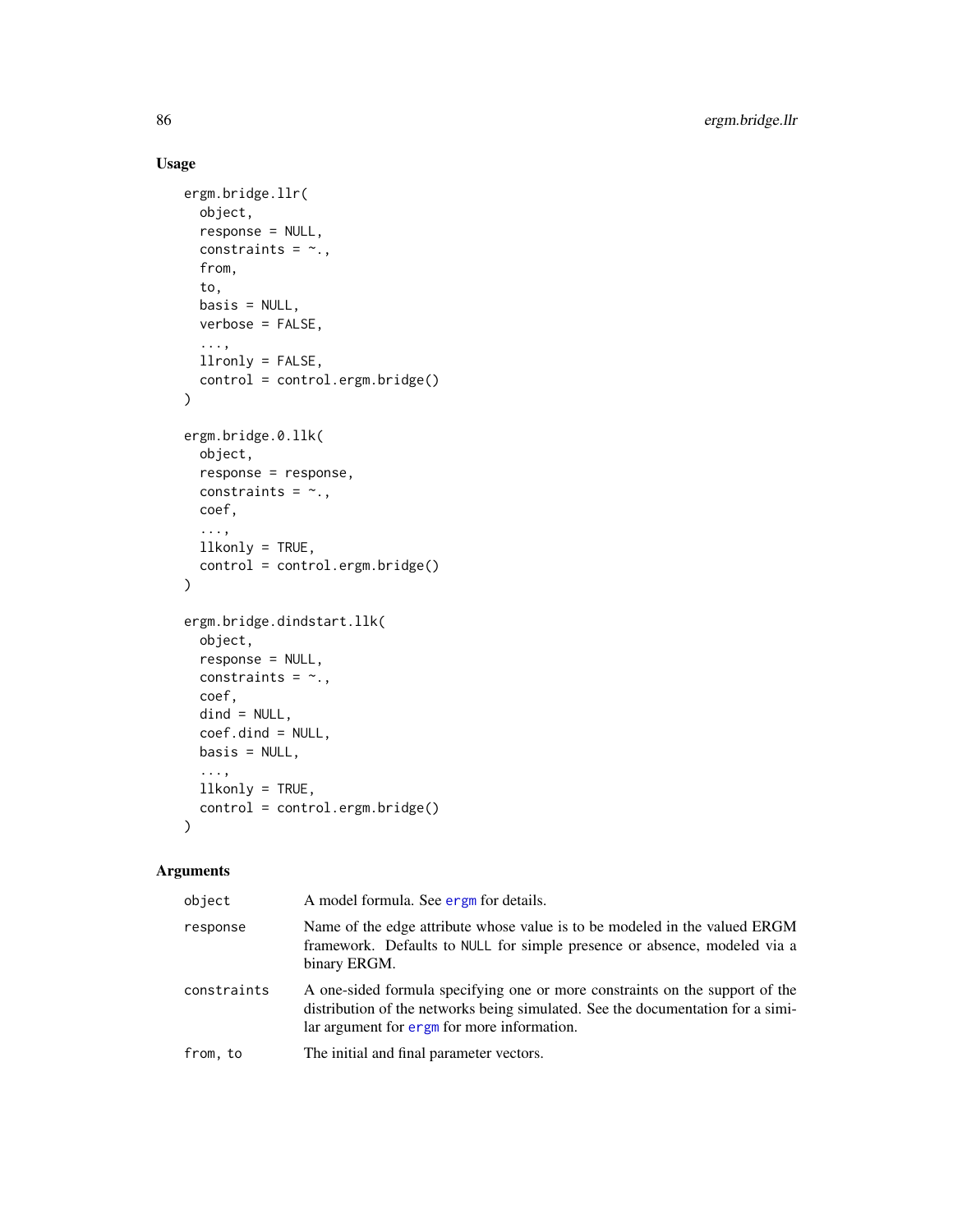## Usage

```
ergm.bridge.llr(
  object,
  response = NULL,
  constraints = ~.,
  from,
  to,
  basis = NULL,
  verbose = FALSE,
  ...,
  llronly = FALSE,
  control = control.ergm.bridge()
)

ergm.bridge.0.llk(
  object,
  response = response,
  constraints = ~.,
  coef,
  ...,
  llkonly = TRUE,
  control = control.ergm.bridge()
)

ergm.bridge.dindstart.llk(
  object,
  response = NULL,
  constraints = ~.,
  coef,
  dind = NULL,
  coef.dind = NULL,
  basis = NULL,
  ...,
  llkonly = TRUE,
  control = control.ergm.bridge()
)
```

## Arguments

| | |
|---|---|
| `object` | A model formula. See `ergm` for details. |
| `response` | Name of the edge attribute whose value is to be modeled in the valued ERGM framework. Defaults to `NULL` for simple presence or absence, modeled via a binary ERGM. |
| `constraints` | A one-sided formula specifying one or more constraints on the support of the distribution of the networks being simulated. See the documentation for a similar argument for `ergm` for more information. |
| `from, to` | The initial and final parameter vectors. |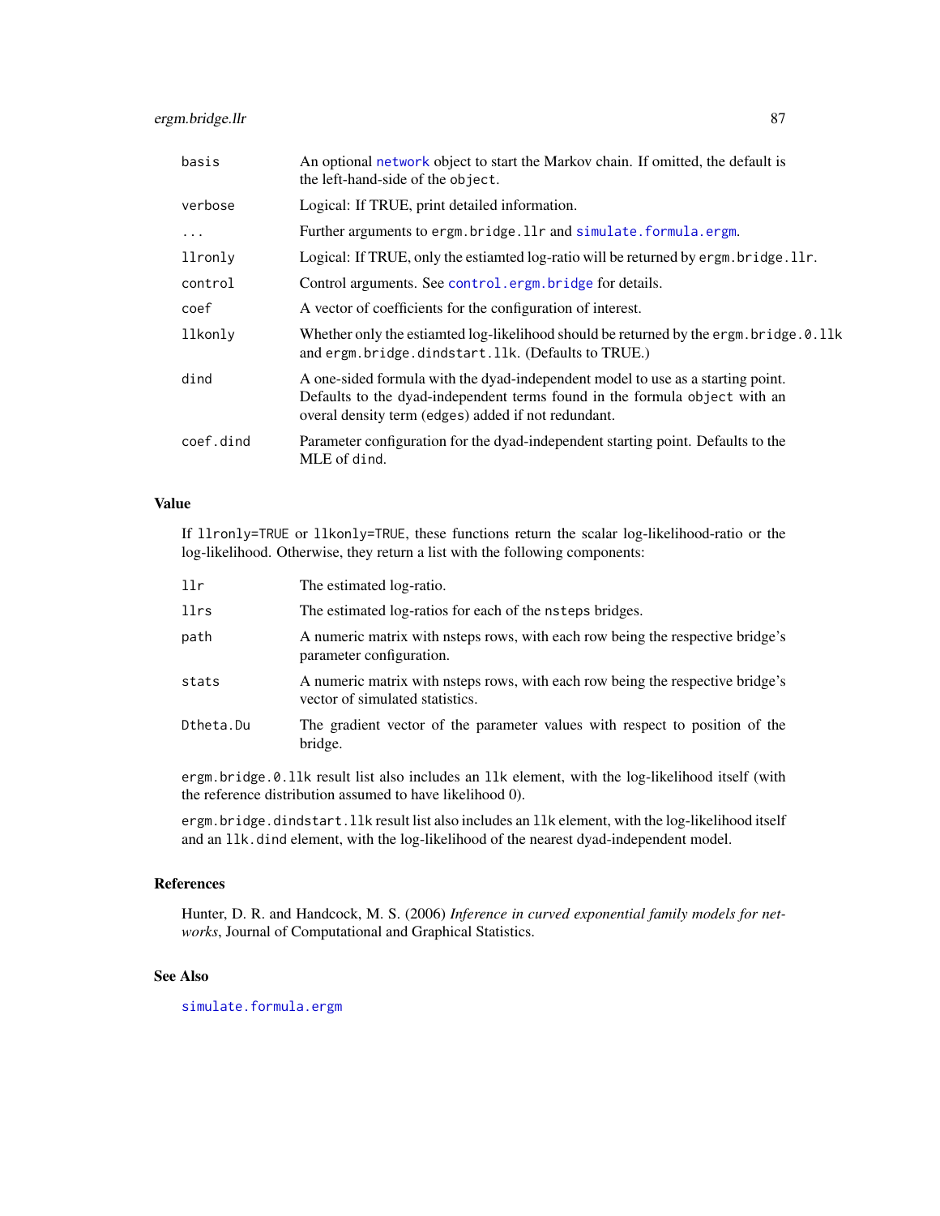| | |
|---|---|
| basis | An optional network object to start the Markov chain. If omitted, the default is the left-hand-side of the object. |
| verbose | Logical: If TRUE, print detailed information. |
| ... | Further arguments to ergm.bridge.llr and simulate.formula.ergm. |
| llronly | Logical: If TRUE, only the estiamted log-ratio will be returned by ergm.bridge.llr. |
| control | Control arguments. See control.ergm.bridge for details. |
| coef | A vector of coefficients for the configuration of interest. |
| llkonly | Whether only the estiamted log-likelihood should be returned by the ergm.bridge.0.llk and ergm.bridge.dindstart.llk. (Defaults to TRUE.) |
| dind | A one-sided formula with the dyad-independent model to use as a starting point. Defaults to the dyad-independent terms found in the formula object with an overal density term (edges) added if not redundant. |
| coef.dind | Parameter configuration for the dyad-independent starting point. Defaults to the MLE of dind. |

## Value

If llronly=TRUE or llkonly=TRUE, these functions return the scalar log-likelihood-ratio or the log-likelihood. Otherwise, they return a list with the following components:

| | |
|---|---|
| llr | The estimated log-ratio. |
| llrs | The estimated log-ratios for each of the nsteps bridges. |
| path | A numeric matrix with nsteps rows, with each row being the respective bridge's parameter configuration. |
| stats | A numeric matrix with nsteps rows, with each row being the respective bridge's vector of simulated statistics. |
| Dtheta.Du | The gradient vector of the parameter values with respect to position of the bridge. |

ergm.bridge.0.llk result list also includes an llk element, with the log-likelihood itself (with the reference distribution assumed to have likelihood 0).

ergm.bridge.dindstart.llk result list also includes an llk element, with the log-likelihood itself and an llk.dind element, with the log-likelihood of the nearest dyad-independent model.

## References

Hunter, D. R. and Handcock, M. S. (2006) *Inference in curved exponential family models for networks*, Journal of Computational and Graphical Statistics.

## See Also

simulate.formula.ergm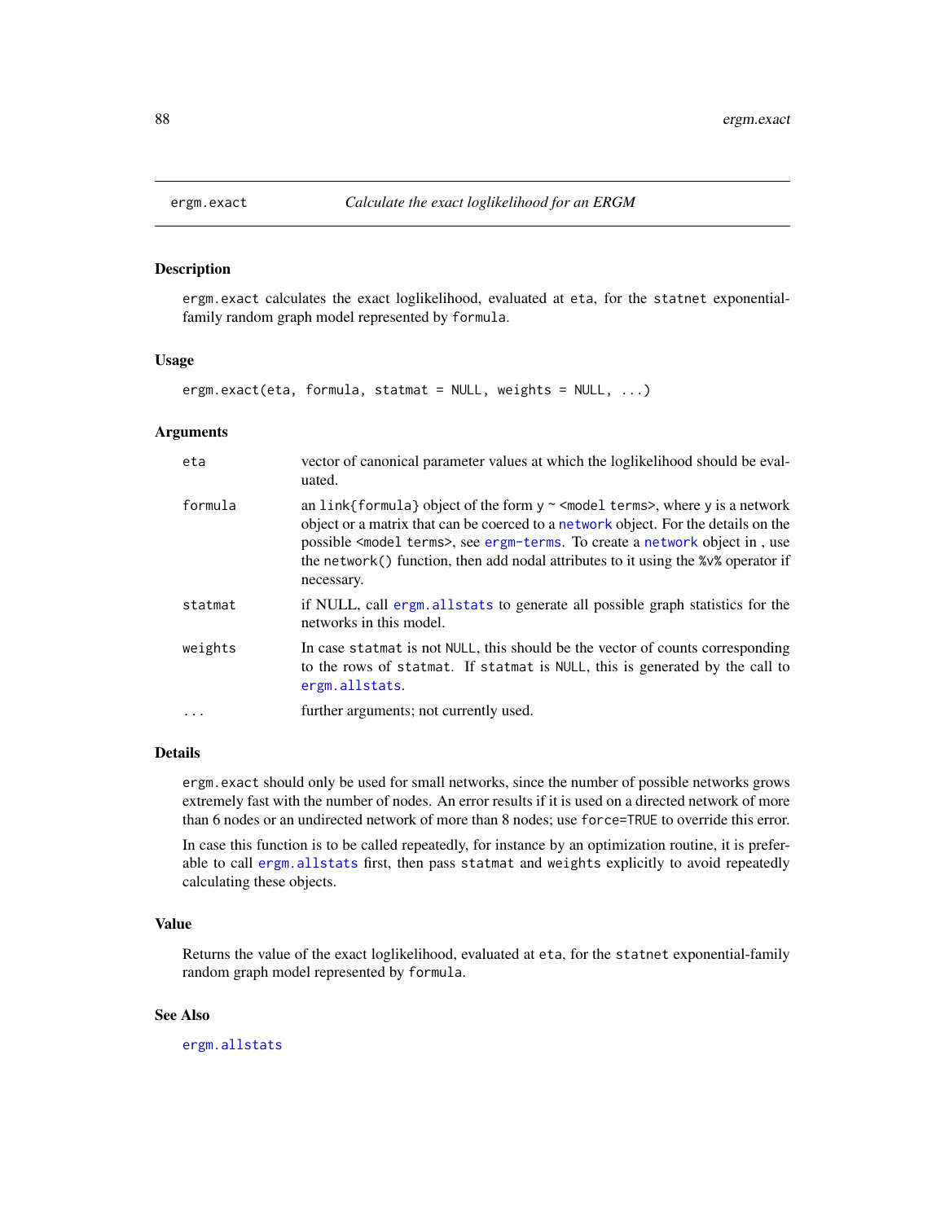# ergm.exact

*Calculate the exact loglikelihood for an ERGM*

## Description

ergm.exact calculates the exact loglikelihood, evaluated at eta, for the statnet exponential-family random graph model represented by formula.

## Usage

```
ergm.exact(eta, formula, statmat = NULL, weights = NULL, ...)
```

## Arguments

| | |
|---|---|
| eta | vector of canonical parameter values at which the loglikelihood should be evaluated. |
| formula | an link{formula} object of the form y ~ <model terms>, where y is a network object or a matrix that can be coerced to a network object. For the details on the possible <model terms>, see ergm-terms. To create a network object in , use the network() function, then add nodal attributes to it using the %v% operator if necessary. |
| statmat | if NULL, call ergm.allstats to generate all possible graph statistics for the networks in this model. |
| weights | In case statmat is not NULL, this should be the vector of counts corresponding to the rows of statmat. If statmat is NULL, this is generated by the call to ergm.allstats. |
| ... | further arguments; not currently used. |

## Details

ergm.exact should only be used for small networks, since the number of possible networks grows extremely fast with the number of nodes. An error results if it is used on a directed network of more than 6 nodes or an undirected network of more than 8 nodes; use force=TRUE to override this error.

In case this function is to be called repeatedly, for instance by an optimization routine, it is preferable to call ergm.allstats first, then pass statmat and weights explicitly to avoid repeatedly calculating these objects.

## Value

Returns the value of the exact loglikelihood, evaluated at eta, for the statnet exponential-family random graph model represented by formula.

## See Also

ergm.allstats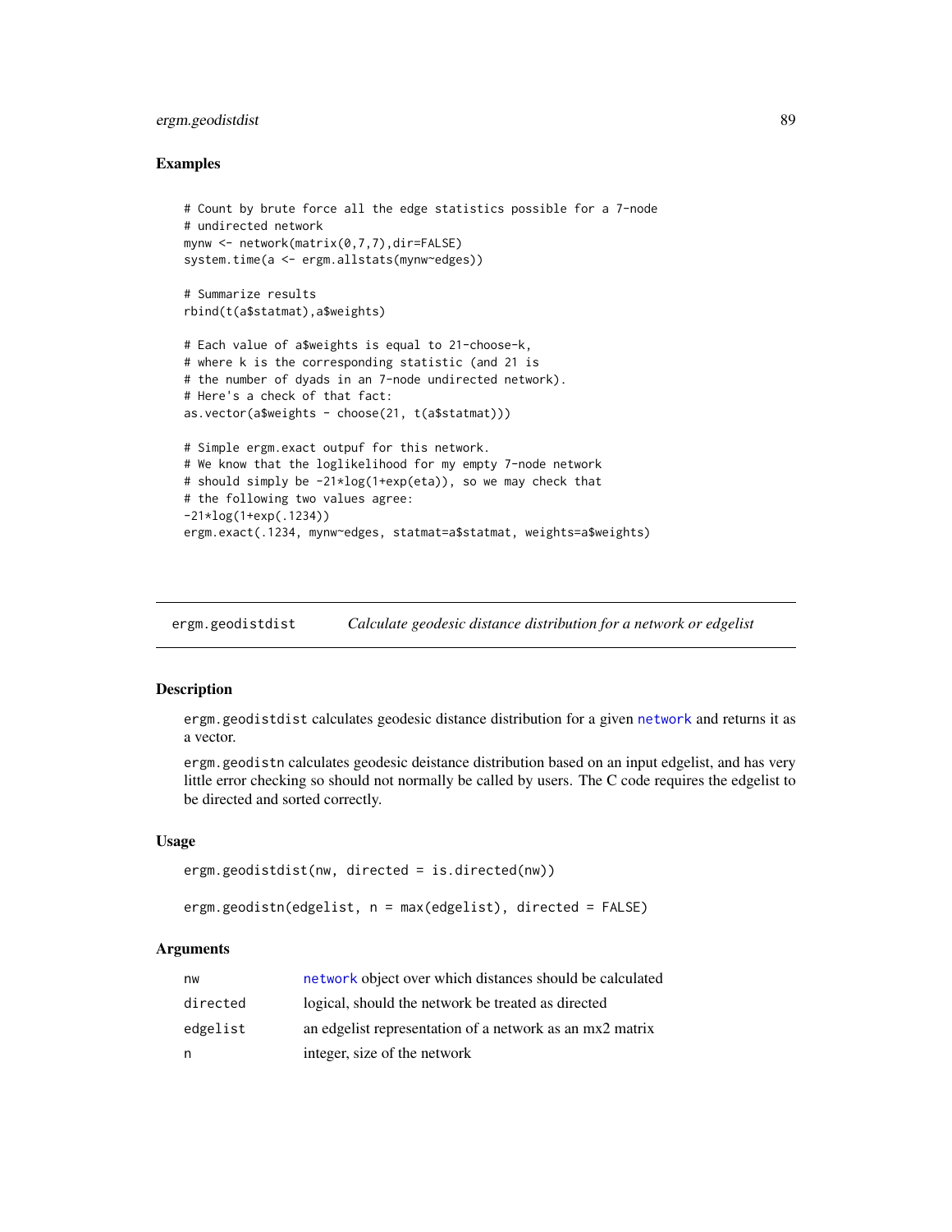### Examples

```
# Count by brute force all the edge statistics possible for a 7-node
# undirected network
mynw <- network(matrix(0,7,7),dir=FALSE)
system.time(a <- ergm.allstats(mynw~edges))

# Summarize results
rbind(t(a$statmat),a$weights)

# Each value of a$weights is equal to 21-choose-k,
# where k is the corresponding statistic (and 21 is
# the number of dyads in an 7-node undirected network).
# Here's a check of that fact:
as.vector(a$weights - choose(21, t(a$statmat)))

# Simple ergm.exact outpuf for this network.
# We know that the loglikelihood for my empty 7-node network
# should simply be -21*log(1+exp(eta)), so we may check that
# the following two values agree:
-21*log(1+exp(.1234))
ergm.exact(.1234, mynw~edges, statmat=a$statmat, weights=a$weights)
```

---

## ergm.geodistdist — *Calculate geodesic distance distribution for a network or edgelist*

### Description

ergm.geodistdist calculates geodesic distance distribution for a given network and returns it as a vector.

ergm.geodistn calculates geodesic deistance distribution based on an input edgelist, and has very little error checking so should not normally be called by users. The C code requires the edgelist to be directed and sorted correctly.

### Usage

```
ergm.geodistdist(nw, directed = is.directed(nw))

ergm.geodistn(edgelist, n = max(edgelist), directed = FALSE)
```

### Arguments

| | |
|---|---|
| nw | network object over which distances should be calculated |
| directed | logical, should the network be treated as directed |
| edgelist | an edgelist representation of a network as an mx2 matrix |
| n | integer, size of the network |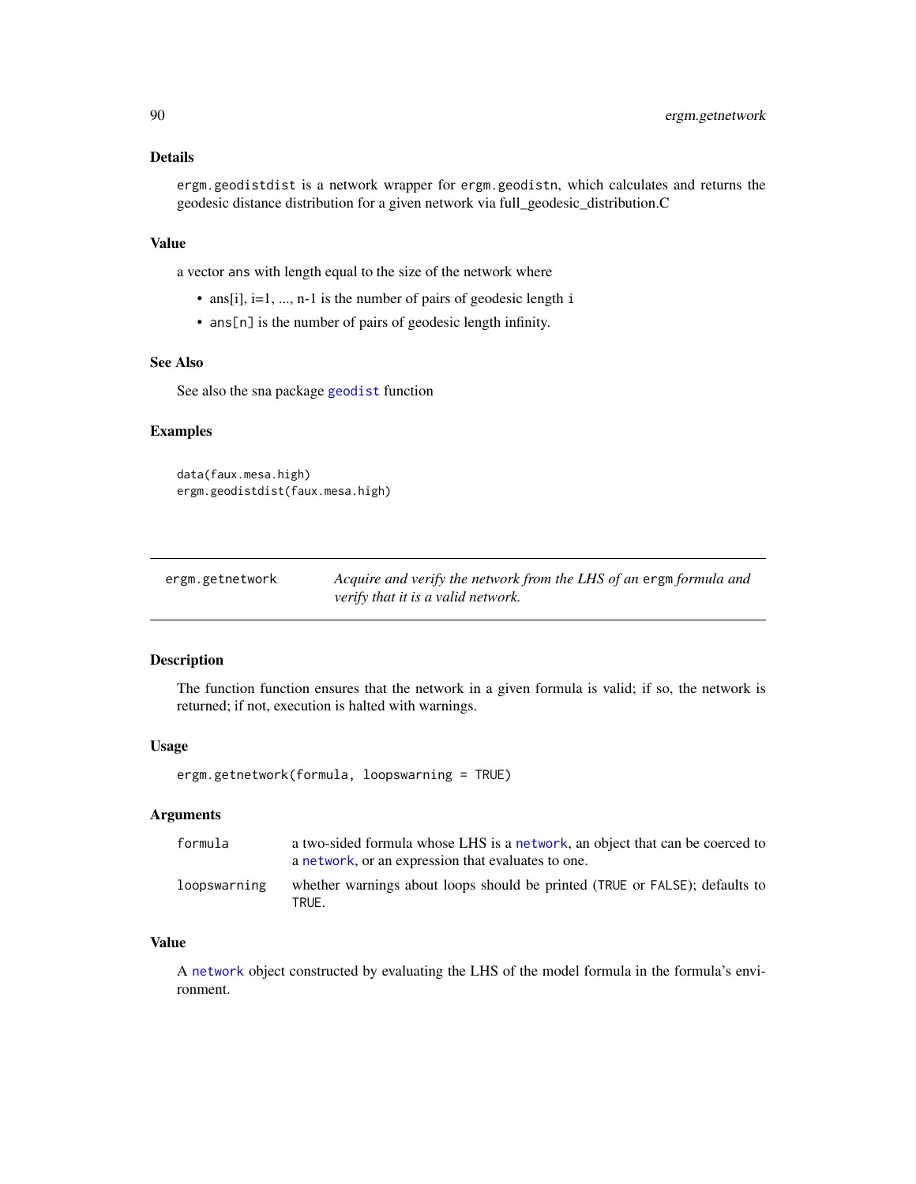### Details

`ergm.geodistdist` is a network wrapper for `ergm.geodistn`, which calculates and returns the geodesic distance distribution for a given network via full_geodesic_distribution.C

### Value

a vector `ans` with length equal to the size of the network where

- ans[i], i=1, ..., n-1 is the number of pairs of geodesic length `i`
- `ans[n]` is the number of pairs of geodesic length infinity.

### See Also

See also the sna package `geodist` function

### Examples

```
data(faux.mesa.high)
ergm.geodistdist(faux.mesa.high)
```

---

## ergm.getnetwork — *Acquire and verify the network from the LHS of an* `ergm` *formula and verify that it is a valid network.*

---

### Description

The function function ensures that the network in a given formula is valid; if so, the network is returned; if not, execution is halted with warnings.

### Usage

```
ergm.getnetwork(formula, loopswarning = TRUE)
```

### Arguments

| | |
|---|---|
| `formula` | a two-sided formula whose LHS is a `network`, an object that can be coerced to a `network`, or an expression that evaluates to one. |
| `loopswarning` | whether warnings about loops should be printed (`TRUE` or `FALSE`); defaults to `TRUE`. |

### Value

A `network` object constructed by evaluating the LHS of the model formula in the formula's environment.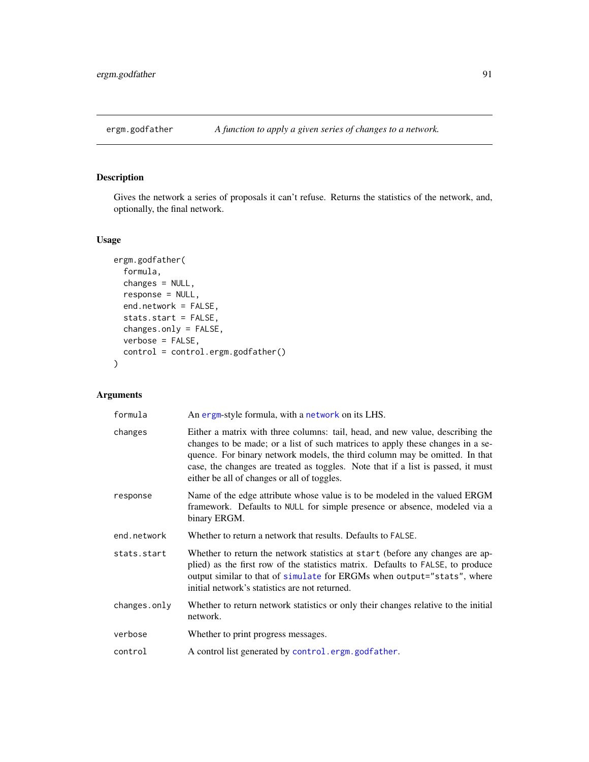ergm.godfather — *A function to apply a given series of changes to a network.*

## Description

Gives the network a series of proposals it can't refuse. Returns the statistics of the network, and, optionally, the final network.

## Usage

```
ergm.godfather(
  formula,
  changes = NULL,
  response = NULL,
  end.network = FALSE,
  stats.start = FALSE,
  changes.only = FALSE,
  verbose = FALSE,
  control = control.ergm.godfather()
)
```

## Arguments

| | |
|---|---|
| `formula` | An ergm-style formula, with a network on its LHS. |
| `changes` | Either a matrix with three columns: tail, head, and new value, describing the changes to be made; or a list of such matrices to apply these changes in a sequence. For binary network models, the third column may be omitted. In that case, the changes are treated as toggles. Note that if a list is passed, it must either be all of changes or all of toggles. |
| `response` | Name of the edge attribute whose value is to be modeled in the valued ERGM framework. Defaults to `NULL` for simple presence or absence, modeled via a binary ERGM. |
| `end.network` | Whether to return a network that results. Defaults to `FALSE`. |
| `stats.start` | Whether to return the network statistics at `start` (before any changes are applied) as the first row of the statistics matrix. Defaults to `FALSE`, to produce output similar to that of simulate for ERGMs when `output="stats"`, where initial network's statistics are not returned. |
| `changes.only` | Whether to return network statistics or only their changes relative to the initial network. |
| `verbose` | Whether to print progress messages. |
| `control` | A control list generated by `control.ergm.godfather`. |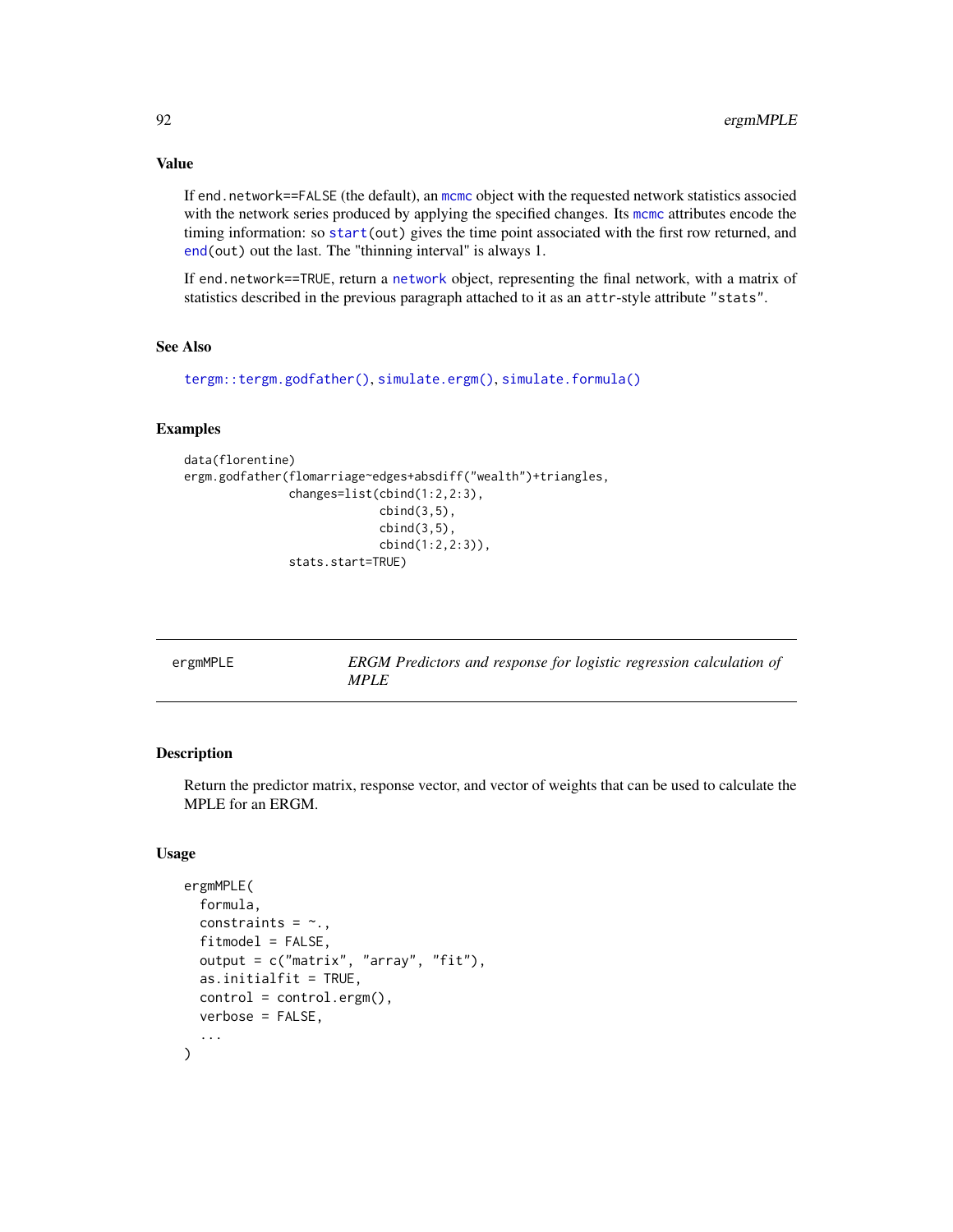## Value

If `end.network==FALSE` (the default), an `mcmc` object with the requested network statistics associed with the network series produced by applying the specified changes. Its `mcmc` attributes encode the timing information: so `start(out)` gives the time point associated with the first row returned, and `end(out)` out the last. The "thinning interval" is always 1.

If `end.network==TRUE`, return a `network` object, representing the final network, with a matrix of statistics described in the previous paragraph attached to it as an `attr`-style attribute `"stats"`.

## See Also

`tergm::tergm.godfather()`, `simulate.ergm()`, `simulate.formula()`

## Examples

```
data(florentine)
ergm.godfather(flomarriage~edges+absdiff("wealth")+triangles,
               changes=list(cbind(1:2,2:3),
                            cbind(3,5),
                            cbind(3,5),
                            cbind(1:2,2:3)),
               stats.start=TRUE)
```

---

# ergmMPLE — *ERGM Predictors and response for logistic regression calculation of MPLE*

## Description

Return the predictor matrix, response vector, and vector of weights that can be used to calculate the MPLE for an ERGM.

## Usage

```
ergmMPLE(
  formula,
  constraints = ~.,
  fitmodel = FALSE,
  output = c("matrix", "array", "fit"),
  as.initialfit = TRUE,
  control = control.ergm(),
  verbose = FALSE,
  ...
)
```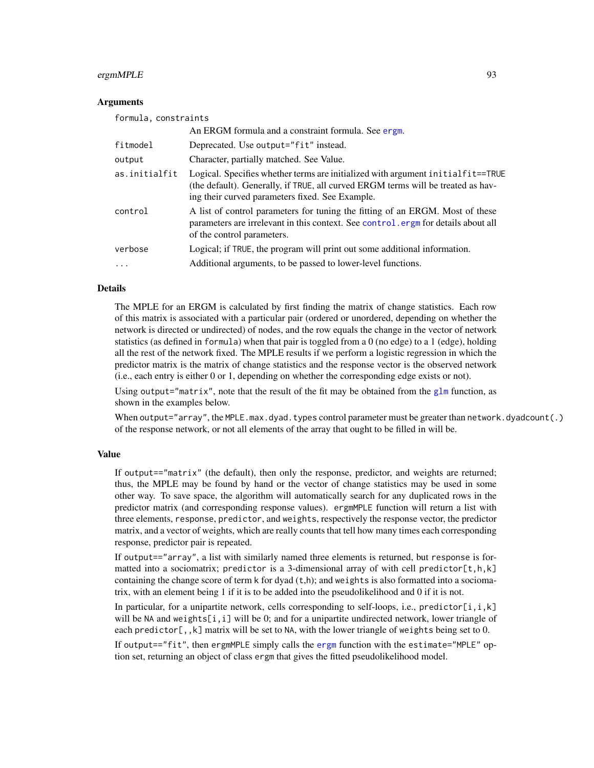### Arguments

| | |
|---|---|
| `formula, constraints` | An ERGM formula and a constraint formula. See `ergm`. |
| `fitmodel` | Deprecated. Use `output="fit"` instead. |
| `output` | Character, partially matched. See Value. |
| `as.initialfit` | Logical. Specifies whether terms are initialized with argument `initialfit==TRUE` (the default). Generally, if `TRUE`, all curved ERGM terms will be treated as having their curved parameters fixed. See Example. |
| `control` | A list of control parameters for tuning the fitting of an ERGM. Most of these parameters are irrelevant in this context. See `control.ergm` for details about all of the control parameters. |
| `verbose` | Logical; if `TRUE`, the program will print out some additional information. |
| `...` | Additional arguments, to be passed to lower-level functions. |

### Details

The MPLE for an ERGM is calculated by first finding the matrix of change statistics. Each row of this matrix is associated with a particular pair (ordered or unordered, depending on whether the network is directed or undirected) of nodes, and the row equals the change in the vector of network statistics (as defined in `formula`) when that pair is toggled from a 0 (no edge) to a 1 (edge), holding all the rest of the network fixed. The MPLE results if we perform a logistic regression in which the predictor matrix is the matrix of change statistics and the response vector is the observed network (i.e., each entry is either 0 or 1, depending on whether the corresponding edge exists or not).

Using `output="matrix"`, note that the result of the fit may be obtained from the `glm` function, as shown in the examples below.

When `output="array"`, the `MPLE.max.dyad.types` control parameter must be greater than `network.dyadcount(.)` of the response network, or not all elements of the array that ought to be filled in will be.

### Value

If `output=="matrix"` (the default), then only the response, predictor, and weights are returned; thus, the MPLE may be found by hand or the vector of change statistics may be used in some other way. To save space, the algorithm will automatically search for any duplicated rows in the predictor matrix (and corresponding response values). `ergmMPLE` function will return a list with three elements, `response`, `predictor`, and `weights`, respectively the response vector, the predictor matrix, and a vector of weights, which are really counts that tell how many times each corresponding response, predictor pair is repeated.

If `output=="array"`, a list with similarly named three elements is returned, but `response` is formatted into a sociomatrix; `predictor` is a 3-dimensional array of with cell `predictor[t,h,k]` containing the change score of term `k` for dyad (`t`,`h`); and `weights` is also formatted into a sociomatrix, with an element being 1 if it is to be added into the pseudolikelihood and 0 if it is not.

In particular, for a unipartite network, cells corresponding to self-loops, i.e., `predictor[i,i,k]` will be `NA` and `weights[i,i]` will be 0; and for a unipartite undirected network, lower triangle of each `predictor[,,k]` matrix will be set to `NA`, with the lower triangle of `weights` being set to 0.

If `output=="fit"`, then `ergmMPLE` simply calls the `ergm` function with the `estimate="MPLE"` option set, returning an object of class `ergm` that gives the fitted pseudolikelihood model.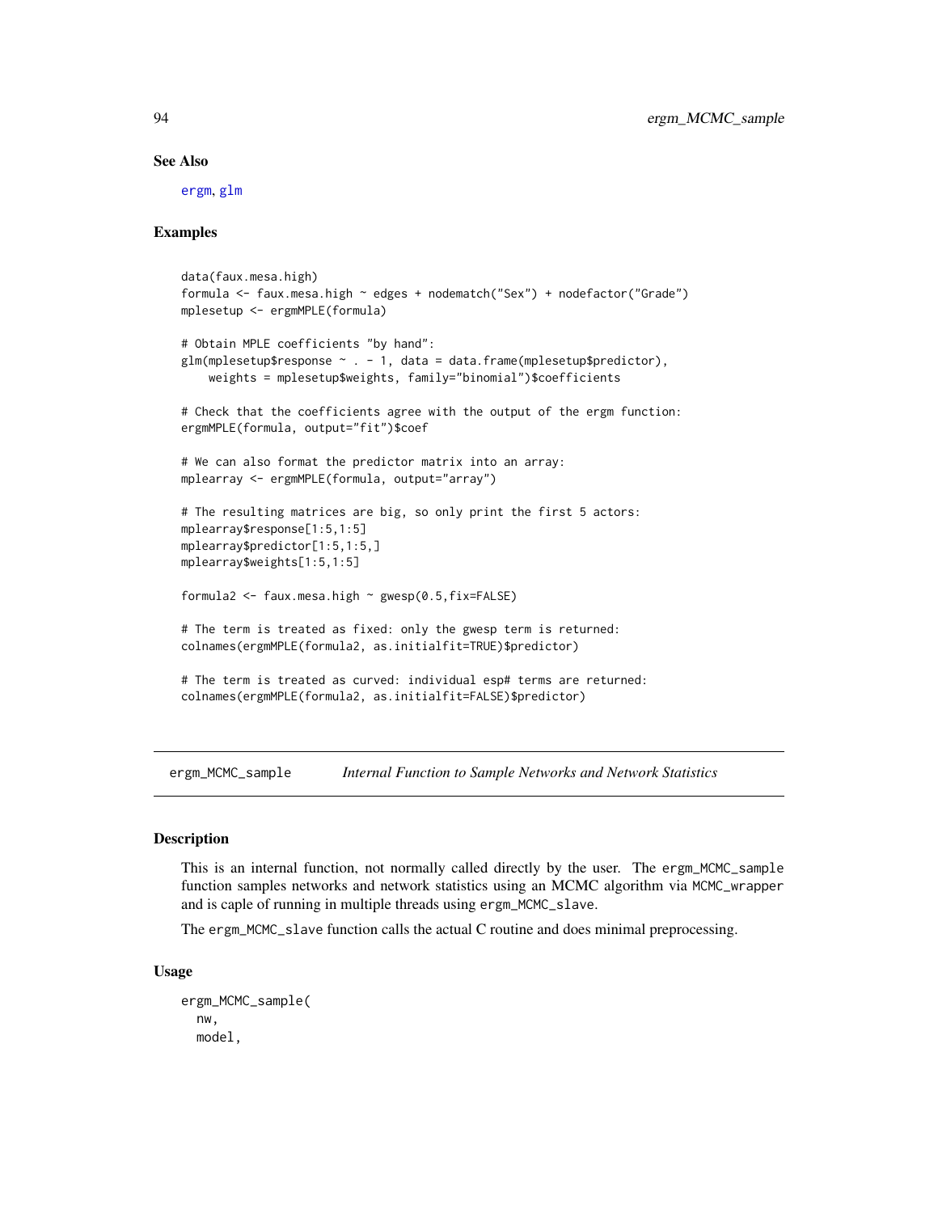### See Also

ergm, glm

### Examples

```
data(faux.mesa.high)
formula <- faux.mesa.high ~ edges + nodematch("Sex") + nodefactor("Grade")
mplesetup <- ergmMPLE(formula)

# Obtain MPLE coefficients "by hand":
glm(mplesetup$response ~ . - 1, data = data.frame(mplesetup$predictor),
    weights = mplesetup$weights, family="binomial")$coefficients

# Check that the coefficients agree with the output of the ergm function:
ergmMPLE(formula, output="fit")$coef

# We can also format the predictor matrix into an array:
mplearray <- ergmMPLE(formula, output="array")

# The resulting matrices are big, so only print the first 5 actors:
mplearray$response[1:5,1:5]
mplearray$predictor[1:5,1:5,]
mplearray$weights[1:5,1:5]

formula2 <- faux.mesa.high ~ gwesp(0.5,fix=FALSE)

# The term is treated as fixed: only the gwesp term is returned:
colnames(ergmMPLE(formula2, as.initialfit=TRUE)$predictor)

# The term is treated as curved: individual esp# terms are returned:
colnames(ergmMPLE(formula2, as.initialfit=FALSE)$predictor)
```

---

## ergm_MCMC_sample *Internal Function to Sample Networks and Network Statistics*

### Description

This is an internal function, not normally called directly by the user. The ergm_MCMC_sample function samples networks and network statistics using an MCMC algorithm via MCMC_wrapper and is caple of running in multiple threads using ergm_MCMC_slave.

The ergm_MCMC_slave function calls the actual C routine and does minimal preprocessing.

### Usage

```
ergm_MCMC_sample(
  nw,
  model,
```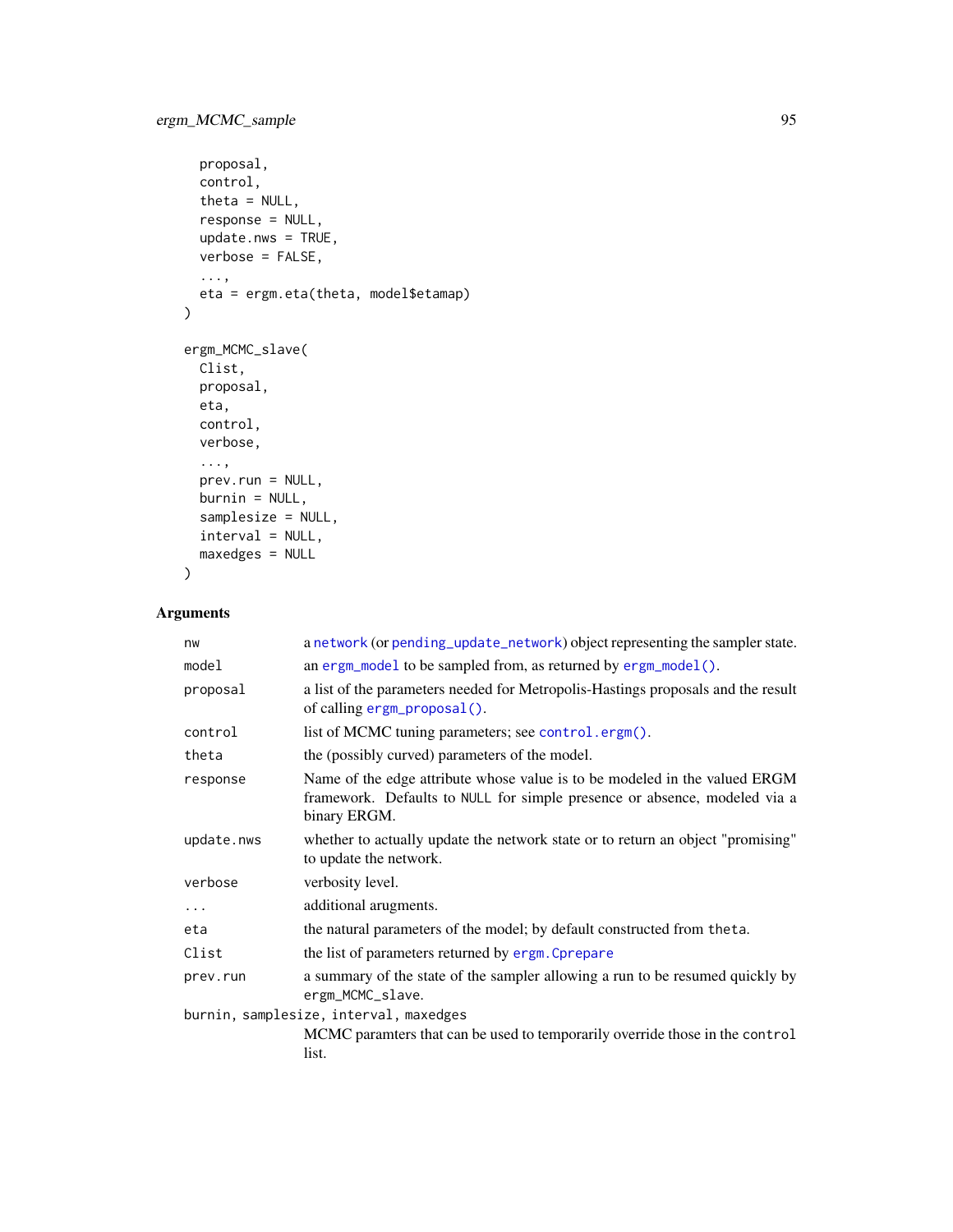```
  proposal,
  control,
  theta = NULL,
  response = NULL,
  update.nws = TRUE,
  verbose = FALSE,
  ...,
  eta = ergm.eta(theta, model$etamap)
)

ergm_MCMC_slave(
  Clist,
  proposal,
  eta,
  control,
  verbose,
  ...,
  prev.run = NULL,
  burnin = NULL,
  samplesize = NULL,
  interval = NULL,
  maxedges = NULL
)
```

## Arguments

| | |
|---|---|
| `nw` | a `network` (or `pending_update_network`) object representing the sampler state. |
| `model` | an `ergm_model` to be sampled from, as returned by `ergm_model()`. |
| `proposal` | a list of the parameters needed for Metropolis-Hastings proposals and the result of calling `ergm_proposal()`. |
| `control` | list of MCMC tuning parameters; see `control.ergm()`. |
| `theta` | the (possibly curved) parameters of the model. |
| `response` | Name of the edge attribute whose value is to be modeled in the valued ERGM framework. Defaults to `NULL` for simple presence or absence, modeled via a binary ERGM. |
| `update.nws` | whether to actually update the network state or to return an object "promising" to update the network. |
| `verbose` | verbosity level. |
| `...` | additional arugments. |
| `eta` | the natural parameters of the model; by default constructed from `theta`. |
| `Clist` | the list of parameters returned by `ergm.Cprepare` |
| `prev.run` | a summary of the state of the sampler allowing a run to be resumed quickly by `ergm_MCMC_slave`. |
| `burnin, samplesize, interval, maxedges` | MCMC paramters that can be used to temporarily override those in the `control` list. |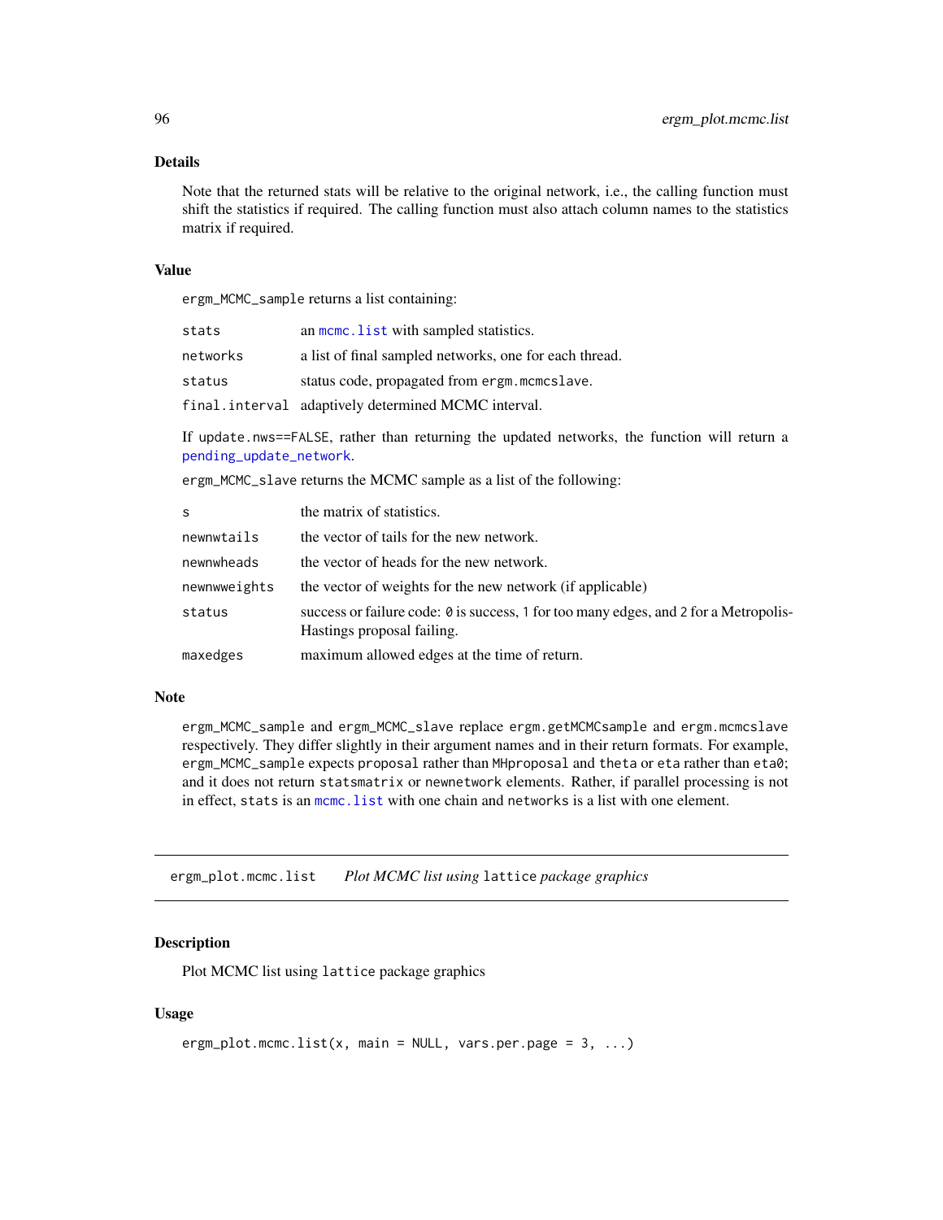### Details

Note that the returned stats will be relative to the original network, i.e., the calling function must shift the statistics if required. The calling function must also attach column names to the statistics matrix if required.

### Value

`ergm_MCMC_sample` returns a list containing:

| | |
|---|---|
| `stats` | an `mcmc.list` with sampled statistics. |
| `networks` | a list of final sampled networks, one for each thread. |
| `status` | status code, propagated from `ergm.mcmcslave`. |
| `final.interval` | adaptively determined MCMC interval. |

If `update.nws==FALSE`, rather than returning the updated networks, the function will return a `pending_update_network`.

`ergm_MCMC_slave` returns the MCMC sample as a list of the following:

| | |
|---|---|
| `s` | the matrix of statistics. |
| `newnwtails` | the vector of tails for the new network. |
| `newnwheads` | the vector of heads for the new network. |
| `newnwweights` | the vector of weights for the new network (if applicable) |
| `status` | success or failure code: `0` is success, `1` for too many edges, and `2` for a Metropolis-Hastings proposal failing. |
| `maxedges` | maximum allowed edges at the time of return. |

### Note

`ergm_MCMC_sample` and `ergm_MCMC_slave` replace `ergm.getMCMCsample` and `ergm.mcmcslave` respectively. They differ slightly in their argument names and in their return formats. For example, `ergm_MCMC_sample` expects `proposal` rather than `MHproposal` and `theta` or `eta` rather than `eta0`; and it does not return `statsmatrix` or `newnetwork` elements. Rather, if parallel processing is not in effect, `stats` is an `mcmc.list` with one chain and `networks` is a list with one element.

---

## ergm_plot.mcmc.list    *Plot MCMC list using* `lattice` *package graphics*

### Description

Plot MCMC list using `lattice` package graphics

### Usage

```
ergm_plot.mcmc.list(x, main = NULL, vars.per.page = 3, ...)
```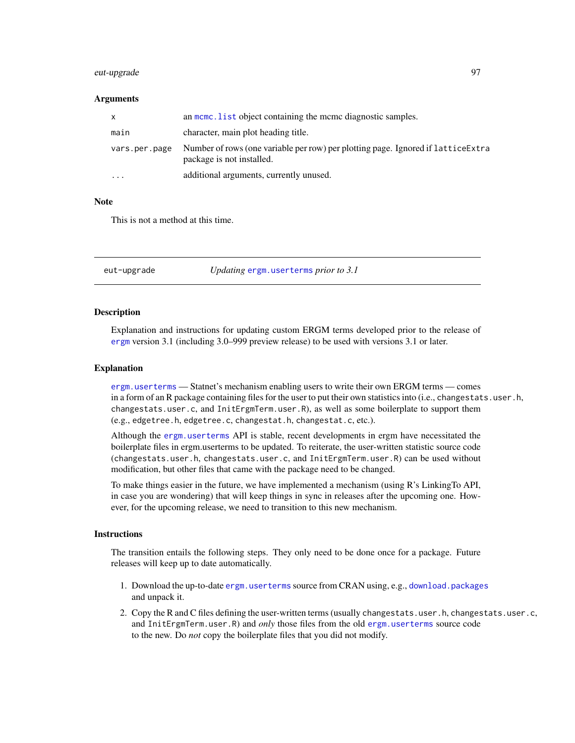### Arguments

| | |
|---|---|
| `x` | an `mcmc.list` object containing the mcmc diagnostic samples. |
| `main` | character, main plot heading title. |
| `vars.per.page` | Number of rows (one variable per row) per plotting page. Ignored if `latticeExtra` package is not installed. |
| `...` | additional arguments, currently unused. |

### Note

This is not a method at this time.

---

## eut-upgrade — *Updating `ergm.userterms` prior to 3.1*

### Description

Explanation and instructions for updating custom ERGM terms developed prior to the release of `ergm` version 3.1 (including 3.0–999 preview release) to be used with versions 3.1 or later.

### Explanation

`ergm.userterms` — Statnet's mechanism enabling users to write their own ERGM terms — comes in a form of an R package containing files for the user to put their own statistics into (i.e., `changestats.user.h`, `changestats.user.c`, and `InitErgmTerm.user.R`), as well as some boilerplate to support them (e.g., `edgetree.h`, `edgetree.c`, `changestat.h`, `changestat.c`, etc.).

Although the `ergm.userterms` API is stable, recent developments in ergm have necessitated the boilerplate files in ergm.userterms to be updated. To reiterate, the user-written statistic source code (`changestats.user.h`, `changestats.user.c`, and `InitErgmTerm.user.R`) can be used without modification, but other files that came with the package need to be changed.

To make things easier in the future, we have implemented a mechanism (using R's LinkingTo API, in case you are wondering) that will keep things in sync in releases after the upcoming one. However, for the upcoming release, we need to transition to this new mechanism.

### Instructions

The transition entails the following steps. They only need to be done once for a package. Future releases will keep up to date automatically.

1. Download the up-to-date `ergm.userterms` source from CRAN using, e.g., `download.packages` and unpack it.
2. Copy the R and C files defining the user-written terms (usually `changestats.user.h`, `changestats.user.c`, and `InitErgmTerm.user.R`) and *only* those files from the old `ergm.userterms` source code to the new. Do *not* copy the boilerplate files that you did not modify.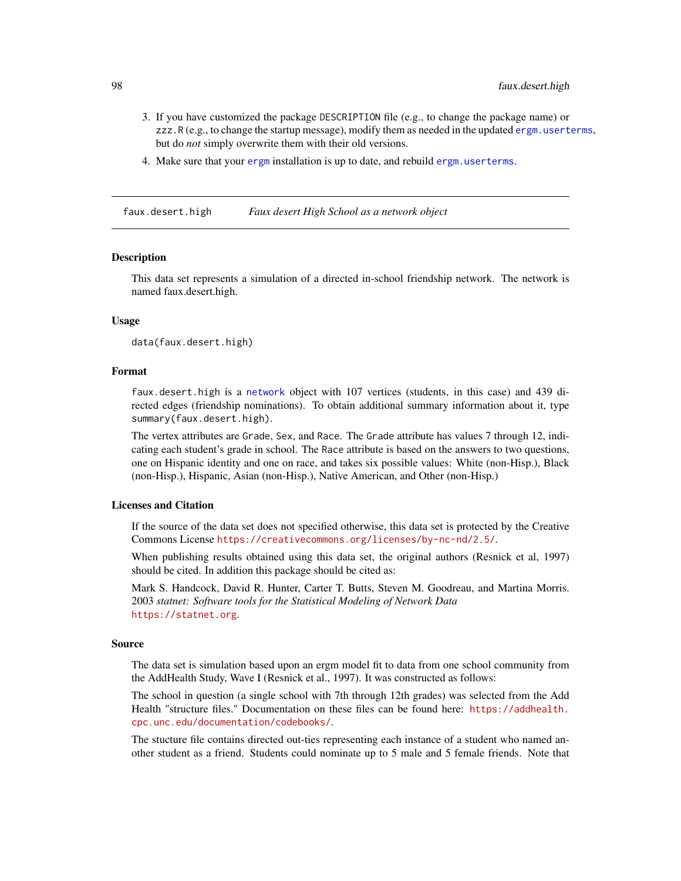3. If you have customized the package DESCRIPTION file (e.g., to change the package name) or zzz.R (e.g., to change the startup message), modify them as needed in the updated ergm.userterms, but do *not* simply overwrite them with their old versions.
4. Make sure that your ergm installation is up to date, and rebuild ergm.userterms.

---

## faux.desert.high — *Faux desert High School as a network object*

### Description

This data set represents a simulation of a directed in-school friendship network. The network is named faux.desert.high.

### Usage

```
data(faux.desert.high)
```

### Format

faux.desert.high is a network object with 107 vertices (students, in this case) and 439 directed edges (friendship nominations). To obtain additional summary information about it, type summary(faux.desert.high).

The vertex attributes are Grade, Sex, and Race. The Grade attribute has values 7 through 12, indicating each student's grade in school. The Race attribute is based on the answers to two questions, one on Hispanic identity and one on race, and takes six possible values: White (non-Hisp.), Black (non-Hisp.), Hispanic, Asian (non-Hisp.), Native American, and Other (non-Hisp.)

### Licenses and Citation

If the source of the data set does not specified otherwise, this data set is protected by the Creative Commons License https://creativecommons.org/licenses/by-nc-nd/2.5/.

When publishing results obtained using this data set, the original authors (Resnick et al, 1997) should be cited. In addition this package should be cited as:

Mark S. Handcock, David R. Hunter, Carter T. Butts, Steven M. Goodreau, and Martina Morris. 2003 *statnet: Software tools for the Statistical Modeling of Network Data* https://statnet.org.

### Source

The data set is simulation based upon an ergm model fit to data from one school community from the AddHealth Study, Wave I (Resnick et al., 1997). It was constructed as follows:

The school in question (a single school with 7th through 12th grades) was selected from the Add Health "structure files." Documentation on these files can be found here: https://addhealth.cpc.unc.edu/documentation/codebooks/.

The stucture file contains directed out-ties representing each instance of a student who named another student as a friend. Students could nominate up to 5 male and 5 female friends. Note that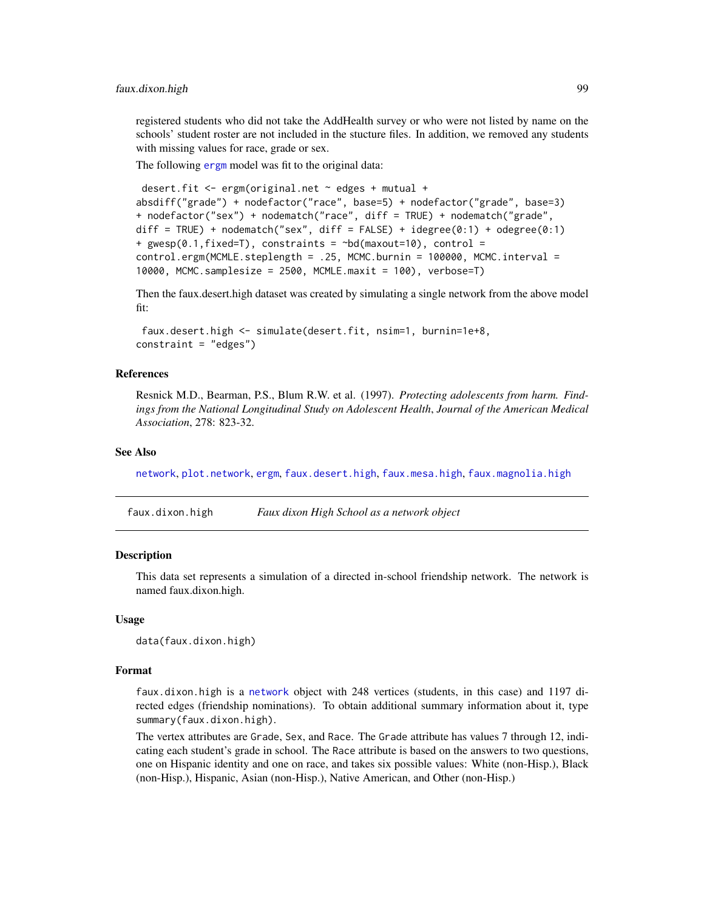registered students who did not take the AddHealth survey or who were not listed by name on the schools' student roster are not included in the stucture files. In addition, we removed any students with missing values for race, grade or sex.

The following ergm model was fit to the original data:

```
 desert.fit <- ergm(original.net ~ edges + mutual +
absdiff("grade") + nodefactor("race", base=5) + nodefactor("grade", base=3)
+ nodefactor("sex") + nodematch("race", diff = TRUE) + nodematch("grade",
diff = TRUE) + nodematch("sex", diff = FALSE) + idegree(0:1) + odegree(0:1)
+ gwesp(0.1,fixed=T), constraints = ~bd(maxout=10), control =
control.ergm(MCMLE.steplength = .25, MCMC.burnin = 100000, MCMC.interval =
10000, MCMC.samplesize = 2500, MCMLE.maxit = 100), verbose=T)
```

Then the faux.desert.high dataset was created by simulating a single network from the above model fit:

```
 faux.desert.high <- simulate(desert.fit, nsim=1, burnin=1e+8,
constraint = "edges")
```

### References

Resnick M.D., Bearman, P.S., Blum R.W. et al. (1997). *Protecting adolescents from harm. Findings from the National Longitudinal Study on Adolescent Health*, *Journal of the American Medical Association*, 278: 823-32.

### See Also

network, plot.network, ergm, faux.desert.high, faux.mesa.high, faux.magnolia.high

---

## faux.dixon.high — *Faux dixon High School as a network object*

### Description

This data set represents a simulation of a directed in-school friendship network. The network is named faux.dixon.high.

### Usage

```
data(faux.dixon.high)
```

### Format

faux.dixon.high is a network object with 248 vertices (students, in this case) and 1197 directed edges (friendship nominations). To obtain additional summary information about it, type `summary(faux.dixon.high)`.

The vertex attributes are `Grade`, `Sex`, and `Race`. The `Grade` attribute has values 7 through 12, indicating each student's grade in school. The `Race` attribute is based on the answers to two questions, one on Hispanic identity and one on race, and takes six possible values: White (non-Hisp.), Black (non-Hisp.), Hispanic, Asian (non-Hisp.), Native American, and Other (non-Hisp.)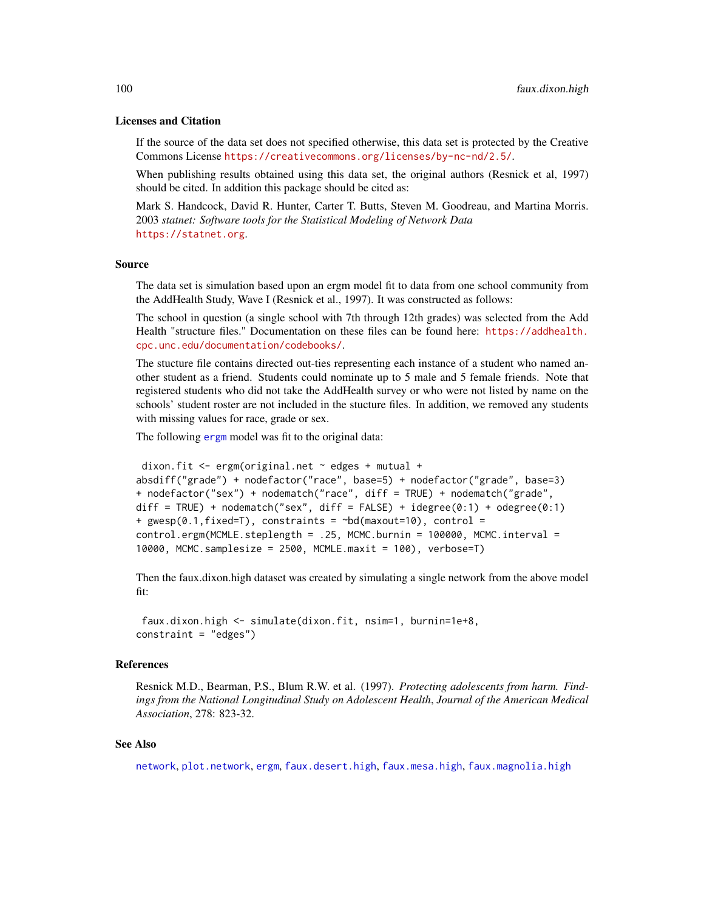### Licenses and Citation

If the source of the data set does not specified otherwise, this data set is protected by the Creative Commons License https://creativecommons.org/licenses/by-nc-nd/2.5/.

When publishing results obtained using this data set, the original authors (Resnick et al, 1997) should be cited. In addition this package should be cited as:

Mark S. Handcock, David R. Hunter, Carter T. Butts, Steven M. Goodreau, and Martina Morris. 2003 *statnet: Software tools for the Statistical Modeling of Network Data* https://statnet.org.

### Source

The data set is simulation based upon an ergm model fit to data from one school community from the AddHealth Study, Wave I (Resnick et al., 1997). It was constructed as follows:

The school in question (a single school with 7th through 12th grades) was selected from the Add Health "structure files." Documentation on these files can be found here: https://addhealth.cpc.unc.edu/documentation/codebooks/.

The stucture file contains directed out-ties representing each instance of a student who named another student as a friend. Students could nominate up to 5 male and 5 female friends. Note that registered students who did not take the AddHealth survey or who were not listed by name on the schools' student roster are not included in the stucture files. In addition, we removed any students with missing values for race, grade or sex.

The following ergm model was fit to the original data:

```
 dixon.fit <- ergm(original.net ~ edges + mutual +
absdiff("grade") + nodefactor("race", base=5) + nodefactor("grade", base=3)
+ nodefactor("sex") + nodematch("race", diff = TRUE) + nodematch("grade",
diff = TRUE) + nodematch("sex", diff = FALSE) + idegree(0:1) + odegree(0:1)
+ gwesp(0.1,fixed=T), constraints = ~bd(maxout=10), control =
control.ergm(MCMLE.steplength = .25, MCMC.burnin = 100000, MCMC.interval =
10000, MCMC.samplesize = 2500, MCMLE.maxit = 100), verbose=T)
```

Then the faux.dixon.high dataset was created by simulating a single network from the above model fit:

```
 faux.dixon.high <- simulate(dixon.fit, nsim=1, burnin=1e+8,
constraint = "edges")
```

### References

Resnick M.D., Bearman, P.S., Blum R.W. et al. (1997). *Protecting adolescents from harm. Findings from the National Longitudinal Study on Adolescent Health*, *Journal of the American Medical Association*, 278: 823-32.

### See Also

network, plot.network, ergm, faux.desert.high, faux.mesa.high, faux.magnolia.high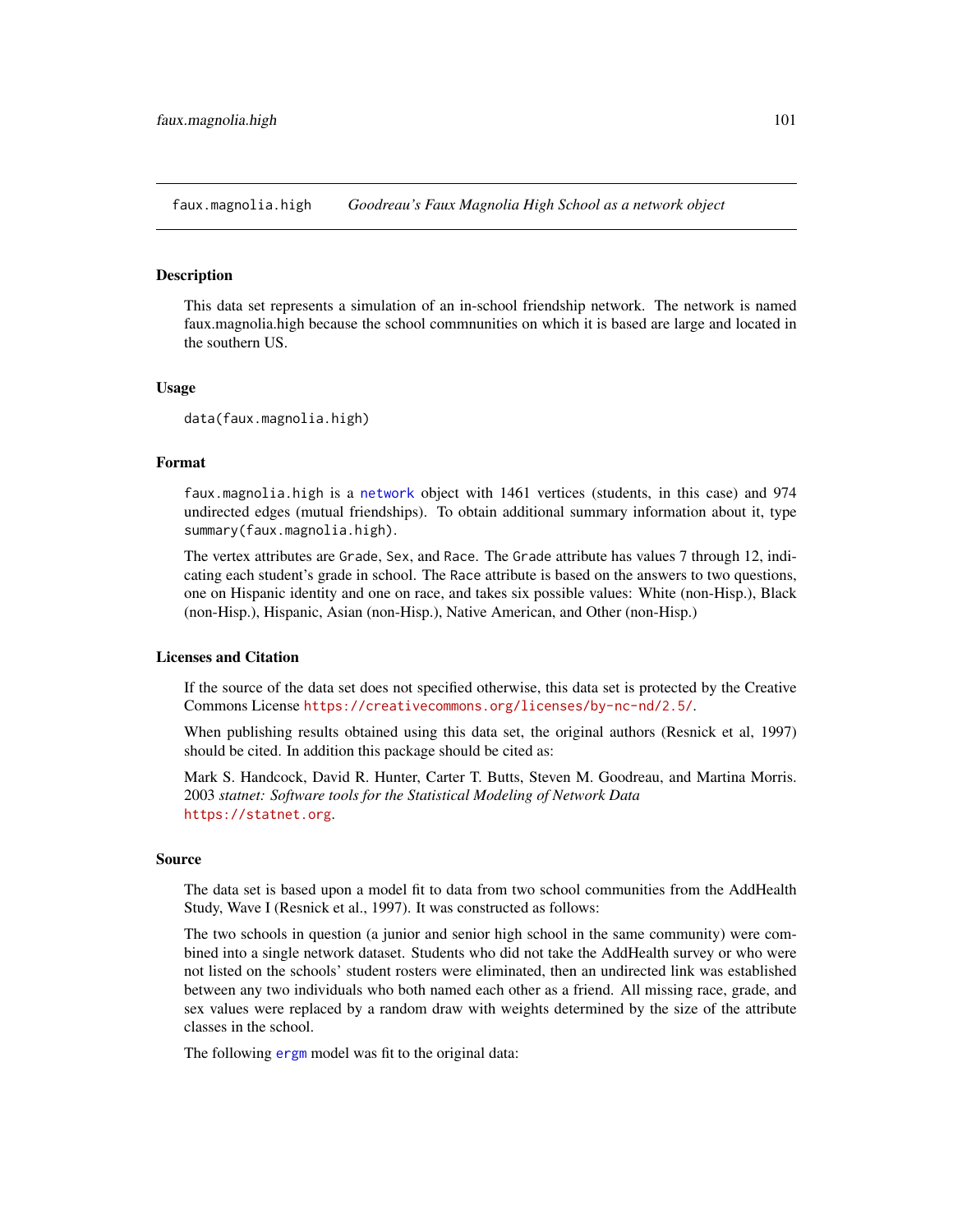faux.magnolia.high *Goodreau's Faux Magnolia High School as a network object*

### Description

This data set represents a simulation of an in-school friendship network. The network is named faux.magnolia.high because the school commnunities on which it is based are large and located in the southern US.

### Usage

```
data(faux.magnolia.high)
```

### Format

`faux.magnolia.high` is a `network` object with 1461 vertices (students, in this case) and 974 undirected edges (mutual friendships). To obtain additional summary information about it, type `summary(faux.magnolia.high)`.

The vertex attributes are `Grade`, `Sex`, and `Race`. The `Grade` attribute has values 7 through 12, indicating each student's grade in school. The `Race` attribute is based on the answers to two questions, one on Hispanic identity and one on race, and takes six possible values: White (non-Hisp.), Black (non-Hisp.), Hispanic, Asian (non-Hisp.), Native American, and Other (non-Hisp.)

### Licenses and Citation

If the source of the data set does not specified otherwise, this data set is protected by the Creative Commons License https://creativecommons.org/licenses/by-nc-nd/2.5/.

When publishing results obtained using this data set, the original authors (Resnick et al, 1997) should be cited. In addition this package should be cited as:

Mark S. Handcock, David R. Hunter, Carter T. Butts, Steven M. Goodreau, and Martina Morris. 2003 *statnet: Software tools for the Statistical Modeling of Network Data* https://statnet.org.

### Source

The data set is based upon a model fit to data from two school communities from the AddHealth Study, Wave I (Resnick et al., 1997). It was constructed as follows:

The two schools in question (a junior and senior high school in the same community) were combined into a single network dataset. Students who did not take the AddHealth survey or who were not listed on the schools' student rosters were eliminated, then an undirected link was established between any two individuals who both named each other as a friend. All missing race, grade, and sex values were replaced by a random draw with weights determined by the size of the attribute classes in the school.

The following `ergm` model was fit to the original data: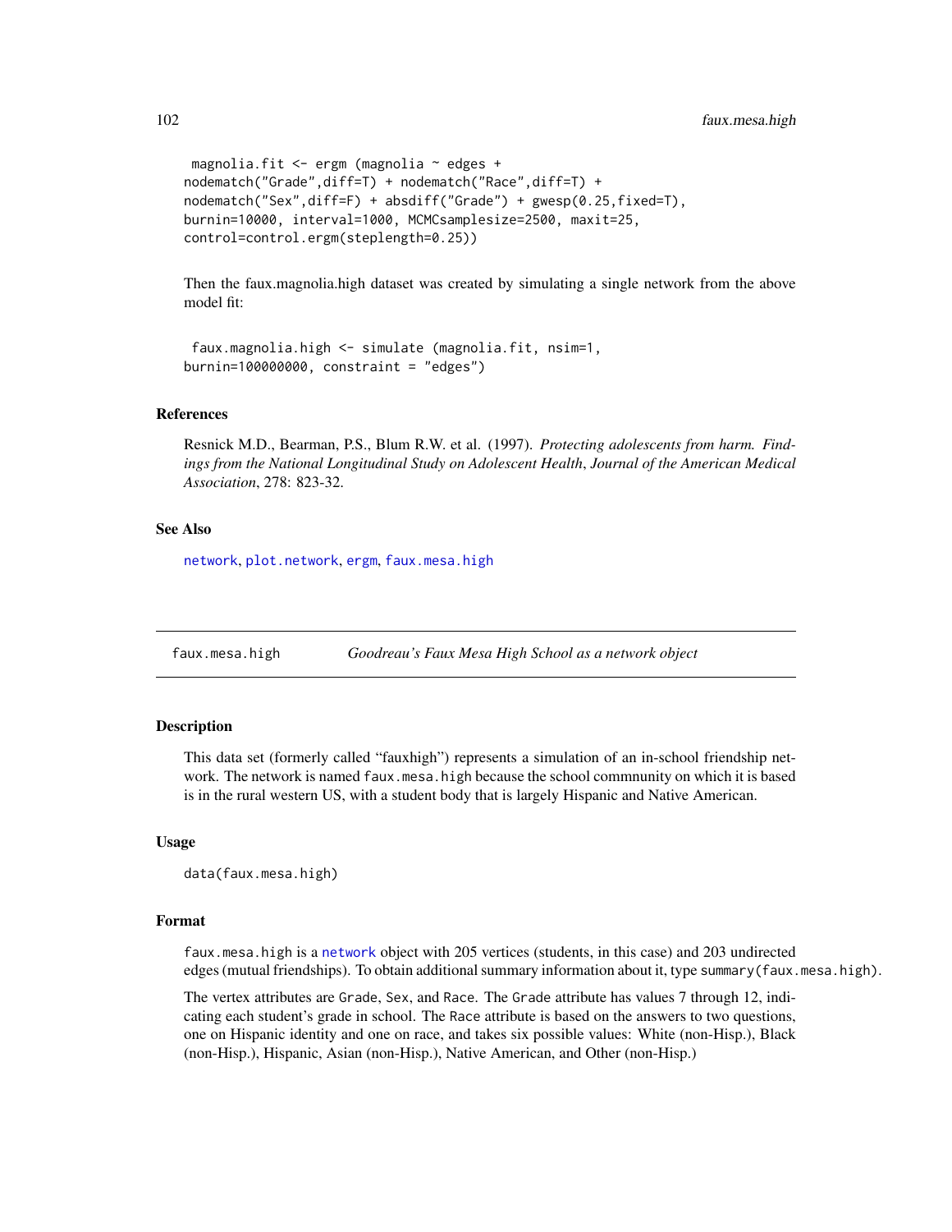```
 magnolia.fit <- ergm (magnolia ~ edges +
nodematch("Grade",diff=T) + nodematch("Race",diff=T) +
nodematch("Sex",diff=F) + absdiff("Grade") + gwesp(0.25,fixed=T),
burnin=10000, interval=1000, MCMCsamplesize=2500, maxit=25,
control=control.ergm(steplength=0.25))
```

Then the faux.magnolia.high dataset was created by simulating a single network from the above model fit:

```
 faux.magnolia.high <- simulate (magnolia.fit, nsim=1,
burnin=100000000, constraint = "edges")
```

### References

Resnick M.D., Bearman, P.S., Blum R.W. et al. (1997). *Protecting adolescents from harm. Findings from the National Longitudinal Study on Adolescent Health*, *Journal of the American Medical Association*, 278: 823-32.

### See Also

network, plot.network, ergm, faux.mesa.high

## faux.mesa.high — *Goodreau's Faux Mesa High School as a network object*

### Description

This data set (formerly called "fauxhigh") represents a simulation of an in-school friendship network. The network is named `faux.mesa.high` because the school commnunity on which it is based is in the rural western US, with a student body that is largely Hispanic and Native American.

### Usage

```
data(faux.mesa.high)
```

### Format

`faux.mesa.high` is a network object with 205 vertices (students, in this case) and 203 undirected edges (mutual friendships). To obtain additional summary information about it, type `summary(faux.mesa.high)`.

The vertex attributes are `Grade`, `Sex`, and `Race`. The `Grade` attribute has values 7 through 12, indicating each student's grade in school. The `Race` attribute is based on the answers to two questions, one on Hispanic identity and one on race, and takes six possible values: White (non-Hisp.), Black (non-Hisp.), Hispanic, Asian (non-Hisp.), Native American, and Other (non-Hisp.)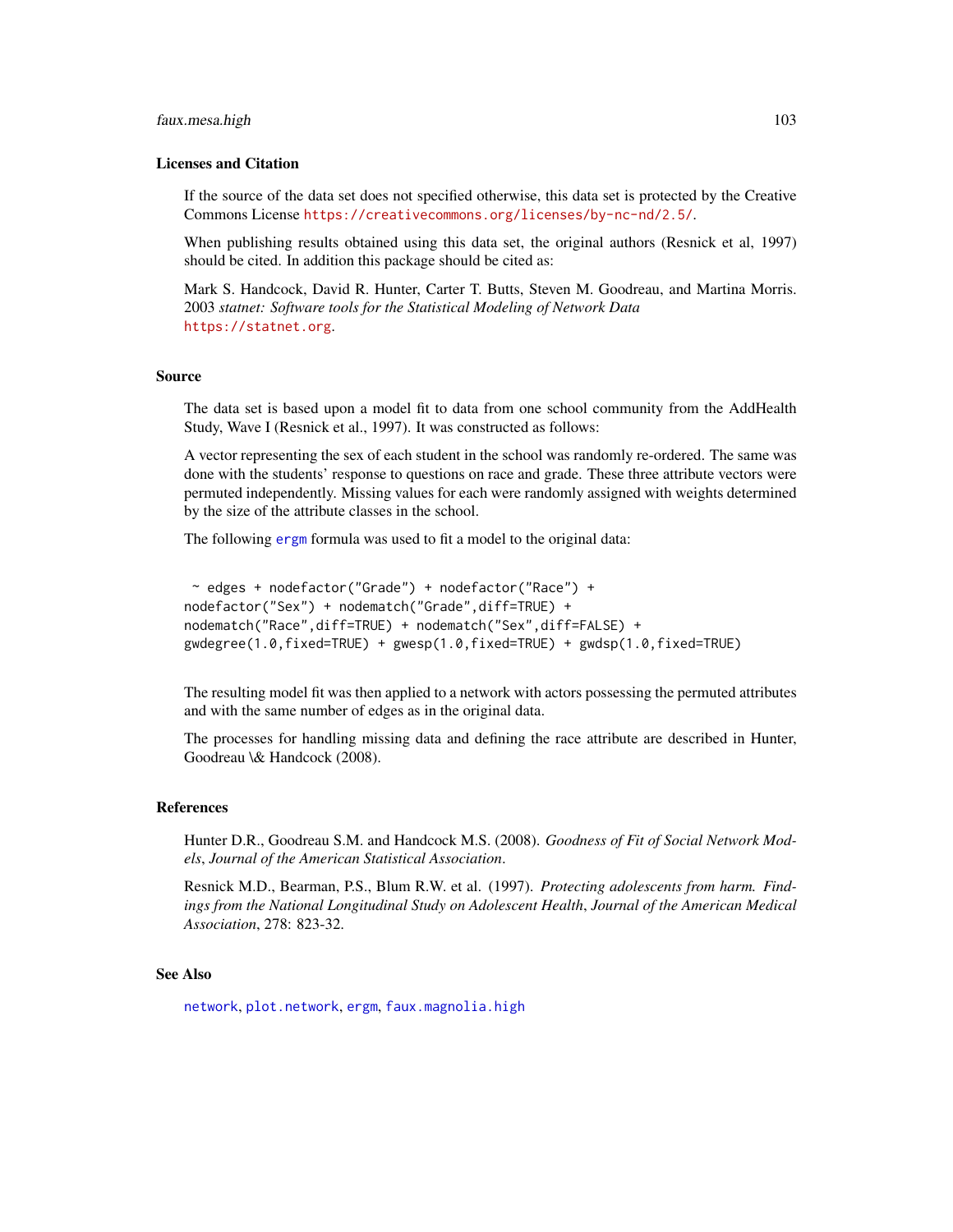## Licenses and Citation

If the source of the data set does not specified otherwise, this data set is protected by the Creative Commons License https://creativecommons.org/licenses/by-nc-nd/2.5/.

When publishing results obtained using this data set, the original authors (Resnick et al, 1997) should be cited. In addition this package should be cited as:

Mark S. Handcock, David R. Hunter, Carter T. Butts, Steven M. Goodreau, and Martina Morris. 2003 *statnet: Software tools for the Statistical Modeling of Network Data* https://statnet.org.

## Source

The data set is based upon a model fit to data from one school community from the AddHealth Study, Wave I (Resnick et al., 1997). It was constructed as follows:

A vector representing the sex of each student in the school was randomly re-ordered. The same was done with the students' response to questions on race and grade. These three attribute vectors were permuted independently. Missing values for each were randomly assigned with weights determined by the size of the attribute classes in the school.

The following ergm formula was used to fit a model to the original data:

```
 ~ edges + nodefactor("Grade") + nodefactor("Race") +
nodefactor("Sex") + nodematch("Grade",diff=TRUE) +
nodematch("Race",diff=TRUE) + nodematch("Sex",diff=FALSE) +
gwdegree(1.0,fixed=TRUE) + gwesp(1.0,fixed=TRUE) + gwdsp(1.0,fixed=TRUE)
```

The resulting model fit was then applied to a network with actors possessing the permuted attributes and with the same number of edges as in the original data.

The processes for handling missing data and defining the race attribute are described in Hunter, Goodreau \& Handcock (2008).

## References

Hunter D.R., Goodreau S.M. and Handcock M.S. (2008). *Goodness of Fit of Social Network Models*, *Journal of the American Statistical Association*.

Resnick M.D., Bearman, P.S., Blum R.W. et al. (1997). *Protecting adolescents from harm. Findings from the National Longitudinal Study on Adolescent Health*, *Journal of the American Medical Association*, 278: 823-32.

## See Also

network, plot.network, ergm, faux.magnolia.high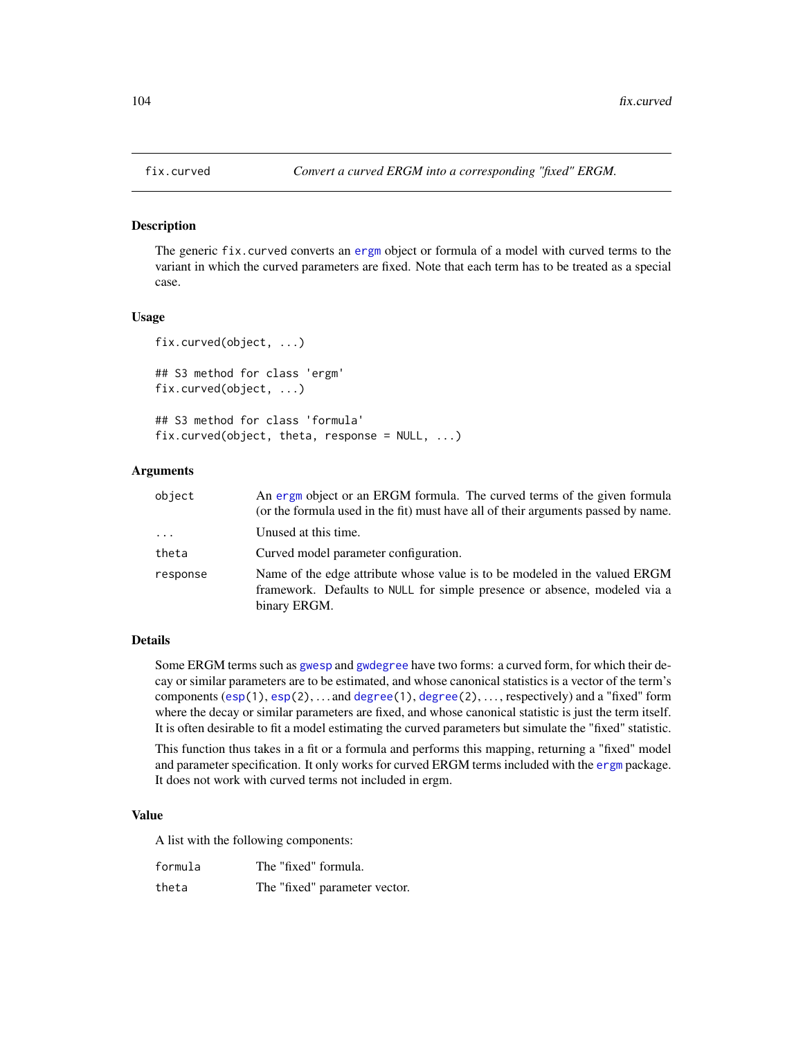fix.curved    *Convert a curved ERGM into a corresponding "fixed" ERGM.*

## Description

The generic `fix.curved` converts an ergm object or formula of a model with curved terms to the variant in which the curved parameters are fixed. Note that each term has to be treated as a special case.

## Usage

```
fix.curved(object, ...)

## S3 method for class 'ergm'
fix.curved(object, ...)

## S3 method for class 'formula'
fix.curved(object, theta, response = NULL, ...)
```

## Arguments

| | |
|---|---|
| `object` | An ergm object or an ERGM formula. The curved terms of the given formula (or the formula used in the fit) must have all of their arguments passed by name. |
| `...` | Unused at this time. |
| `theta` | Curved model parameter configuration. |
| `response` | Name of the edge attribute whose value is to be modeled in the valued ERGM framework. Defaults to `NULL` for simple presence or absence, modeled via a binary ERGM. |

## Details

Some ERGM terms such as gwesp and gwdegree have two forms: a curved form, for which their decay or similar parameters are to be estimated, and whose canonical statistics is a vector of the term's components (`esp(1)`, `esp(2)`, ... and `degree(1)`, `degree(2)`, ..., respectively) and a "fixed" form where the decay or similar parameters are fixed, and whose canonical statistic is just the term itself. It is often desirable to fit a model estimating the curved parameters but simulate the "fixed" statistic.

This function thus takes in a fit or a formula and performs this mapping, returning a "fixed" model and parameter specification. It only works for curved ERGM terms included with the ergm package. It does not work with curved terms not included in ergm.

## Value

A list with the following components:

| | |
|---|---|
| `formula` | The "fixed" formula. |
| `theta` | The "fixed" parameter vector. |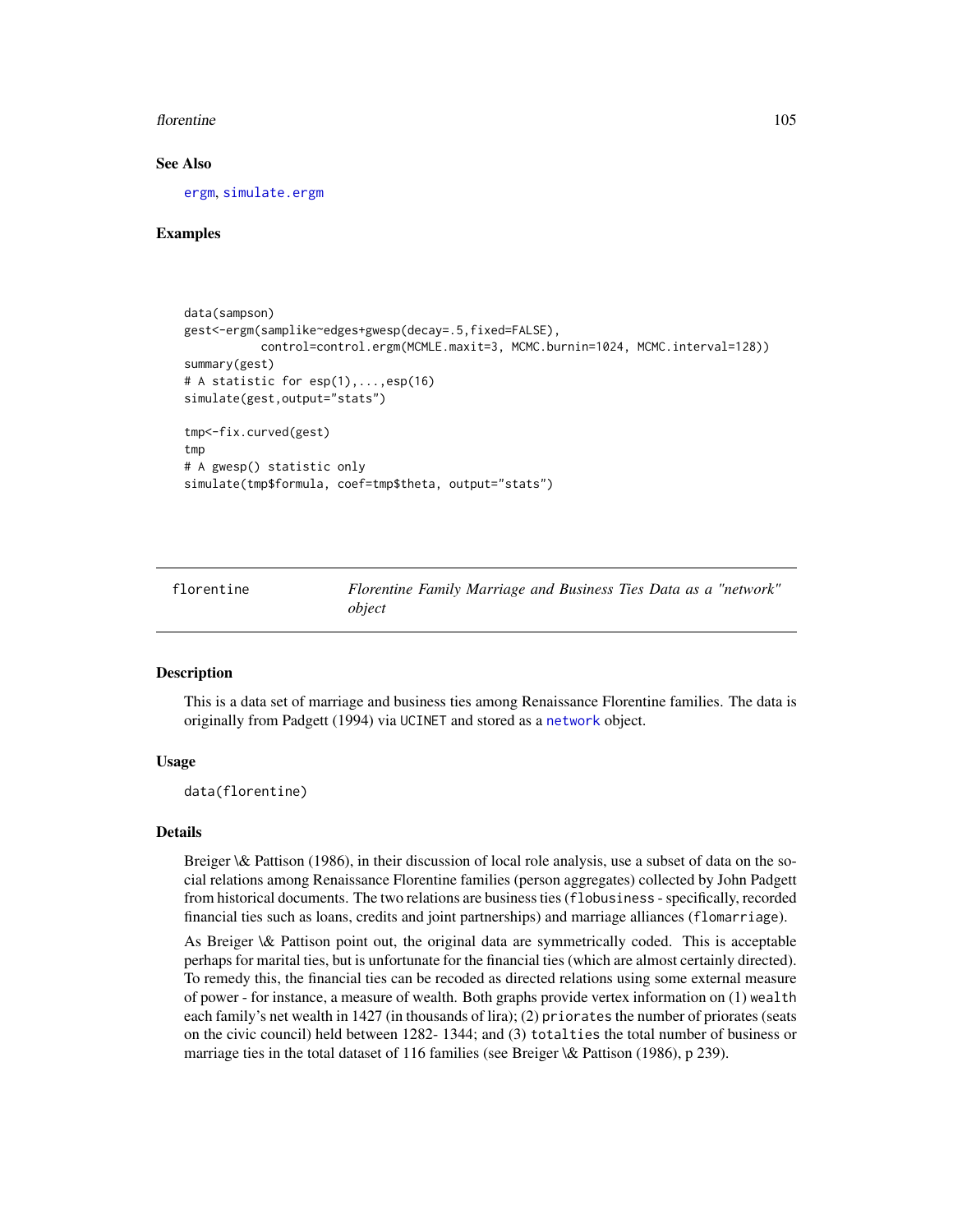### See Also

ergm, simulate.ergm

### Examples

```
data(sampson)
gest<-ergm(samplike~edges+gwesp(decay=.5,fixed=FALSE),
           control=control.ergm(MCMLE.maxit=3, MCMC.burnin=1024, MCMC.interval=128))
summary(gest)
# A statistic for esp(1),...,esp(16)
simulate(gest,output="stats")

tmp<-fix.curved(gest)
tmp
# A gwesp() statistic only
simulate(tmp$formula, coef=tmp$theta, output="stats")
```

---

## florentine — *Florentine Family Marriage and Business Ties Data as a "network" object*

### Description

This is a data set of marriage and business ties among Renaissance Florentine families. The data is originally from Padgett (1994) via UCINET and stored as a network object.

### Usage

```
data(florentine)
```

### Details

Breiger \& Pattison (1986), in their discussion of local role analysis, use a subset of data on the social relations among Renaissance Florentine families (person aggregates) collected by John Padgett from historical documents. The two relations are business ties (flobusiness - specifically, recorded financial ties such as loans, credits and joint partnerships) and marriage alliances (flomarriage).

As Breiger \& Pattison point out, the original data are symmetrically coded. This is acceptable perhaps for marital ties, but is unfortunate for the financial ties (which are almost certainly directed). To remedy this, the financial ties can be recoded as directed relations using some external measure of power - for instance, a measure of wealth. Both graphs provide vertex information on (1) wealth each family's net wealth in 1427 (in thousands of lira); (2) priorates the number of priorates (seats on the civic council) held between 1282- 1344; and (3) totalties the total number of business or marriage ties in the total dataset of 116 families (see Breiger \& Pattison (1986), p 239).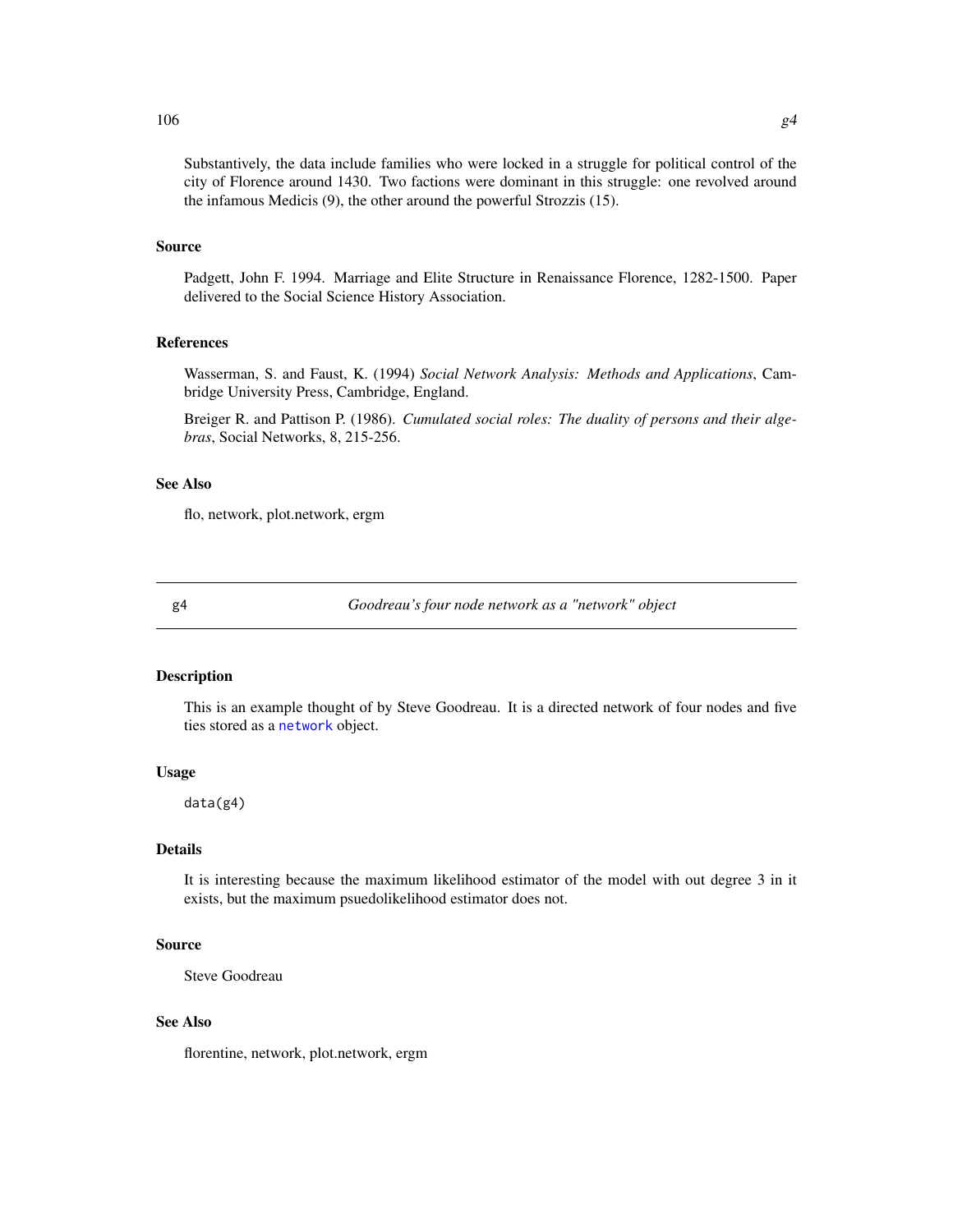Substantively, the data include families who were locked in a struggle for political control of the city of Florence around 1430. Two factions were dominant in this struggle: one revolved around the infamous Medicis (9), the other around the powerful Strozzis (15).

### Source

Padgett, John F. 1994. Marriage and Elite Structure in Renaissance Florence, 1282-1500. Paper delivered to the Social Science History Association.

### References

Wasserman, S. and Faust, K. (1994) *Social Network Analysis: Methods and Applications*, Cambridge University Press, Cambridge, England.

Breiger R. and Pattison P. (1986). *Cumulated social roles: The duality of persons and their algebras*, Social Networks, 8, 215-256.

### See Also

flo, network, plot.network, ergm

---

## g4 — *Goodreau's four node network as a "network" object*

### Description

This is an example thought of by Steve Goodreau. It is a directed network of four nodes and five ties stored as a `network` object.

### Usage

```
data(g4)
```

### Details

It is interesting because the maximum likelihood estimator of the model with out degree 3 in it exists, but the maximum psuedolikelihood estimator does not.

### Source

Steve Goodreau

### See Also

florentine, network, plot.network, ergm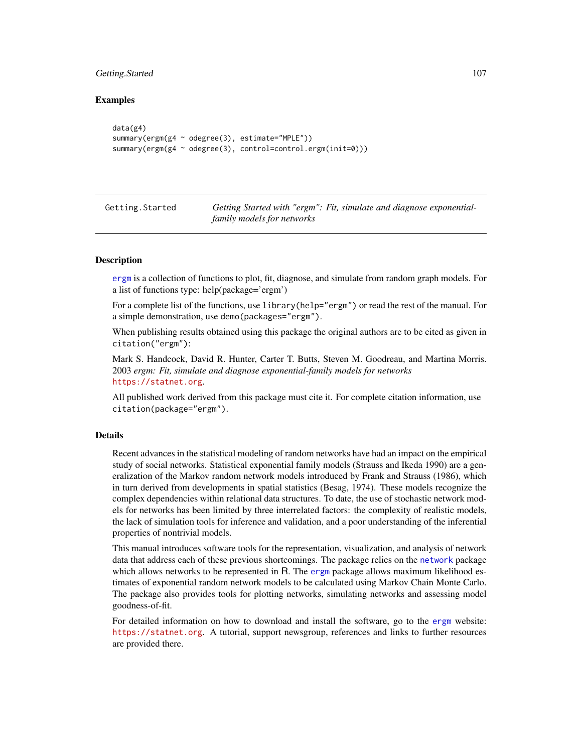### Examples

```
data(g4)
summary(ergm(g4 ~ odegree(3), estimate="MPLE"))
summary(ergm(g4 ~ odegree(3), control=control.ergm(init=0)))
```

---

Getting.Started — *Getting Started with "ergm": Fit, simulate and diagnose exponential-family models for networks*

---

### Description

ergm is a collection of functions to plot, fit, diagnose, and simulate from random graph models. For a list of functions type: help(package='ergm')

For a complete list of the functions, use `library(help="ergm")` or read the rest of the manual. For a simple demonstration, use `demo(packages="ergm")`.

When publishing results obtained using this package the original authors are to be cited as given in `citation("ergm")`:

Mark S. Handcock, David R. Hunter, Carter T. Butts, Steven M. Goodreau, and Martina Morris. 2003 *ergm: Fit, simulate and diagnose exponential-family models for networks* https://statnet.org.

All published work derived from this package must cite it. For complete citation information, use `citation(package="ergm")`.

### Details

Recent advances in the statistical modeling of random networks have had an impact on the empirical study of social networks. Statistical exponential family models (Strauss and Ikeda 1990) are a generalization of the Markov random network models introduced by Frank and Strauss (1986), which in turn derived from developments in spatial statistics (Besag, 1974). These models recognize the complex dependencies within relational data structures. To date, the use of stochastic network models for networks has been limited by three interrelated factors: the complexity of realistic models, the lack of simulation tools for inference and validation, and a poor understanding of the inferential properties of nontrivial models.

This manual introduces software tools for the representation, visualization, and analysis of network data that address each of these previous shortcomings. The package relies on the network package which allows networks to be represented in R. The ergm package allows maximum likelihood estimates of exponential random network models to be calculated using Markov Chain Monte Carlo. The package also provides tools for plotting networks, simulating networks and assessing model goodness-of-fit.

For detailed information on how to download and install the software, go to the ergm website: https://statnet.org. A tutorial, support newsgroup, references and links to further resources are provided there.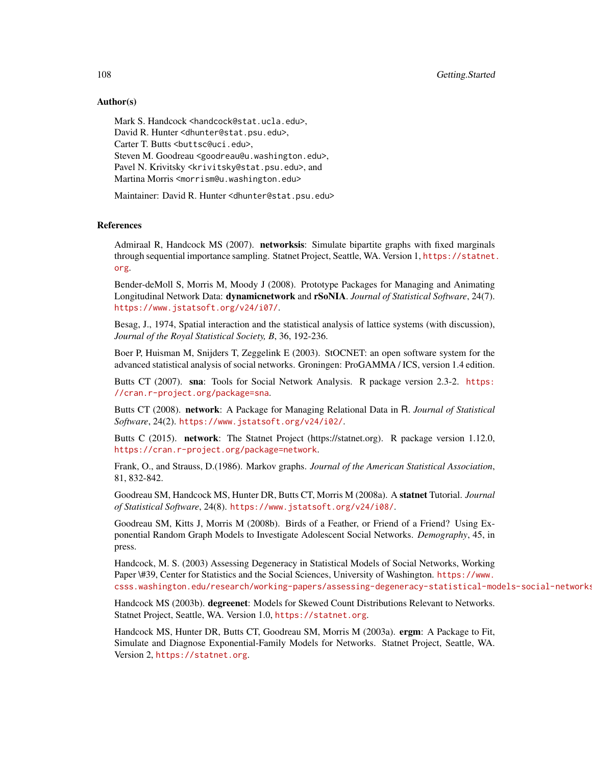### Author(s)

Mark S. Handcock <handcock@stat.ucla.edu>,
David R. Hunter <dhunter@stat.psu.edu>,
Carter T. Butts <buttsc@uci.edu>,
Steven M. Goodreau <goodreau@u.washington.edu>,
Pavel N. Krivitsky <krivitsky@stat.psu.edu>, and
Martina Morris <morrism@u.washington.edu>

Maintainer: David R. Hunter <dhunter@stat.psu.edu>

### References

Admiraal R, Handcock MS (2007). **networksis**: Simulate bipartite graphs with fixed marginals through sequential importance sampling. Statnet Project, Seattle, WA. Version 1, https://statnet.org.

Bender-deMoll S, Morris M, Moody J (2008). Prototype Packages for Managing and Animating Longitudinal Network Data: **dynamicnetwork** and **rSoNIA**. *Journal of Statistical Software*, 24(7). https://www.jstatsoft.org/v24/i07/.

Besag, J., 1974, Spatial interaction and the statistical analysis of lattice systems (with discussion), *Journal of the Royal Statistical Society, B*, 36, 192-236.

Boer P, Huisman M, Snijders T, Zeggelink E (2003). StOCNET: an open software system for the advanced statistical analysis of social networks. Groningen: ProGAMMA / ICS, version 1.4 edition.

Butts CT (2007). **sna**: Tools for Social Network Analysis. R package version 2.3-2. https://cran.r-project.org/package=sna.

Butts CT (2008). **network**: A Package for Managing Relational Data in R. *Journal of Statistical Software*, 24(2). https://www.jstatsoft.org/v24/i02/.

Butts C (2015). **network**: The Statnet Project (https://statnet.org). R package version 1.12.0, https://cran.r-project.org/package=network.

Frank, O., and Strauss, D.(1986). Markov graphs. *Journal of the American Statistical Association*, 81, 832-842.

Goodreau SM, Handcock MS, Hunter DR, Butts CT, Morris M (2008a). A **statnet** Tutorial. *Journal of Statistical Software*, 24(8). https://www.jstatsoft.org/v24/i08/.

Goodreau SM, Kitts J, Morris M (2008b). Birds of a Feather, or Friend of a Friend? Using Exponential Random Graph Models to Investigate Adolescent Social Networks. *Demography*, 45, in press.

Handcock, M. S. (2003) Assessing Degeneracy in Statistical Models of Social Networks, Working Paper \#39, Center for Statistics and the Social Sciences, University of Washington. https://www.csss.washington.edu/research/working-papers/assessing-degeneracy-statistical-models-social-networks

Handcock MS (2003b). **degreenet**: Models for Skewed Count Distributions Relevant to Networks. Statnet Project, Seattle, WA. Version 1.0, https://statnet.org.

Handcock MS, Hunter DR, Butts CT, Goodreau SM, Morris M (2003a). **ergm**: A Package to Fit, Simulate and Diagnose Exponential-Family Models for Networks. Statnet Project, Seattle, WA. Version 2, https://statnet.org.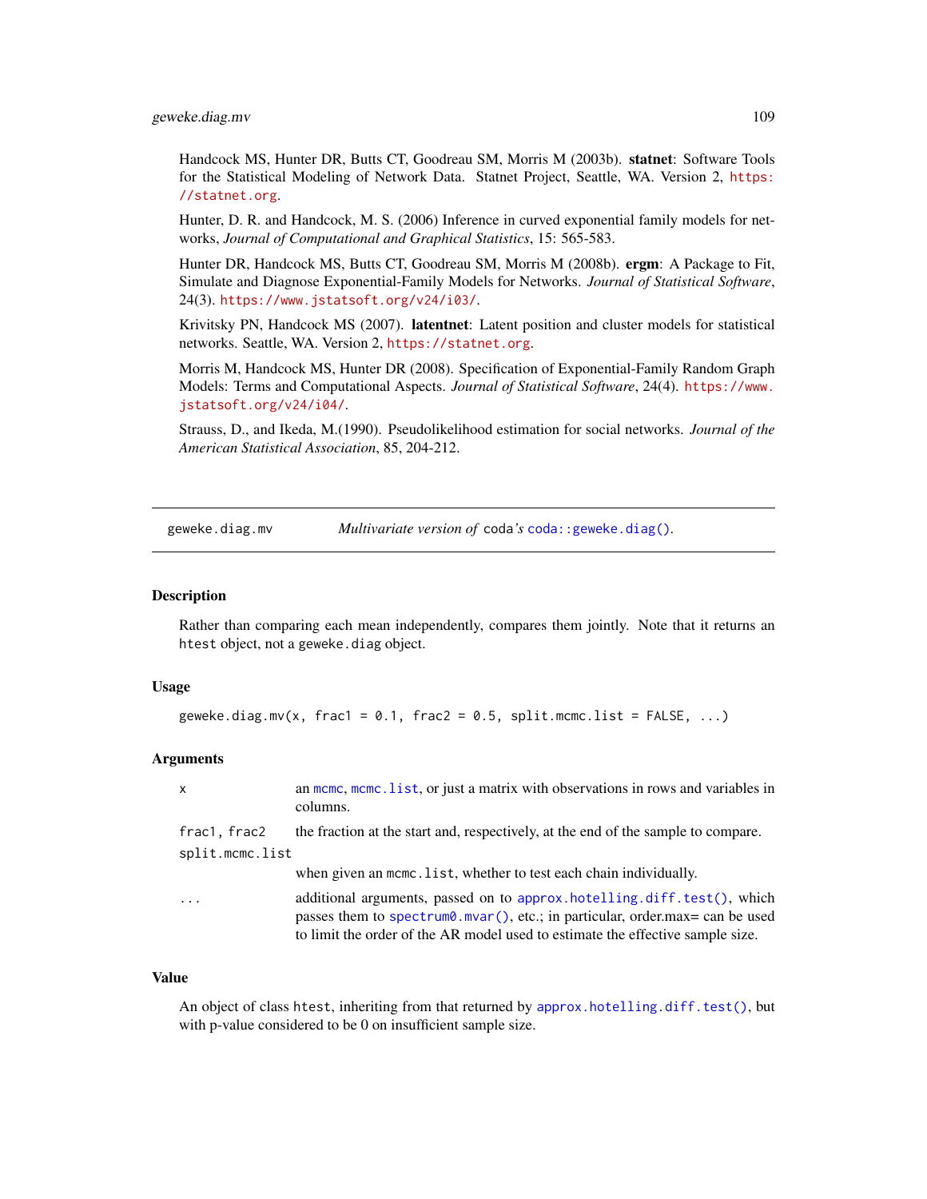Handcock MS, Hunter DR, Butts CT, Goodreau SM, Morris M (2003b). **statnet**: Software Tools for the Statistical Modeling of Network Data. Statnet Project, Seattle, WA. Version 2, https://statnet.org.

Hunter, D. R. and Handcock, M. S. (2006) Inference in curved exponential family models for networks, *Journal of Computational and Graphical Statistics*, 15: 565-583.

Hunter DR, Handcock MS, Butts CT, Goodreau SM, Morris M (2008b). **ergm**: A Package to Fit, Simulate and Diagnose Exponential-Family Models for Networks. *Journal of Statistical Software*, 24(3). https://www.jstatsoft.org/v24/i03/.

Krivitsky PN, Handcock MS (2007). **latentnet**: Latent position and cluster models for statistical networks. Seattle, WA. Version 2, https://statnet.org.

Morris M, Handcock MS, Hunter DR (2008). Specification of Exponential-Family Random Graph Models: Terms and Computational Aspects. *Journal of Statistical Software*, 24(4). https://www.jstatsoft.org/v24/i04/.

Strauss, D., and Ikeda, M.(1990). Pseudolikelihood estimation for social networks. *Journal of the American Statistical Association*, 85, 204-212.

---

## geweke.diag.mv — *Multivariate version of* `coda`*'s* `coda::geweke.diag()`.

### Description

Rather than comparing each mean independently, compares them jointly. Note that it returns an `htest` object, not a `geweke.diag` object.

### Usage

```
geweke.diag.mv(x, frac1 = 0.1, frac2 = 0.5, split.mcmc.list = FALSE, ...)
```

### Arguments

| | |
|---|---|
| `x` | an `mcmc`, `mcmc.list`, or just a matrix with observations in rows and variables in columns. |
| `frac1, frac2` | the fraction at the start and, respectively, at the end of the sample to compare. |
| `split.mcmc.list` | when given an `mcmc.list`, whether to test each chain individually. |
| `...` | additional arguments, passed on to `approx.hotelling.diff.test()`, which passes them to `spectrum0.mvar()`, etc.; in particular, order.max= can be used to limit the order of the AR model used to estimate the effective sample size. |

### Value

An object of class `htest`, inheriting from that returned by `approx.hotelling.diff.test()`, but with p-value considered to be 0 on insufficient sample size.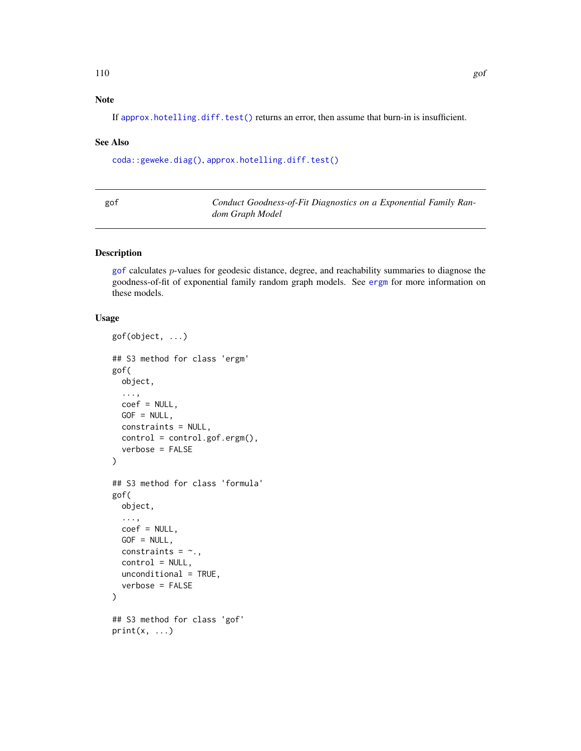## Note

If `approx.hotelling.diff.test()` returns an error, then assume that burn-in is insufficient.

## See Also

`coda::geweke.diag()`, `approx.hotelling.diff.test()`

---

# gof — *Conduct Goodness-of-Fit Diagnostics on a Exponential Family Random Graph Model*

---

## Description

`gof` calculates $p$-values for geodesic distance, degree, and reachability summaries to diagnose the goodness-of-fit of exponential family random graph models. See `ergm` for more information on these models.

## Usage

```
gof(object, ...)

## S3 method for class 'ergm'
gof(
  object,
  ...,
  coef = NULL,
  GOF = NULL,
  constraints = NULL,
  control = control.gof.ergm(),
  verbose = FALSE
)

## S3 method for class 'formula'
gof(
  object,
  ...,
  coef = NULL,
  GOF = NULL,
  constraints = ~.,
  control = NULL,
  unconditional = TRUE,
  verbose = FALSE
)

## S3 method for class 'gof'
print(x, ...)
```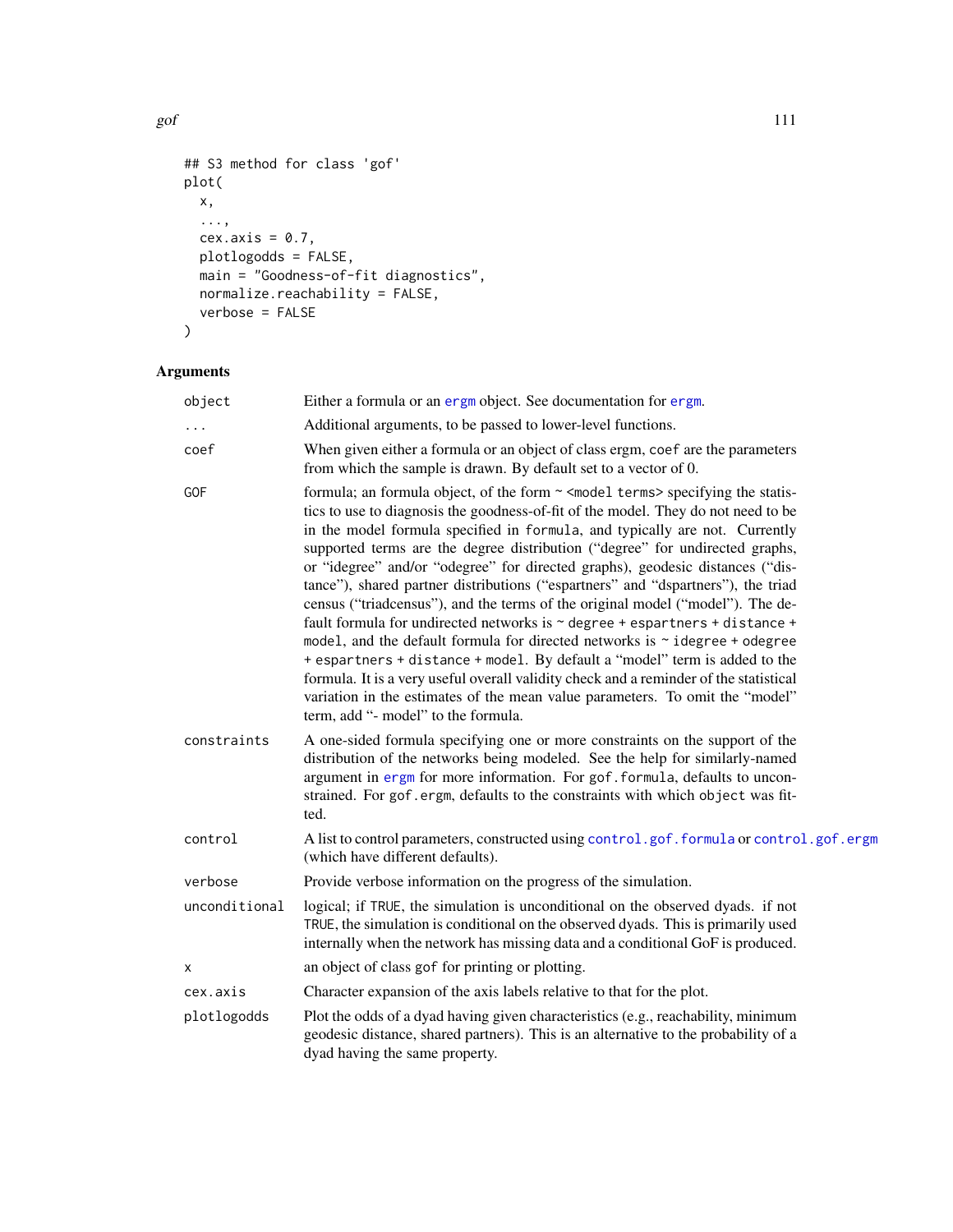```
## S3 method for class 'gof'
plot(
  x,
  ...,
  cex.axis = 0.7,
  plotlogodds = FALSE,
  main = "Goodness-of-fit diagnostics",
  normalize.reachability = FALSE,
  verbose = FALSE
)
```

## Arguments

| | |
|---|---|
| `object` | Either a formula or an ergm object. See documentation for ergm. |
| `...` | Additional arguments, to be passed to lower-level functions. |
| `coef` | When given either a formula or an object of class ergm, `coef` are the parameters from which the sample is drawn. By default set to a vector of 0. |
| `GOF` | formula; an formula object, of the form `~ <model terms>` specifying the statistics to use to diagnosis the goodness-of-fit of the model. They do not need to be in the model formula specified in `formula`, and typically are not. Currently supported terms are the degree distribution ("degree" for undirected graphs, or "idegree" and/or "odegree" for directed graphs), geodesic distances ("distance"), shared partner distributions ("espartners" and "dspartners"), the triad census ("triadcensus"), and the terms of the original model ("model"). The default formula for undirected networks is `~ degree + espartners + distance + model`, and the default formula for directed networks is `~ idegree + odegree + espartners + distance + model`. By default a "model" term is added to the formula. It is a very useful overall validity check and a reminder of the statistical variation in the estimates of the mean value parameters. To omit the "model" term, add "- model" to the formula. |
| `constraints` | A one-sided formula specifying one or more constraints on the support of the distribution of the networks being modeled. See the help for similarly-named argument in ergm for more information. For `gof.formula`, defaults to unconstrained. For `gof.ergm`, defaults to the constraints with which `object` was fitted. |
| `control` | A list to control parameters, constructed using `control.gof.formula` or `control.gof.ergm` (which have different defaults). |
| `verbose` | Provide verbose information on the progress of the simulation. |
| `unconditional` | logical; if `TRUE`, the simulation is unconditional on the observed dyads. if not `TRUE`, the simulation is conditional on the observed dyads. This is primarily used internally when the network has missing data and a conditional GoF is produced. |
| `x` | an object of class `gof` for printing or plotting. |
| `cex.axis` | Character expansion of the axis labels relative to that for the plot. |
| `plotlogodds` | Plot the odds of a dyad having given characteristics (e.g., reachability, minimum geodesic distance, shared partners). This is an alternative to the probability of a dyad having the same property. |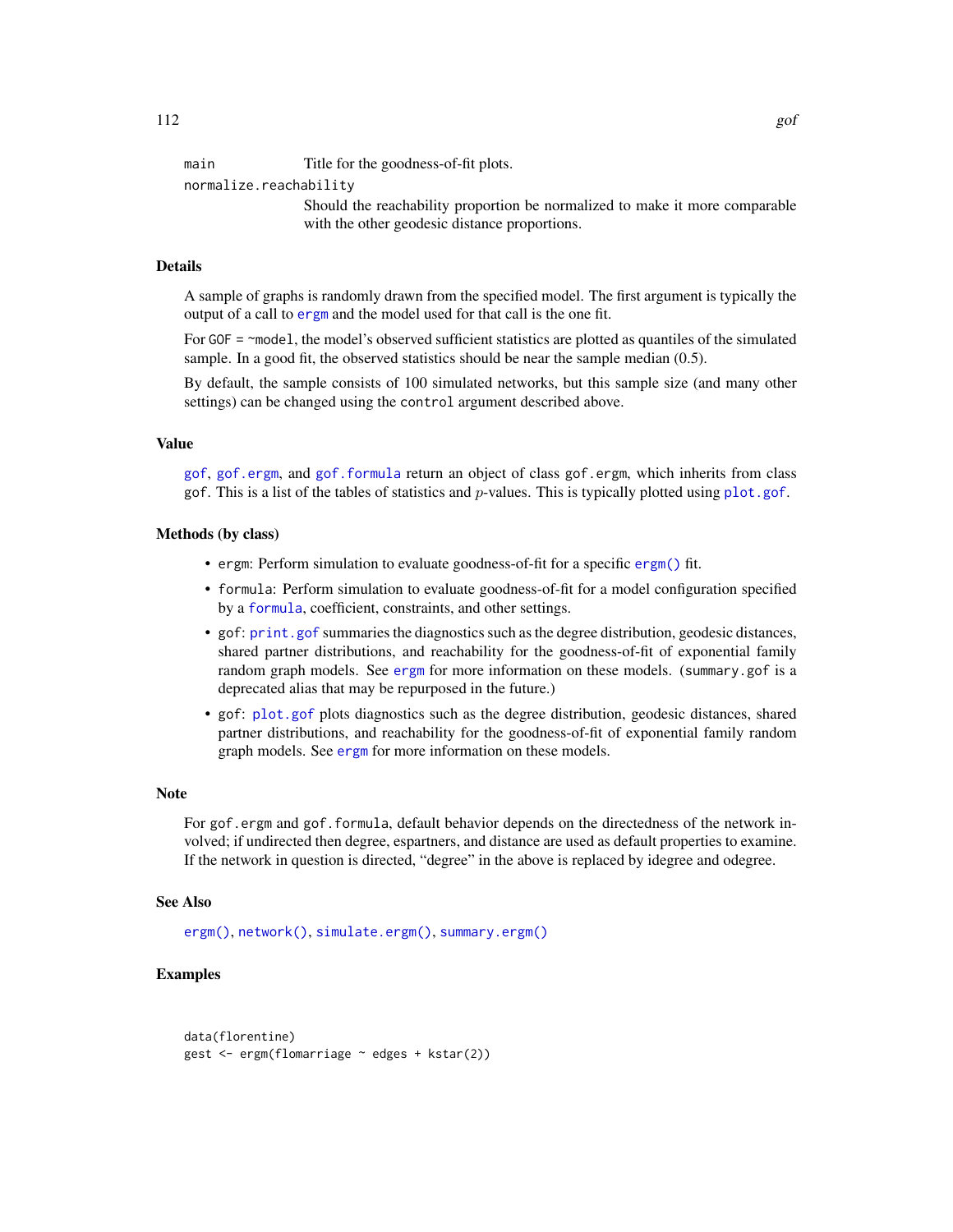main	Title for the goodness-of-fit plots.

normalize.reachability
	Should the reachability proportion be normalized to make it more comparable with the other geodesic distance proportions.

## Details

A sample of graphs is randomly drawn from the specified model. The first argument is typically the output of a call to ergm and the model used for that call is the one fit.

For GOF = ~model, the model's observed sufficient statistics are plotted as quantiles of the simulated sample. In a good fit, the observed statistics should be near the sample median (0.5).

By default, the sample consists of 100 simulated networks, but this sample size (and many other settings) can be changed using the control argument described above.

## Value

gof, gof.ergm, and gof.formula return an object of class gof.ergm, which inherits from class gof. This is a list of the tables of statistics and $p$-values. This is typically plotted using plot.gof.

## Methods (by class)

- ergm: Perform simulation to evaluate goodness-of-fit for a specific ergm() fit.
- formula: Perform simulation to evaluate goodness-of-fit for a model configuration specified by a formula, coefficient, constraints, and other settings.
- gof: print.gof summaries the diagnostics such as the degree distribution, geodesic distances, shared partner distributions, and reachability for the goodness-of-fit of exponential family random graph models. See ergm for more information on these models. (summary.gof is a deprecated alias that may be repurposed in the future.)
- gof: plot.gof plots diagnostics such as the degree distribution, geodesic distances, shared partner distributions, and reachability for the goodness-of-fit of exponential family random graph models. See ergm for more information on these models.

## Note

For gof.ergm and gof.formula, default behavior depends on the directedness of the network involved; if undirected then degree, espartners, and distance are used as default properties to examine. If the network in question is directed, "degree" in the above is replaced by idegree and odegree.

## See Also

ergm(), network(), simulate.ergm(), summary.ergm()

## Examples

```
data(florentine)
gest <- ergm(flomarriage ~ edges + kstar(2))
```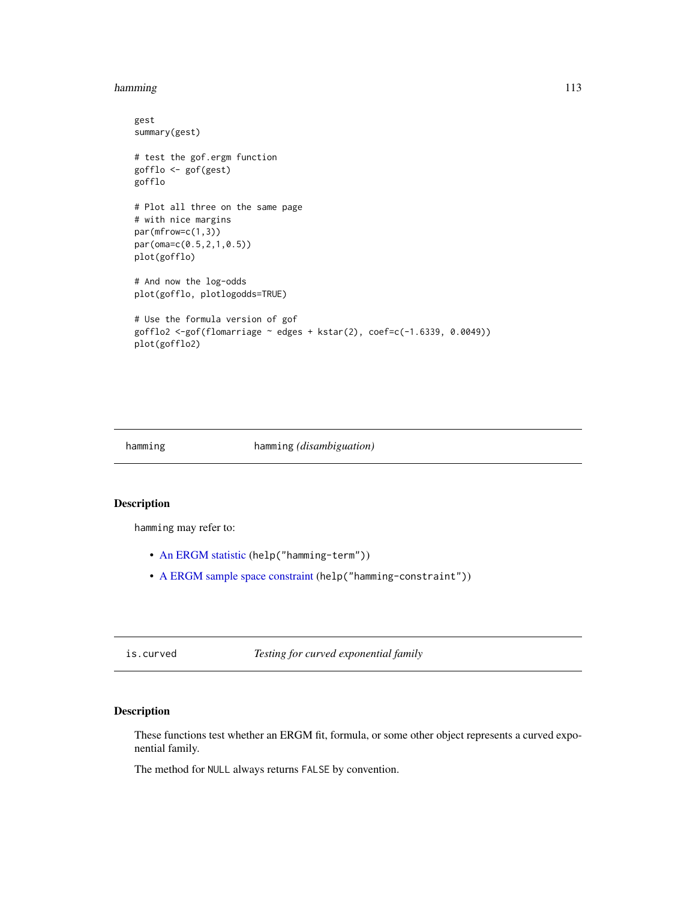```
gest
summary(gest)

# test the gof.ergm function
gofflo <- gof(gest)
gofflo

# Plot all three on the same page
# with nice margins
par(mfrow=c(1,3))
par(oma=c(0.5,2,1,0.5))
plot(gofflo)

# And now the log-odds
plot(gofflo, plotlogodds=TRUE)

# Use the formula version of gof
gofflo2 <-gof(flomarriage ~ edges + kstar(2), coef=c(-1.6339, 0.0049))
plot(gofflo2)
```

---

## hamming — hamming *(disambiguation)*

### Description

hamming may refer to:

- An ERGM statistic (help("hamming-term"))
- A ERGM sample space constraint (help("hamming-constraint"))

---

## is.curved — *Testing for curved exponential family*

### Description

These functions test whether an ERGM fit, formula, or some other object represents a curved exponential family.

The method for NULL always returns FALSE by convention.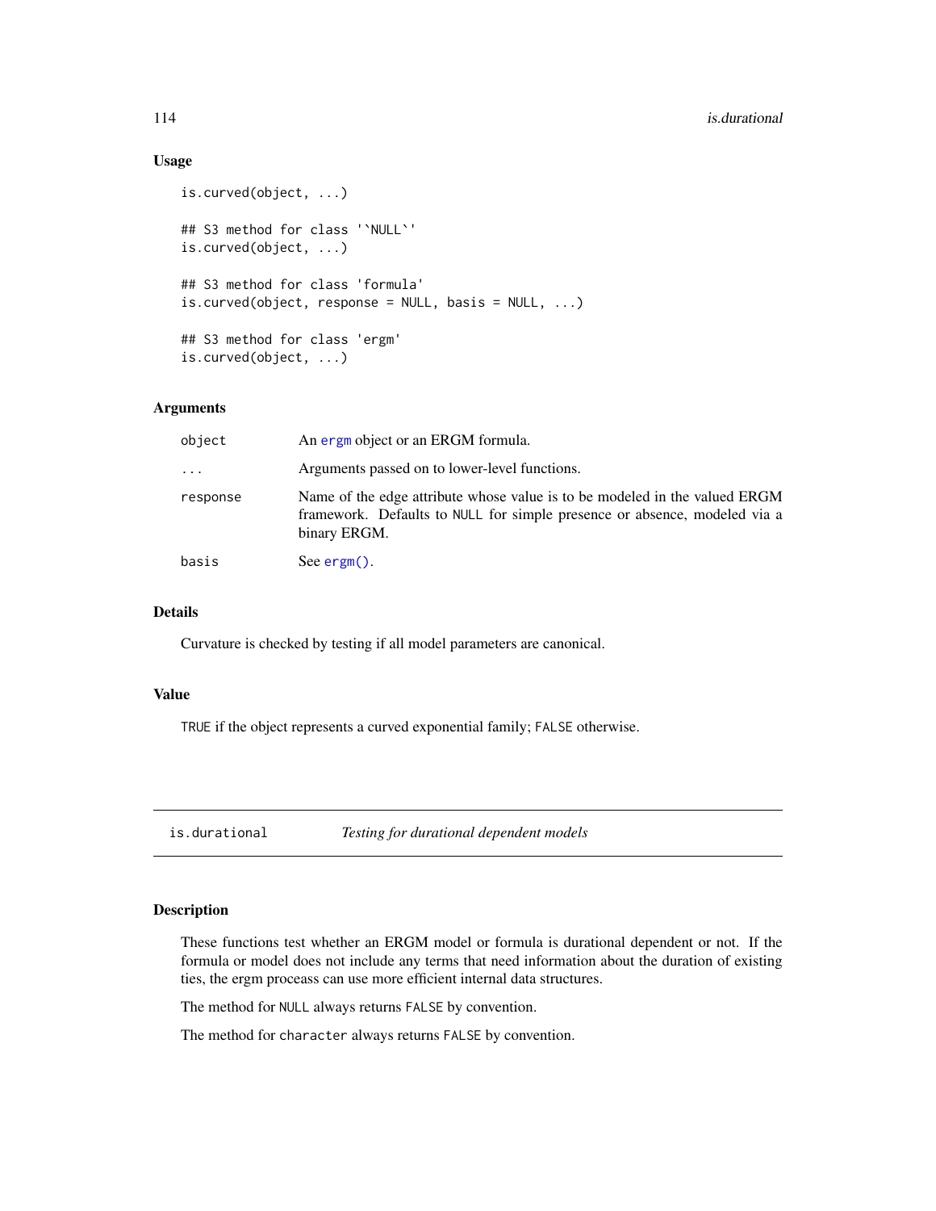### Usage

```
is.curved(object, ...)

## S3 method for class '`NULL`'
is.curved(object, ...)

## S3 method for class 'formula'
is.curved(object, response = NULL, basis = NULL, ...)

## S3 method for class 'ergm'
is.curved(object, ...)
```

### Arguments

| | |
|---|---|
| `object` | An `ergm` object or an ERGM formula. |
| `...` | Arguments passed on to lower-level functions. |
| `response` | Name of the edge attribute whose value is to be modeled in the valued ERGM framework. Defaults to `NULL` for simple presence or absence, modeled via a binary ERGM. |
| `basis` | See `ergm()`. |

### Details

Curvature is checked by testing if all model parameters are canonical.

### Value

`TRUE` if the object represents a curved exponential family; `FALSE` otherwise.

---

## is.durational — *Testing for durational dependent models*

---

### Description

These functions test whether an ERGM model or formula is durational dependent or not. If the formula or model does not include any terms that need information about the duration of existing ties, the ergm proceass can use more efficient internal data structures.

The method for `NULL` always returns `FALSE` by convention.

The method for `character` always returns `FALSE` by convention.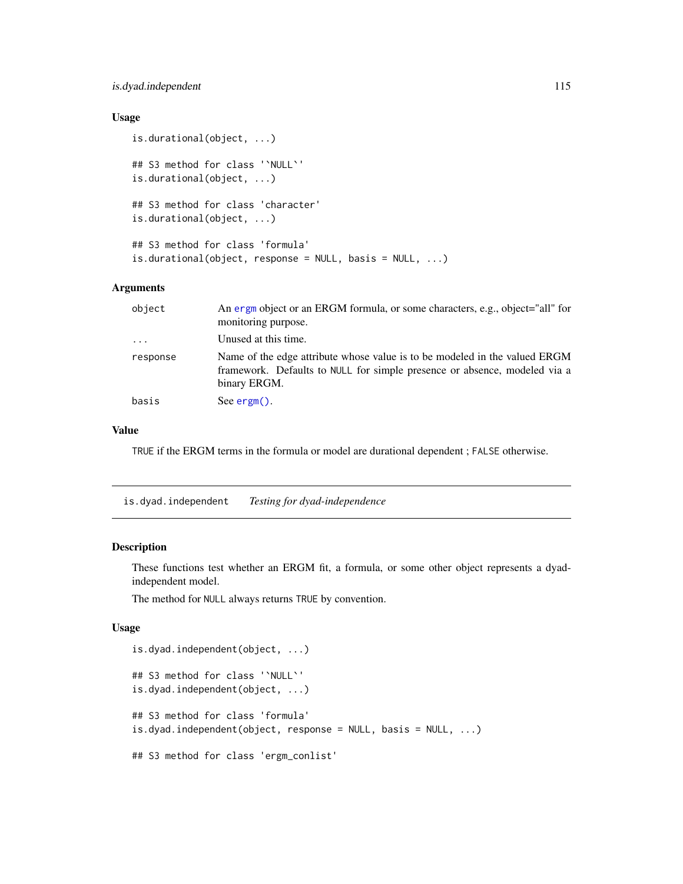### Usage

```
is.durational(object, ...)

## S3 method for class '`NULL`'
is.durational(object, ...)

## S3 method for class 'character'
is.durational(object, ...)

## S3 method for class 'formula'
is.durational(object, response = NULL, basis = NULL, ...)
```

### Arguments

| | |
|---|---|
| `object` | An ergm object or an ERGM formula, or some characters, e.g., object="all" for monitoring purpose. |
| `...` | Unused at this time. |
| `response` | Name of the edge attribute whose value is to be modeled in the valued ERGM framework. Defaults to `NULL` for simple presence or absence, modeled via a binary ERGM. |
| `basis` | See `ergm()`. |

### Value

`TRUE` if the ERGM terms in the formula or model are durational dependent ; `FALSE` otherwise.

---

## is.dyad.independent *Testing for dyad-independence*

### Description

These functions test whether an ERGM fit, a formula, or some other object represents a dyad-independent model.

The method for `NULL` always returns `TRUE` by convention.

### Usage

```
is.dyad.independent(object, ...)

## S3 method for class '`NULL`'
is.dyad.independent(object, ...)

## S3 method for class 'formula'
is.dyad.independent(object, response = NULL, basis = NULL, ...)

## S3 method for class 'ergm_conlist'
```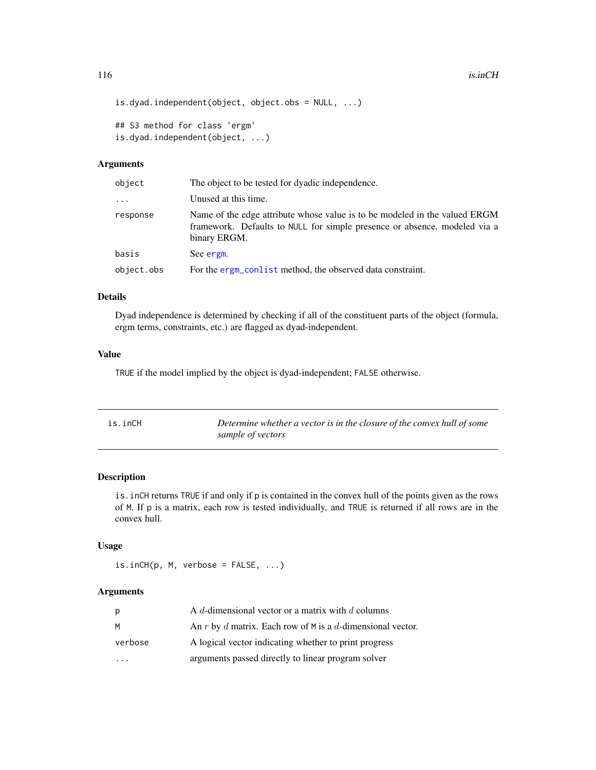```
is.dyad.independent(object, object.obs = NULL, ...)

## S3 method for class 'ergm'
is.dyad.independent(object, ...)
```

### Arguments

| | |
|---|---|
| object | The object to be tested for dyadic independence. |
| ... | Unused at this time. |
| response | Name of the edge attribute whose value is to be modeled in the valued ERGM framework. Defaults to NULL for simple presence or absence, modeled via a binary ERGM. |
| basis | See ergm. |
| object.obs | For the ergm_conlist method, the observed data constraint. |

### Details

Dyad independence is determined by checking if all of the constituent parts of the object (formula, ergm terms, constraints, etc.) are flagged as dyad-independent.

### Value

TRUE if the model implied by the object is dyad-independent; FALSE otherwise.

---

## is.inCH — *Determine whether a vector is in the closure of the convex hull of some sample of vectors*

---

### Description

is.inCH returns TRUE if and only if p is contained in the convex hull of the points given as the rows of M. If p is a matrix, each row is tested individually, and TRUE is returned if all rows are in the convex hull.

### Usage

```
is.inCH(p, M, verbose = FALSE, ...)
```

### Arguments

| | |
|---|---|
| p | A $d$-dimensional vector or a matrix with $d$ columns |
| M | An $r$ by $d$ matrix. Each row of M is a $d$-dimensional vector. |
| verbose | A logical vector indicating whether to print progress |
| ... | arguments passed directly to linear program solver |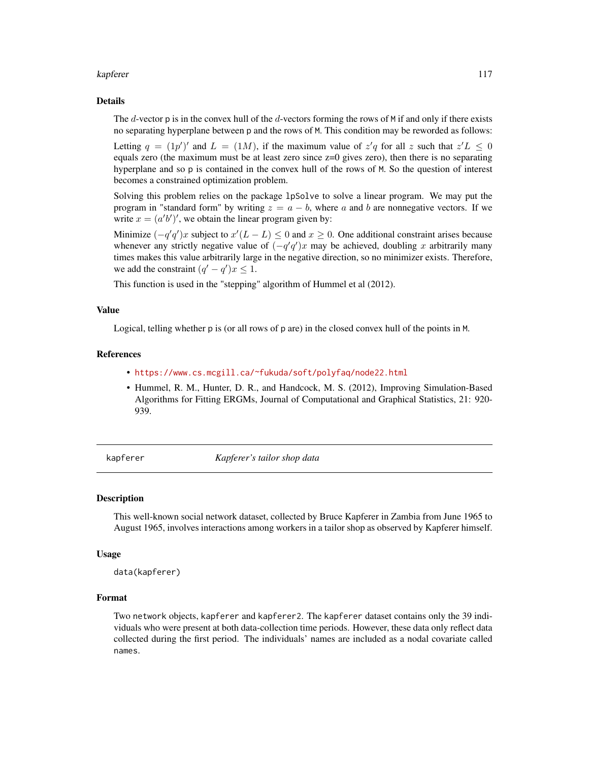## Details

The $d$-vector p is in the convex hull of the $d$-vectors forming the rows of M if and only if there exists no separating hyperplane between p and the rows of M. This condition may be reworded as follows:

Letting $q = (1p')'$ and $L = (1M)$, if the maximum value of $z'q$ for all $z$ such that $z'L \leq 0$ equals zero (the maximum must be at least zero since z=0 gives zero), then there is no separating hyperplane and so p is contained in the convex hull of the rows of M. So the question of interest becomes a constrained optimization problem.

Solving this problem relies on the package lpSolve to solve a linear program. We may put the program in "standard form" by writing $z = a - b$, where $a$ and $b$ are nonnegative vectors. If we write $x = (a'b')'$, we obtain the linear program given by:

Minimize $(-q'q')x$ subject to $x'(L - L) \leq 0$ and $x \geq 0$. One additional constraint arises because whenever any strictly negative value of $(-q'q')x$ may be achieved, doubling $x$ arbitrarily many times makes this value arbitrarily large in the negative direction, so no minimizer exists. Therefore, we add the constraint $(q' - q')x \leq 1$.

This function is used in the "stepping" algorithm of Hummel et al (2012).

## Value

Logical, telling whether p is (or all rows of p are) in the closed convex hull of the points in M.

## References

- https://www.cs.mcgill.ca/~fukuda/soft/polyfaq/node22.html
- Hummel, R. M., Hunter, D. R., and Handcock, M. S. (2012), Improving Simulation-Based Algorithms for Fitting ERGMs, Journal of Computational and Graphical Statistics, 21: 920-939.

---

# kapferer — *Kapferer's tailor shop data*

## Description

This well-known social network dataset, collected by Bruce Kapferer in Zambia from June 1965 to August 1965, involves interactions among workers in a tailor shop as observed by Kapferer himself.

## Usage

```
data(kapferer)
```

## Format

Two network objects, kapferer and kapferer2. The kapferer dataset contains only the 39 individuals who were present at both data-collection time periods. However, these data only reflect data collected during the first period. The individuals' names are included as a nodal covariate called names.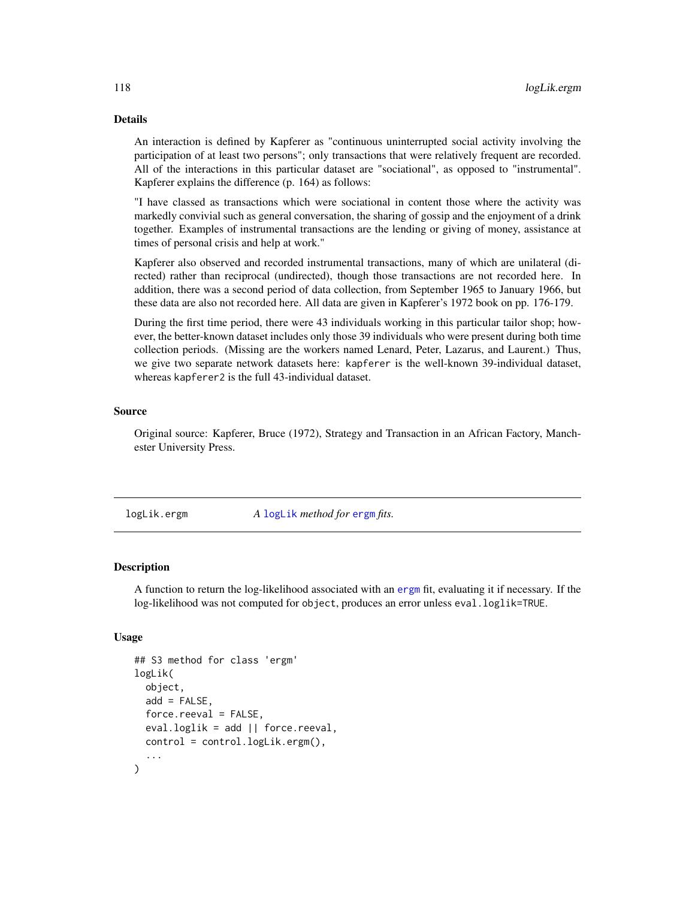### Details

An interaction is defined by Kapferer as "continuous uninterrupted social activity involving the participation of at least two persons"; only transactions that were relatively frequent are recorded. All of the interactions in this particular dataset are "sociational", as opposed to "instrumental". Kapferer explains the difference (p. 164) as follows:

"I have classed as transactions which were sociational in content those where the activity was markedly convivial such as general conversation, the sharing of gossip and the enjoyment of a drink together. Examples of instrumental transactions are the lending or giving of money, assistance at times of personal crisis and help at work."

Kapferer also observed and recorded instrumental transactions, many of which are unilateral (directed) rather than reciprocal (undirected), though those transactions are not recorded here. In addition, there was a second period of data collection, from September 1965 to January 1966, but these data are also not recorded here. All data are given in Kapferer's 1972 book on pp. 176-179.

During the first time period, there were 43 individuals working in this particular tailor shop; however, the better-known dataset includes only those 39 individuals who were present during both time collection periods. (Missing are the workers named Lenard, Peter, Lazarus, and Laurent.) Thus, we give two separate network datasets here: `kapferer` is the well-known 39-individual dataset, whereas `kapferer2` is the full 43-individual dataset.

### Source

Original source: Kapferer, Bruce (1972), Strategy and Transaction in an African Factory, Manchester University Press.

---

## logLik.ergm — *A `logLik` method for `ergm` fits.*

---

### Description

A function to return the log-likelihood associated with an `ergm` fit, evaluating it if necessary. If the log-likelihood was not computed for `object`, produces an error unless `eval.loglik=TRUE`.

### Usage

```
## S3 method for class 'ergm'
logLik(
  object,
  add = FALSE,
  force.reeval = FALSE,
  eval.loglik = add || force.reeval,
  control = control.logLik.ergm(),
  ...
)
```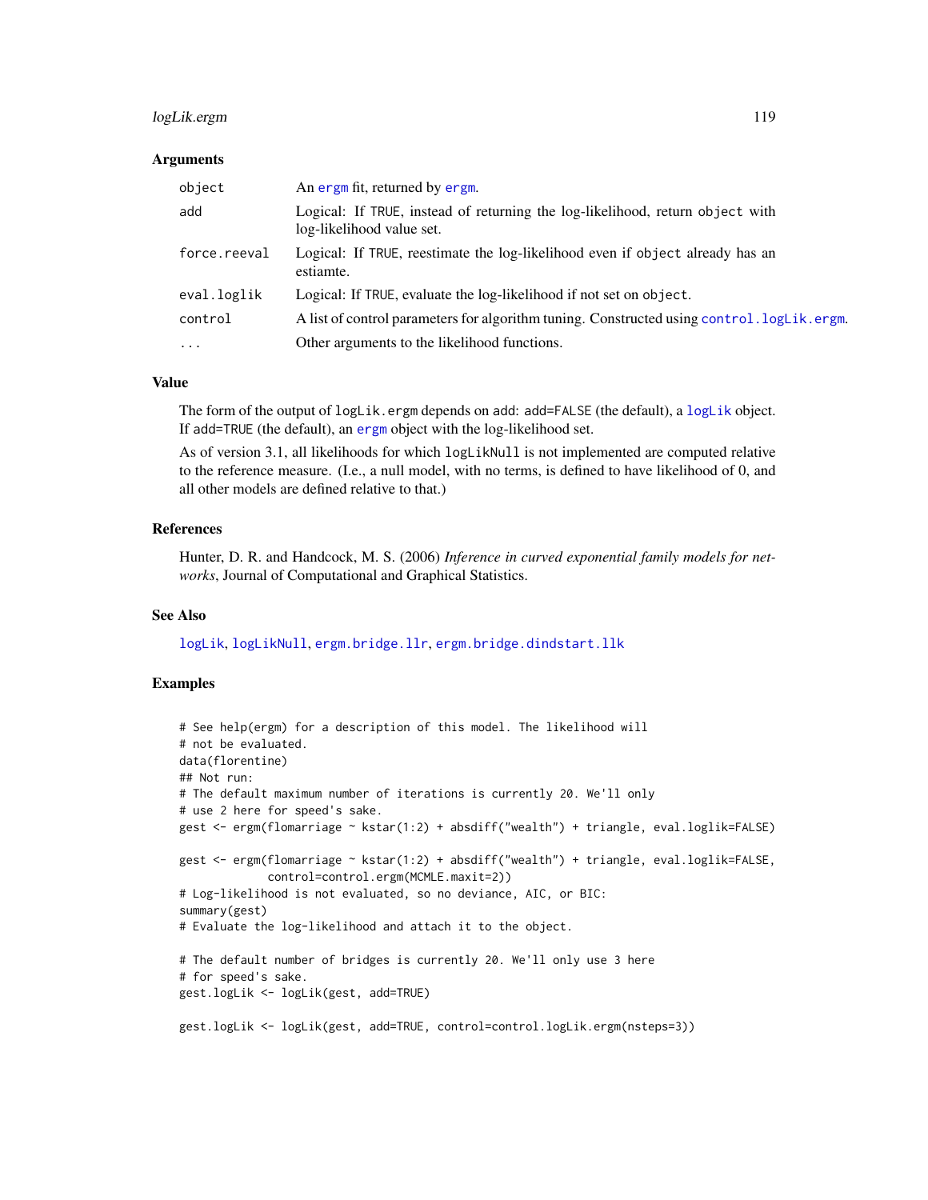### Arguments

| | |
|---|---|
| `object` | An `ergm` fit, returned by `ergm`. |
| `add` | Logical: If `TRUE`, instead of returning the log-likelihood, return `object` with log-likelihood value set. |
| `force.reeval` | Logical: If `TRUE`, reestimate the log-likelihood even if `object` already has an estiamte. |
| `eval.loglik` | Logical: If `TRUE`, evaluate the log-likelihood if not set on `object`. |
| `control` | A list of control parameters for algorithm tuning. Constructed using `control.logLik.ergm`. |
| `...` | Other arguments to the likelihood functions. |

### Value

The form of the output of `logLik.ergm` depends on `add`: `add=FALSE` (the default), a `logLik` object. If `add=TRUE` (the default), an `ergm` object with the log-likelihood set.

As of version 3.1, all likelihoods for which `logLikNull` is not implemented are computed relative to the reference measure. (I.e., a null model, with no terms, is defined to have likelihood of 0, and all other models are defined relative to that.)

### References

Hunter, D. R. and Handcock, M. S. (2006) *Inference in curved exponential family models for networks*, Journal of Computational and Graphical Statistics.

### See Also

`logLik`, `logLikNull`, `ergm.bridge.llr`, `ergm.bridge.dindstart.llk`

### Examples

```
# See help(ergm) for a description of this model. The likelihood will
# not be evaluated.
data(florentine)
## Not run:
# The default maximum number of iterations is currently 20. We'll only
# use 2 here for speed's sake.
gest <- ergm(flomarriage ~ kstar(1:2) + absdiff("wealth") + triangle, eval.loglik=FALSE)

gest <- ergm(flomarriage ~ kstar(1:2) + absdiff("wealth") + triangle, eval.loglik=FALSE,
             control=control.ergm(MCMLE.maxit=2))
# Log-likelihood is not evaluated, so no deviance, AIC, or BIC:
summary(gest)
# Evaluate the log-likelihood and attach it to the object.

# The default number of bridges is currently 20. We'll only use 3 here
# for speed's sake.
gest.logLik <- logLik(gest, add=TRUE)

gest.logLik <- logLik(gest, add=TRUE, control=control.logLik.ergm(nsteps=3))
```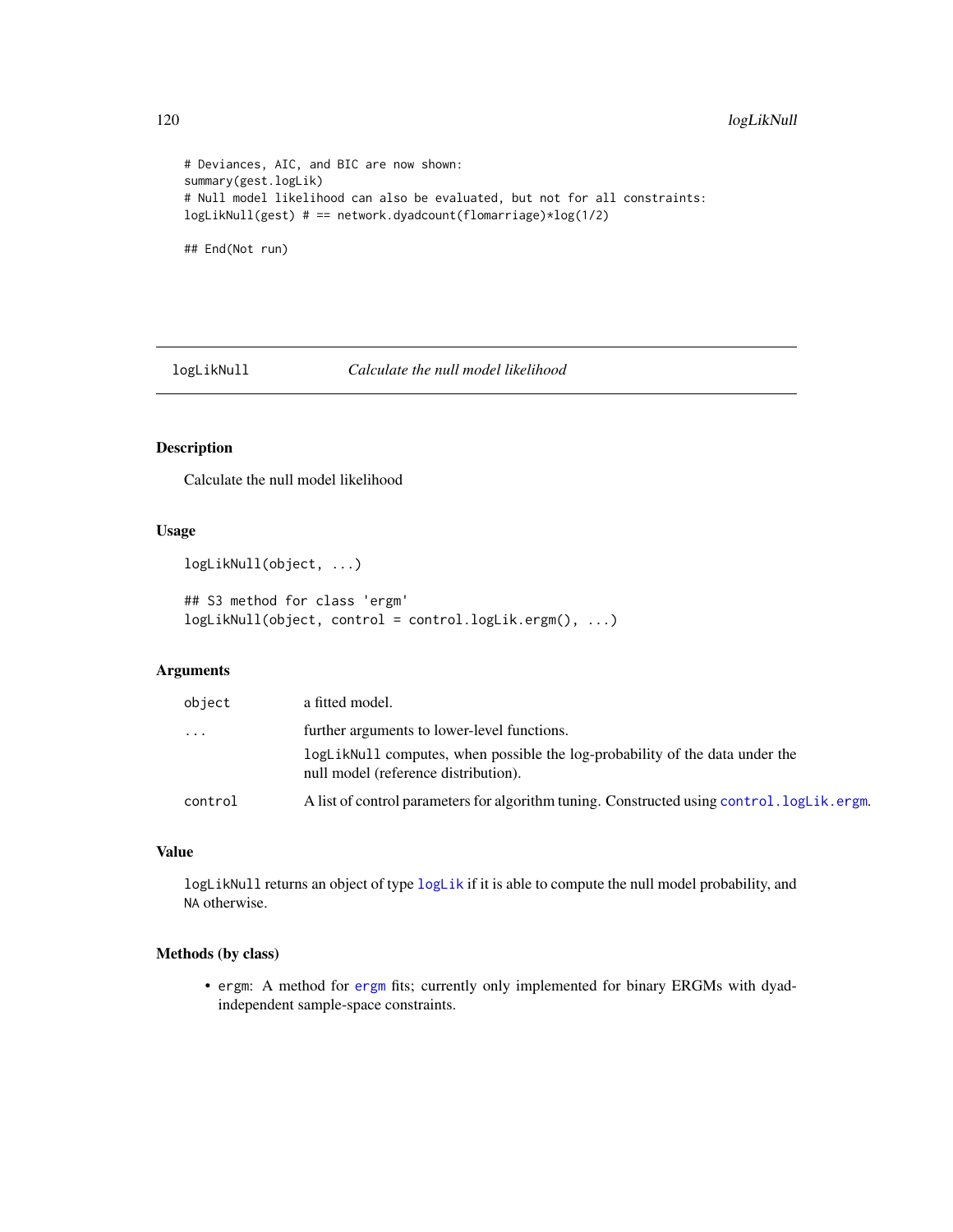```
# Deviances, AIC, and BIC are now shown:
summary(gest.logLik)
# Null model likelihood can also be evaluated, but not for all constraints:
logLikNull(gest) # == network.dyadcount(flomarriage)*log(1/2)

## End(Not run)
```

## logLikNull — *Calculate the null model likelihood*

### Description

Calculate the null model likelihood

### Usage

```
logLikNull(object, ...)

## S3 method for class 'ergm'
logLikNull(object, control = control.logLik.ergm(), ...)
```

### Arguments

| | |
|---|---|
| `object` | a fitted model. |
| `...` | further arguments to lower-level functions. `logLikNull` computes, when possible the log-probability of the data under the null model (reference distribution). |
| `control` | A list of control parameters for algorithm tuning. Constructed using `control.logLik.ergm`. |

### Value

`logLikNull` returns an object of type `logLik` if it is able to compute the null model probability, and `NA` otherwise.

### Methods (by class)

- `ergm`: A method for `ergm` fits; currently only implemented for binary ERGMs with dyad-independent sample-space constraints.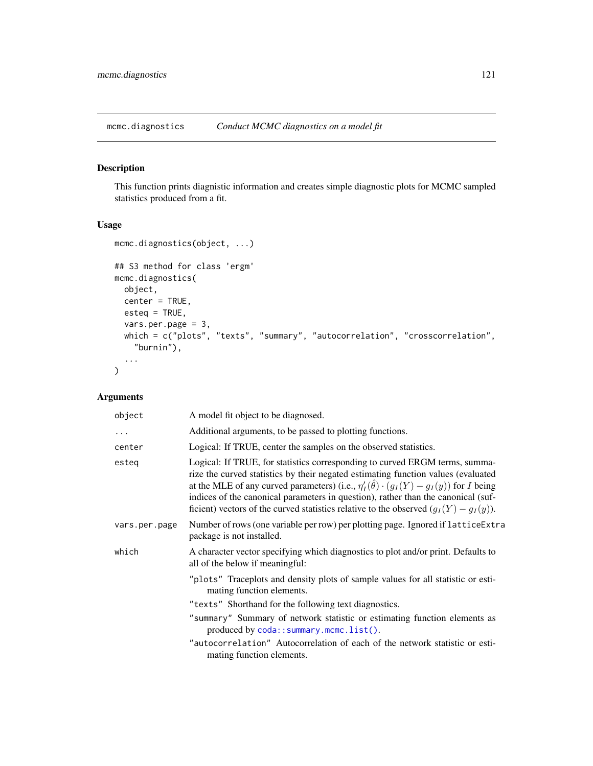## mcmc.diagnostics — *Conduct MCMC diagnostics on a model fit*

### Description

This function prints diagistic information and creates simple diagnostic plots for MCMC sampled statistics produced from a fit.

### Usage

```
mcmc.diagnostics(object, ...)

## S3 method for class 'ergm'
mcmc.diagnostics(
  object,
  center = TRUE,
  esteq = TRUE,
  vars.per.page = 3,
  which = c("plots", "texts", "summary", "autocorrelation", "crosscorrelation",
    "burnin"),
  ...
)
```

### Arguments

| | |
|---|---|
| `object` | A model fit object to be diagnosed. |
| `...` | Additional arguments, to be passed to plotting functions. |
| `center` | Logical: If TRUE, center the samples on the observed statistics. |
| `esteq` | Logical: If TRUE, for statistics corresponding to curved ERGM terms, summarize the curved statistics by their negated estimating function values (evaluated at the MLE of any curved parameters) (i.e., $\eta'_I(\hat{\theta}) \cdot (g_I(Y) - g_I(y))$ for $I$ being indices of the canonical parameters in question), rather than the canonical (sufficient) vectors of the curved statistics relative to the observed $(g_I(Y) - g_I(y))$. |
| `vars.per.page` | Number of rows (one variable per row) per plotting page. Ignored if `latticeExtra` package is not installed. |
| `which` | A character vector specifying which diagnostics to plot and/or print. Defaults to all of the below if meaningful: |

- `"plots"` Traceplots and density plots of sample values for all statistic or estimating function elements.
- `"texts"` Shorthand for the following text diagnostics.
- `"summary"` Summary of network statistic or estimating function elements as produced by `coda::summary.mcmc.list()`.
- `"autocorrelation"` Autocorrelation of each of the network statistic or estimating function elements.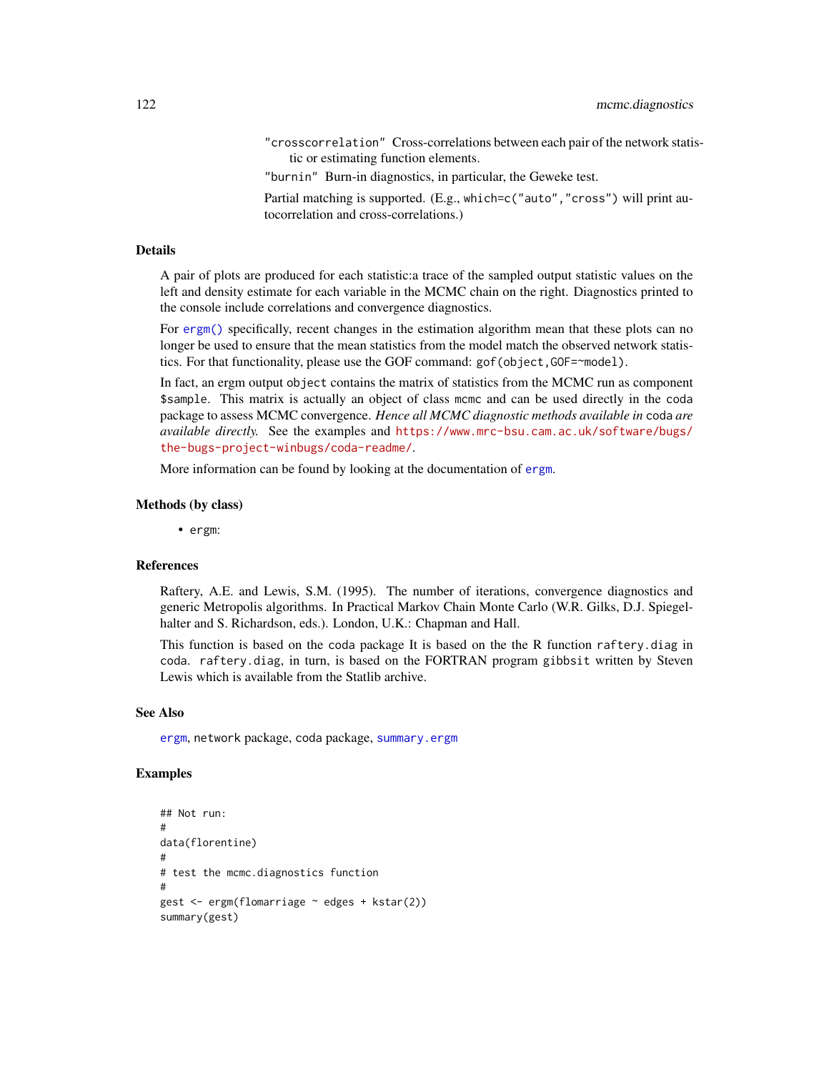"crosscorrelation" Cross-correlations between each pair of the network statistic or estimating function elements.

"burnin" Burn-in diagnostics, in particular, the Geweke test.

Partial matching is supported. (E.g., which=c("auto","cross") will print autocorrelation and cross-correlations.)

## Details

A pair of plots are produced for each statistic:a trace of the sampled output statistic values on the left and density estimate for each variable in the MCMC chain on the right. Diagnostics printed to the console include correlations and convergence diagnostics.

For ergm() specifically, recent changes in the estimation algorithm mean that these plots can no longer be used to ensure that the mean statistics from the model match the observed network statistics. For that functionality, please use the GOF command: gof(object,GOF=~model).

In fact, an ergm output object contains the matrix of statistics from the MCMC run as component $sample. This matrix is actually an object of class mcmc and can be used directly in the coda package to assess MCMC convergence. *Hence all MCMC diagnostic methods available in* coda *are available directly.* See the examples and https://www.mrc-bsu.cam.ac.uk/software/bugs/the-bugs-project-winbugs/coda-readme/.

More information can be found by looking at the documentation of ergm.

## Methods (by class)

- ergm:

## References

Raftery, A.E. and Lewis, S.M. (1995). The number of iterations, convergence diagnostics and generic Metropolis algorithms. In Practical Markov Chain Monte Carlo (W.R. Gilks, D.J. Spiegelhalter and S. Richardson, eds.). London, U.K.: Chapman and Hall.

This function is based on the coda package It is based on the the R function raftery.diag in coda. raftery.diag, in turn, is based on the FORTRAN program gibbsit written by Steven Lewis which is available from the Statlib archive.

## See Also

ergm, network package, coda package, summary.ergm

## Examples

```
## Not run:
#
data(florentine)
#
# test the mcmc.diagnostics function
#
gest <- ergm(flomarriage ~ edges + kstar(2))
summary(gest)
```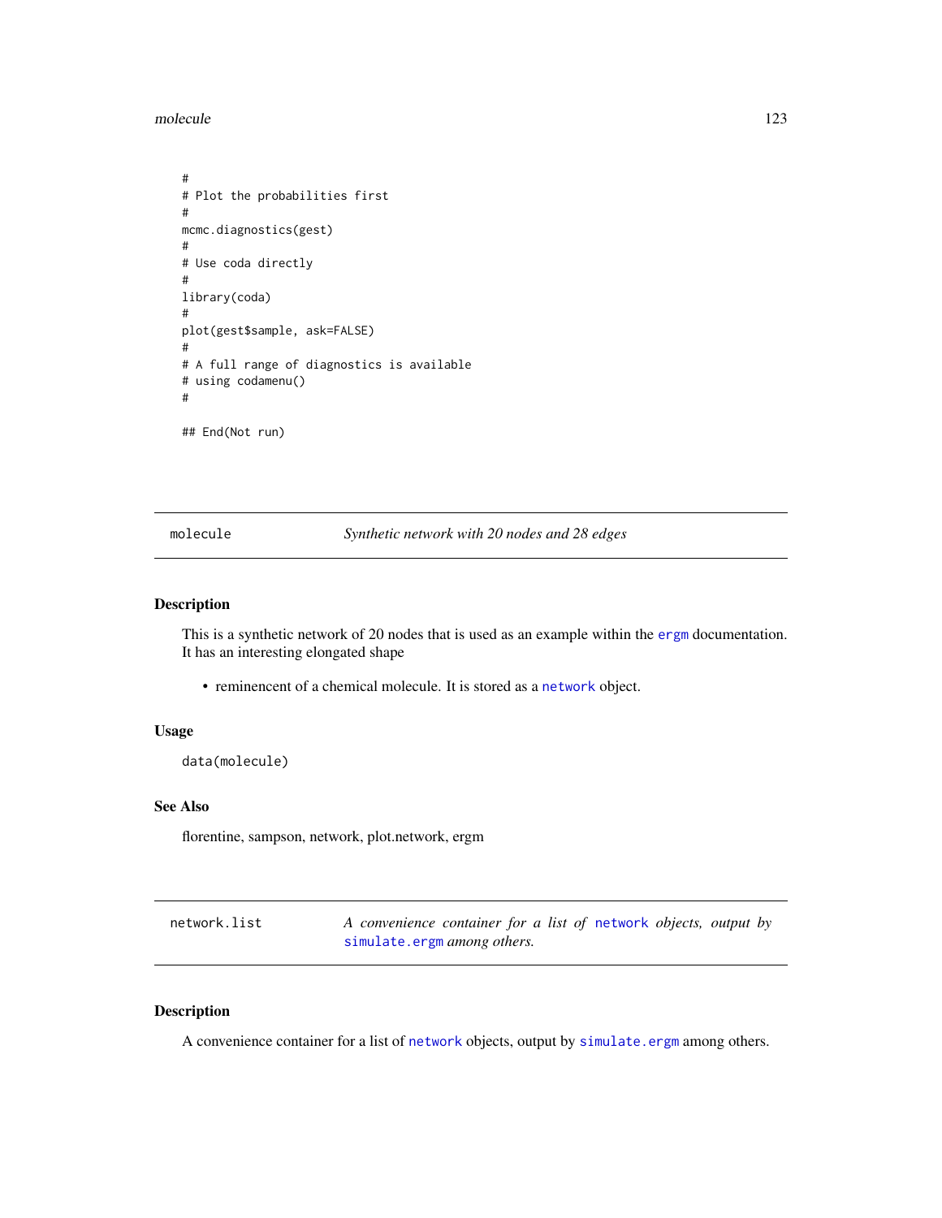```
#
# Plot the probabilities first
#
mcmc.diagnostics(gest)
#
# Use coda directly
#
library(coda)
#
plot(gest$sample, ask=FALSE)
#
# A full range of diagnostics is available
# using codamenu()
#

## End(Not run)
```

## molecule — *Synthetic network with 20 nodes and 28 edges*

### Description

This is a synthetic network of 20 nodes that is used as an example within the `ergm` documentation. It has an interesting elongated shape

- reminencent of a chemical molecule. It is stored as a `network` object.

### Usage

```
data(molecule)
```

### See Also

florentine, sampson, network, plot.network, ergm

## network.list — *A convenience container for a list of `network` objects, output by `simulate.ergm` among others.*

### Description

A convenience container for a list of `network` objects, output by `simulate.ergm` among others.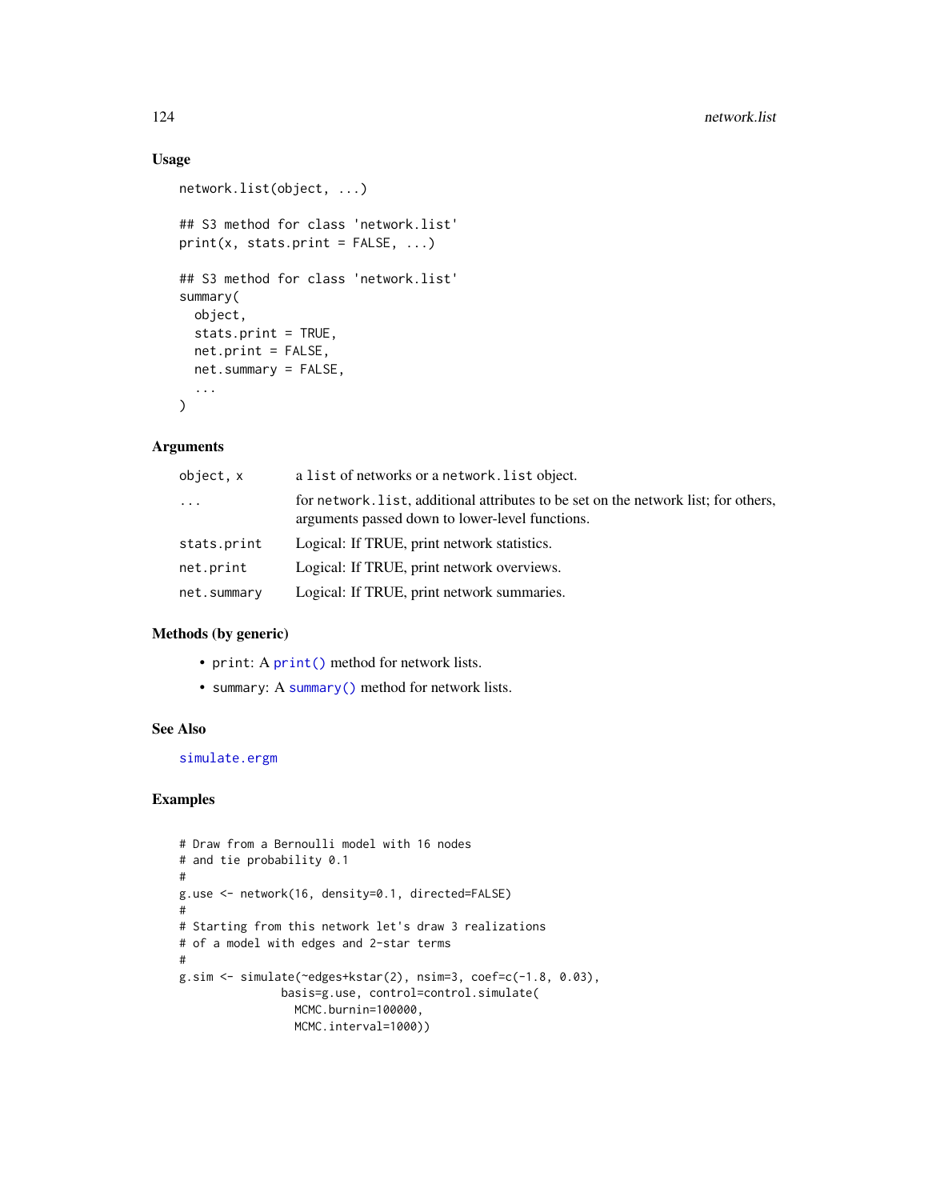## Usage

```
network.list(object, ...)

## S3 method for class 'network.list'
print(x, stats.print = FALSE, ...)

## S3 method for class 'network.list'
summary(
  object,
  stats.print = TRUE,
  net.print = FALSE,
  net.summary = FALSE,
  ...
)
```

## Arguments

| | |
|---|---|
| `object, x` | a `list` of networks or a `network.list` object. |
| `...` | for `network.list`, additional attributes to be set on the network list; for others, arguments passed down to lower-level functions. |
| `stats.print` | Logical: If TRUE, print network statistics. |
| `net.print` | Logical: If TRUE, print network overviews. |
| `net.summary` | Logical: If TRUE, print network summaries. |

## Methods (by generic)

- `print`: A `print()` method for network lists.
- `summary`: A `summary()` method for network lists.

## See Also

`simulate.ergm`

## Examples

```
# Draw from a Bernoulli model with 16 nodes
# and tie probability 0.1
#
g.use <- network(16, density=0.1, directed=FALSE)
#
# Starting from this network let's draw 3 realizations
# of a model with edges and 2-star terms
#
g.sim <- simulate(~edges+kstar(2), nsim=3, coef=c(-1.8, 0.03),
               basis=g.use, control=control.simulate(
                 MCMC.burnin=100000,
                 MCMC.interval=1000))
```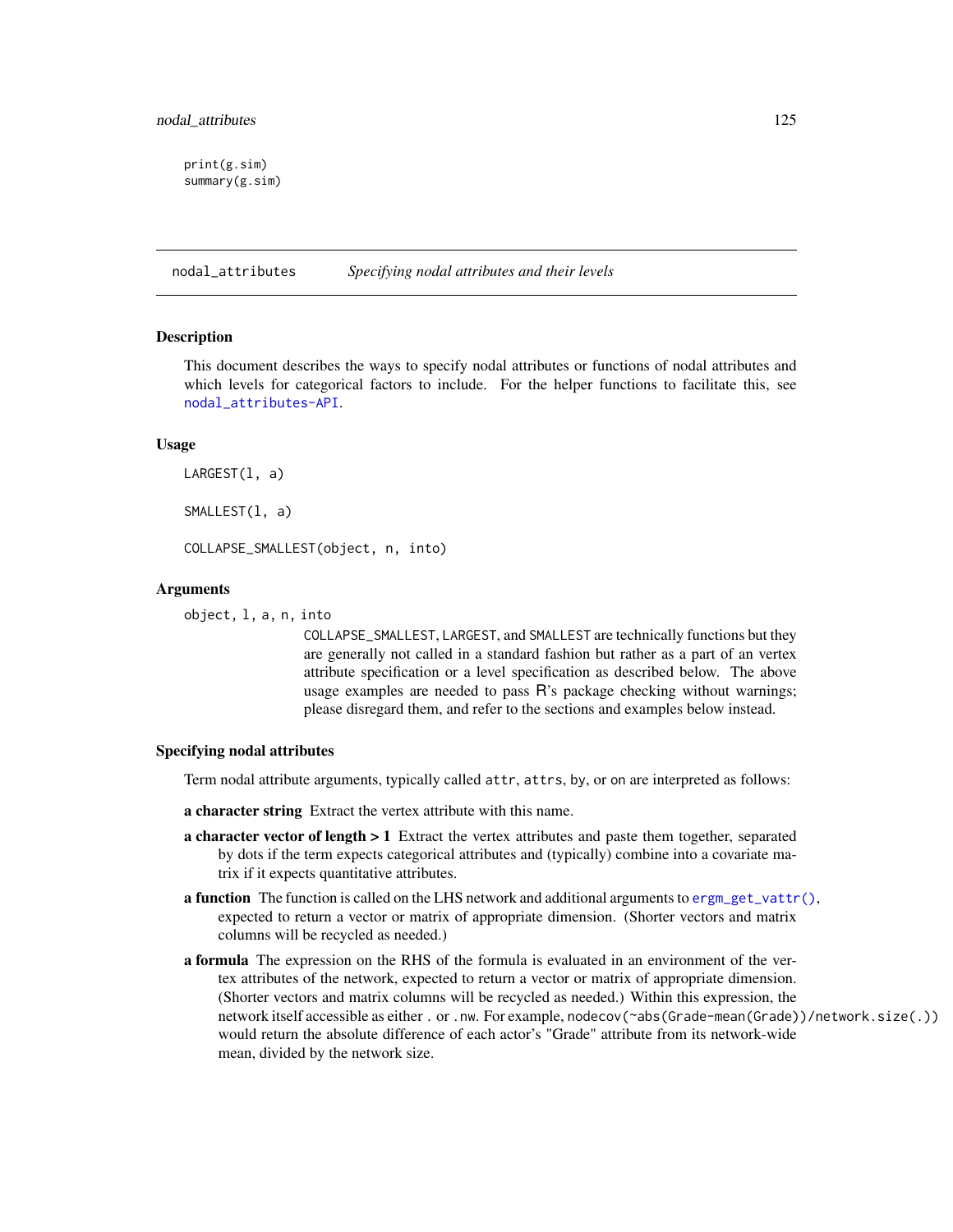```
print(g.sim)
summary(g.sim)
```

## nodal_attributes *Specifying nodal attributes and their levels*

### Description

This document describes the ways to specify nodal attributes or functions of nodal attributes and which levels for categorical factors to include. For the helper functions to facilitate this, see nodal_attributes-API.

### Usage

```
LARGEST(l, a)

SMALLEST(l, a)

COLLAPSE_SMALLEST(object, n, into)
```

### Arguments

`object, l, a, n, into`
: `COLLAPSE_SMALLEST`, `LARGEST`, and `SMALLEST` are technically functions but they are generally not called in a standard fashion but rather as a part of an vertex attribute specification or a level specification as described below. The above usage examples are needed to pass R's package checking without warnings; please disregard them, and refer to the sections and examples below instead.

### Specifying nodal attributes

Term nodal attribute arguments, typically called `attr`, `attrs`, `by`, or `on` are interpreted as follows:

**a character string** Extract the vertex attribute with this name.

**a character vector of length > 1** Extract the vertex attributes and paste them together, separated by dots if the term expects categorical attributes and (typically) combine into a covariate matrix if it expects quantitative attributes.

**a function** The function is called on the LHS network and additional arguments to `ergm_get_vattr()`, expected to return a vector or matrix of appropriate dimension. (Shorter vectors and matrix columns will be recycled as needed.)

**a formula** The expression on the RHS of the formula is evaluated in an environment of the vertex attributes of the network, expected to return a vector or matrix of appropriate dimension. (Shorter vectors and matrix columns will be recycled as needed.) Within this expression, the network itself accessible as either `.` or `.nw`. For example, `nodecov(~abs(Grade-mean(Grade))/network.size(.))` would return the absolute difference of each actor's "Grade" attribute from its network-wide mean, divided by the network size.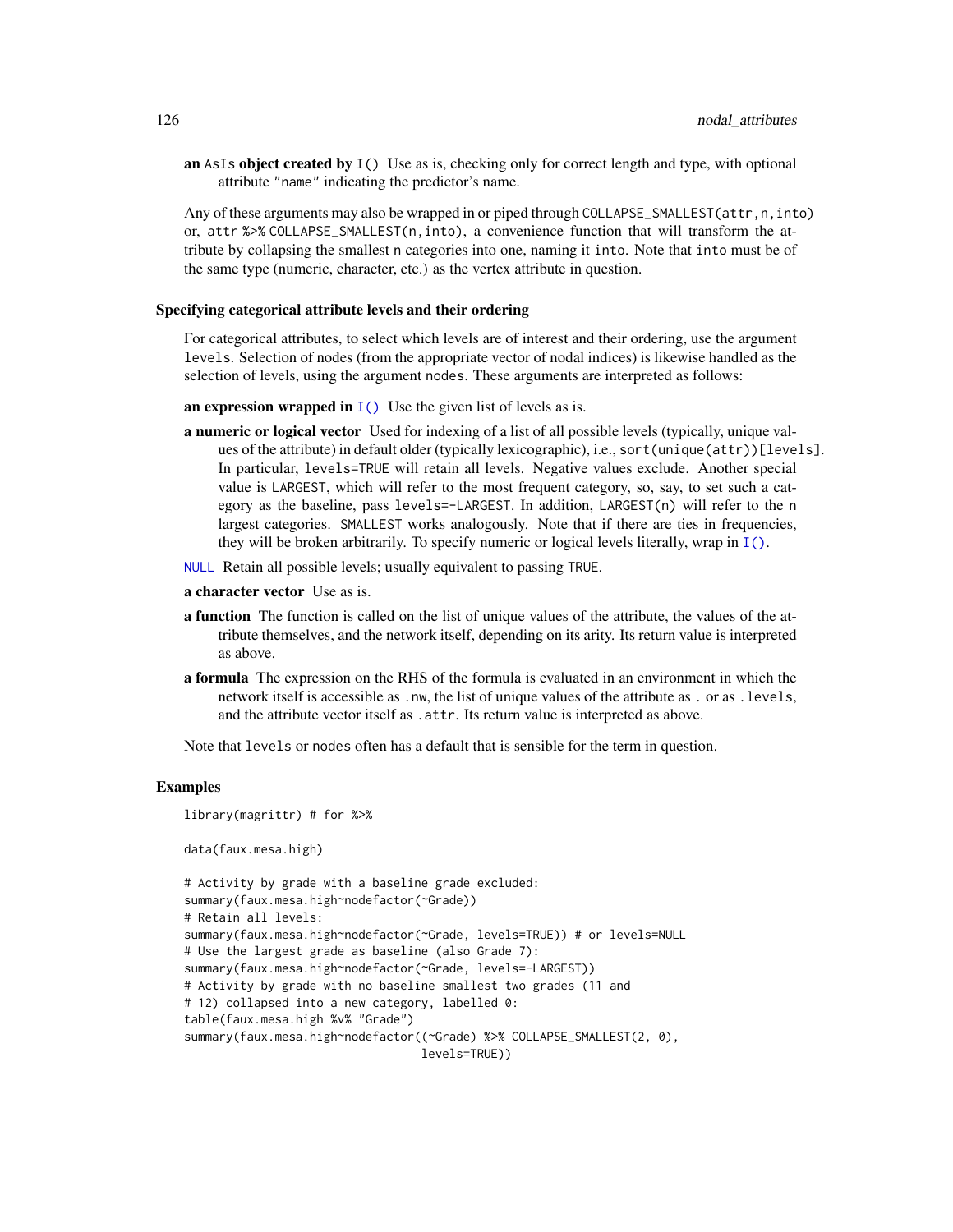**an** `AsIs` **object created by** `I()` Use as is, checking only for correct length and type, with optional attribute `"name"` indicating the predictor's name.

Any of these arguments may also be wrapped in or piped through `COLLAPSE_SMALLEST(attr,n,into)` or, `attr %>% COLLAPSE_SMALLEST(n,into)`, a convenience function that will transform the attribute by collapsing the smallest `n` categories into one, naming it `into`. Note that `into` must be of the same type (numeric, character, etc.) as the vertex attribute in question.

### Specifying categorical attribute levels and their ordering

For categorical attributes, to select which levels are of interest and their ordering, use the argument `levels`. Selection of nodes (from the appropriate vector of nodal indices) is likewise handled as the selection of levels, using the argument `nodes`. These arguments are interpreted as follows:

**an expression wrapped in** `I()` Use the given list of levels as is.

**a numeric or logical vector** Used for indexing of a list of all possible levels (typically, unique values of the attribute) in default older (typically lexicographic), i.e., `sort(unique(attr))[levels]`. In particular, `levels=TRUE` will retain all levels. Negative values exclude. Another special value is `LARGEST`, which will refer to the most frequent category, so, say, to set such a category as the baseline, pass `levels=-LARGEST`. In addition, `LARGEST(n)` will refer to the `n` largest categories. `SMALLEST` works analogously. Note that if there are ties in frequencies, they will be broken arbitrarily. To specify numeric or logical levels literally, wrap in `I()`.

`NULL` Retain all possible levels; usually equivalent to passing `TRUE`.

**a character vector** Use as is.

**a function** The function is called on the list of unique values of the attribute, the values of the attribute themselves, and the network itself, depending on its arity. Its return value is interpreted as above.

**a formula** The expression on the RHS of the formula is evaluated in an environment in which the network itself is accessible as `.nw`, the list of unique values of the attribute as `.` or as `.levels`, and the attribute vector itself as `.attr`. Its return value is interpreted as above.

Note that `levels` or `nodes` often has a default that is sensible for the term in question.

## Examples

```
library(magrittr) # for %>%

data(faux.mesa.high)

# Activity by grade with a baseline grade excluded:
summary(faux.mesa.high~nodefactor(~Grade))
# Retain all levels:
summary(faux.mesa.high~nodefactor(~Grade, levels=TRUE)) # or levels=NULL
# Use the largest grade as baseline (also Grade 7):
summary(faux.mesa.high~nodefactor(~Grade, levels=-LARGEST))
# Activity by grade with no baseline smallest two grades (11 and
# 12) collapsed into a new category, labelled 0:
table(faux.mesa.high %v% "Grade")
summary(faux.mesa.high~nodefactor((~Grade) %>% COLLAPSE_SMALLEST(2, 0),
                                  levels=TRUE))
```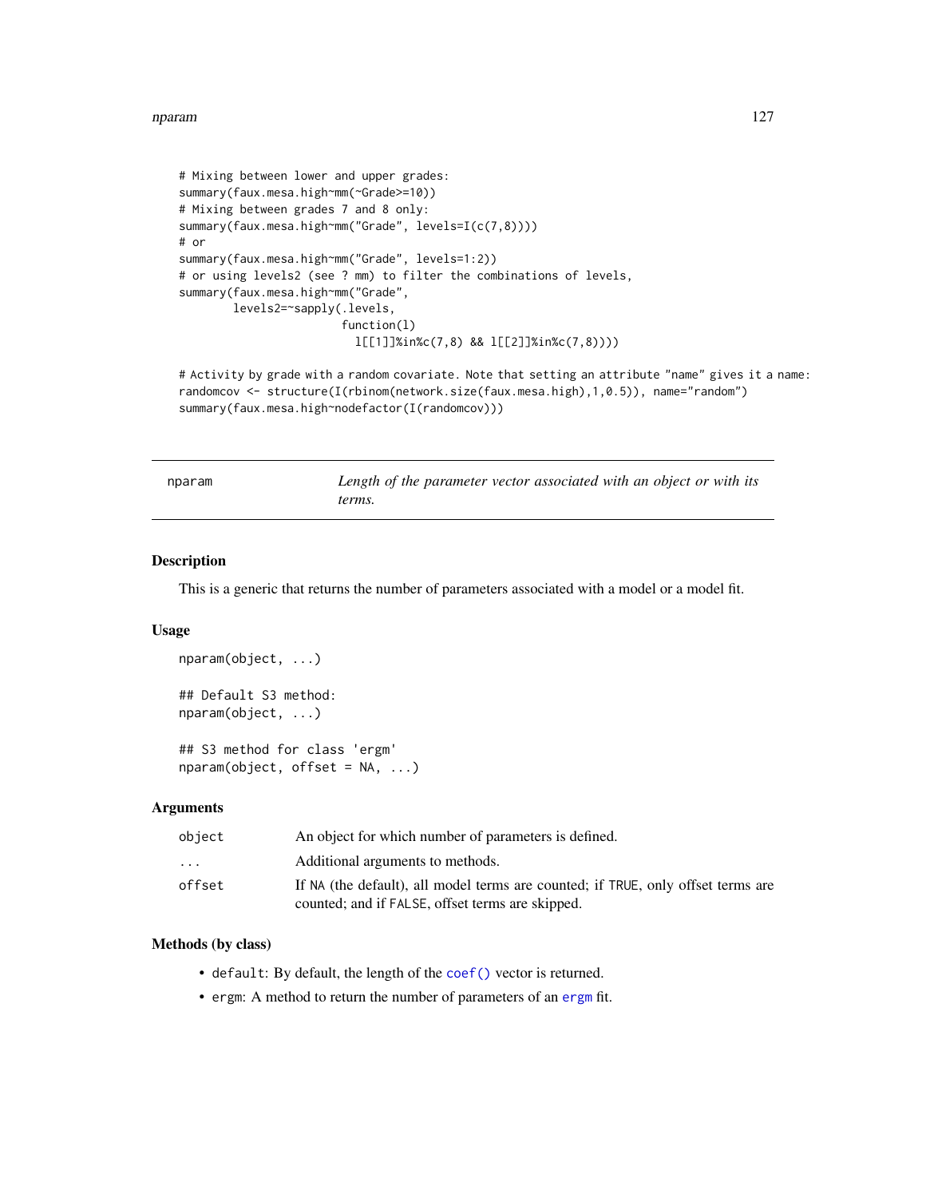```
# Mixing between lower and upper grades:
summary(faux.mesa.high~mm(~Grade>=10))
# Mixing between grades 7 and 8 only:
summary(faux.mesa.high~mm("Grade", levels=I(c(7,8))))
# or
summary(faux.mesa.high~mm("Grade", levels=1:2))
# or using levels2 (see ? mm) to filter the combinations of levels,
summary(faux.mesa.high~mm("Grade",
        levels2=~sapply(.levels,
                        function(l)
                          l[[1]]%in%c(7,8) && l[[2]]%in%c(7,8))))

# Activity by grade with a random covariate. Note that setting an attribute "name" gives it a name:
randomcov <- structure(I(rbinom(network.size(faux.mesa.high),1,0.5)), name="random")
summary(faux.mesa.high~nodefactor(I(randomcov)))
```

---

## nparam — *Length of the parameter vector associated with an object or with its terms.*

### Description

This is a generic that returns the number of parameters associated with a model or a model fit.

### Usage

```
nparam(object, ...)

## Default S3 method:
nparam(object, ...)

## S3 method for class 'ergm'
nparam(object, offset = NA, ...)
```

### Arguments

| | |
|---|---|
| `object` | An object for which number of parameters is defined. |
| `...` | Additional arguments to methods. |
| `offset` | If `NA` (the default), all model terms are counted; if `TRUE`, only offset terms are counted; and if `FALSE`, offset terms are skipped. |

### Methods (by class)

- `default`: By default, the length of the `coef()` vector is returned.
- `ergm`: A method to return the number of parameters of an `ergm` fit.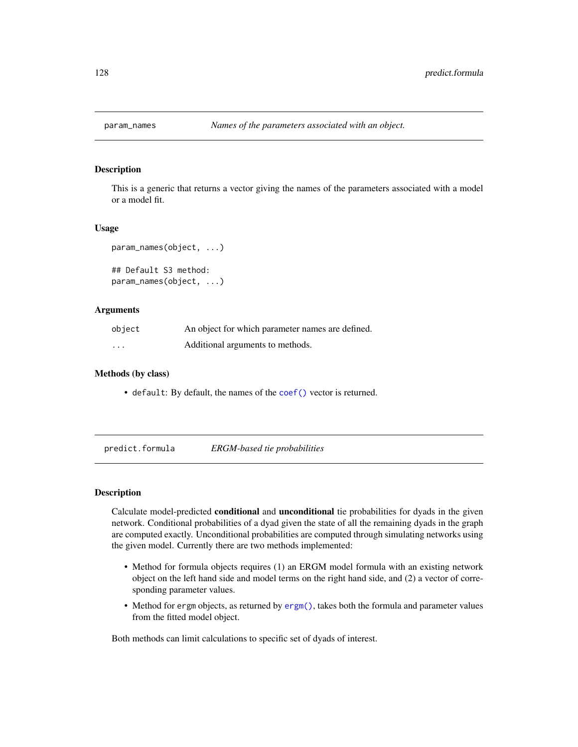## param_names — *Names of the parameters associated with an object.*

### Description

This is a generic that returns a vector giving the names of the parameters associated with a model or a model fit.

### Usage

```
param_names(object, ...)

## Default S3 method:
param_names(object, ...)
```

### Arguments

| | |
|---|---|
| `object` | An object for which parameter names are defined. |
| `...` | Additional arguments to methods. |

### Methods (by class)

- `default`: By default, the names of the `coef()` vector is returned.

## predict.formula — *ERGM-based tie probabilities*

### Description

Calculate model-predicted **conditional** and **unconditional** tie probabilities for dyads in the given network. Conditional probabilities of a dyad given the state of all the remaining dyads in the graph are computed exactly. Unconditional probabilities are computed through simulating networks using the given model. Currently there are two methods implemented:

- Method for formula objects requires (1) an ERGM model formula with an existing network object on the left hand side and model terms on the right hand side, and (2) a vector of corresponding parameter values.
- Method for `ergm` objects, as returned by `ergm()`, takes both the formula and parameter values from the fitted model object.

Both methods can limit calculations to specific set of dyads of interest.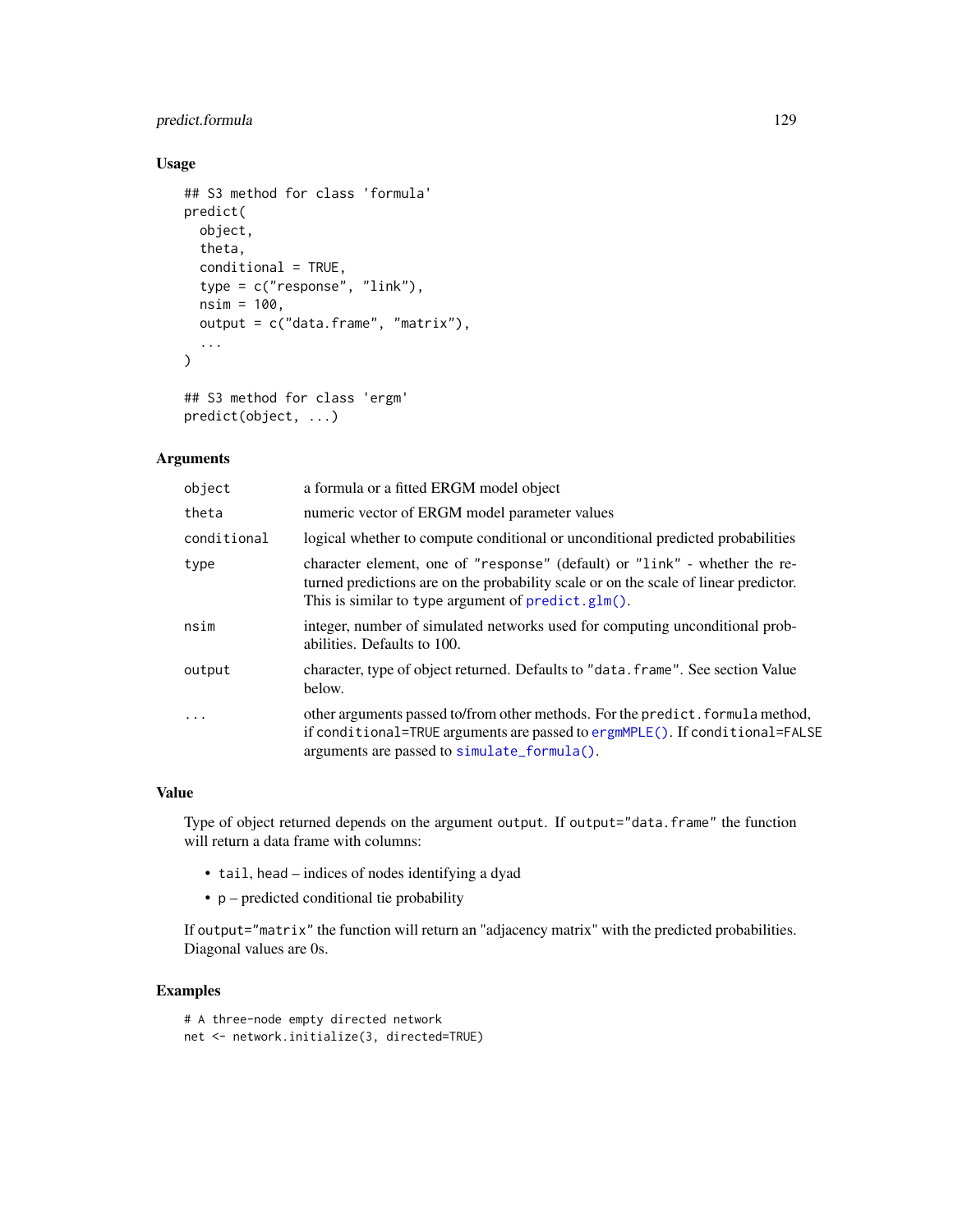## Usage

```
## S3 method for class 'formula'
predict(
  object,
  theta,
  conditional = TRUE,
  type = c("response", "link"),
  nsim = 100,
  output = c("data.frame", "matrix"),
  ...
)

## S3 method for class 'ergm'
predict(object, ...)
```

## Arguments

| | |
|---|---|
| `object` | a formula or a fitted ERGM model object |
| `theta` | numeric vector of ERGM model parameter values |
| `conditional` | logical whether to compute conditional or unconditional predicted probabilities |
| `type` | character element, one of `"response"` (default) or `"link"` - whether the returned predictions are on the probability scale or on the scale of linear predictor. This is similar to `type` argument of `predict.glm()`. |
| `nsim` | integer, number of simulated networks used for computing unconditional probabilities. Defaults to 100. |
| `output` | character, type of object returned. Defaults to `"data.frame"`. See section Value below. |
| `...` | other arguments passed to/from other methods. For the `predict.formula` method, if `conditional=TRUE` arguments are passed to `ergmMPLE()`. If `conditional=FALSE` arguments are passed to `simulate_formula()`. |

## Value

Type of object returned depends on the argument `output`. If `output="data.frame"` the function will return a data frame with columns:

- `tail`, `head` – indices of nodes identifying a dyad
- `p` – predicted conditional tie probability

If `output="matrix"` the function will return an "adjacency matrix" with the predicted probabilities. Diagonal values are 0s.

## Examples

```
# A three-node empty directed network
net <- network.initialize(3, directed=TRUE)
```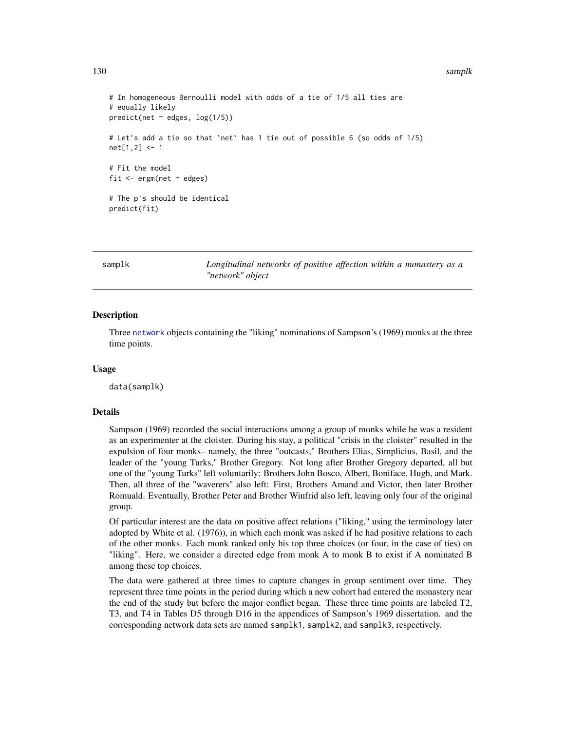```
# In homogeneous Bernoulli model with odds of a tie of 1/5 all ties are
# equally likely
predict(net ~ edges, log(1/5))

# Let's add a tie so that `net` has 1 tie out of possible 6 (so odds of 1/5)
net[1,2] <- 1

# Fit the model
fit <- ergm(net ~ edges)

# The p's should be identical
predict(fit)
```

---

samplk — *Longitudinal networks of positive affection within a monastery as a "network" object*

---

## Description

Three network objects containing the "liking" nominations of Sampson's (1969) monks at the three time points.

## Usage

```
data(samplk)
```

## Details

Sampson (1969) recorded the social interactions among a group of monks while he was a resident as an experimenter at the cloister. During his stay, a political "crisis in the cloister" resulted in the expulsion of four monks– namely, the three "outcasts," Brothers Elias, Simplicius, Basil, and the leader of the "young Turks," Brother Gregory. Not long after Brother Gregory departed, all but one of the "young Turks" left voluntarily: Brothers John Bosco, Albert, Boniface, Hugh, and Mark. Then, all three of the "waverers" also left: First, Brothers Amand and Victor, then later Brother Romuald. Eventually, Brother Peter and Brother Winfrid also left, leaving only four of the original group.

Of particular interest are the data on positive affect relations ("liking," using the terminology later adopted by White et al. (1976)), in which each monk was asked if he had positive relations to each of the other monks. Each monk ranked only his top three choices (or four, in the case of ties) on "liking". Here, we consider a directed edge from monk A to monk B to exist if A nominated B among these top choices.

The data were gathered at three times to capture changes in group sentiment over time. They represent three time points in the period during which a new cohort had entered the monastery near the end of the study but before the major conflict began. These three time points are labeled T2, T3, and T4 in Tables D5 through D16 in the appendices of Sampson's 1969 dissertation. and the corresponding network data sets are named samplk1, samplk2, and samplk3, respectively.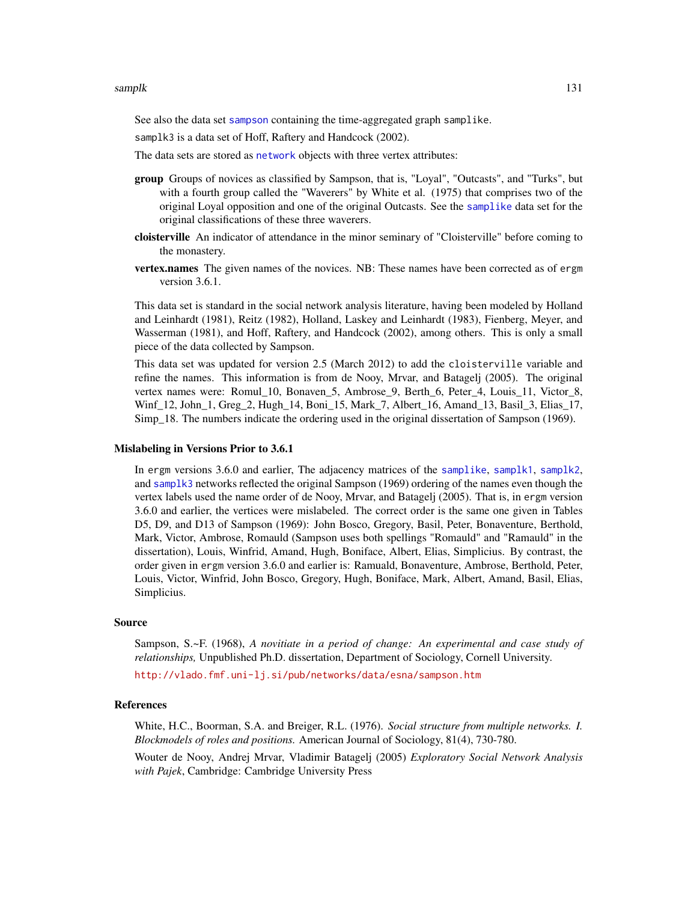See also the data set sampson containing the time-aggregated graph samplike.

samplk3 is a data set of Hoff, Raftery and Handcock (2002).

The data sets are stored as network objects with three vertex attributes:

**group** Groups of novices as classified by Sampson, that is, "Loyal", "Outcasts", and "Turks", but with a fourth group called the "Waverers" by White et al. (1975) that comprises two of the original Loyal opposition and one of the original Outcasts. See the samplike data set for the original classifications of these three waverers.

**cloisterville** An indicator of attendance in the minor seminary of "Cloisterville" before coming to the monastery.

**vertex.names** The given names of the novices. NB: These names have been corrected as of ergm version 3.6.1.

This data set is standard in the social network analysis literature, having been modeled by Holland and Leinhardt (1981), Reitz (1982), Holland, Laskey and Leinhardt (1983), Fienberg, Meyer, and Wasserman (1981), and Hoff, Raftery, and Handcock (2002), among others. This is only a small piece of the data collected by Sampson.

This data set was updated for version 2.5 (March 2012) to add the cloisterville variable and refine the names. This information is from de Nooy, Mrvar, and Batagelj (2005). The original vertex names were: Romul_10, Bonaven_5, Ambrose_9, Berth_6, Peter_4, Louis_11, Victor_8, Winf_12, John_1, Greg_2, Hugh_14, Boni_15, Mark_7, Albert_16, Amand_13, Basil_3, Elias_17, Simp_18. The numbers indicate the ordering used in the original dissertation of Sampson (1969).

### Mislabeling in Versions Prior to 3.6.1

In ergm versions 3.6.0 and earlier, The adjacency matrices of the samplike, samplk1, samplk2, and samplk3 networks reflected the original Sampson (1969) ordering of the names even though the vertex labels used the name order of de Nooy, Mrvar, and Batagelj (2005). That is, in ergm version 3.6.0 and earlier, the vertices were mislabeled. The correct order is the same one given in Tables D5, D9, and D13 of Sampson (1969): John Bosco, Gregory, Basil, Peter, Bonaventure, Berthold, Mark, Victor, Ambrose, Romauld (Sampson uses both spellings "Romauld" and "Ramauld" in the dissertation), Louis, Winfrid, Amand, Hugh, Boniface, Albert, Elias, Simplicius. By contrast, the order given in ergm version 3.6.0 and earlier is: Ramuald, Bonaventure, Ambrose, Berthold, Peter, Louis, Victor, Winfrid, John Bosco, Gregory, Hugh, Boniface, Mark, Albert, Amand, Basil, Elias, Simplicius.

### Source

Sampson, S.~F. (1968), *A novitiate in a period of change: An experimental and case study of relationships,* Unpublished Ph.D. dissertation, Department of Sociology, Cornell University.

http://vlado.fmf.uni-lj.si/pub/networks/data/esna/sampson.htm

### References

White, H.C., Boorman, S.A. and Breiger, R.L. (1976). *Social structure from multiple networks. I. Blockmodels of roles and positions.* American Journal of Sociology, 81(4), 730-780.

Wouter de Nooy, Andrej Mrvar, Vladimir Batagelj (2005) *Exploratory Social Network Analysis with Pajek*, Cambridge: Cambridge University Press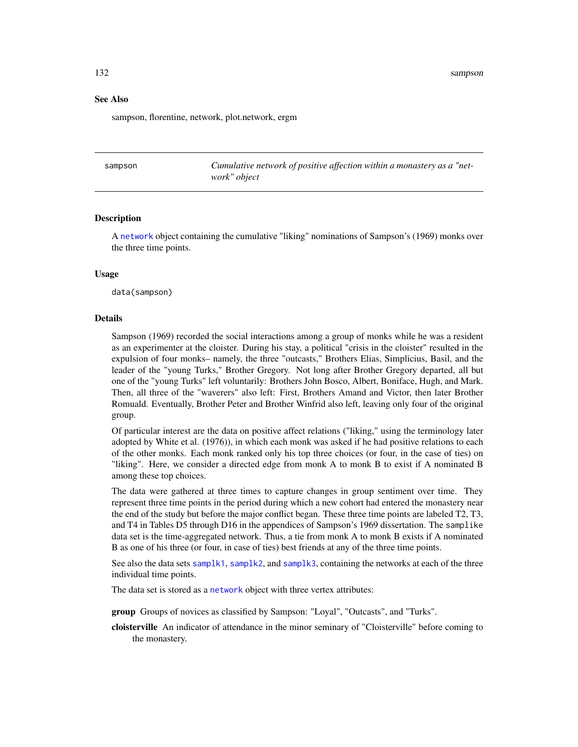### See Also

sampson, florentine, network, plot.network, ergm

---

## sampson — *Cumulative network of positive affection within a monastery as a "network" object*

---

### Description

A `network` object containing the cumulative "liking" nominations of Sampson's (1969) monks over the three time points.

### Usage

```
data(sampson)
```

### Details

Sampson (1969) recorded the social interactions among a group of monks while he was a resident as an experimenter at the cloister. During his stay, a political "crisis in the cloister" resulted in the expulsion of four monks– namely, the three "outcasts," Brothers Elias, Simplicius, Basil, and the leader of the "young Turks," Brother Gregory. Not long after Brother Gregory departed, all but one of the "young Turks" left voluntarily: Brothers John Bosco, Albert, Boniface, Hugh, and Mark. Then, all three of the "waverers" also left: First, Brothers Amand and Victor, then later Brother Romuald. Eventually, Brother Peter and Brother Winfrid also left, leaving only four of the original group.

Of particular interest are the data on positive affect relations ("liking," using the terminology later adopted by White et al. (1976)), in which each monk was asked if he had positive relations to each of the other monks. Each monk ranked only his top three choices (or four, in the case of ties) on "liking". Here, we consider a directed edge from monk A to monk B to exist if A nominated B among these top choices.

The data were gathered at three times to capture changes in group sentiment over time. They represent three time points in the period during which a new cohort had entered the monastery near the end of the study but before the major conflict began. These three time points are labeled T2, T3, and T4 in Tables D5 through D16 in the appendices of Sampson's 1969 dissertation. The `samplike` data set is the time-aggregated network. Thus, a tie from monk A to monk B exists if A nominated B as one of his three (or four, in case of ties) best friends at any of the three time points.

See also the data sets `samplk1`, `samplk2`, and `samplk3`, containing the networks at each of the three individual time points.

The data set is stored as a `network` object with three vertex attributes:

**group** Groups of novices as classified by Sampson: "Loyal", "Outcasts", and "Turks".

**cloisterville** An indicator of attendance in the minor seminary of "Cloisterville" before coming to the monastery.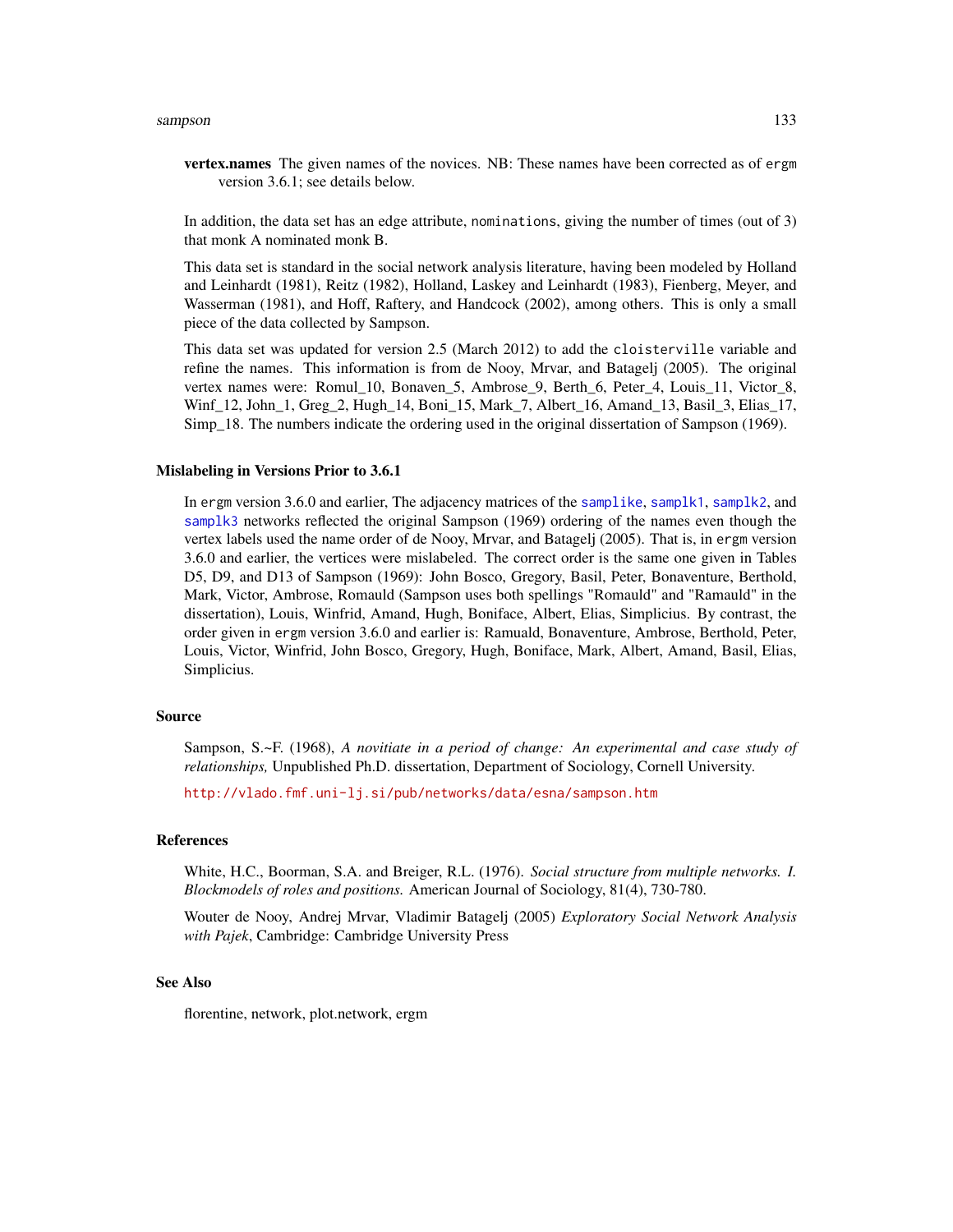**vertex.names** The given names of the novices. NB: These names have been corrected as of ergm version 3.6.1; see details below.

In addition, the data set has an edge attribute, nominations, giving the number of times (out of 3) that monk A nominated monk B.

This data set is standard in the social network analysis literature, having been modeled by Holland and Leinhardt (1981), Reitz (1982), Holland, Laskey and Leinhardt (1983), Fienberg, Meyer, and Wasserman (1981), and Hoff, Raftery, and Handcock (2002), among others. This is only a small piece of the data collected by Sampson.

This data set was updated for version 2.5 (March 2012) to add the cloisterville variable and refine the names. This information is from de Nooy, Mrvar, and Batagelj (2005). The original vertex names were: Romul_10, Bonaven_5, Ambrose_9, Berth_6, Peter_4, Louis_11, Victor_8, Winf_12, John_1, Greg_2, Hugh_14, Boni_15, Mark_7, Albert_16, Amand_13, Basil_3, Elias_17, Simp_18. The numbers indicate the ordering used in the original dissertation of Sampson (1969).

### Mislabeling in Versions Prior to 3.6.1

In ergm version 3.6.0 and earlier, The adjacency matrices of the samplike, samplk1, samplk2, and samplk3 networks reflected the original Sampson (1969) ordering of the names even though the vertex labels used the name order of de Nooy, Mrvar, and Batagelj (2005). That is, in ergm version 3.6.0 and earlier, the vertices were mislabeled. The correct order is the same one given in Tables D5, D9, and D13 of Sampson (1969): John Bosco, Gregory, Basil, Peter, Bonaventure, Berthold, Mark, Victor, Ambrose, Romauld (Sampson uses both spellings "Romauld" and "Ramauld" in the dissertation), Louis, Winfrid, Amand, Hugh, Boniface, Albert, Elias, Simplicius. By contrast, the order given in ergm version 3.6.0 and earlier is: Ramuald, Bonaventure, Ambrose, Berthold, Peter, Louis, Victor, Winfrid, John Bosco, Gregory, Hugh, Boniface, Mark, Albert, Amand, Basil, Elias, Simplicius.

### Source

Sampson, S.~F. (1968), *A novitiate in a period of change: An experimental and case study of relationships,* Unpublished Ph.D. dissertation, Department of Sociology, Cornell University.

http://vlado.fmf.uni-lj.si/pub/networks/data/esna/sampson.htm

### References

White, H.C., Boorman, S.A. and Breiger, R.L. (1976). *Social structure from multiple networks. I. Blockmodels of roles and positions.* American Journal of Sociology, 81(4), 730-780.

Wouter de Nooy, Andrej Mrvar, Vladimir Batagelj (2005) *Exploratory Social Network Analysis with Pajek*, Cambridge: Cambridge University Press

### See Also

florentine, network, plot.network, ergm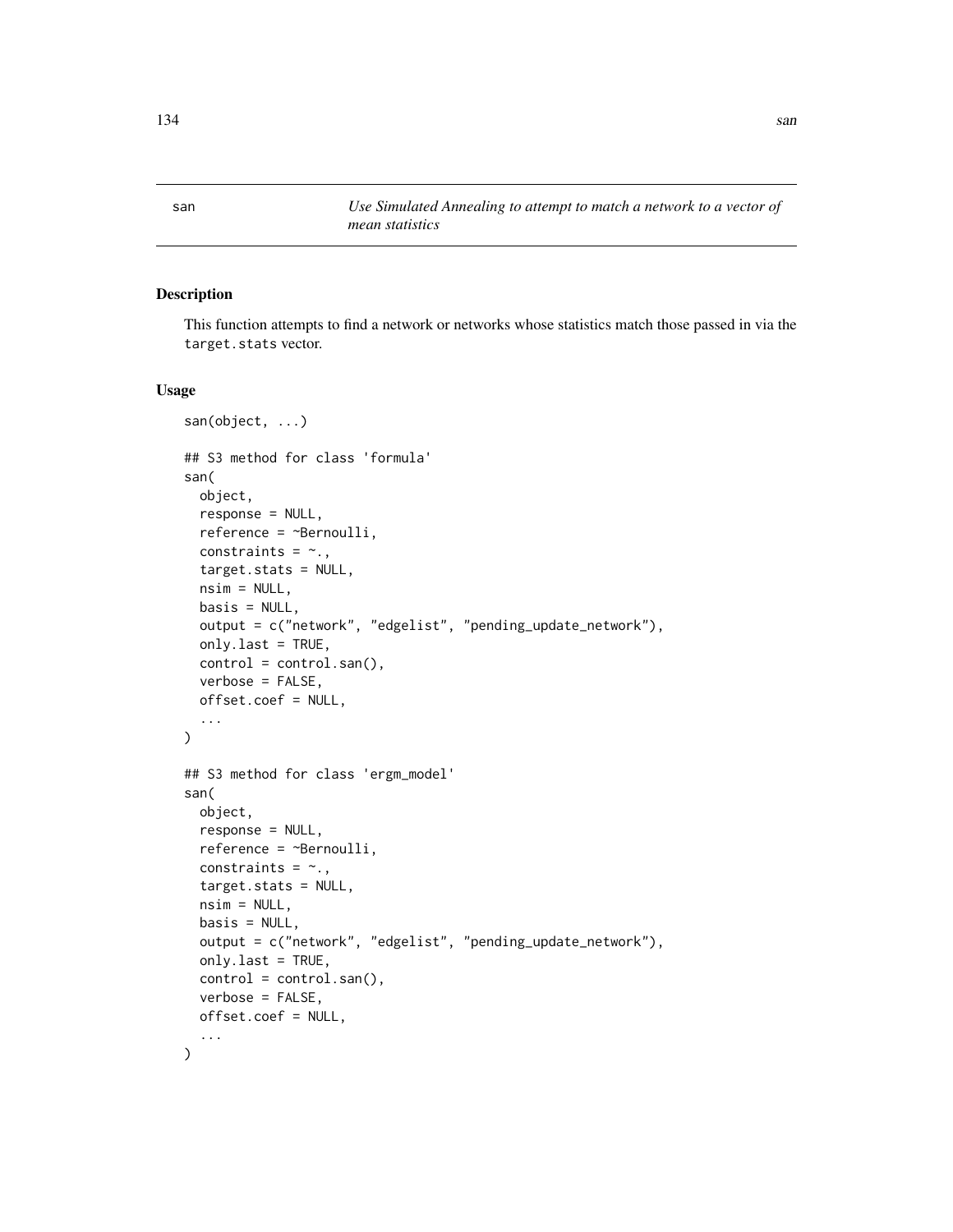san — *Use Simulated Annealing to attempt to match a network to a vector of mean statistics*

## Description

This function attempts to find a network or networks whose statistics match those passed in via the target.stats vector.

## Usage

```
san(object, ...)

## S3 method for class 'formula'
san(
  object,
  response = NULL,
  reference = ~Bernoulli,
  constraints = ~.,
  target.stats = NULL,
  nsim = NULL,
  basis = NULL,
  output = c("network", "edgelist", "pending_update_network"),
  only.last = TRUE,
  control = control.san(),
  verbose = FALSE,
  offset.coef = NULL,
  ...
)

## S3 method for class 'ergm_model'
san(
  object,
  response = NULL,
  reference = ~Bernoulli,
  constraints = ~.,
  target.stats = NULL,
  nsim = NULL,
  basis = NULL,
  output = c("network", "edgelist", "pending_update_network"),
  only.last = TRUE,
  control = control.san(),
  verbose = FALSE,
  offset.coef = NULL,
  ...
)
```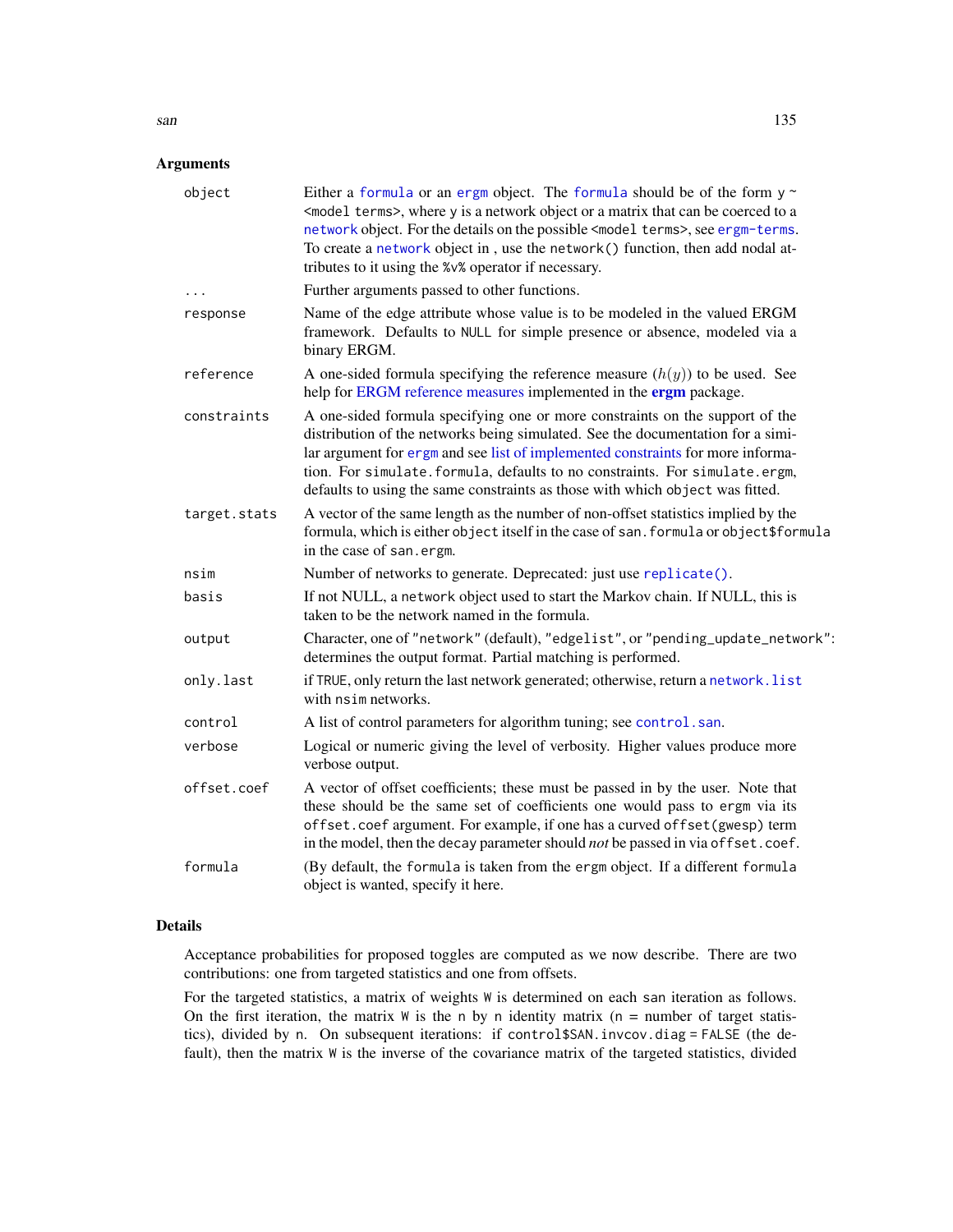## Arguments

| | |
|---|---|
| `object` | Either a `formula` or an `ergm` object. The `formula` should be of the form `y ~ <model terms>`, where `y` is a network object or a matrix that can be coerced to a `network` object. For the details on the possible `<model terms>`, see `ergm-terms`. To create a `network` object in , use the `network()` function, then add nodal attributes to it using the `%v%` operator if necessary. |
| `...` | Further arguments passed to other functions. |
| `response` | Name of the edge attribute whose value is to be modeled in the valued ERGM framework. Defaults to `NULL` for simple presence or absence, modeled via a binary ERGM. |
| `reference` | A one-sided formula specifying the reference measure ($h(y)$) to be used. See help for ERGM reference measures implemented in the **ergm** package. |
| `constraints` | A one-sided formula specifying one or more constraints on the support of the distribution of the networks being simulated. See the documentation for a similar argument for `ergm` and see list of implemented constraints for more information. For `simulate.formula`, defaults to no constraints. For `simulate.ergm`, defaults to using the same constraints as those with which `object` was fitted. |
| `target.stats` | A vector of the same length as the number of non-offset statistics implied by the formula, which is either `object` itself in the case of `san.formula` or `object$formula` in the case of `san.ergm`. |
| `nsim` | Number of networks to generate. Deprecated: just use `replicate()`. |
| `basis` | If not NULL, a `network` object used to start the Markov chain. If NULL, this is taken to be the network named in the formula. |
| `output` | Character, one of `"network"` (default), `"edgelist"`, or `"pending_update_network"`: determines the output format. Partial matching is performed. |
| `only.last` | if `TRUE`, only return the last network generated; otherwise, return a `network.list` with `nsim` networks. |
| `control` | A list of control parameters for algorithm tuning; see `control.san`. |
| `verbose` | Logical or numeric giving the level of verbosity. Higher values produce more verbose output. |
| `offset.coef` | A vector of offset coefficients; these must be passed in by the user. Note that these should be the same set of coefficients one would pass to `ergm` via its `offset.coef` argument. For example, if one has a curved `offset(gwesp)` term in the model, then the `decay` parameter should *not* be passed in via `offset.coef`. |
| `formula` | (By default, the `formula` is taken from the `ergm` object. If a different `formula` object is wanted, specify it here. |

## Details

Acceptance probabilities for proposed toggles are computed as we now describe. There are two contributions: one from targeted statistics and one from offsets.

For the targeted statistics, a matrix of weights `W` is determined on each `san` iteration as follows. On the first iteration, the matrix `W` is the `n` by `n` identity matrix (`n` = number of target statistics), divided by `n`. On subsequent iterations: if `control$SAN.invcov.diag = FALSE` (the default), then the matrix `W` is the inverse of the covariance matrix of the targeted statistics, divided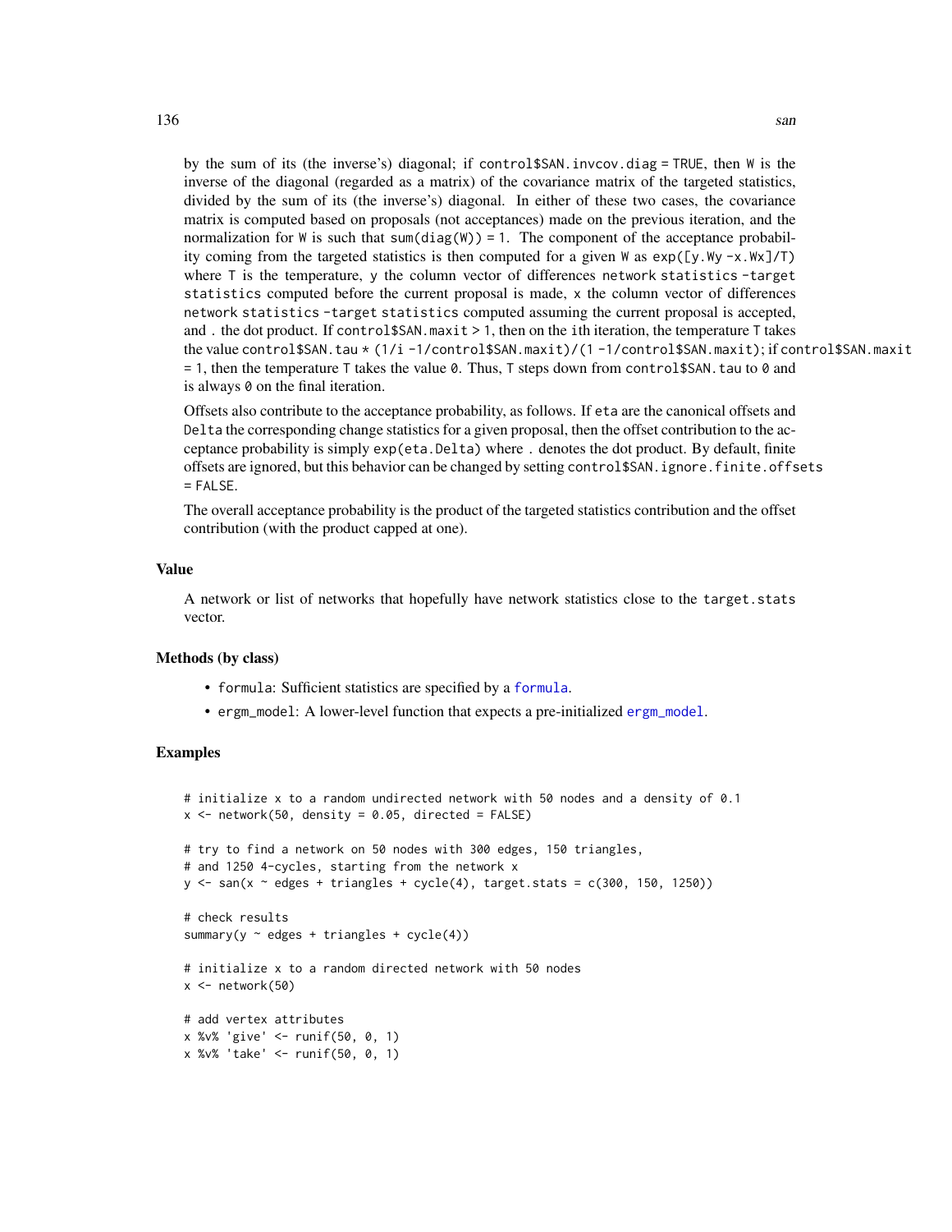by the sum of its (the inverse's) diagonal; if `control$SAN.invcov.diag = TRUE`, then `W` is the inverse of the diagonal (regarded as a matrix) of the covariance matrix of the targeted statistics, divided by the sum of its (the inverse's) diagonal. In either of these two cases, the covariance matrix is computed based on proposals (not acceptances) made on the previous iteration, and the normalization for `W` is such that `sum(diag(W)) = 1`. The component of the acceptance probability coming from the targeted statistics is then computed for a given `W` as `exp([y.Wy - x.Wx]/T)` where `T` is the temperature, `y` the column vector of differences `network statistics - target statistics` computed before the current proposal is made, `x` the column vector of differences `network statistics - target statistics` computed assuming the current proposal is accepted, and `.` the dot product. If `control$SAN.maxit > 1`, then on the `i`th iteration, the temperature `T` takes the value `control$SAN.tau * (1/i - 1/control$SAN.maxit)/(1 - 1/control$SAN.maxit)`; if `control$SAN.maxit = 1`, then the temperature `T` takes the value `0`. Thus, `T` steps down from `control$SAN.tau` to `0` and is always `0` on the final iteration.

Offsets also contribute to the acceptance probability, as follows. If `eta` are the canonical offsets and `Delta` the corresponding change statistics for a given proposal, then the offset contribution to the acceptance probability is simply `exp(eta.Delta)` where `.` denotes the dot product. By default, finite offsets are ignored, but this behavior can be changed by setting `control$SAN.ignore.finite.offsets = FALSE`.

The overall acceptance probability is the product of the targeted statistics contribution and the offset contribution (with the product capped at one).

### Value

A network or list of networks that hopefully have network statistics close to the `target.stats` vector.

### Methods (by class)

- `formula`: Sufficient statistics are specified by a `formula`.
- `ergm_model`: A lower-level function that expects a pre-initialized `ergm_model`.

### Examples

```
# initialize x to a random undirected network with 50 nodes and a density of 0.1
x <- network(50, density = 0.05, directed = FALSE)

# try to find a network on 50 nodes with 300 edges, 150 triangles,
# and 1250 4-cycles, starting from the network x
y <- san(x ~ edges + triangles + cycle(4), target.stats = c(300, 150, 1250))

# check results
summary(y ~ edges + triangles + cycle(4))

# initialize x to a random directed network with 50 nodes
x <- network(50)

# add vertex attributes
x %v% 'give' <- runif(50, 0, 1)
x %v% 'take' <- runif(50, 0, 1)
```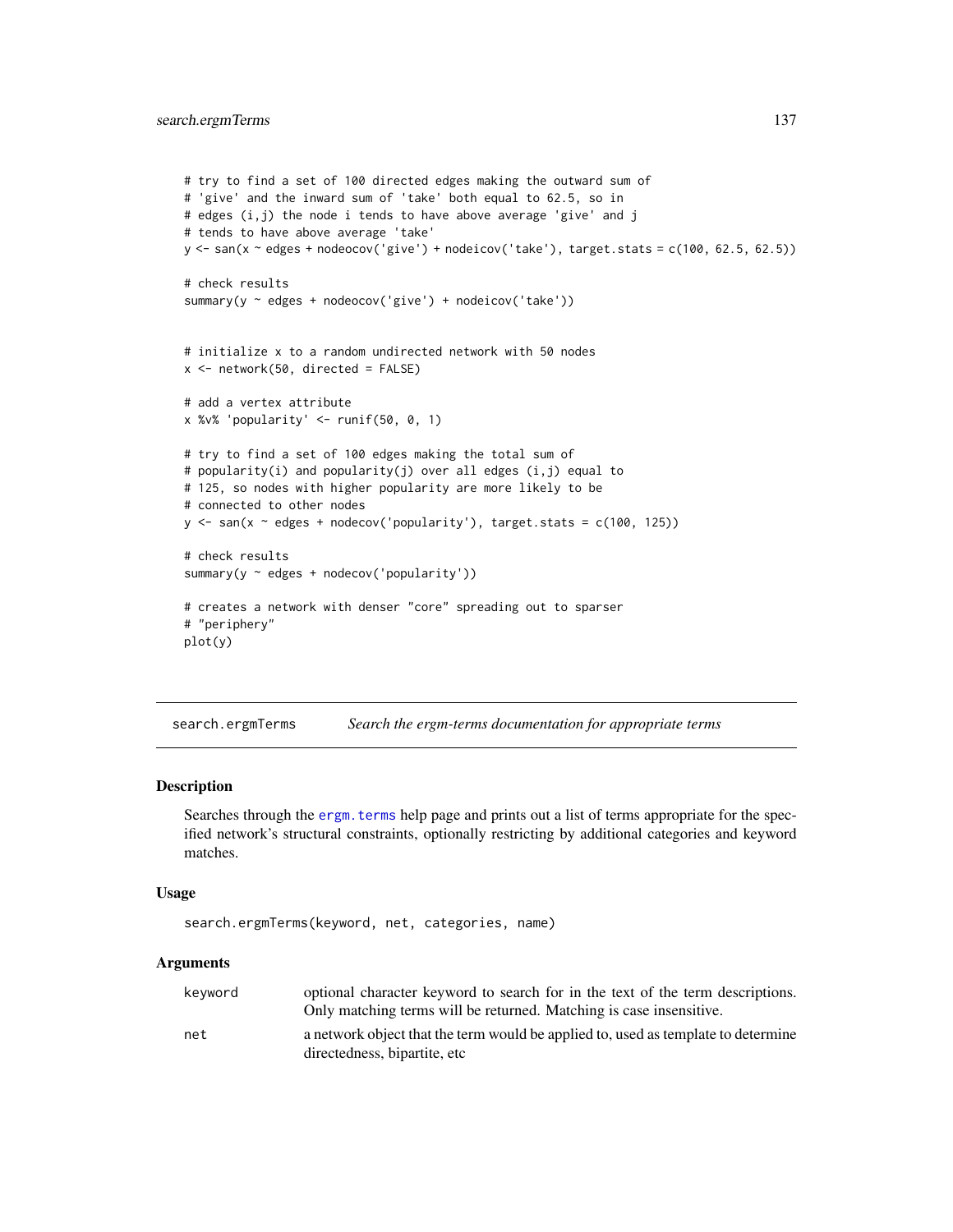```
# try to find a set of 100 directed edges making the outward sum of
# 'give' and the inward sum of 'take' both equal to 62.5, so in
# edges (i,j) the node i tends to have above average 'give' and j
# tends to have above average 'take'
y <- san(x ~ edges + nodeocov('give') + nodeicov('take'), target.stats = c(100, 62.5, 62.5))

# check results
summary(y ~ edges + nodeocov('give') + nodeicov('take'))


# initialize x to a random undirected network with 50 nodes
x <- network(50, directed = FALSE)

# add a vertex attribute
x %v% 'popularity' <- runif(50, 0, 1)

# try to find a set of 100 edges making the total sum of
# popularity(i) and popularity(j) over all edges (i,j) equal to
# 125, so nodes with higher popularity are more likely to be
# connected to other nodes
y <- san(x ~ edges + nodecov('popularity'), target.stats = c(100, 125))

# check results
summary(y ~ edges + nodecov('popularity'))

# creates a network with denser "core" spreading out to sparser
# "periphery"
plot(y)
```

## search.ergmTerms — *Search the ergm-terms documentation for appropriate terms*

### Description

Searches through the ergm.terms help page and prints out a list of terms appropriate for the specified network's structural constraints, optionally restricting by additional categories and keyword matches.

### Usage

```
search.ergmTerms(keyword, net, categories, name)
```

### Arguments

| | |
|---|---|
| keyword | optional character keyword to search for in the text of the term descriptions. Only matching terms will be returned. Matching is case insensitive. |
| net | a network object that the term would be applied to, used as template to determine directedness, bipartite, etc |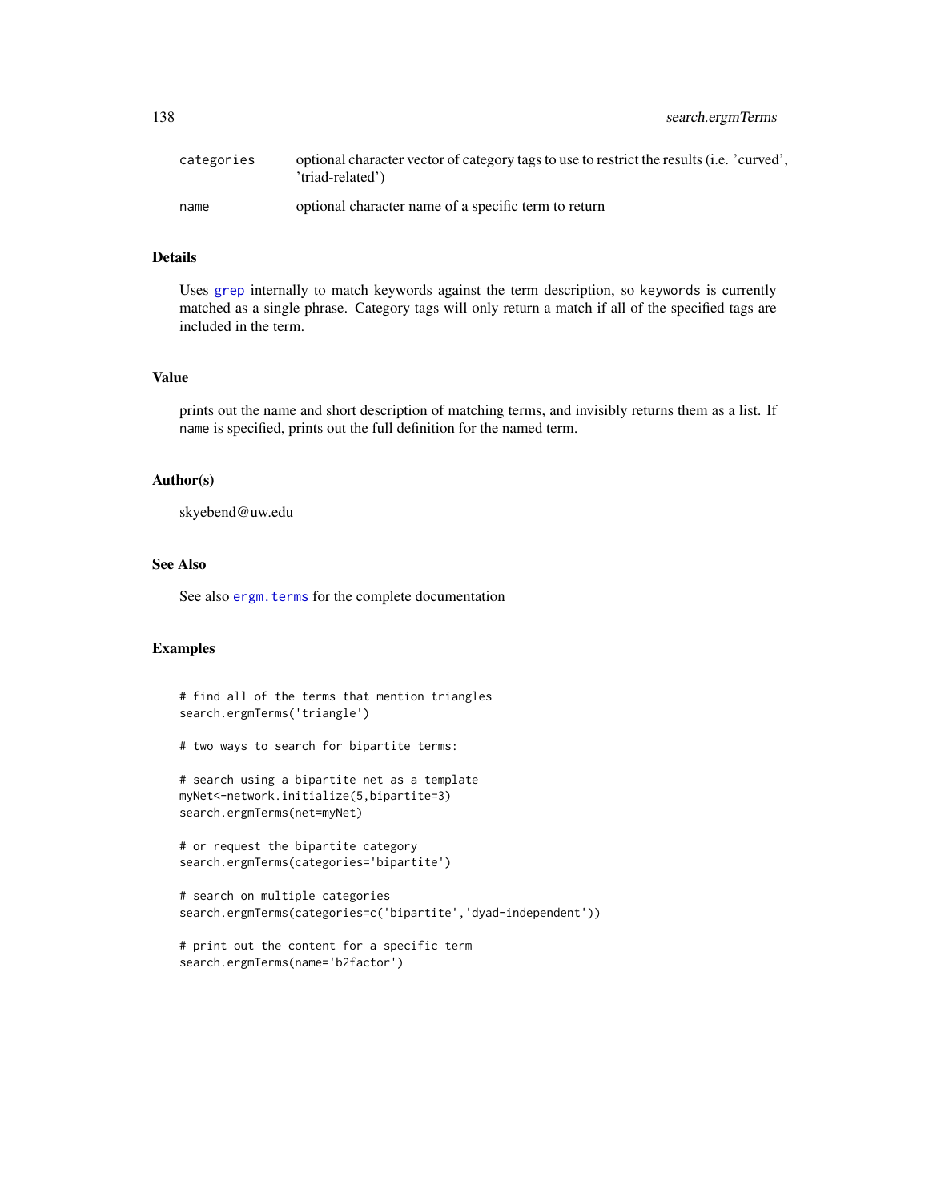| | |
|---|---|
| `categories` | optional character vector of category tags to use to restrict the results (i.e. 'curved', 'triad-related') |
| `name` | optional character name of a specific term to return |

### Details

Uses `grep` internally to match keywords against the term description, so `keywords` is currently matched as a single phrase. Category tags will only return a match if all of the specified tags are included in the term.

### Value

prints out the name and short description of matching terms, and invisibly returns them as a list. If `name` is specified, prints out the full definition for the named term.

### Author(s)

skyebend@uw.edu

### See Also

See also `ergm.terms` for the complete documentation

### Examples

```
# find all of the terms that mention triangles
search.ergmTerms('triangle')

# two ways to search for bipartite terms:

# search using a bipartite net as a template
myNet<-network.initialize(5,bipartite=3)
search.ergmTerms(net=myNet)

# or request the bipartite category
search.ergmTerms(categories='bipartite')

# search on multiple categories
search.ergmTerms(categories=c('bipartite','dyad-independent'))

# print out the content for a specific term
search.ergmTerms(name='b2factor')
```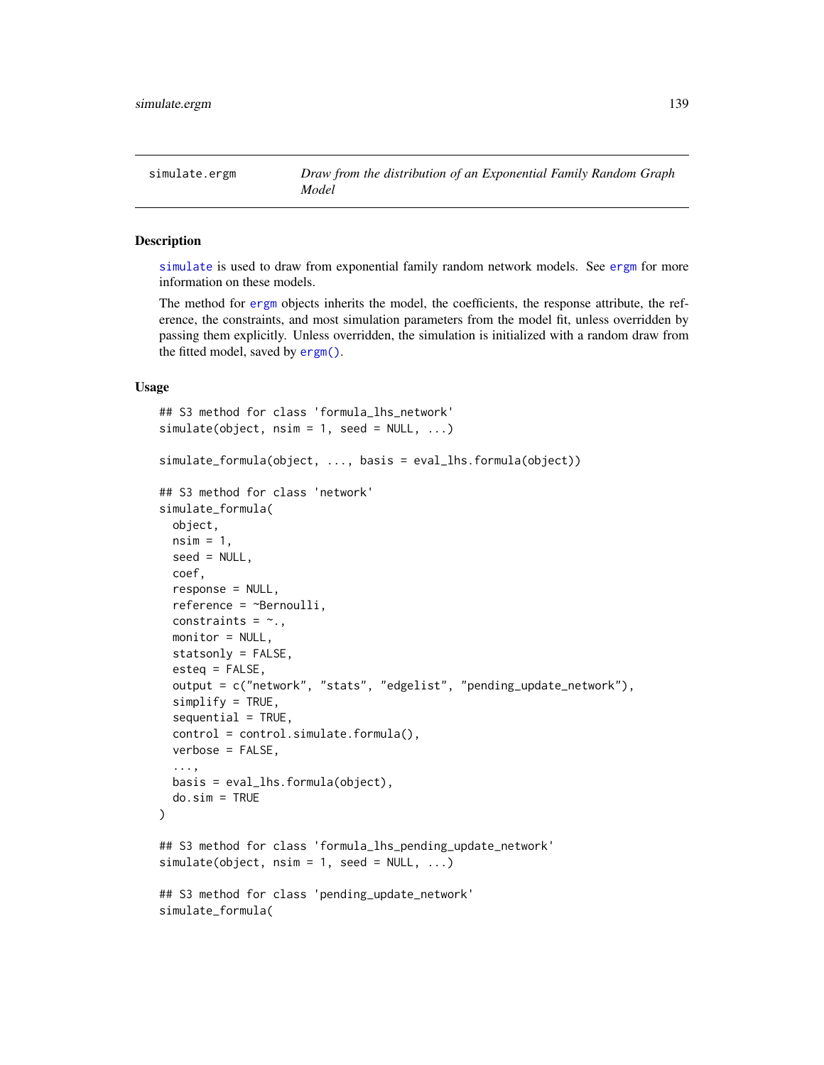simulate.ergm — *Draw from the distribution of an Exponential Family Random Graph Model*

## Description

simulate is used to draw from exponential family random network models. See ergm for more information on these models.

The method for ergm objects inherits the model, the coefficients, the response attribute, the reference, the constraints, and most simulation parameters from the model fit, unless overridden by passing them explicitly. Unless overridden, the simulation is initialized with a random draw from the fitted model, saved by ergm().

## Usage

```
## S3 method for class 'formula_lhs_network'
simulate(object, nsim = 1, seed = NULL, ...)

simulate_formula(object, ..., basis = eval_lhs.formula(object))

## S3 method for class 'network'
simulate_formula(
  object,
  nsim = 1,
  seed = NULL,
  coef,
  response = NULL,
  reference = ~Bernoulli,
  constraints = ~.,
  monitor = NULL,
  statsonly = FALSE,
  esteq = FALSE,
  output = c("network", "stats", "edgelist", "pending_update_network"),
  simplify = TRUE,
  sequential = TRUE,
  control = control.simulate.formula(),
  verbose = FALSE,
  ...,
  basis = eval_lhs.formula(object),
  do.sim = TRUE
)

## S3 method for class 'formula_lhs_pending_update_network'
simulate(object, nsim = 1, seed = NULL, ...)

## S3 method for class 'pending_update_network'
simulate_formula(
```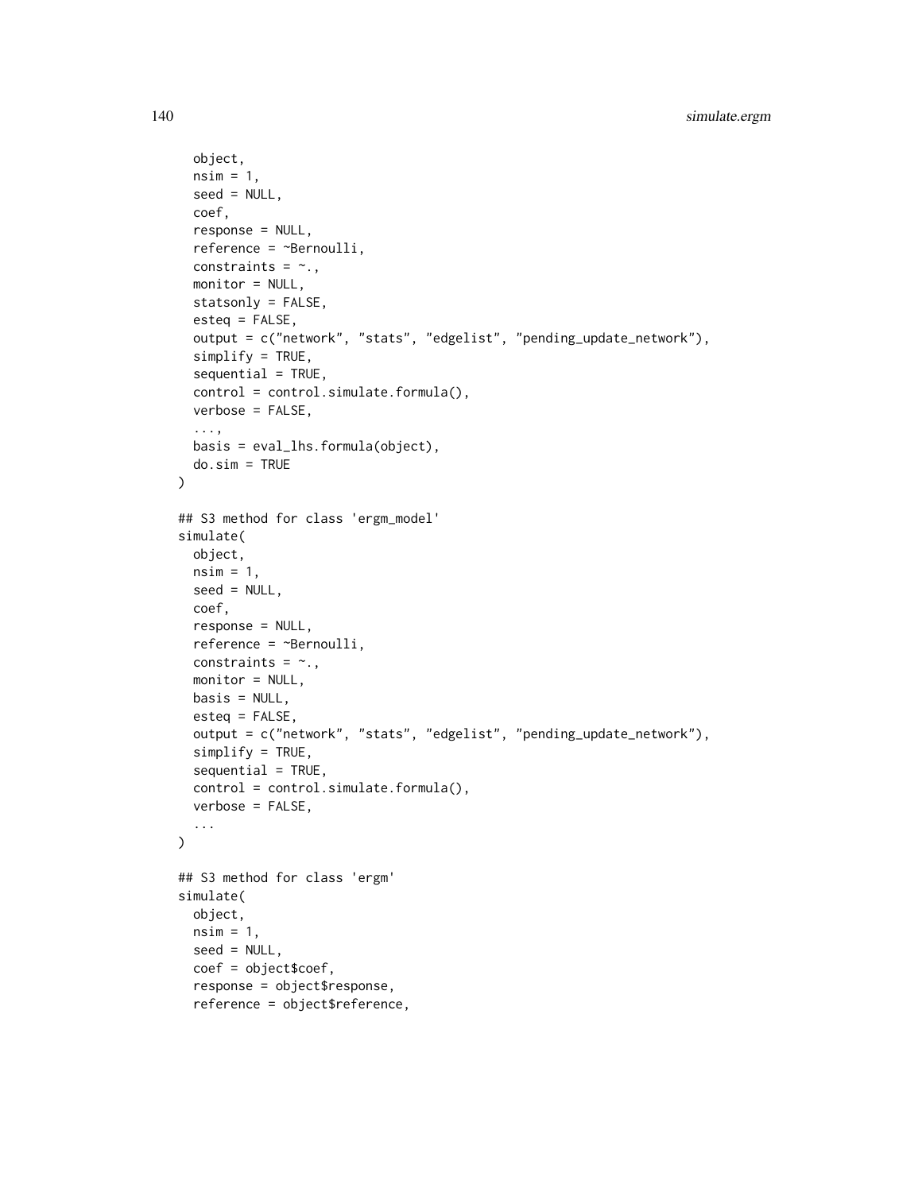```
  object,
  nsim = 1,
  seed = NULL,
  coef,
  response = NULL,
  reference = ~Bernoulli,
  constraints = ~.,
  monitor = NULL,
  statsonly = FALSE,
  esteq = FALSE,
  output = c("network", "stats", "edgelist", "pending_update_network"),
  simplify = TRUE,
  sequential = TRUE,
  control = control.simulate.formula(),
  verbose = FALSE,
  ...,
  basis = eval_lhs.formula(object),
  do.sim = TRUE
)

## S3 method for class 'ergm_model'
simulate(
  object,
  nsim = 1,
  seed = NULL,
  coef,
  response = NULL,
  reference = ~Bernoulli,
  constraints = ~.,
  monitor = NULL,
  basis = NULL,
  esteq = FALSE,
  output = c("network", "stats", "edgelist", "pending_update_network"),
  simplify = TRUE,
  sequential = TRUE,
  control = control.simulate.formula(),
  verbose = FALSE,
  ...
)

## S3 method for class 'ergm'
simulate(
  object,
  nsim = 1,
  seed = NULL,
  coef = object$coef,
  response = object$response,
  reference = object$reference,
```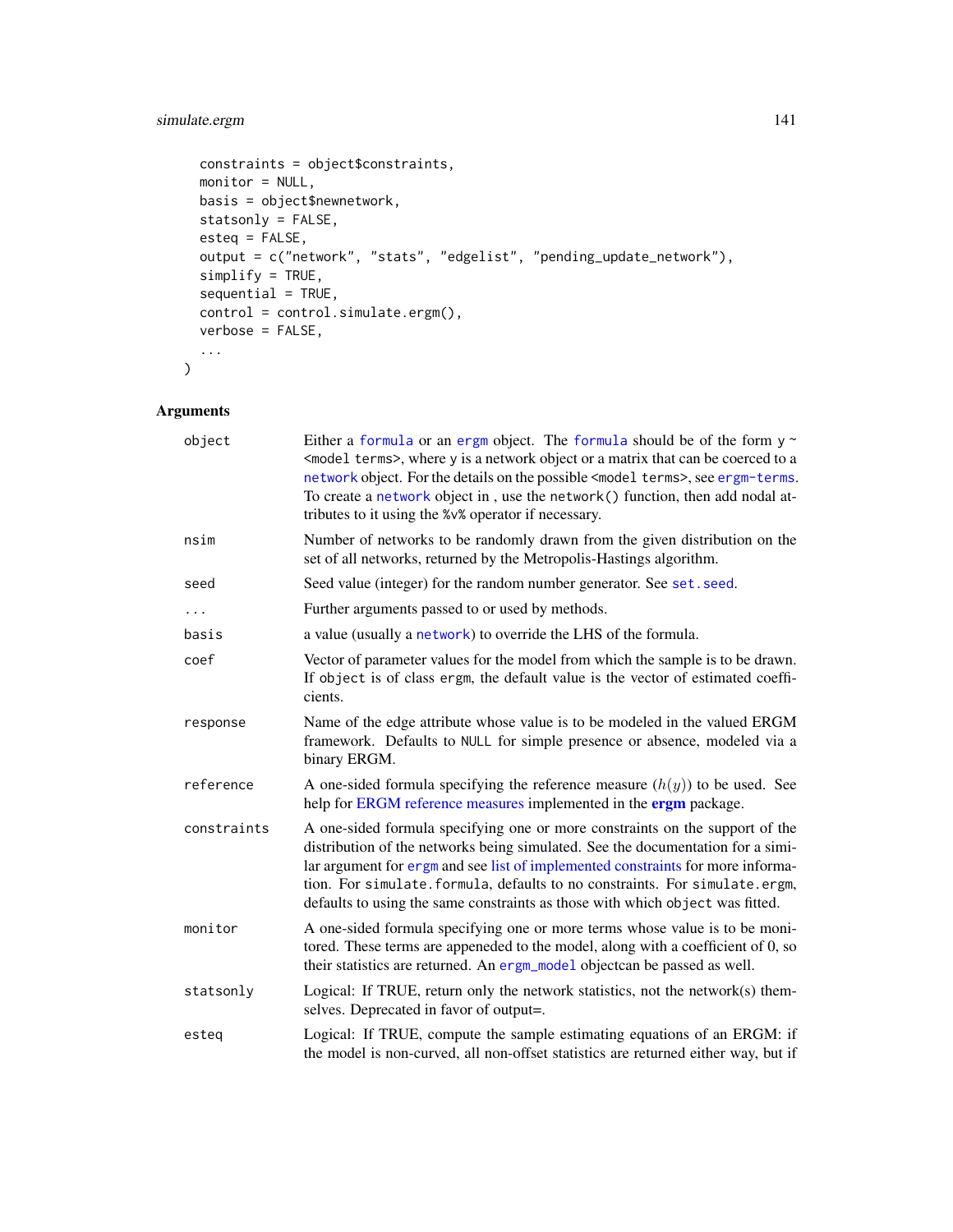```
  constraints = object$constraints,
  monitor = NULL,
  basis = object$newnetwork,
  statsonly = FALSE,
  esteq = FALSE,
  output = c("network", "stats", "edgelist", "pending_update_network"),
  simplify = TRUE,
  sequential = TRUE,
  control = control.simulate.ergm(),
  verbose = FALSE,
  ...
)
```

## Arguments

| | |
|---|---|
| object | Either a formula or an ergm object. The formula should be of the form y ~ <model terms>, where y is a network object or a matrix that can be coerced to a network object. For the details on the possible <model terms>, see ergm-terms. To create a network object in , use the network() function, then add nodal attributes to it using the %v% operator if necessary. |
| nsim | Number of networks to be randomly drawn from the given distribution on the set of all networks, returned by the Metropolis-Hastings algorithm. |
| seed | Seed value (integer) for the random number generator. See set.seed. |
| ... | Further arguments passed to or used by methods. |
| basis | a value (usually a network) to override the LHS of the formula. |
| coef | Vector of parameter values for the model from which the sample is to be drawn. If object is of class ergm, the default value is the vector of estimated coefficients. |
| response | Name of the edge attribute whose value is to be modeled in the valued ERGM framework. Defaults to NULL for simple presence or absence, modeled via a binary ERGM. |
| reference | A one-sided formula specifying the reference measure ($h(y)$) to be used. See help for ERGM reference measures implemented in the **ergm** package. |
| constraints | A one-sided formula specifying one or more constraints on the support of the distribution of the networks being simulated. See the documentation for a similar argument for ergm and see list of implemented constraints for more information. For simulate.formula, defaults to no constraints. For simulate.ergm, defaults to using the same constraints as those with which object was fitted. |
| monitor | A one-sided formula specifying one or more terms whose value is to be monitored. These terms are appeneded to the model, along with a coefficient of 0, so their statistics are returned. An ergm_model objectcan be passed as well. |
| statsonly | Logical: If TRUE, return only the network statistics, not the network(s) themselves. Deprecated in favor of output=. |
| esteq | Logical: If TRUE, compute the sample estimating equations of an ERGM: if the model is non-curved, all non-offset statistics are returned either way, but if |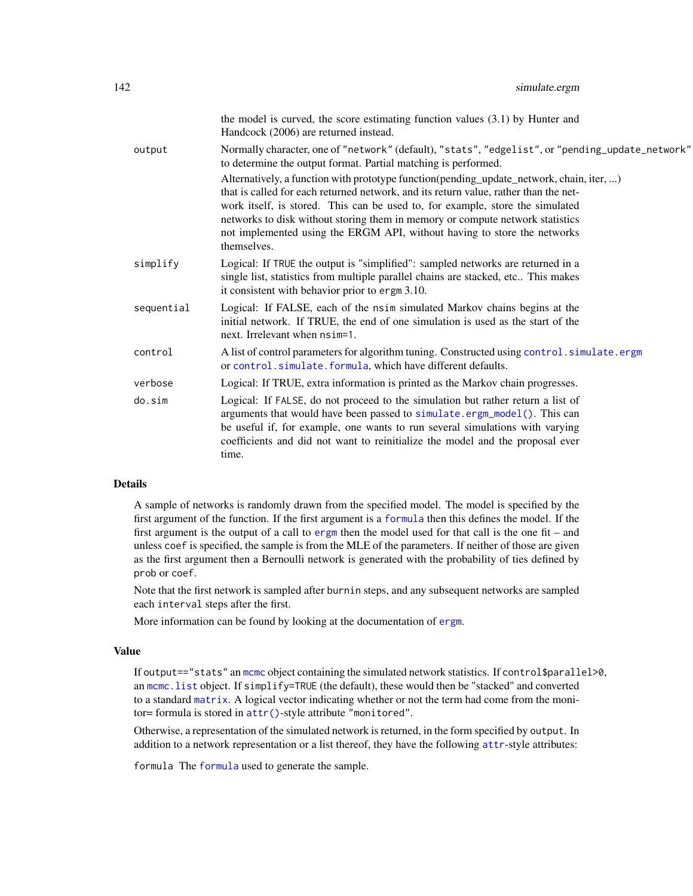the model is curved, the score estimating function values (3.1) by Hunter and Handcock (2006) are returned instead.

**output** Normally character, one of "network" (default), "stats", "edgelist", or "pending_update_network" to determine the output format. Partial matching is performed.

Alternatively, a function with prototype function(pending_update_network, chain, iter, ...) that is called for each returned network, and its return value, rather than the network itself, is stored. This can be used to, for example, store the simulated networks to disk without storing them in memory or compute network statistics not implemented using the ERGM API, without having to store the networks themselves.

**simplify** Logical: If TRUE the output is "simplified": sampled networks are returned in a single list, statistics from multiple parallel chains are stacked, etc.. This makes it consistent with behavior prior to ergm 3.10.

**sequential** Logical: If FALSE, each of the nsim simulated Markov chains begins at the initial network. If TRUE, the end of one simulation is used as the start of the next. Irrelevant when nsim=1.

**control** A list of control parameters for algorithm tuning. Constructed using control.simulate.ergm or control.simulate.formula, which have different defaults.

**verbose** Logical: If TRUE, extra information is printed as the Markov chain progresses.

**do.sim** Logical: If FALSE, do not proceed to the simulation but rather return a list of arguments that would have been passed to simulate.ergm_model(). This can be useful if, for example, one wants to run several simulations with varying coefficients and did not want to reinitialize the model and the proposal ever time.

## Details

A sample of networks is randomly drawn from the specified model. The model is specified by the first argument of the function. If the first argument is a formula then this defines the model. If the first argument is the output of a call to ergm then the model used for that call is the one fit – and unless coef is specified, the sample is from the MLE of the parameters. If neither of those are given as the first argument then a Bernoulli network is generated with the probability of ties defined by prob or coef.

Note that the first network is sampled after burnin steps, and any subsequent networks are sampled each interval steps after the first.

More information can be found by looking at the documentation of ergm.

## Value

If output=="stats" an mcmc object containing the simulated network statistics. If control$parallel>0, an mcmc.list object. If simplify=TRUE (the default), these would then be "stacked" and converted to a standard matrix. A logical vector indicating whether or not the term had come from the monitor= formula is stored in attr()-style attribute "monitored".

Otherwise, a representation of the simulated network is returned, in the form specified by output. In addition to a network representation or a list thereof, they have the following attr-style attributes:

formula The formula used to generate the sample.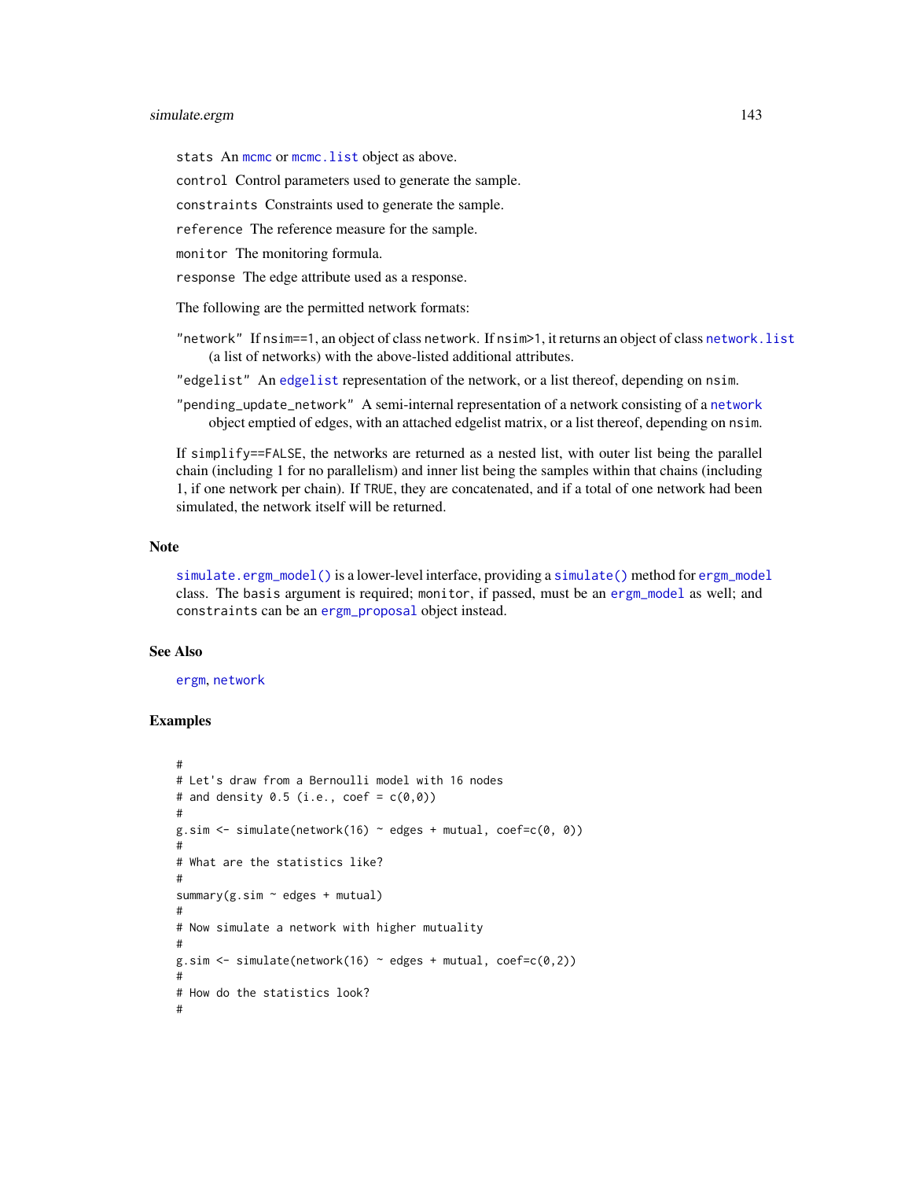`stats` An `mcmc` or `mcmc.list` object as above.

`control` Control parameters used to generate the sample.

`constraints` Constraints used to generate the sample.

`reference` The reference measure for the sample.

`monitor` The monitoring formula.

`response` The edge attribute used as a response.

The following are the permitted network formats:

`"network"` If `nsim==1`, an object of class `network`. If `nsim>1`, it returns an object of class `network.list` (a list of networks) with the above-listed additional attributes.

`"edgelist"` An `edgelist` representation of the network, or a list thereof, depending on `nsim`.

`"pending_update_network"` A semi-internal representation of a network consisting of a `network` object emptied of edges, with an attached edgelist matrix, or a list thereof, depending on `nsim`.

If `simplify==FALSE`, the networks are returned as a nested list, with outer list being the parallel chain (including 1 for no parallelism) and inner list being the samples within that chains (including 1, if one network per chain). If `TRUE`, they are concatenated, and if a total of one network had been simulated, the network itself will be returned.

## Note

`simulate.ergm_model()` is a lower-level interface, providing a `simulate()` method for `ergm_model` class. The `basis` argument is required; `monitor`, if passed, must be an `ergm_model` as well; and `constraints` can be an `ergm_proposal` object instead.

## See Also

`ergm`, `network`

## Examples

```
#
# Let's draw from a Bernoulli model with 16 nodes
# and density 0.5 (i.e., coef = c(0,0))
#
g.sim <- simulate(network(16) ~ edges + mutual, coef=c(0, 0))
#
# What are the statistics like?
#
summary(g.sim ~ edges + mutual)
#
# Now simulate a network with higher mutuality
#
g.sim <- simulate(network(16) ~ edges + mutual, coef=c(0,2))
#
# How do the statistics look?
#
```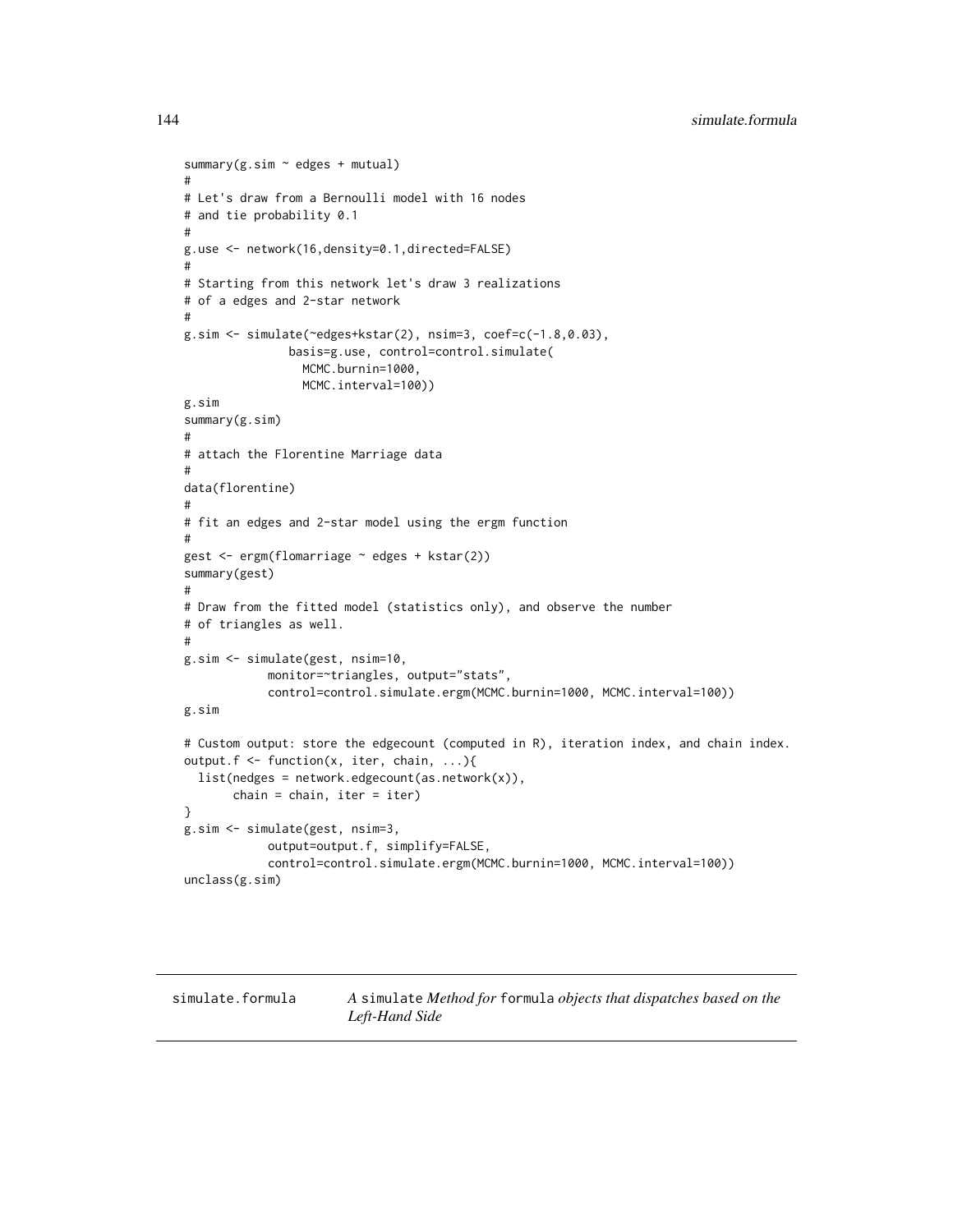```
summary(g.sim ~ edges + mutual)
#
# Let's draw from a Bernoulli model with 16 nodes
# and tie probability 0.1
#
g.use <- network(16,density=0.1,directed=FALSE)
#
# Starting from this network let's draw 3 realizations
# of a edges and 2-star network
#
g.sim <- simulate(~edges+kstar(2), nsim=3, coef=c(-1.8,0.03),
               basis=g.use, control=control.simulate(
                 MCMC.burnin=1000,
                 MCMC.interval=100))
g.sim
summary(g.sim)
#
# attach the Florentine Marriage data
#
data(florentine)
#
# fit an edges and 2-star model using the ergm function
#
gest <- ergm(flomarriage ~ edges + kstar(2))
summary(gest)
#
# Draw from the fitted model (statistics only), and observe the number
# of triangles as well.
#
g.sim <- simulate(gest, nsim=10,
            monitor=~triangles, output="stats",
            control=control.simulate.ergm(MCMC.burnin=1000, MCMC.interval=100))
g.sim

# Custom output: store the edgecount (computed in R), iteration index, and chain index.
output.f <- function(x, iter, chain, ...){
  list(nedges = network.edgecount(as.network(x)),
       chain = chain, iter = iter)
}
g.sim <- simulate(gest, nsim=3,
            output=output.f, simplify=FALSE,
            control=control.simulate.ergm(MCMC.burnin=1000, MCMC.interval=100))
unclass(g.sim)
```

---

## simulate.formula — *A* simulate *Method for* formula *objects that dispatches based on the Left-Hand Side*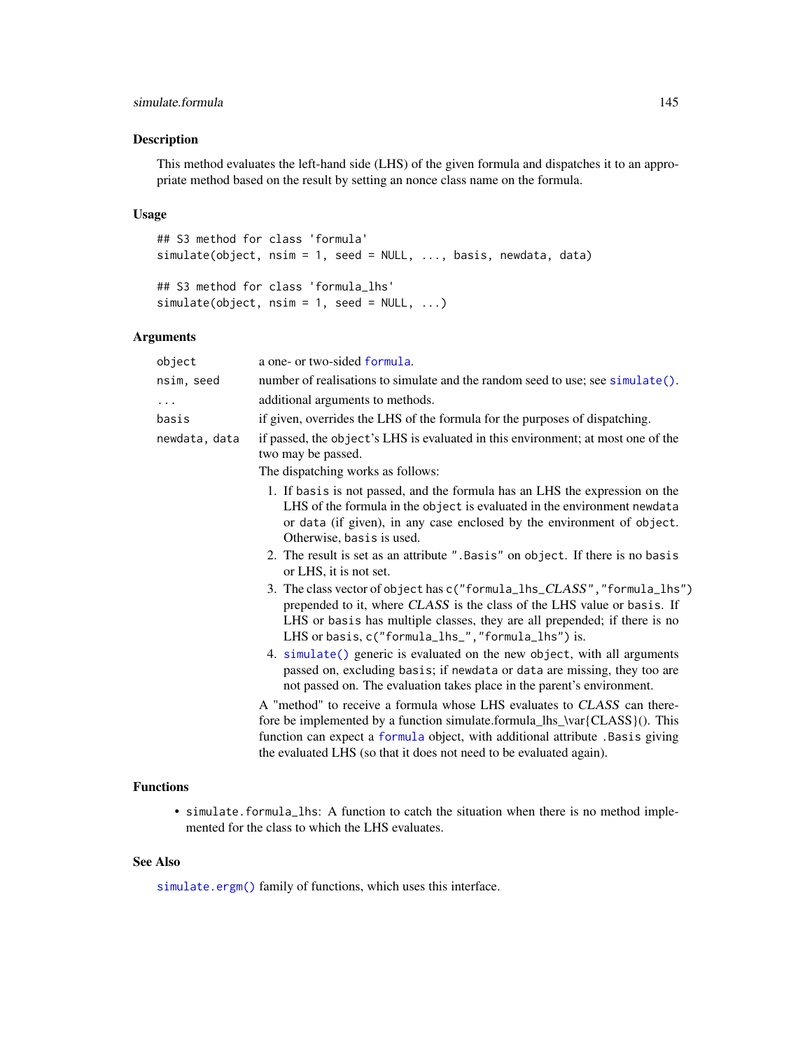## Description

This method evaluates the left-hand side (LHS) of the given formula and dispatches it to an appropriate method based on the result by setting an nonce class name on the formula.

## Usage

```
## S3 method for class 'formula'
simulate(object, nsim = 1, seed = NULL, ..., basis, newdata, data)

## S3 method for class 'formula_lhs'
simulate(object, nsim = 1, seed = NULL, ...)
```

## Arguments

| | |
|---|---|
| `object` | a one- or two-sided `formula`. |
| `nsim, seed` | number of realisations to simulate and the random seed to use; see `simulate()`. |
| `...` | additional arguments to methods. |
| `basis` | if given, overrides the LHS of the formula for the purposes of dispatching. |
| `newdata, data` | if passed, the `object`'s LHS is evaluated in this environment; at most one of the two may be passed. |

The dispatching works as follows:

1. If `basis` is not passed, and the formula has an LHS the expression on the LHS of the formula in the `object` is evaluated in the environment `newdata` or `data` (if given), in any case enclosed by the environment of `object`. Otherwise, `basis` is used.
2. The result is set as an attribute `".Basis"` on `object`. If there is no `basis` or LHS, it is not set.
3. The class vector of `object` has `c("formula_lhs_`*CLASS*`","formula_lhs")` prepended to it, where *CLASS* is the class of the LHS value or `basis`. If LHS or `basis` has multiple classes, they are all prepended; if there is no LHS or `basis`, `c("formula_lhs_","formula_lhs")` is.
4. `simulate()` generic is evaluated on the new `object`, with all arguments passed on, excluding `basis`; if `newdata` or `data` are missing, they too are not passed on. The evaluation takes place in the parent's environment.

A "method" to receive a formula whose LHS evaluates to *CLASS* can therefore be implemented by a function simulate.formula_lhs_\var{CLASS}(). This function can expect a `formula` object, with additional attribute `.Basis` giving the evaluated LHS (so that it does not need to be evaluated again).

## Functions

- `simulate.formula_lhs`: A function to catch the situation when there is no method implemented for the class to which the LHS evaluates.

## See Also

`simulate.ergm()` family of functions, which uses this interface.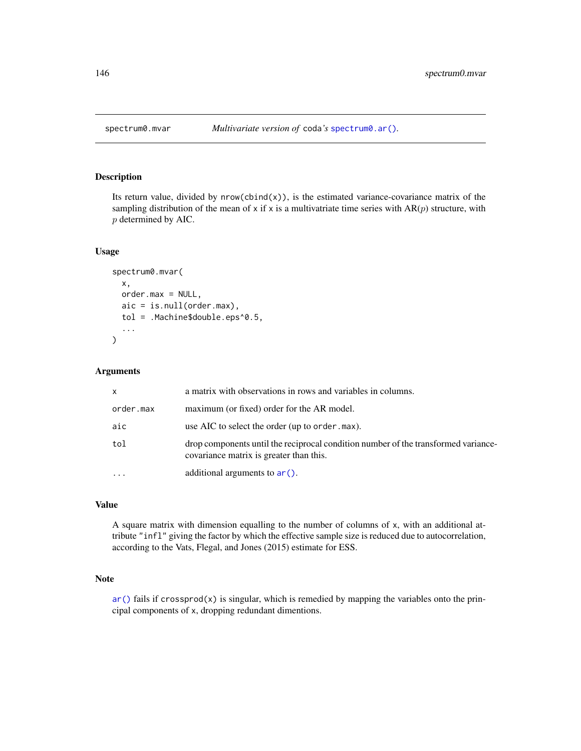# spectrum0.mvar    *Multivariate version of* `coda`*'s* `spectrum0.ar()`.

## Description

Its return value, divided by `nrow(cbind(x))`, is the estimated variance-covariance matrix of the sampling distribution of the mean of `x` if `x` is a multivatriate time series with AR($p$) structure, with $p$ determined by AIC.

## Usage

```
spectrum0.mvar(
  x,
  order.max = NULL,
  aic = is.null(order.max),
  tol = .Machine$double.eps^0.5,
  ...
)
```

## Arguments

| | |
|---|---|
| `x` | a matrix with observations in rows and variables in columns. |
| `order.max` | maximum (or fixed) order for the AR model. |
| `aic` | use AIC to select the order (up to `order.max`). |
| `tol` | drop components until the reciprocal condition number of the transformed variance-covariance matrix is greater than this. |
| `...` | additional arguments to `ar()`. |

## Value

A square matrix with dimension equalling to the number of columns of `x`, with an additional attribute `"infl"` giving the factor by which the effective sample size is reduced due to autocorrelation, according to the Vats, Flegal, and Jones (2015) estimate for ESS.

## Note

`ar()` fails if `crossprod(x)` is singular, which is remedied by mapping the variables onto the principal components of `x`, dropping redundant dimentions.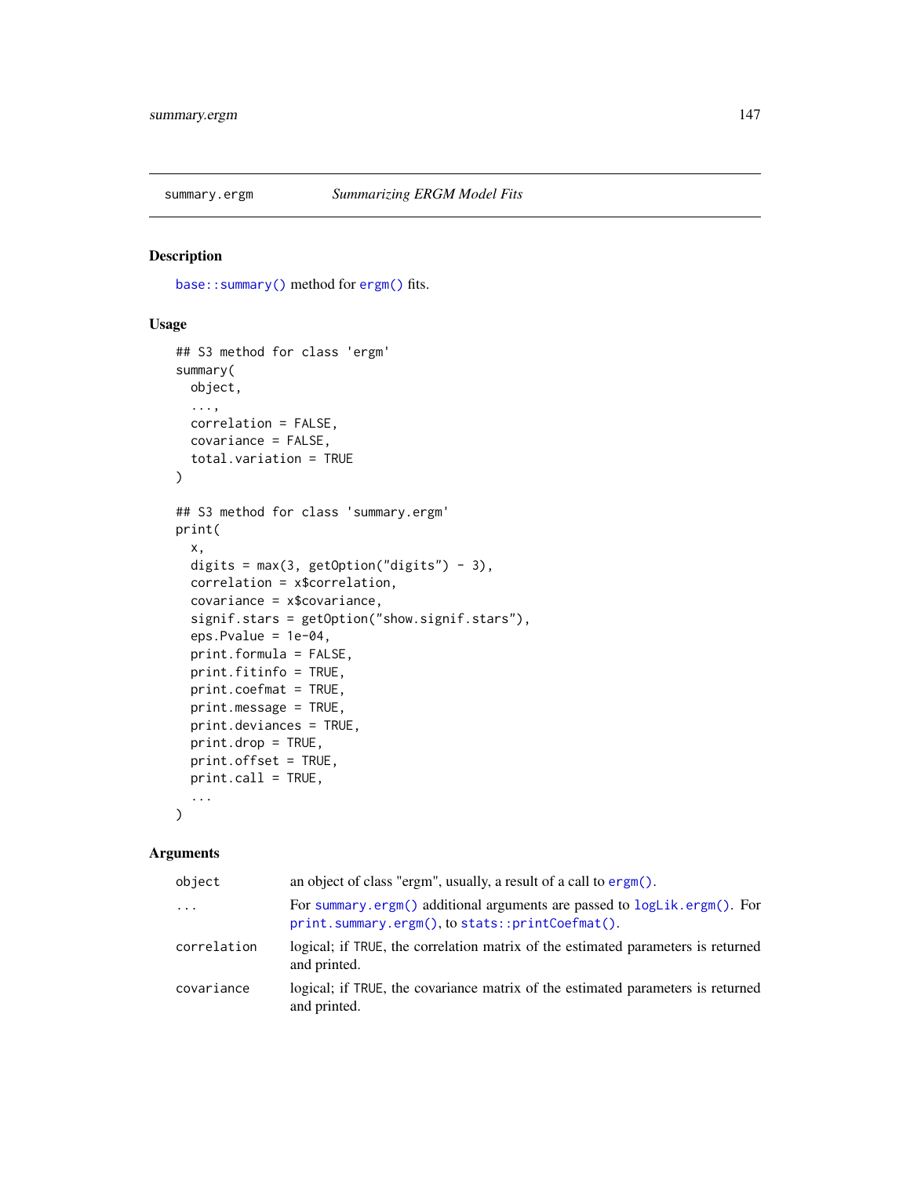summary.ergm — *Summarizing ERGM Model Fits*

## Description

`base::summary()` method for `ergm()` fits.

## Usage

```
## S3 method for class 'ergm'
summary(
  object,
  ...,
  correlation = FALSE,
  covariance = FALSE,
  total.variation = TRUE
)

## S3 method for class 'summary.ergm'
print(
  x,
  digits = max(3, getOption("digits") - 3),
  correlation = x$correlation,
  covariance = x$covariance,
  signif.stars = getOption("show.signif.stars"),
  eps.Pvalue = 1e-04,
  print.formula = FALSE,
  print.fitinfo = TRUE,
  print.coefmat = TRUE,
  print.message = TRUE,
  print.deviances = TRUE,
  print.drop = TRUE,
  print.offset = TRUE,
  print.call = TRUE,
  ...
)
```

## Arguments

| | |
|---|---|
| `object` | an object of class "ergm", usually, a result of a call to `ergm()`. |
| `...` | For `summary.ergm()` additional arguments are passed to `logLik.ergm()`. For `print.summary.ergm()`, to `stats::printCoefmat()`. |
| `correlation` | logical; if `TRUE`, the correlation matrix of the estimated parameters is returned and printed. |
| `covariance` | logical; if `TRUE`, the covariance matrix of the estimated parameters is returned and printed. |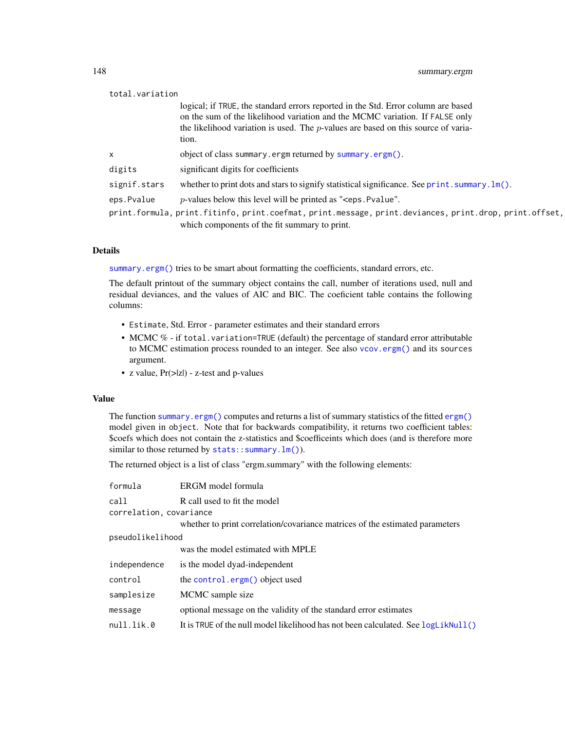`total.variation`
: logical; if `TRUE`, the standard errors reported in the Std. Error column are based on the sum of the likelihood variation and the MCMC variation. If `FALSE` only the likelihood variation is used. The $p$-values are based on this source of variation.

`x`
: object of class `summary.ergm` returned by `summary.ergm()`.

`digits`
: significant digits for coefficients

`signif.stars`
: whether to print dots and stars to signify statistical significance. See `print.summary.lm()`.

`eps.Pvalue`
: $p$-values below this level will be printed as "<eps.Pvalue".

`print.formula, print.fitinfo, print.coefmat, print.message, print.deviances, print.drop, print.offset,`
: which components of the fit summary to print.

## Details

`summary.ergm()` tries to be smart about formatting the coefficients, standard errors, etc.

The default printout of the summary object contains the call, number of iterations used, null and residual deviances, and the values of AIC and BIC. The coeficient table contains the following columns:

- `Estimate`, Std. Error - parameter estimates and their standard errors
- MCMC % - if `total.variation=TRUE` (default) the percentage of standard error attributable to MCMC estimation process rounded to an integer. See also `vcov.ergm()` and its `sources` argument.
- z value, Pr(>|z|) - z-test and p-values

## Value

The function `summary.ergm()` computes and returns a list of summary statistics of the fitted `ergm()` model given in `object`. Note that for backwards compatibility, it returns two coefficient tables: $coefs which does not contain the z-statistics and $coefficeints which does (and is therefore more similar to those returned by `stats::summary.lm()`).

The returned object is a list of class "ergm.summary" with the following elements:

`formula`
: ERGM model formula

`call`
: R call used to fit the model

`correlation, covariance`
: whether to print correlation/covariance matrices of the estimated parameters

`pseudolikelihood`
: was the model estimated with MPLE

`independence`
: is the model dyad-independent

`control`
: the `control.ergm()` object used

`samplesize`
: MCMC sample size

`message`
: optional message on the validity of the standard error estimates

`null.lik.0`
: It is `TRUE` of the null model likelihood has not been calculated. See `logLikNull()`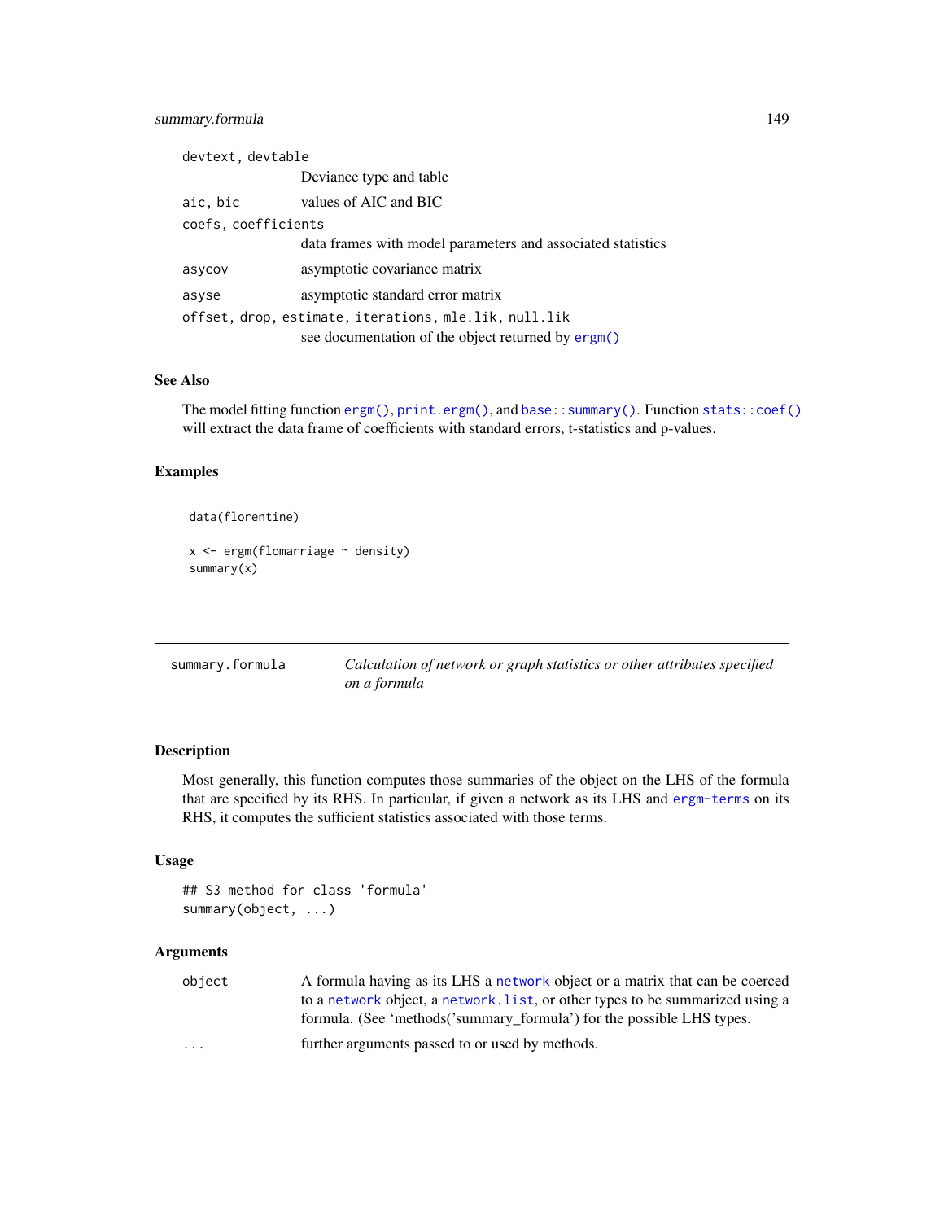`devtext, devtable`
: Deviance type and table

`aic, bic`
: values of AIC and BIC

`coefs, coefficients`
: data frames with model parameters and associated statistics

`asycov`
: asymptotic covariance matrix

`asyse`
: asymptotic standard error matrix

`offset, drop, estimate, iterations, mle.lik, null.lik`
: see documentation of the object returned by `ergm()`

### See Also

The model fitting function `ergm()`, `print.ergm()`, and `base::summary()`. Function `stats::coef()` will extract the data frame of coefficients with standard errors, t-statistics and p-values.

### Examples

```
data(florentine)

x <- ergm(flomarriage ~ density)
summary(x)
```

---

## summary.formula — *Calculation of network or graph statistics or other attributes specified on a formula*

---

### Description

Most generally, this function computes those summaries of the object on the LHS of the formula that are specified by its RHS. In particular, if given a network as its LHS and `ergm-terms` on its RHS, it computes the sufficient statistics associated with those terms.

### Usage

```
## S3 method for class 'formula'
summary(object, ...)
```

### Arguments

`object`
: A formula having as its LHS a `network` object or a matrix that can be coerced to a `network` object, a `network.list`, or other types to be summarized using a formula. (See 'methods('summary_formula') for the possible LHS types.

`...`
: further arguments passed to or used by methods.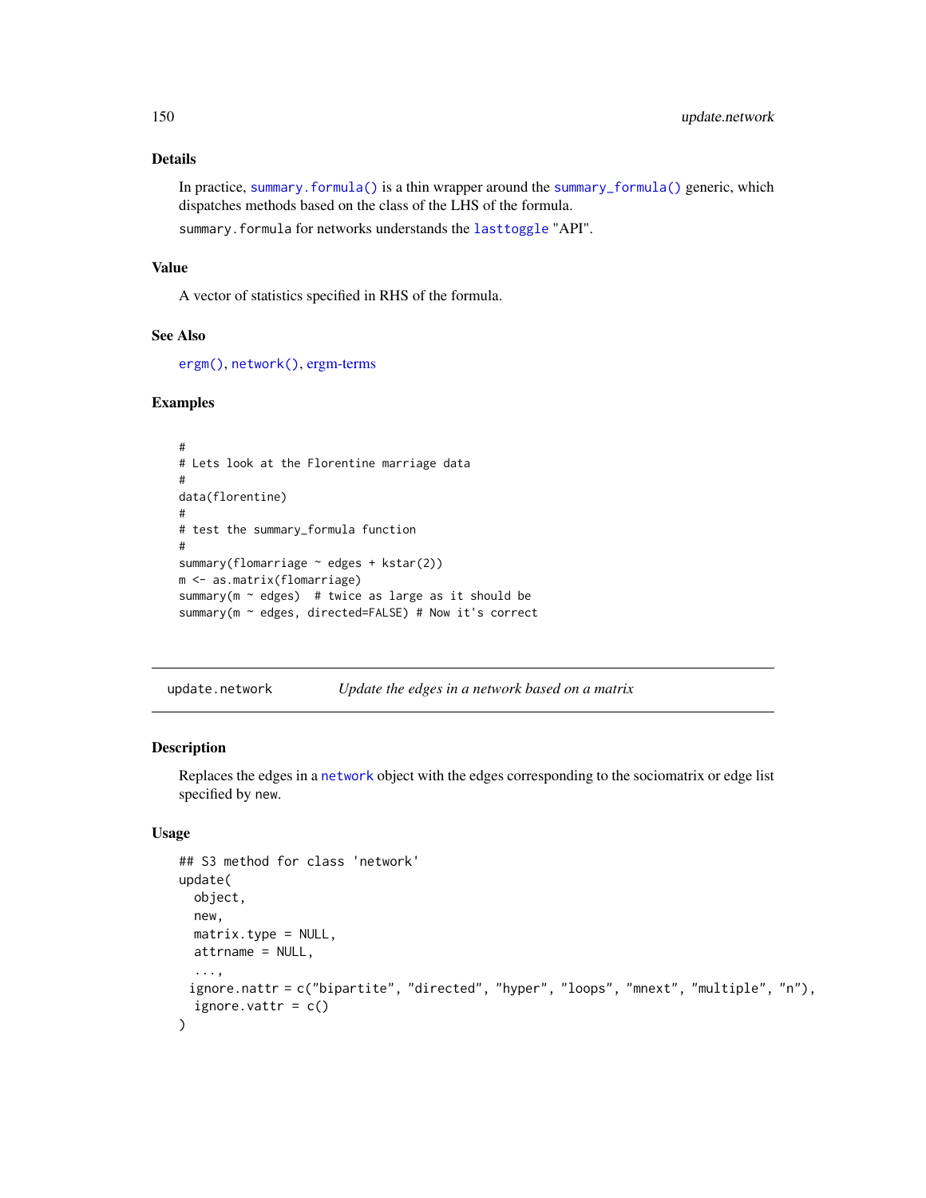### Details

In practice, `summary.formula()` is a thin wrapper around the `summary_formula()` generic, which dispatches methods based on the class of the LHS of the formula.

`summary.formula` for networks understands the `lasttoggle` "API".

### Value

A vector of statistics specified in RHS of the formula.

### See Also

`ergm()`, `network()`, ergm-terms

### Examples

```
#
# Lets look at the Florentine marriage data
#
data(florentine)
#
# test the summary_formula function
#
summary(flomarriage ~ edges + kstar(2))
m <- as.matrix(flomarriage)
summary(m ~ edges)  # twice as large as it should be
summary(m ~ edges, directed=FALSE) # Now it's correct
```

---

## update.network — *Update the edges in a network based on a matrix*

### Description

Replaces the edges in a `network` object with the edges corresponding to the sociomatrix or edge list specified by `new`.

### Usage

```
## S3 method for class 'network'
update(
  object,
  new,
  matrix.type = NULL,
  attrname = NULL,
  ...,
 ignore.nattr = c("bipartite", "directed", "hyper", "loops", "mnext", "multiple", "n"),
  ignore.vattr = c()
)
```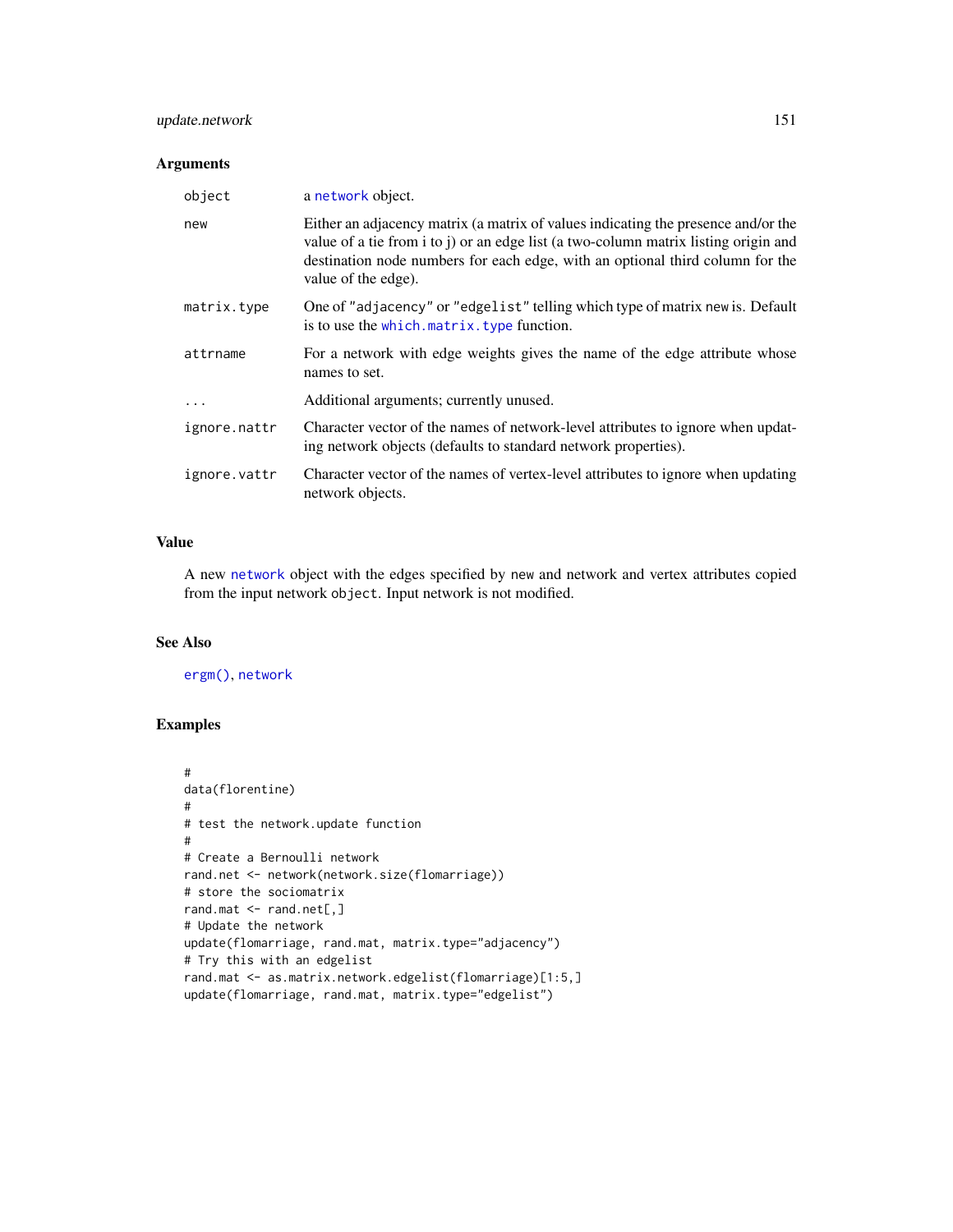## Arguments

| | |
|---|---|
| `object` | a `network` object. |
| `new` | Either an adjacency matrix (a matrix of values indicating the presence and/or the value of a tie from i to j) or an edge list (a two-column matrix listing origin and destination node numbers for each edge, with an optional third column for the value of the edge). |
| `matrix.type` | One of "adjacency" or "edgelist" telling which type of matrix new is. Default is to use the `which.matrix.type` function. |
| `attrname` | For a network with edge weights gives the name of the edge attribute whose names to set. |
| `...` | Additional arguments; currently unused. |
| `ignore.nattr` | Character vector of the names of network-level attributes to ignore when updating network objects (defaults to standard network properties). |
| `ignore.vattr` | Character vector of the names of vertex-level attributes to ignore when updating network objects. |

## Value

A new `network` object with the edges specified by `new` and network and vertex attributes copied from the input network `object`. Input network is not modified.

## See Also

`ergm()`, `network`

## Examples

```
#
data(florentine)
#
# test the network.update function
#
# Create a Bernoulli network
rand.net <- network(network.size(flomarriage))
# store the sociomatrix
rand.mat <- rand.net[,]
# Update the network
update(flomarriage, rand.mat, matrix.type="adjacency")
# Try this with an edgelist
rand.mat <- as.matrix.network.edgelist(flomarriage)[1:5,]
update(flomarriage, rand.mat, matrix.type="edgelist")
```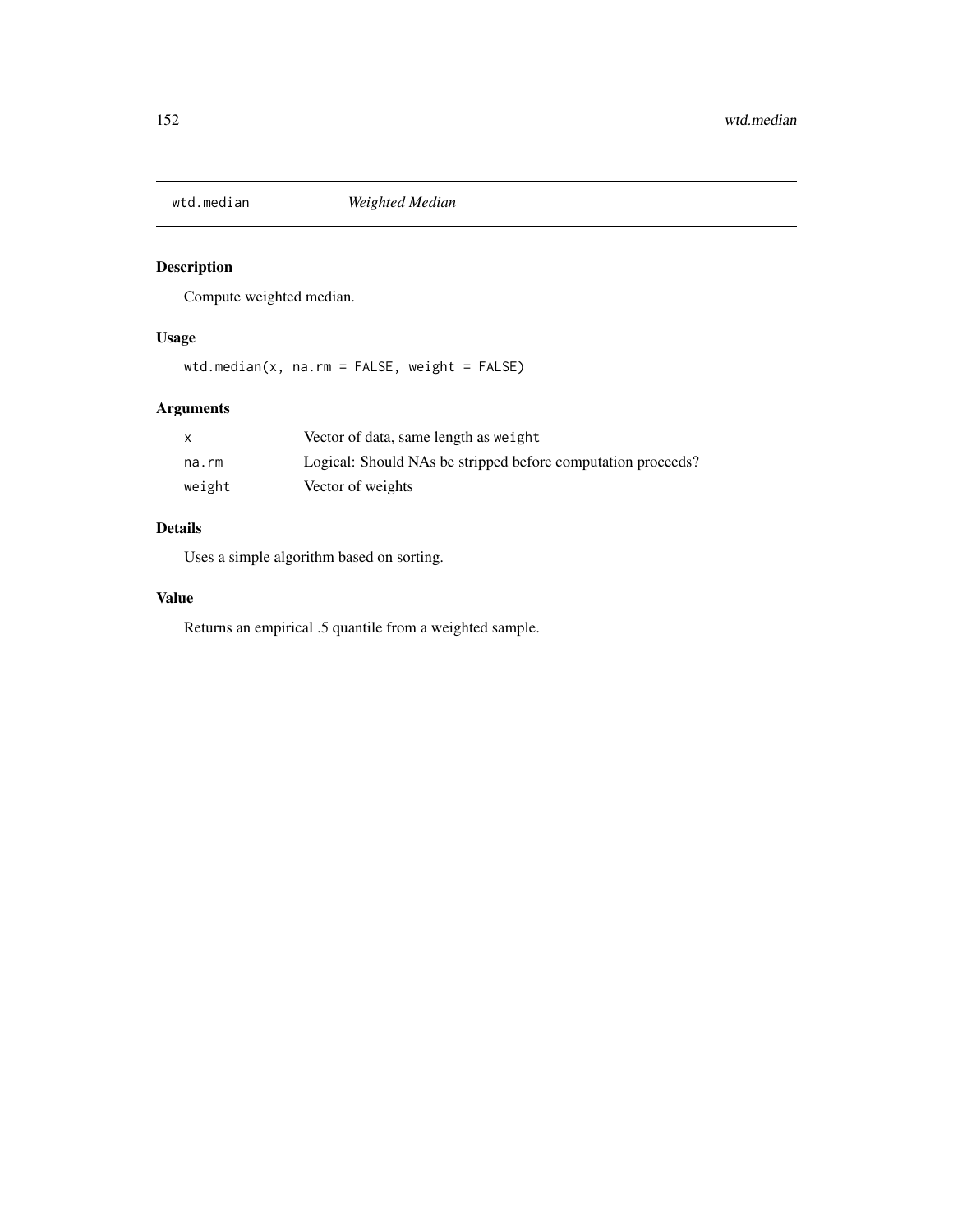# wtd.median *Weighted Median*

## Description

Compute weighted median.

## Usage

```
wtd.median(x, na.rm = FALSE, weight = FALSE)
```

## Arguments

| | |
|---|---|
| x | Vector of data, same length as `weight` |
| na.rm | Logical: Should NAs be stripped before computation proceeds? |
| weight | Vector of weights |

## Details

Uses a simple algorithm based on sorting.

## Value

Returns an empirical .5 quantile from a weighted sample.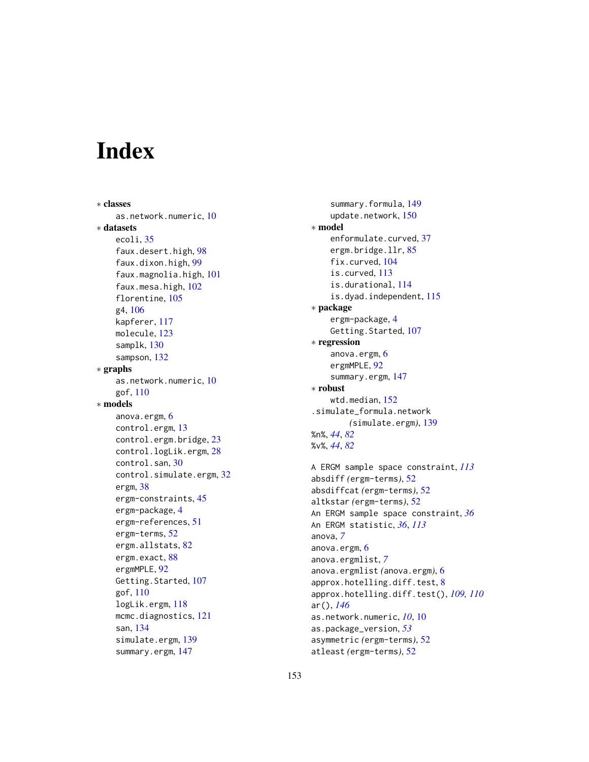# Index

∗ **classes**
  as.network.numeric, 10
∗ **datasets**
  ecoli, 35
  faux.desert.high, 98
  faux.dixon.high, 99
  faux.magnolia.high, 101
  faux.mesa.high, 102
  florentine, 105
  g4, 106
  kapferer, 117
  molecule, 123
  samplk, 130
  sampson, 132
∗ **graphs**
  as.network.numeric, 10
  gof, 110
∗ **models**
  anova.ergm, 6
  control.ergm, 13
  control.ergm.bridge, 23
  control.logLik.ergm, 28
  control.san, 30
  control.simulate.ergm, 32
  ergm, 38
  ergm-constraints, 45
  ergm-package, 4
  ergm-references, 51
  ergm-terms, 52
  ergm.allstats, 82
  ergm.exact, 88
  ergmMPLE, 92
  Getting.Started, 107
  gof, 110
  logLik.ergm, 118
  mcmc.diagnostics, 121
  san, 134
  simulate.ergm, 139
  summary.ergm, 147
  summary.formula, 149
  update.network, 150
∗ **model**
  enformulate.curved, 37
  ergm.bridge.llr, 85
  fix.curved, 104
  is.curved, 113
  is.durational, 114
  is.dyad.independent, 115
∗ **package**
  ergm-package, 4
  Getting.Started, 107
∗ **regression**
  anova.ergm, 6
  ergmMPLE, 92
  summary.ergm, 147
∗ **robust**
  wtd.median, 152
.simulate_formula.network
  *(simulate.ergm)*, 139
%n%, *44*, *82*
%v%, *44*, *82*

A ERGM sample space constraint, *113*
absdiff *(ergm-terms)*, 52
absdiffcat *(ergm-terms)*, 52
altkstar *(ergm-terms)*, 52
An ERGM sample space constraint, *36*
An ERGM statistic, *36*, *113*
anova, *7*
anova.ergm, 6
anova.ergmlist, *7*
anova.ergmlist *(anova.ergm)*, 6
approx.hotelling.diff.test, 8
approx.hotelling.diff.test(), *109*, *110*
ar(), *146*
as.network.numeric, *10*, 10
as.package_version, *53*
asymmetric *(ergm-terms)*, 52
atleast *(ergm-terms)*, 52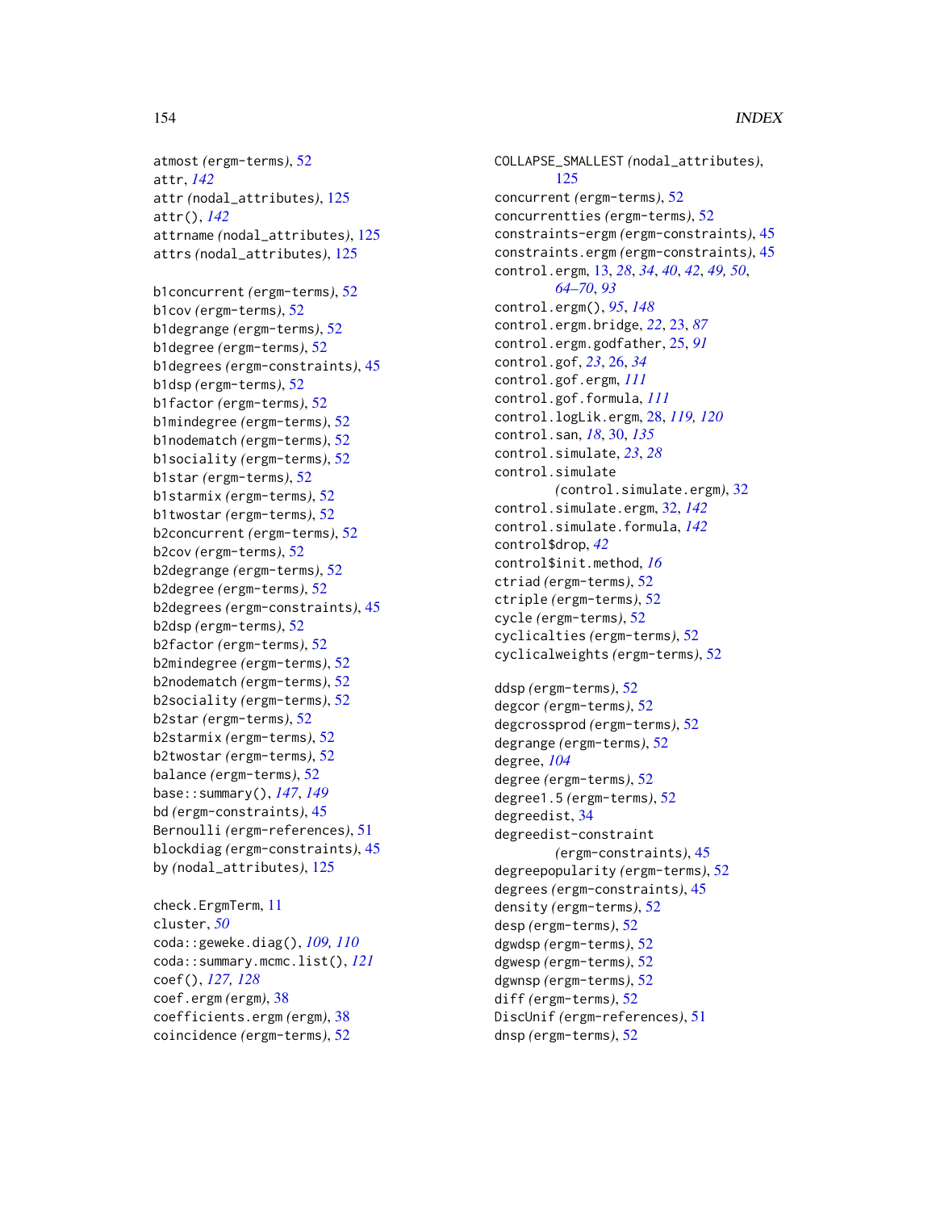atmost *(ergm-terms)*, 52
attr, *142*
attr *(nodal_attributes)*, 125
attr(), *142*
attrname *(nodal_attributes)*, 125
attrs *(nodal_attributes)*, 125

b1concurrent *(ergm-terms)*, 52
b1cov *(ergm-terms)*, 52
b1degrange *(ergm-terms)*, 52
b1degree *(ergm-terms)*, 52
b1degrees *(ergm-constraints)*, 45
b1dsp *(ergm-terms)*, 52
b1factor *(ergm-terms)*, 52
b1mindegree *(ergm-terms)*, 52
b1nodematch *(ergm-terms)*, 52
b1sociality *(ergm-terms)*, 52
b1star *(ergm-terms)*, 52
b1starmix *(ergm-terms)*, 52
b1twostar *(ergm-terms)*, 52
b2concurrent *(ergm-terms)*, 52
b2cov *(ergm-terms)*, 52
b2degrange *(ergm-terms)*, 52
b2degree *(ergm-terms)*, 52
b2degrees *(ergm-constraints)*, 45
b2dsp *(ergm-terms)*, 52
b2factor *(ergm-terms)*, 52
b2mindegree *(ergm-terms)*, 52
b2nodematch *(ergm-terms)*, 52
b2sociality *(ergm-terms)*, 52
b2star *(ergm-terms)*, 52
b2starmix *(ergm-terms)*, 52
b2twostar *(ergm-terms)*, 52
balance *(ergm-terms)*, 52
base::summary(), *147*, *149*
bd *(ergm-constraints)*, 45
Bernoulli *(ergm-references)*, 51
blockdiag *(ergm-constraints)*, 45
by *(nodal_attributes)*, 125

check.ErgmTerm, 11
cluster, *50*
coda::geweke.diag(), *109, 110*
coda::summary.mcmc.list(), *121*
coef(), *127, 128*
coef.ergm *(ergm)*, 38
coefficients.ergm *(ergm)*, 38
coincidence *(ergm-terms)*, 52
COLLAPSE_SMALLEST *(nodal_attributes)*, 125
concurrent *(ergm-terms)*, 52
concurrentties *(ergm-terms)*, 52
constraints-ergm *(ergm-constraints)*, 45
constraints.ergm *(ergm-constraints)*, 45
control.ergm, 13, *28*, *34*, *40*, *42*, *49, 50*, *64–70*, *93*
control.ergm(), *95*, *148*
control.ergm.bridge, *22*, 23, *87*
control.ergm.godfather, 25, *91*
control.gof, *23*, 26, *34*
control.gof.ergm, *111*
control.gof.formula, *111*
control.logLik.ergm, 28, *119, 120*
control.san, *18*, 30, *135*
control.simulate, *23*, *28*
control.simulate *(control.simulate.ergm)*, 32
control.simulate.ergm, 32, *142*
control.simulate.formula, *142*
control$drop, *42*
control$init.method, *16*
ctriad *(ergm-terms)*, 52
ctriple *(ergm-terms)*, 52
cycle *(ergm-terms)*, 52
cyclicalties *(ergm-terms)*, 52
cyclicalweights *(ergm-terms)*, 52

ddsp *(ergm-terms)*, 52
degcor *(ergm-terms)*, 52
degcrossprod *(ergm-terms)*, 52
degrange *(ergm-terms)*, 52
degree, *104*
degree *(ergm-terms)*, 52
degree1.5 *(ergm-terms)*, 52
degreedist, 34
degreedist-constraint *(ergm-constraints)*, 45
degreepopularity *(ergm-terms)*, 52
degrees *(ergm-constraints)*, 45
density *(ergm-terms)*, 52
desp *(ergm-terms)*, 52
dgwdsp *(ergm-terms)*, 52
dgwesp *(ergm-terms)*, 52
dgwnsp *(ergm-terms)*, 52
diff *(ergm-terms)*, 52
DiscUnif *(ergm-references)*, 51
dnsp *(ergm-terms)*, 52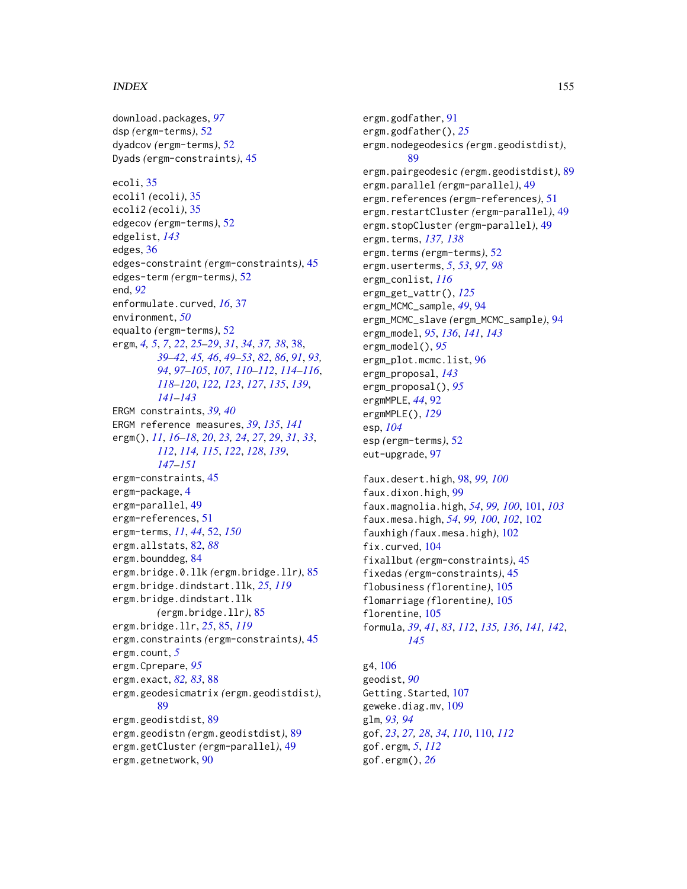download.packages, *97*
dsp *(ergm-terms)*, 52
dyadcov *(ergm-terms)*, 52
Dyads *(ergm-constraints)*, 45

ecoli, 35
ecoli1 *(ecoli)*, 35
ecoli2 *(ecoli)*, 35
edgecov *(ergm-terms)*, 52
edgelist, *143*
edges, 36
edges-constraint *(ergm-constraints)*, 45
edges-term *(ergm-terms)*, 52
end, *92*
enformulate.curved, *16*, 37
environment, *50*
equalto *(ergm-terms)*, 52
ergm, *4, 5*, *7*, *22*, *25–29*, *31*, *34*, *37, 38*, 38, *39–42*, *45, 46*, *49–53*, *82*, *86*, *91*, *93, 94*, *97–105*, *107*, *110–112*, *114–116*, *118–120*, *122, 123*, *127*, *135*, *139*, *141–143*
ERGM constraints, *39, 40*
ERGM reference measures, *39*, *135*, *141*
ergm(), *11*, *16–18*, *20*, *23, 24*, *27*, *29*, *31*, *33*, *112*, *114, 115*, *122*, *128*, *139*, *147–151*
ergm-constraints, 45
ergm-package, 4
ergm-parallel, 49
ergm-references, 51
ergm-terms, *11*, *44*, 52, *150*
ergm.allstats, 82, *88*
ergm.bounddeg, 84
ergm.bridge.0.llk *(ergm.bridge.llr)*, 85
ergm.bridge.dindstart.llk, *25*, *119*
ergm.bridge.dindstart.llk *(ergm.bridge.llr)*, 85
ergm.bridge.llr, *25*, 85, *119*
ergm.constraints *(ergm-constraints)*, 45
ergm.count, *5*
ergm.Cprepare, *95*
ergm.exact, *82, 83*, 88
ergm.geodesicmatrix *(ergm.geodistdist)*, 89
ergm.geodistdist, 89
ergm.geodistn *(ergm.geodistdist)*, 89
ergm.getCluster *(ergm-parallel)*, 49
ergm.getnetwork, 90
ergm.godfather, 91
ergm.godfather(), *25*
ergm.nodegeodesics *(ergm.geodistdist)*, 89
ergm.pairgeodesic *(ergm.geodistdist)*, 89
ergm.parallel *(ergm-parallel)*, 49
ergm.references *(ergm-references)*, 51
ergm.restartCluster *(ergm-parallel)*, 49
ergm.stopCluster *(ergm-parallel)*, 49
ergm.terms, *137, 138*
ergm.terms *(ergm-terms)*, 52
ergm.userterms, *5*, *53*, *97, 98*
ergm_conlist, *116*
ergm_get_vattr(), *125*
ergm_MCMC_sample, *49*, 94
ergm_MCMC_slave *(ergm_MCMC_sample)*, 94
ergm_model, *95*, *136*, *141*, *143*
ergm_model(), *95*
ergm_plot.mcmc.list, 96
ergm_proposal, *143*
ergm_proposal(), *95*
ergmMPLE, *44*, 92
ergmMPLE(), *129*
esp, *104*
esp *(ergm-terms)*, 52
eut-upgrade, 97

faux.desert.high, 98, *99, 100*
faux.dixon.high, 99
faux.magnolia.high, *54*, *99, 100*, 101, *103*
faux.mesa.high, *54*, *99, 100*, *102*, 102
fauxhigh *(faux.mesa.high)*, 102
fix.curved, 104
fixallbut *(ergm-constraints)*, 45
fixedas *(ergm-constraints)*, 45
flobusiness *(florentine)*, 105
flomarriage *(florentine)*, 105
florentine, 105
formula, *39*, *41*, *83*, *112*, *135, 136*, *141, 142*, *145*

g4, 106
geodist, *90*
Getting.Started, 107
geweke.diag.mv, 109
glm, *93, 94*
gof, *23*, *27, 28*, *34*, *110*, 110, *112*
gof.ergm, *5*, *112*
gof.ergm(), *26*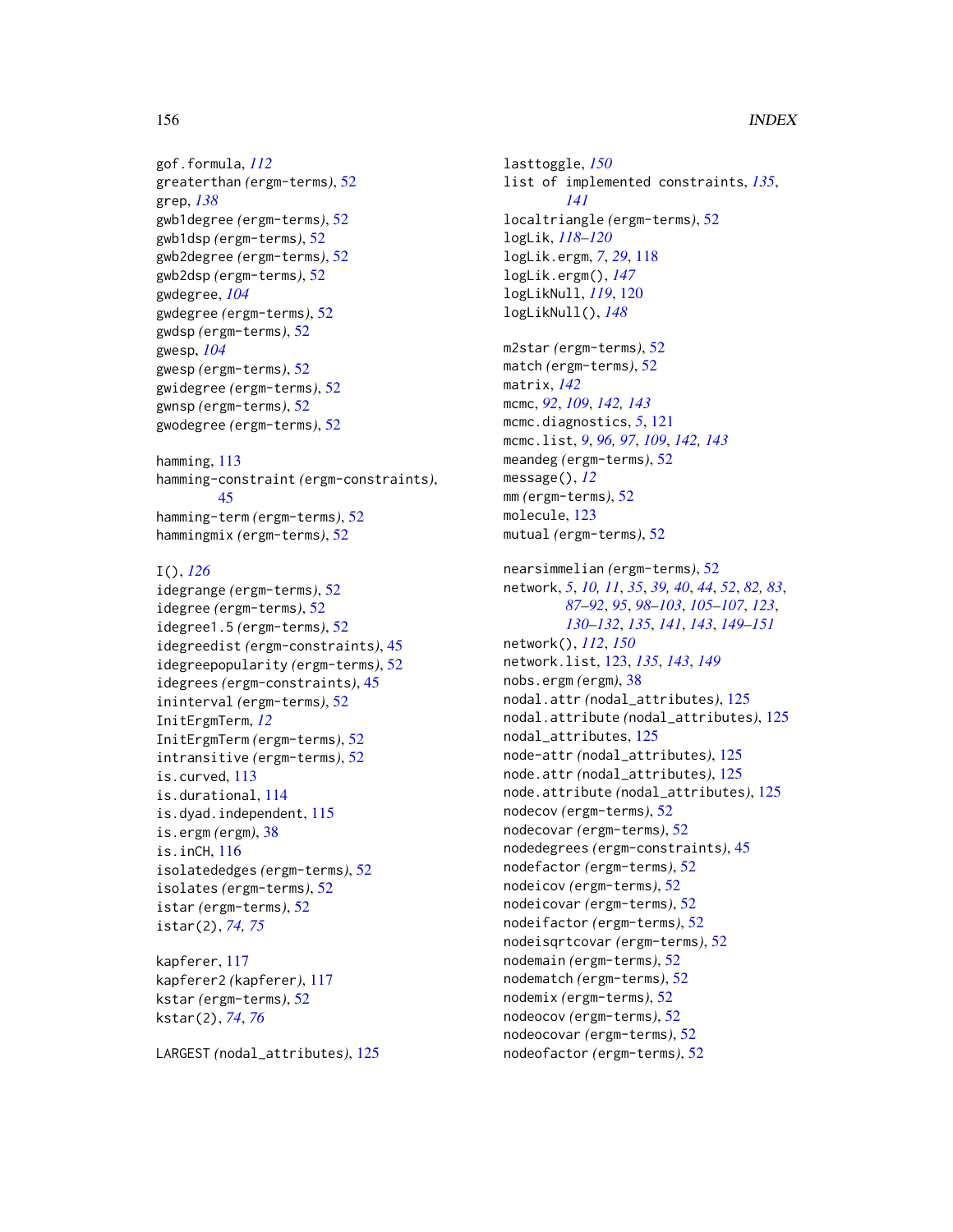gof.formula, *112*
greaterthan *(ergm-terms)*, 52
grep, *138*
gwb1degree *(ergm-terms)*, 52
gwb1dsp *(ergm-terms)*, 52
gwb2degree *(ergm-terms)*, 52
gwb2dsp *(ergm-terms)*, 52
gwdegree, *104*
gwdegree *(ergm-terms)*, 52
gwdsp *(ergm-terms)*, 52
gwesp, *104*
gwesp *(ergm-terms)*, 52
gwidegree *(ergm-terms)*, 52
gwnsp *(ergm-terms)*, 52
gwodegree *(ergm-terms)*, 52

hamming, 113
hamming-constraint *(ergm-constraints)*, 45
hamming-term *(ergm-terms)*, 52
hammingmix *(ergm-terms)*, 52

I(), *126*
idegrange *(ergm-terms)*, 52
idegree *(ergm-terms)*, 52
idegree1.5 *(ergm-terms)*, 52
idegreedist *(ergm-constraints)*, 45
idegreepopularity *(ergm-terms)*, 52
idegrees *(ergm-constraints)*, 45
ininterval *(ergm-terms)*, 52
InitErgmTerm, *12*
InitErgmTerm *(ergm-terms)*, 52
intransitive *(ergm-terms)*, 52
is.curved, 113
is.durational, 114
is.dyad.independent, 115
is.ergm *(ergm)*, 38
is.inCH, 116
isolatededges *(ergm-terms)*, 52
isolates *(ergm-terms)*, 52
istar *(ergm-terms)*, 52
istar(2), *74, 75*

kapferer, 117
kapferer2 *(kapferer)*, 117
kstar *(ergm-terms)*, 52
kstar(2), *74*, *76*

LARGEST *(nodal_attributes)*, 125
lasttoggle, *150*
list of implemented constraints, *135*, *141*
localtriangle *(ergm-terms)*, 52
logLik, *118–120*
logLik.ergm, *7*, *29*, 118
logLik.ergm(), *147*
logLikNull, *119*, 120
logLikNull(), *148*

m2star *(ergm-terms)*, 52
match *(ergm-terms)*, 52
matrix, *142*
mcmc, *92*, *109*, *142, 143*
mcmc.diagnostics, *5*, 121
mcmc.list, *9*, *96, 97*, *109*, *142, 143*
meandeg *(ergm-terms)*, 52
message(), *12*
mm *(ergm-terms)*, 52
molecule, 123
mutual *(ergm-terms)*, 52

nearsimmelian *(ergm-terms)*, 52
network, *5*, *10, 11*, *35*, *39, 40*, *44*, *52*, *82, 83*, *87–92*, *95*, *98–103*, *105–107*, *123*, *130–132*, *135*, *141*, *143*, *149–151*
network(), *112*, *150*
network.list, 123, *135*, *143*, *149*
nobs.ergm *(ergm)*, 38
nodal.attr *(nodal_attributes)*, 125
nodal.attribute *(nodal_attributes)*, 125
nodal_attributes, 125
node-attr *(nodal_attributes)*, 125
node.attr *(nodal_attributes)*, 125
node.attribute *(nodal_attributes)*, 125
nodecov *(ergm-terms)*, 52
nodecovar *(ergm-terms)*, 52
nodedegrees *(ergm-constraints)*, 45
nodefactor *(ergm-terms)*, 52
nodeicov *(ergm-terms)*, 52
nodeicovar *(ergm-terms)*, 52
nodeifactor *(ergm-terms)*, 52
nodeisqrtcovar *(ergm-terms)*, 52
nodemain *(ergm-terms)*, 52
nodematch *(ergm-terms)*, 52
nodemix *(ergm-terms)*, 52
nodeocov *(ergm-terms)*, 52
nodeocovar *(ergm-terms)*, 52
nodeofactor *(ergm-terms)*, 52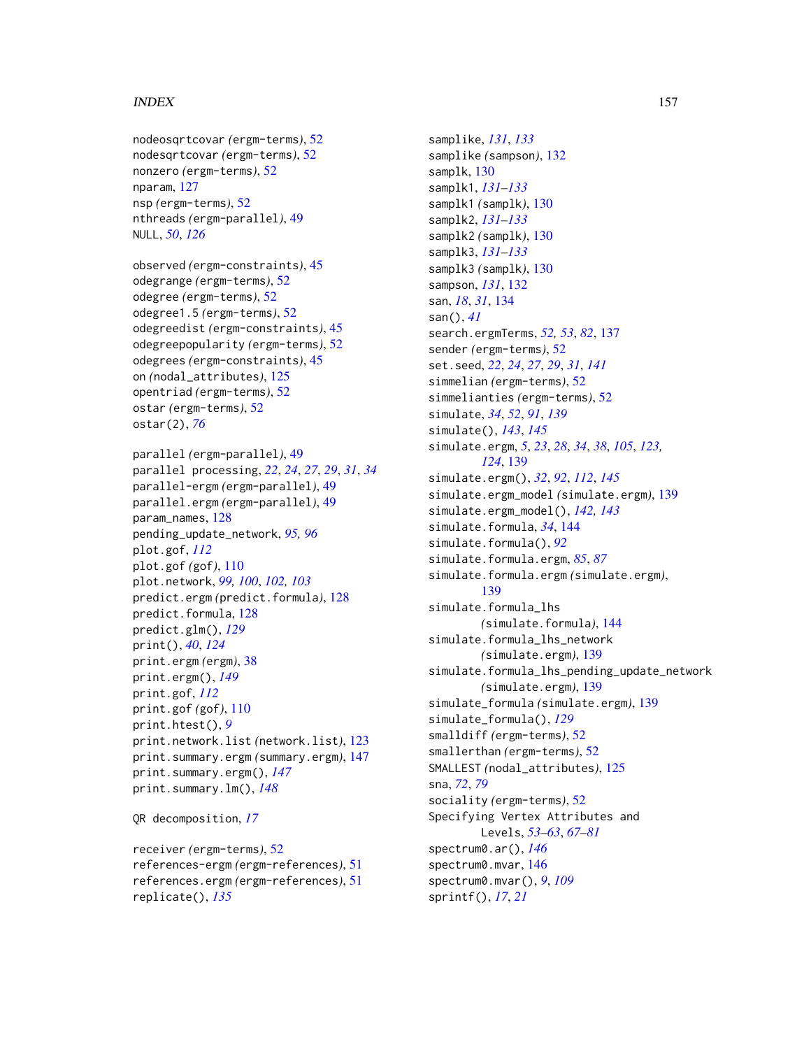nodeosqrtcovar *(ergm-terms)*, 52
nodesqrtcovar *(ergm-terms)*, 52
nonzero *(ergm-terms)*, 52
nparam, 127
nsp *(ergm-terms)*, 52
nthreads *(ergm-parallel)*, 49
NULL, *50*, *126*

observed *(ergm-constraints)*, 45
odegrange *(ergm-terms)*, 52
odegree *(ergm-terms)*, 52
odegree1.5 *(ergm-terms)*, 52
odegreedist *(ergm-constraints)*, 45
odegreepopularity *(ergm-terms)*, 52
odegrees *(ergm-constraints)*, 45
on *(nodal_attributes)*, 125
opentriad *(ergm-terms)*, 52
ostar *(ergm-terms)*, 52
ostar(2), *76*

parallel *(ergm-parallel)*, 49
parallel processing, *22*, *24*, *27*, *29*, *31*, *34*
parallel-ergm *(ergm-parallel)*, 49
parallel.ergm *(ergm-parallel)*, 49
param_names, 128
pending_update_network, *95, 96*
plot.gof, *112*
plot.gof *(gof)*, 110
plot.network, *99, 100*, *102, 103*
predict.ergm *(predict.formula)*, 128
predict.formula, 128
predict.glm(), *129*
print(), *40*, *124*
print.ergm *(ergm)*, 38
print.ergm(), *149*
print.gof, *112*
print.gof *(gof)*, 110
print.htest(), *9*
print.network.list *(network.list)*, 123
print.summary.ergm *(summary.ergm)*, 147
print.summary.ergm(), *147*
print.summary.lm(), *148*

QR decomposition, *17*

receiver *(ergm-terms)*, 52
references-ergm *(ergm-references)*, 51
references.ergm *(ergm-references)*, 51
replicate(), *135*

samplike, *131*, *133*
samplike *(sampson)*, 132
samplk, 130
samplk1, *131–133*
samplk1 *(samplk)*, 130
samplk2, *131–133*
samplk2 *(samplk)*, 130
samplk3, *131–133*
samplk3 *(samplk)*, 130
sampson, *131*, 132
san, *18*, *31*, 134
san(), *41*
search.ergmTerms, *52, 53*, *82*, 137
sender *(ergm-terms)*, 52
set.seed, *22*, *24*, *27*, *29*, *31*, *141*
simmelian *(ergm-terms)*, 52
simmelianties *(ergm-terms)*, 52
simulate, *34*, *52*, *91*, *139*
simulate(), *143*, *145*
simulate.ergm, *5*, *23*, *28*, *34*, *38*, *105*, *123*, *124*, 139
simulate.ergm(), *32*, *92*, *112*, *145*
simulate.ergm_model *(simulate.ergm)*, 139
simulate.ergm_model(), *142, 143*
simulate.formula, *34*, 144
simulate.formula(), *92*
simulate.formula.ergm, *85*, *87*
simulate.formula.ergm *(simulate.ergm)*, 139
simulate.formula_lhs *(simulate.formula)*, 144
simulate.formula_lhs_network *(simulate.ergm)*, 139
simulate.formula_lhs_pending_update_network *(simulate.ergm)*, 139
simulate_formula *(simulate.ergm)*, 139
simulate_formula(), *129*
smalldiff *(ergm-terms)*, 52
smallerthan *(ergm-terms)*, 52
SMALLEST *(nodal_attributes)*, 125
sna, *72*, *79*
sociality *(ergm-terms)*, 52
Specifying Vertex Attributes and Levels, *53–63*, *67–81*
spectrum0.ar(), *146*
spectrum0.mvar, 146
spectrum0.mvar(), *9*, *109*
sprintf(), *17*, *21*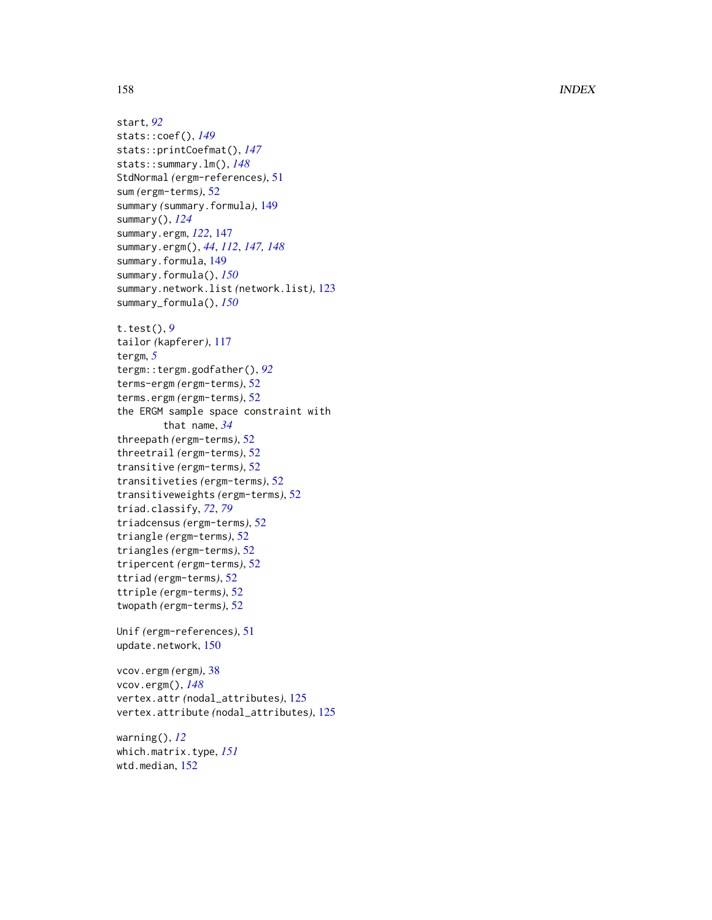start, *92*
stats::coef(), *149*
stats::printCoefmat(), *147*
stats::summary.lm(), *148*
StdNormal *(*ergm-references*)*, 51
sum *(*ergm-terms*)*, 52
summary *(*summary.formula*)*, 149
summary(), *124*
summary.ergm, *122*, 147
summary.ergm(), *44*, *112*, *147*, *148*
summary.formula, 149
summary.formula(), *150*
summary.network.list *(*network.list*)*, 123
summary_formula(), *150*

t.test(), *9*
tailor *(*kapferer*)*, 117
tergm, *5*
tergm::tergm.godfather(), *92*
terms-ergm *(*ergm-terms*)*, 52
terms.ergm *(*ergm-terms*)*, 52
the ERGM sample space constraint with that name, *34*
threepath *(*ergm-terms*)*, 52
threetrail *(*ergm-terms*)*, 52
transitive *(*ergm-terms*)*, 52
transitiveties *(*ergm-terms*)*, 52
transitiveweights *(*ergm-terms*)*, 52
triad.classify, *72*, *79*
triadcensus *(*ergm-terms*)*, 52
triangle *(*ergm-terms*)*, 52
triangles *(*ergm-terms*)*, 52
tripercent *(*ergm-terms*)*, 52
ttriad *(*ergm-terms*)*, 52
ttriple *(*ergm-terms*)*, 52
twopath *(*ergm-terms*)*, 52

Unif *(*ergm-references*)*, 51
update.network, 150

vcov.ergm *(*ergm*)*, 38
vcov.ergm(), *148*
vertex.attr *(*nodal_attributes*)*, 125
vertex.attribute *(*nodal_attributes*)*, 125

warning(), *12*
which.matrix.type, *151*
wtd.median, 152